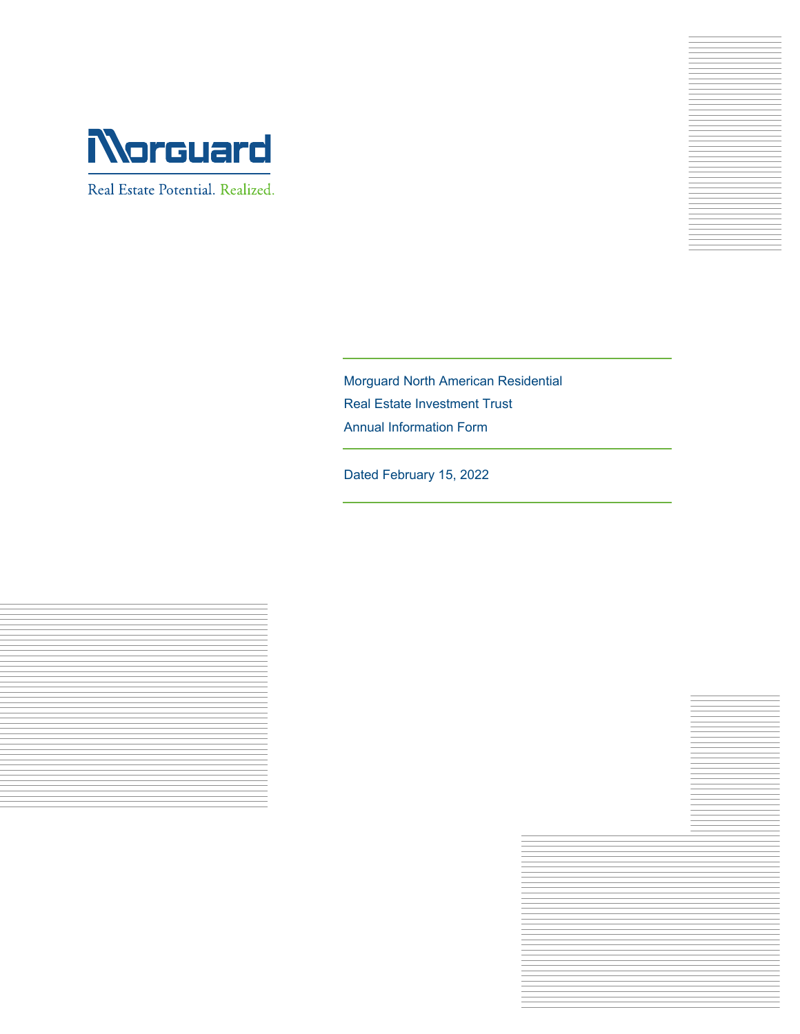Morguard

Real Estate Potential. Realized.

# Morguard North American Residential Real Estate Investment Trust Annual Information Form

Dated February 15, 2022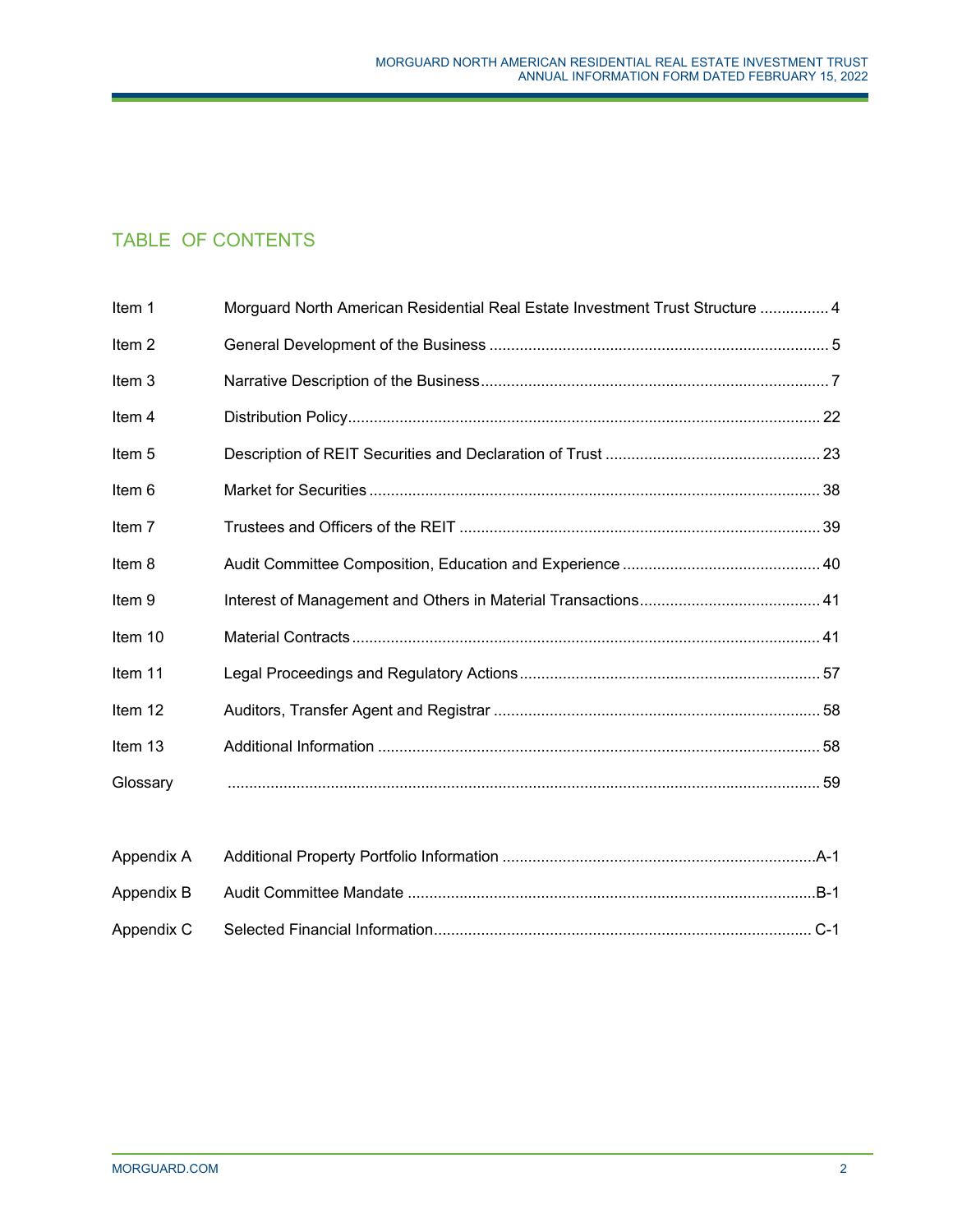## TABLE OF CONTENTS

| | | |
|---|---|---|
| Item 1 | Morguard North American Residential Real Estate Investment Trust Structure | 4 |
| Item 2 | General Development of the Business | 5 |
| Item 3 | Narrative Description of the Business | 7 |
| Item 4 | Distribution Policy | 22 |
| Item 5 | Description of REIT Securities and Declaration of Trust | 23 |
| Item 6 | Market for Securities | 38 |
| Item 7 | Trustees and Officers of the REIT | 39 |
| Item 8 | Audit Committee Composition, Education and Experience | 40 |
| Item 9 | Interest of Management and Others in Material Transactions | 41 |
| Item 10 | Material Contracts | 41 |
| Item 11 | Legal Proceedings and Regulatory Actions | 57 |
| Item 12 | Auditors, Transfer Agent and Registrar | 58 |
| Item 13 | Additional Information | 58 |
| Glossary | | 59 |
| | | |
| Appendix A | Additional Property Portfolio Information | A-1 |
| Appendix B | Audit Committee Mandate | B-1 |
| Appendix C | Selected Financial Information | C-1 |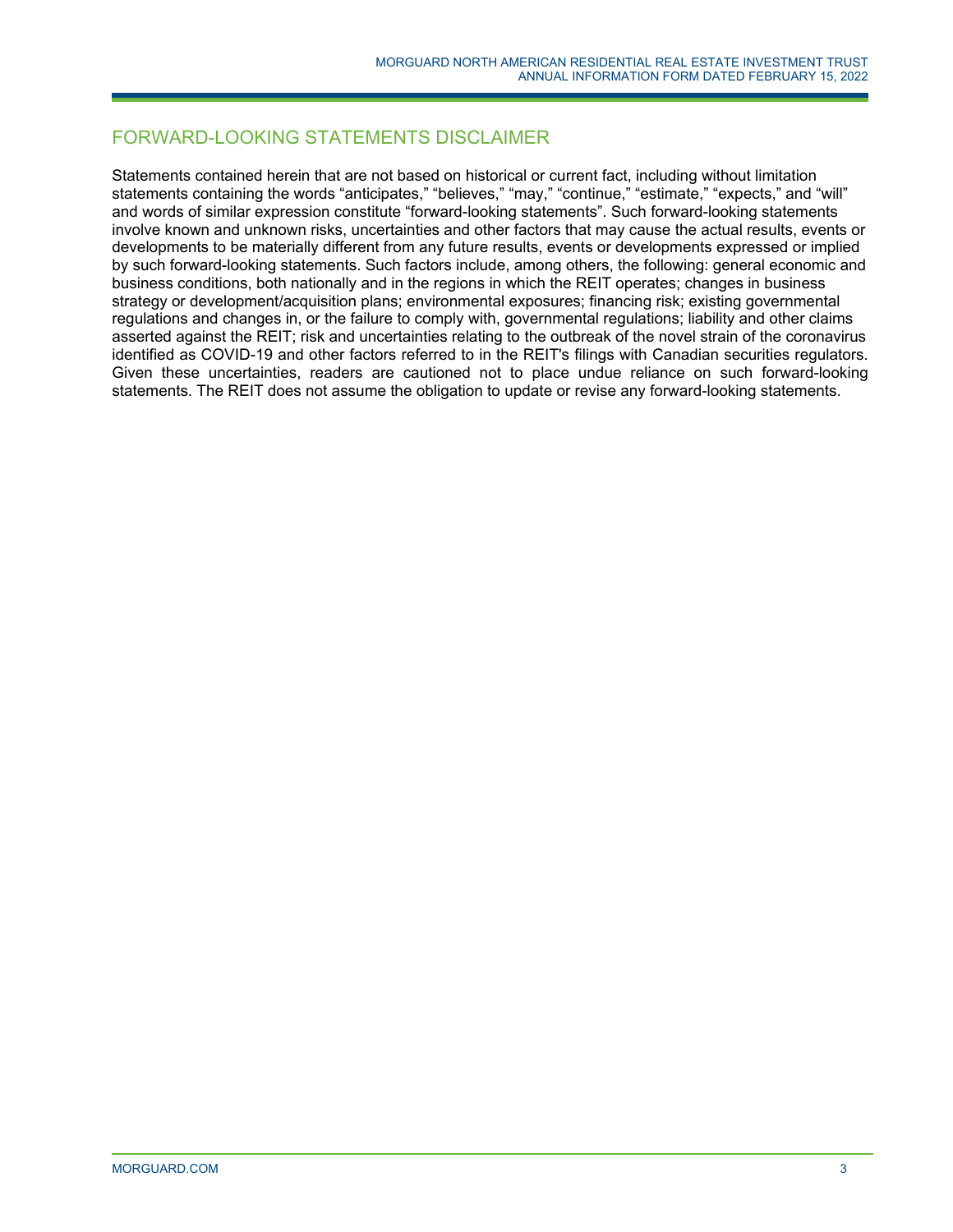## FORWARD-LOOKING STATEMENTS DISCLAIMER

Statements contained herein that are not based on historical or current fact, including without limitation statements containing the words "anticipates," "believes," "may," "continue," "estimate," "expects," and "will" and words of similar expression constitute "forward-looking statements". Such forward-looking statements involve known and unknown risks, uncertainties and other factors that may cause the actual results, events or developments to be materially different from any future results, events or developments expressed or implied by such forward-looking statements. Such factors include, among others, the following: general economic and business conditions, both nationally and in the regions in which the REIT operates; changes in business strategy or development/acquisition plans; environmental exposures; financing risk; existing governmental regulations and changes in, or the failure to comply with, governmental regulations; liability and other claims asserted against the REIT; risk and uncertainties relating to the outbreak of the novel strain of the coronavirus identified as COVID-19 and other factors referred to in the REIT's filings with Canadian securities regulators. Given these uncertainties, readers are cautioned not to place undue reliance on such forward-looking statements. The REIT does not assume the obligation to update or revise any forward-looking statements.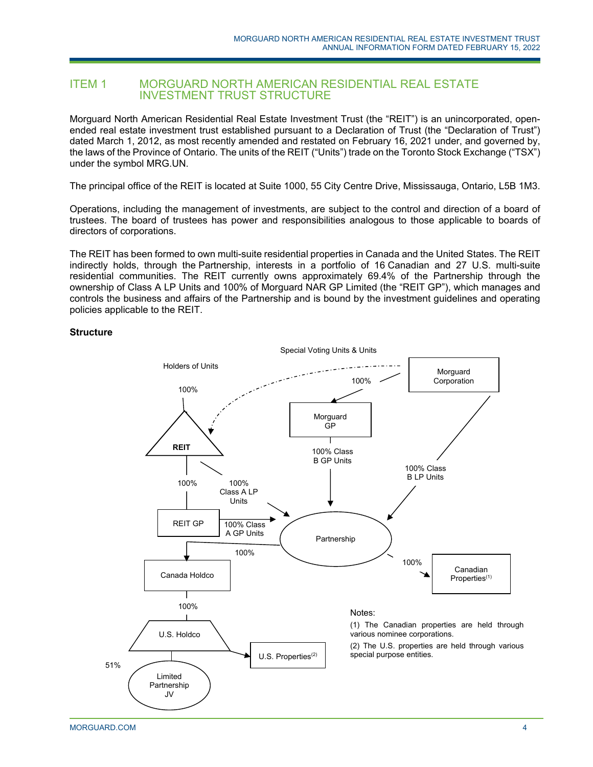# ITEM 1 MORGUARD NORTH AMERICAN RESIDENTIAL REAL ESTATE INVESTMENT TRUST STRUCTURE

Morguard North American Residential Real Estate Investment Trust (the "REIT") is an unincorporated, open-ended real estate investment trust established pursuant to a Declaration of Trust (the "Declaration of Trust") dated March 1, 2012, as most recently amended and restated on February 16, 2021 under, and governed by, the laws of the Province of Ontario. The units of the REIT ("Units") trade on the Toronto Stock Exchange ("TSX") under the symbol MRG.UN.

The principal office of the REIT is located at Suite 1000, 55 City Centre Drive, Mississauga, Ontario, L5B 1M3.

Operations, including the management of investments, are subject to the control and direction of a board of trustees. The board of trustees has power and responsibilities analogous to those applicable to boards of directors of corporations.

The REIT has been formed to own multi-suite residential properties in Canada and the United States. The REIT indirectly holds, through the Partnership, interests in a portfolio of 16 Canadian and 27 U.S. multi-suite residential communities. The REIT currently owns approximately 69.4% of the Partnership through the ownership of Class A LP Units and 100% of Morguard NAR GP Limited (the "REIT GP"), which manages and controls the business and affairs of the Partnership and is bound by the investment guidelines and operating policies applicable to the REIT.

**Structure**

Holders of Units — 100% → REIT

Morguard Corporation — Special Voting Units & Units → REIT

Morguard Corporation — 100% → Morguard GP

Morguard GP — 100% Class B GP Units → Partnership

Morguard Corporation — 100% Class B LP Units → Partnership

REIT — 100% Class A LP Units → Partnership

REIT — 100% → REIT GP

REIT GP — 100% Class A GP Units → Partnership

Partnership — 100% → Canada Holdco

Partnership — 100% → Canadian Properties(1)

Canada Holdco — 100% → U.S. Holdco

U.S. Holdco → U.S. Properties(2)

U.S. Holdco — 51% → Limited Partnership JV

Notes:

(1) The Canadian properties are held through various nominee corporations.

(2) The U.S. properties are held through various special purpose entities.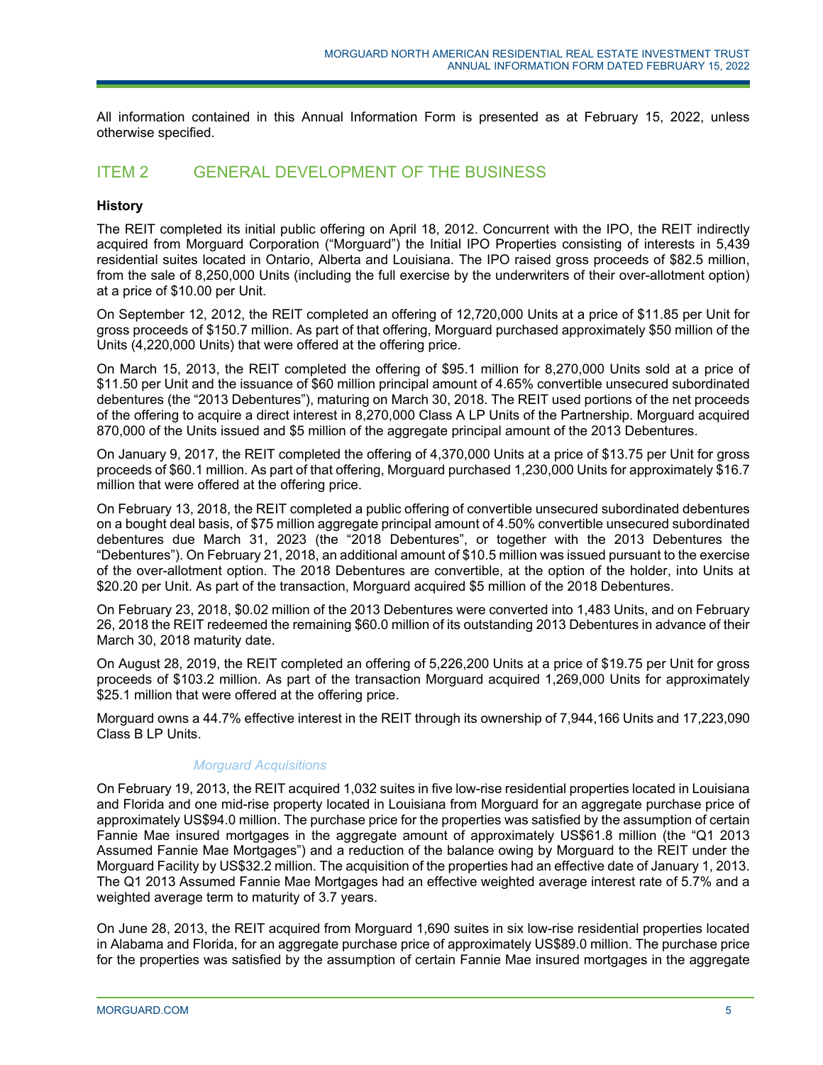All information contained in this Annual Information Form is presented as at February 15, 2022, unless otherwise specified.

## ITEM 2 GENERAL DEVELOPMENT OF THE BUSINESS

**History**

The REIT completed its initial public offering on April 18, 2012. Concurrent with the IPO, the REIT indirectly acquired from Morguard Corporation ("Morguard") the Initial IPO Properties consisting of interests in 5,439 residential suites located in Ontario, Alberta and Louisiana. The IPO raised gross proceeds of $82.5 million, from the sale of 8,250,000 Units (including the full exercise by the underwriters of their over-allotment option) at a price of $10.00 per Unit.

On September 12, 2012, the REIT completed an offering of 12,720,000 Units at a price of $11.85 per Unit for gross proceeds of $150.7 million. As part of that offering, Morguard purchased approximately $50 million of the Units (4,220,000 Units) that were offered at the offering price.

On March 15, 2013, the REIT completed the offering of $95.1 million for 8,270,000 Units sold at a price of $11.50 per Unit and the issuance of $60 million principal amount of 4.65% convertible unsecured subordinated debentures (the "2013 Debentures"), maturing on March 30, 2018. The REIT used portions of the net proceeds of the offering to acquire a direct interest in 8,270,000 Class A LP Units of the Partnership. Morguard acquired 870,000 of the Units issued and $5 million of the aggregate principal amount of the 2013 Debentures.

On January 9, 2017, the REIT completed the offering of 4,370,000 Units at a price of $13.75 per Unit for gross proceeds of $60.1 million. As part of that offering, Morguard purchased 1,230,000 Units for approximately $16.7 million that were offered at the offering price.

On February 13, 2018, the REIT completed a public offering of convertible unsecured subordinated debentures on a bought deal basis, of $75 million aggregate principal amount of 4.50% convertible unsecured subordinated debentures due March 31, 2023 (the "2018 Debentures", or together with the 2013 Debentures the "Debentures"). On February 21, 2018, an additional amount of $10.5 million was issued pursuant to the exercise of the over-allotment option. The 2018 Debentures are convertible, at the option of the holder, into Units at $20.20 per Unit. As part of the transaction, Morguard acquired $5 million of the 2018 Debentures.

On February 23, 2018, $0.02 million of the 2013 Debentures were converted into 1,483 Units, and on February 26, 2018 the REIT redeemed the remaining $60.0 million of its outstanding 2013 Debentures in advance of their March 30, 2018 maturity date.

On August 28, 2019, the REIT completed an offering of 5,226,200 Units at a price of $19.75 per Unit for gross proceeds of $103.2 million. As part of the transaction Morguard acquired 1,269,000 Units for approximately $25.1 million that were offered at the offering price.

Morguard owns a 44.7% effective interest in the REIT through its ownership of 7,944,166 Units and 17,223,090 Class B LP Units.

*Morguard Acquisitions*

On February 19, 2013, the REIT acquired 1,032 suites in five low-rise residential properties located in Louisiana and Florida and one mid-rise property located in Louisiana from Morguard for an aggregate purchase price of approximately US$94.0 million. The purchase price for the properties was satisfied by the assumption of certain Fannie Mae insured mortgages in the aggregate amount of approximately US$61.8 million (the "Q1 2013 Assumed Fannie Mae Mortgages") and a reduction of the balance owing by Morguard to the REIT under the Morguard Facility by US$32.2 million. The acquisition of the properties had an effective date of January 1, 2013. The Q1 2013 Assumed Fannie Mae Mortgages had an effective weighted average interest rate of 5.7% and a weighted average term to maturity of 3.7 years.

On June 28, 2013, the REIT acquired from Morguard 1,690 suites in six low-rise residential properties located in Alabama and Florida, for an aggregate purchase price of approximately US$89.0 million. The purchase price for the properties was satisfied by the assumption of certain Fannie Mae insured mortgages in the aggregate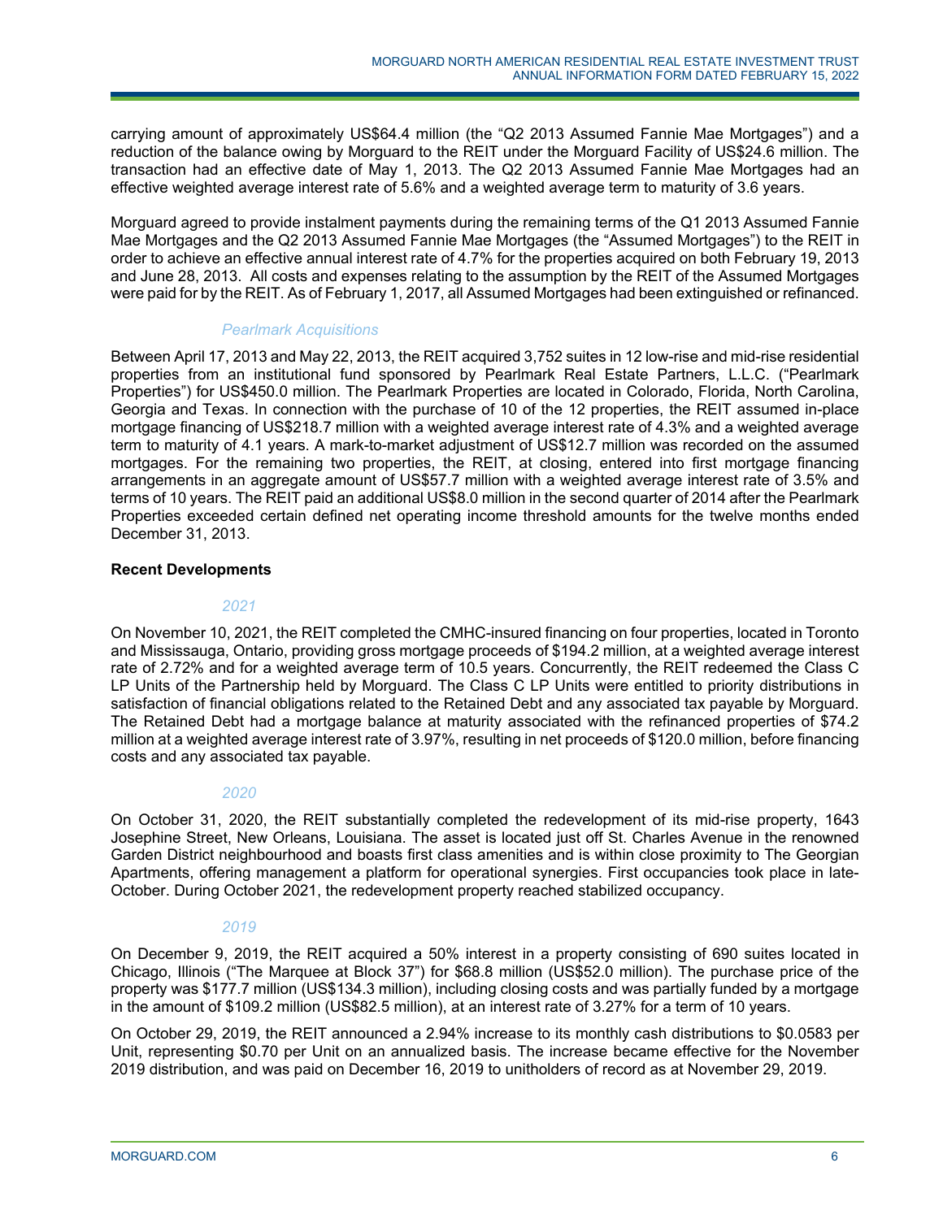carrying amount of approximately US$64.4 million (the "Q2 2013 Assumed Fannie Mae Mortgages") and a reduction of the balance owing by Morguard to the REIT under the Morguard Facility of US$24.6 million. The transaction had an effective date of May 1, 2013. The Q2 2013 Assumed Fannie Mae Mortgages had an effective weighted average interest rate of 5.6% and a weighted average term to maturity of 3.6 years.

Morguard agreed to provide instalment payments during the remaining terms of the Q1 2013 Assumed Fannie Mae Mortgages and the Q2 2013 Assumed Fannie Mae Mortgages (the "Assumed Mortgages") to the REIT in order to achieve an effective annual interest rate of 4.7% for the properties acquired on both February 19, 2013 and June 28, 2013. All costs and expenses relating to the assumption by the REIT of the Assumed Mortgages were paid for by the REIT. As of February 1, 2017, all Assumed Mortgages had been extinguished or refinanced.

*Pearlmark Acquisitions*

Between April 17, 2013 and May 22, 2013, the REIT acquired 3,752 suites in 12 low-rise and mid-rise residential properties from an institutional fund sponsored by Pearlmark Real Estate Partners, L.L.C. ("Pearlmark Properties") for US$450.0 million. The Pearlmark Properties are located in Colorado, Florida, North Carolina, Georgia and Texas. In connection with the purchase of 10 of the 12 properties, the REIT assumed in-place mortgage financing of US$218.7 million with a weighted average interest rate of 4.3% and a weighted average term to maturity of 4.1 years. A mark-to-market adjustment of US$12.7 million was recorded on the assumed mortgages. For the remaining two properties, the REIT, at closing, entered into first mortgage financing arrangements in an aggregate amount of US$57.7 million with a weighted average interest rate of 3.5% and terms of 10 years. The REIT paid an additional US$8.0 million in the second quarter of 2014 after the Pearlmark Properties exceeded certain defined net operating income threshold amounts for the twelve months ended December 31, 2013.

**Recent Developments**

*2021*

On November 10, 2021, the REIT completed the CMHC-insured financing on four properties, located in Toronto and Mississauga, Ontario, providing gross mortgage proceeds of $194.2 million, at a weighted average interest rate of 2.72% and for a weighted average term of 10.5 years. Concurrently, the REIT redeemed the Class C LP Units of the Partnership held by Morguard. The Class C LP Units were entitled to priority distributions in satisfaction of financial obligations related to the Retained Debt and any associated tax payable by Morguard. The Retained Debt had a mortgage balance at maturity associated with the refinanced properties of $74.2 million at a weighted average interest rate of 3.97%, resulting in net proceeds of $120.0 million, before financing costs and any associated tax payable.

*2020*

On October 31, 2020, the REIT substantially completed the redevelopment of its mid-rise property, 1643 Josephine Street, New Orleans, Louisiana. The asset is located just off St. Charles Avenue in the renowned Garden District neighbourhood and boasts first class amenities and is within close proximity to The Georgian Apartments, offering management a platform for operational synergies. First occupancies took place in late-October. During October 2021, the redevelopment property reached stabilized occupancy.

*2019*

On December 9, 2019, the REIT acquired a 50% interest in a property consisting of 690 suites located in Chicago, Illinois ("The Marquee at Block 37") for $68.8 million (US$52.0 million). The purchase price of the property was $177.7 million (US$134.3 million), including closing costs and was partially funded by a mortgage in the amount of $109.2 million (US$82.5 million), at an interest rate of 3.27% for a term of 10 years.

On October 29, 2019, the REIT announced a 2.94% increase to its monthly cash distributions to $0.0583 per Unit, representing $0.70 per Unit on an annualized basis. The increase became effective for the November 2019 distribution, and was paid on December 16, 2019 to unitholders of record as at November 29, 2019.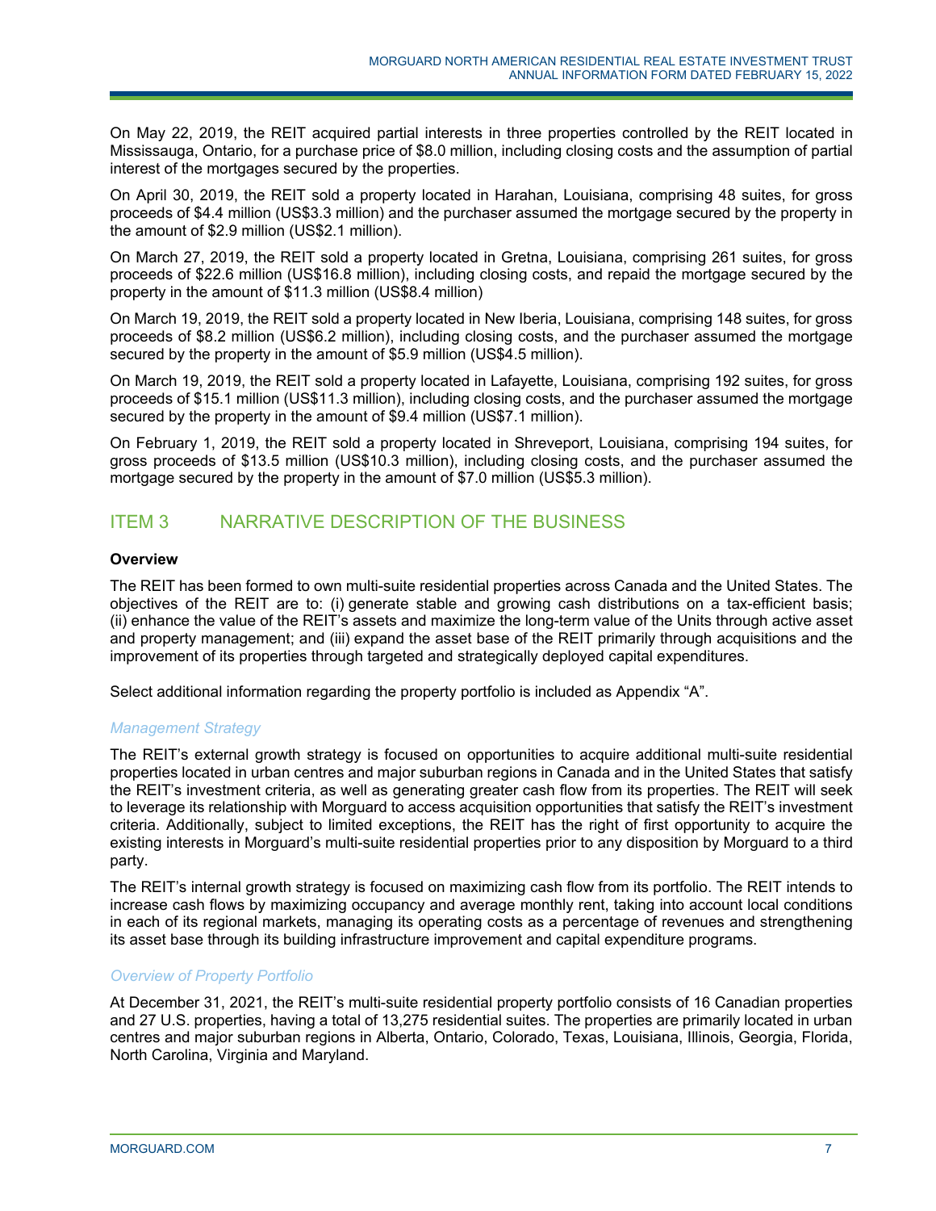On May 22, 2019, the REIT acquired partial interests in three properties controlled by the REIT located in Mississauga, Ontario, for a purchase price of $8.0 million, including closing costs and the assumption of partial interest of the mortgages secured by the properties.

On April 30, 2019, the REIT sold a property located in Harahan, Louisiana, comprising 48 suites, for gross proceeds of $4.4 million (US$3.3 million) and the purchaser assumed the mortgage secured by the property in the amount of $2.9 million (US$2.1 million).

On March 27, 2019, the REIT sold a property located in Gretna, Louisiana, comprising 261 suites, for gross proceeds of $22.6 million (US$16.8 million), including closing costs, and repaid the mortgage secured by the property in the amount of $11.3 million (US$8.4 million)

On March 19, 2019, the REIT sold a property located in New Iberia, Louisiana, comprising 148 suites, for gross proceeds of $8.2 million (US$6.2 million), including closing costs, and the purchaser assumed the mortgage secured by the property in the amount of $5.9 million (US$4.5 million).

On March 19, 2019, the REIT sold a property located in Lafayette, Louisiana, comprising 192 suites, for gross proceeds of $15.1 million (US$11.3 million), including closing costs, and the purchaser assumed the mortgage secured by the property in the amount of $9.4 million (US$7.1 million).

On February 1, 2019, the REIT sold a property located in Shreveport, Louisiana, comprising 194 suites, for gross proceeds of $13.5 million (US$10.3 million), including closing costs, and the purchaser assumed the mortgage secured by the property in the amount of $7.0 million (US$5.3 million).

## ITEM 3 NARRATIVE DESCRIPTION OF THE BUSINESS

**Overview**

The REIT has been formed to own multi-suite residential properties across Canada and the United States. The objectives of the REIT are to: (i) generate stable and growing cash distributions on a tax-efficient basis; (ii) enhance the value of the REIT's assets and maximize the long-term value of the Units through active asset and property management; and (iii) expand the asset base of the REIT primarily through acquisitions and the improvement of its properties through targeted and strategically deployed capital expenditures.

Select additional information regarding the property portfolio is included as Appendix "A".

*Management Strategy*

The REIT's external growth strategy is focused on opportunities to acquire additional multi-suite residential properties located in urban centres and major suburban regions in Canada and in the United States that satisfy the REIT's investment criteria, as well as generating greater cash flow from its properties. The REIT will seek to leverage its relationship with Morguard to access acquisition opportunities that satisfy the REIT's investment criteria. Additionally, subject to limited exceptions, the REIT has the right of first opportunity to acquire the existing interests in Morguard's multi-suite residential properties prior to any disposition by Morguard to a third party.

The REIT's internal growth strategy is focused on maximizing cash flow from its portfolio. The REIT intends to increase cash flows by maximizing occupancy and average monthly rent, taking into account local conditions in each of its regional markets, managing its operating costs as a percentage of revenues and strengthening its asset base through its building infrastructure improvement and capital expenditure programs.

*Overview of Property Portfolio*

At December 31, 2021, the REIT's multi-suite residential property portfolio consists of 16 Canadian properties and 27 U.S. properties, having a total of 13,275 residential suites. The properties are primarily located in urban centres and major suburban regions in Alberta, Ontario, Colorado, Texas, Louisiana, Illinois, Georgia, Florida, North Carolina, Virginia and Maryland.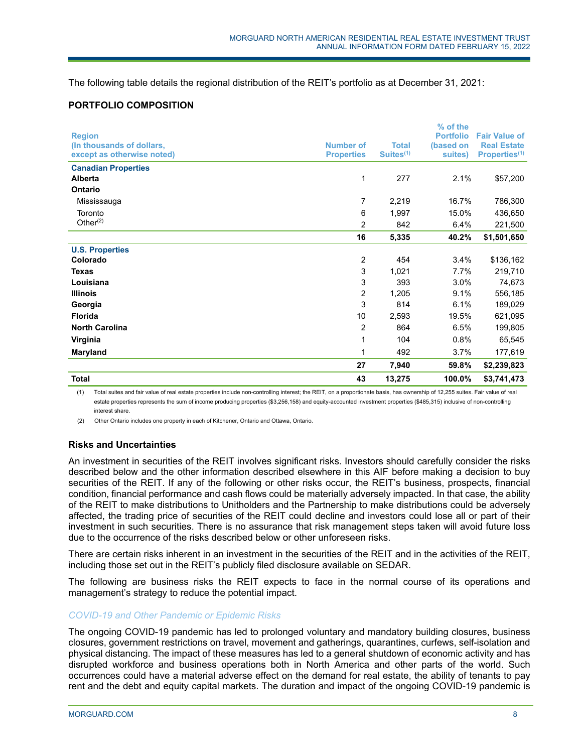The following table details the regional distribution of the REIT's portfolio as at December 31, 2021:

**PORTFOLIO COMPOSITION**

| Region (In thousands of dollars, except as otherwise noted) | Number of Properties | Total Suites[(1)] | % of the Portfolio (based on suites) | Fair Value of Real Estate Properties[(1)] |
|---|---|---|---|---|
| **Canadian Properties** | | | | |
| **Alberta** | 1 | 277 | 2.1% | $57,200 |
| **Ontario** | | | | |
| Mississauga | 7 | 2,219 | 16.7% | 786,300 |
| Toronto | 6 | 1,997 | 15.0% | 436,650 |
| Other[(2)] | 2 | 842 | 6.4% | 221,500 |
| | **16** | **5,335** | **40.2%** | **$1,501,650** |
| **U.S. Properties** | | | | |
| **Colorado** | 2 | 454 | 3.4% | $136,162 |
| **Texas** | 3 | 1,021 | 7.7% | 219,710 |
| **Louisiana** | 3 | 393 | 3.0% | 74,673 |
| **Illinois** | 2 | 1,205 | 9.1% | 556,185 |
| **Georgia** | 3 | 814 | 6.1% | 189,029 |
| **Florida** | 10 | 2,593 | 19.5% | 621,095 |
| **North Carolina** | 2 | 864 | 6.5% | 199,805 |
| **Virginia** | 1 | 104 | 0.8% | 65,545 |
| **Maryland** | 1 | 492 | 3.7% | 177,619 |
| | **27** | **7,940** | **59.8%** | **$2,239,823** |
| **Total** | **43** | **13,275** | **100.0%** | **$3,741,473** |

(1) Total suites and fair value of real estate properties include non-controlling interest; the REIT, on a proportionate basis, has ownership of 12,255 suites. Fair value of real estate properties represents the sum of income producing properties ($3,256,158) and equity-accounted investment properties ($485,315) inclusive of non-controlling interest share.

(2) Other Ontario includes one property in each of Kitchener, Ontario and Ottawa, Ontario.

### Risks and Uncertainties

An investment in securities of the REIT involves significant risks. Investors should carefully consider the risks described below and the other information described elsewhere in this AIF before making a decision to buy securities of the REIT. If any of the following or other risks occur, the REIT's business, prospects, financial condition, financial performance and cash flows could be materially adversely impacted. In that case, the ability of the REIT to make distributions to Unitholders and the Partnership to make distributions could be adversely affected, the trading price of securities of the REIT could decline and investors could lose all or part of their investment in such securities. There is no assurance that risk management steps taken will avoid future loss due to the occurrence of the risks described below or other unforeseen risks.

There are certain risks inherent in an investment in the securities of the REIT and in the activities of the REIT, including those set out in the REIT's publicly filed disclosure available on SEDAR.

The following are business risks the REIT expects to face in the normal course of its operations and management's strategy to reduce the potential impact.

*COVID-19 and Other Pandemic or Epidemic Risks*

The ongoing COVID-19 pandemic has led to prolonged voluntary and mandatory building closures, business closures, government restrictions on travel, movement and gatherings, quarantines, curfews, self-isolation and physical distancing. The impact of these measures has led to a general shutdown of economic activity and has disrupted workforce and business operations both in North America and other parts of the world. Such occurrences could have a material adverse effect on the demand for real estate, the ability of tenants to pay rent and the debt and equity capital markets. The duration and impact of the ongoing COVID-19 pandemic is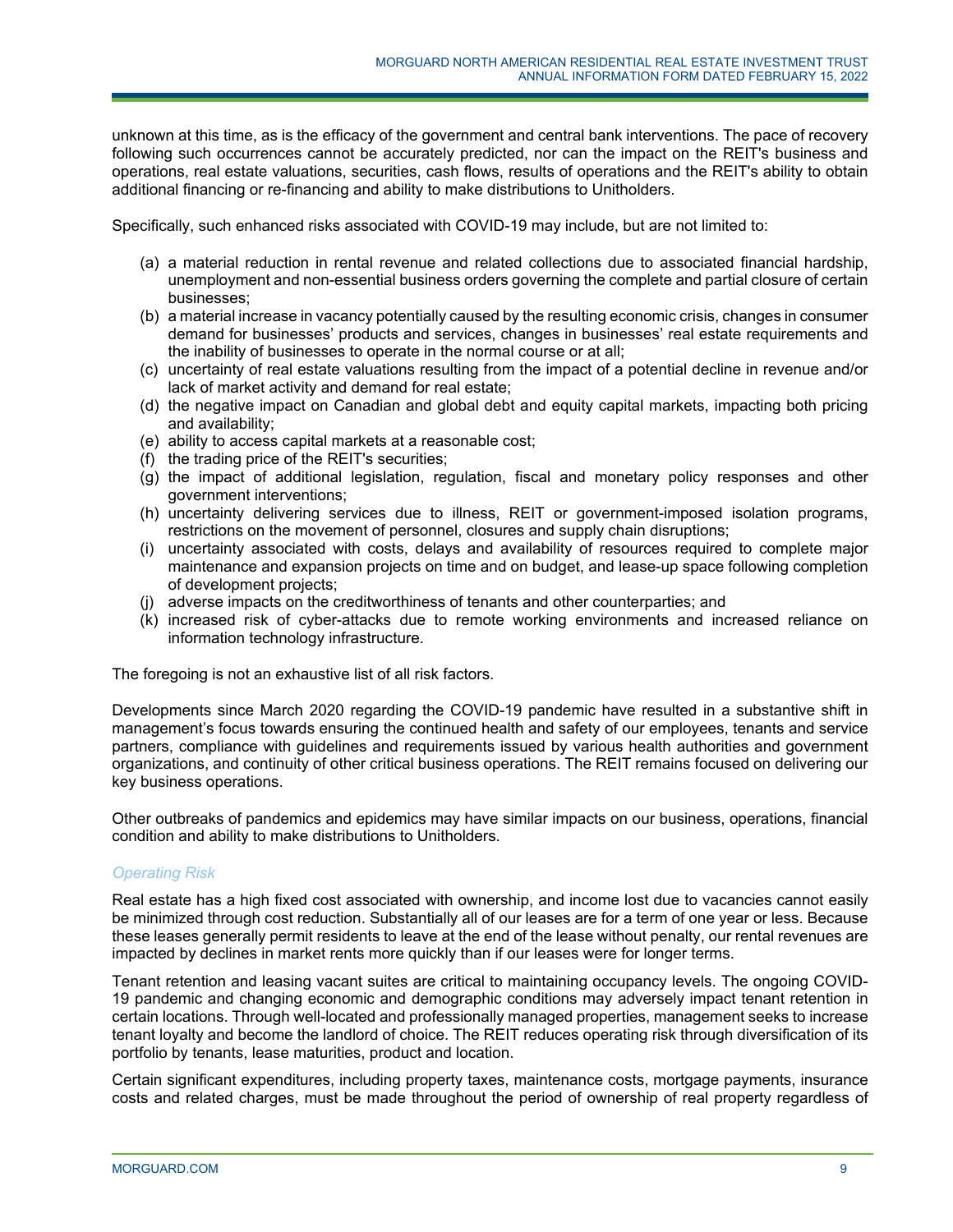unknown at this time, as is the efficacy of the government and central bank interventions. The pace of recovery following such occurrences cannot be accurately predicted, nor can the impact on the REIT's business and operations, real estate valuations, securities, cash flows, results of operations and the REIT's ability to obtain additional financing or re-financing and ability to make distributions to Unitholders.

Specifically, such enhanced risks associated with COVID-19 may include, but are not limited to:

(a) a material reduction in rental revenue and related collections due to associated financial hardship, unemployment and non-essential business orders governing the complete and partial closure of certain businesses;
(b) a material increase in vacancy potentially caused by the resulting economic crisis, changes in consumer demand for businesses' products and services, changes in businesses' real estate requirements and the inability of businesses to operate in the normal course or at all;
(c) uncertainty of real estate valuations resulting from the impact of a potential decline in revenue and/or lack of market activity and demand for real estate;
(d) the negative impact on Canadian and global debt and equity capital markets, impacting both pricing and availability;
(e) ability to access capital markets at a reasonable cost;
(f) the trading price of the REIT's securities;
(g) the impact of additional legislation, regulation, fiscal and monetary policy responses and other government interventions;
(h) uncertainty delivering services due to illness, REIT or government-imposed isolation programs, restrictions on the movement of personnel, closures and supply chain disruptions;
(i) uncertainty associated with costs, delays and availability of resources required to complete major maintenance and expansion projects on time and on budget, and lease-up space following completion of development projects;
(j) adverse impacts on the creditworthiness of tenants and other counterparties; and
(k) increased risk of cyber-attacks due to remote working environments and increased reliance on information technology infrastructure.

The foregoing is not an exhaustive list of all risk factors.

Developments since March 2020 regarding the COVID-19 pandemic have resulted in a substantive shift in management's focus towards ensuring the continued health and safety of our employees, tenants and service partners, compliance with guidelines and requirements issued by various health authorities and government organizations, and continuity of other critical business operations. The REIT remains focused on delivering our key business operations.

Other outbreaks of pandemics and epidemics may have similar impacts on our business, operations, financial condition and ability to make distributions to Unitholders.

*Operating Risk*

Real estate has a high fixed cost associated with ownership, and income lost due to vacancies cannot easily be minimized through cost reduction. Substantially all of our leases are for a term of one year or less. Because these leases generally permit residents to leave at the end of the lease without penalty, our rental revenues are impacted by declines in market rents more quickly than if our leases were for longer terms.

Tenant retention and leasing vacant suites are critical to maintaining occupancy levels. The ongoing COVID-19 pandemic and changing economic and demographic conditions may adversely impact tenant retention in certain locations. Through well-located and professionally managed properties, management seeks to increase tenant loyalty and become the landlord of choice. The REIT reduces operating risk through diversification of its portfolio by tenants, lease maturities, product and location.

Certain significant expenditures, including property taxes, maintenance costs, mortgage payments, insurance costs and related charges, must be made throughout the period of ownership of real property regardless of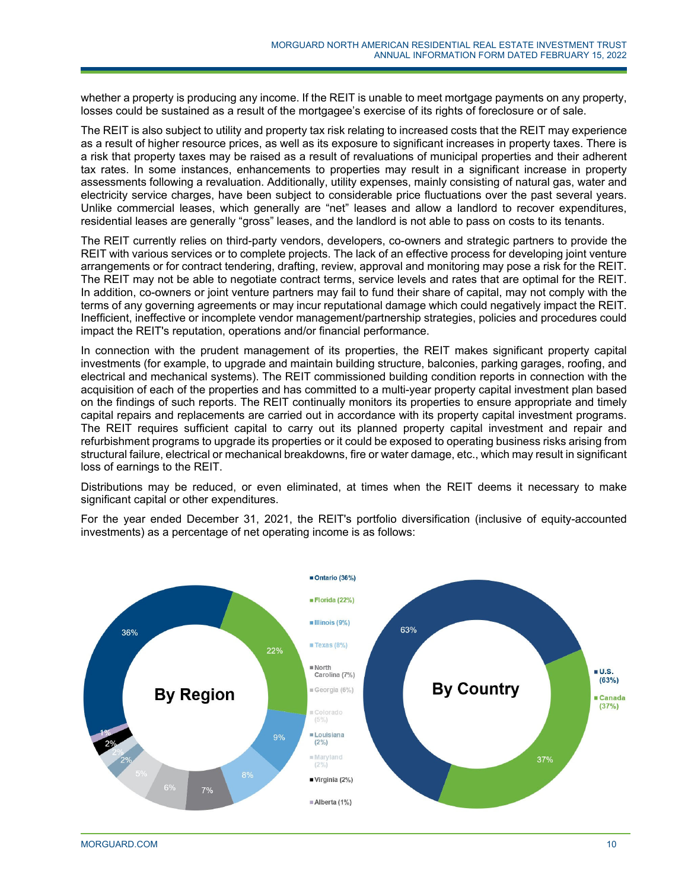whether a property is producing any income. If the REIT is unable to meet mortgage payments on any property, losses could be sustained as a result of the mortgagee's exercise of its rights of foreclosure or of sale.

The REIT is also subject to utility and property tax risk relating to increased costs that the REIT may experience as a result of higher resource prices, as well as its exposure to significant increases in property taxes. There is a risk that property taxes may be raised as a result of revaluations of municipal properties and their adherent tax rates. In some instances, enhancements to properties may result in a significant increase in property assessments following a revaluation. Additionally, utility expenses, mainly consisting of natural gas, water and electricity service charges, have been subject to considerable price fluctuations over the past several years. Unlike commercial leases, which generally are "net" leases and allow a landlord to recover expenditures, residential leases are generally "gross" leases, and the landlord is not able to pass on costs to its tenants.

The REIT currently relies on third-party vendors, developers, co-owners and strategic partners to provide the REIT with various services or to complete projects. The lack of an effective process for developing joint venture arrangements or for contract tendering, drafting, review, approval and monitoring may pose a risk for the REIT. The REIT may not be able to negotiate contract terms, service levels and rates that are optimal for the REIT. In addition, co-owners or joint venture partners may fail to fund their share of capital, may not comply with the terms of any governing agreements or may incur reputational damage which could negatively impact the REIT. Inefficient, ineffective or incomplete vendor management/partnership strategies, policies and procedures could impact the REIT's reputation, operations and/or financial performance.

In connection with the prudent management of its properties, the REIT makes significant property capital investments (for example, to upgrade and maintain building structure, balconies, parking garages, roofing, and electrical and mechanical systems). The REIT commissioned building condition reports in connection with the acquisition of each of the properties and has committed to a multi-year property capital investment plan based on the findings of such reports. The REIT continually monitors its properties to ensure appropriate and timely capital repairs and replacements are carried out in accordance with its property capital investment programs. The REIT requires sufficient capital to carry out its planned property capital investment and repair and refurbishment programs to upgrade its properties or it could be exposed to operating business risks arising from structural failure, electrical or mechanical breakdowns, fire or water damage, etc., which may result in significant loss of earnings to the REIT.

Distributions may be reduced, or even eliminated, at times when the REIT deems it necessary to make significant capital or other expenditures.

For the year ended December 31, 2021, the REIT's portfolio diversification (inclusive of equity-accounted investments) as a percentage of net operating income is as follows:

**By Region**

- Ontario (36%)
- Florida (22%)
- Illinois (9%)
- Texas (8%)
- North Carolina (7%)
- Georgia (6%)
- Colorado (5%)
- Louisiana (2%)
- Maryland (2%)
- Virginia (2%)
- Alberta (1%)

**By Country**

- U.S. (63%)
- Canada (37%)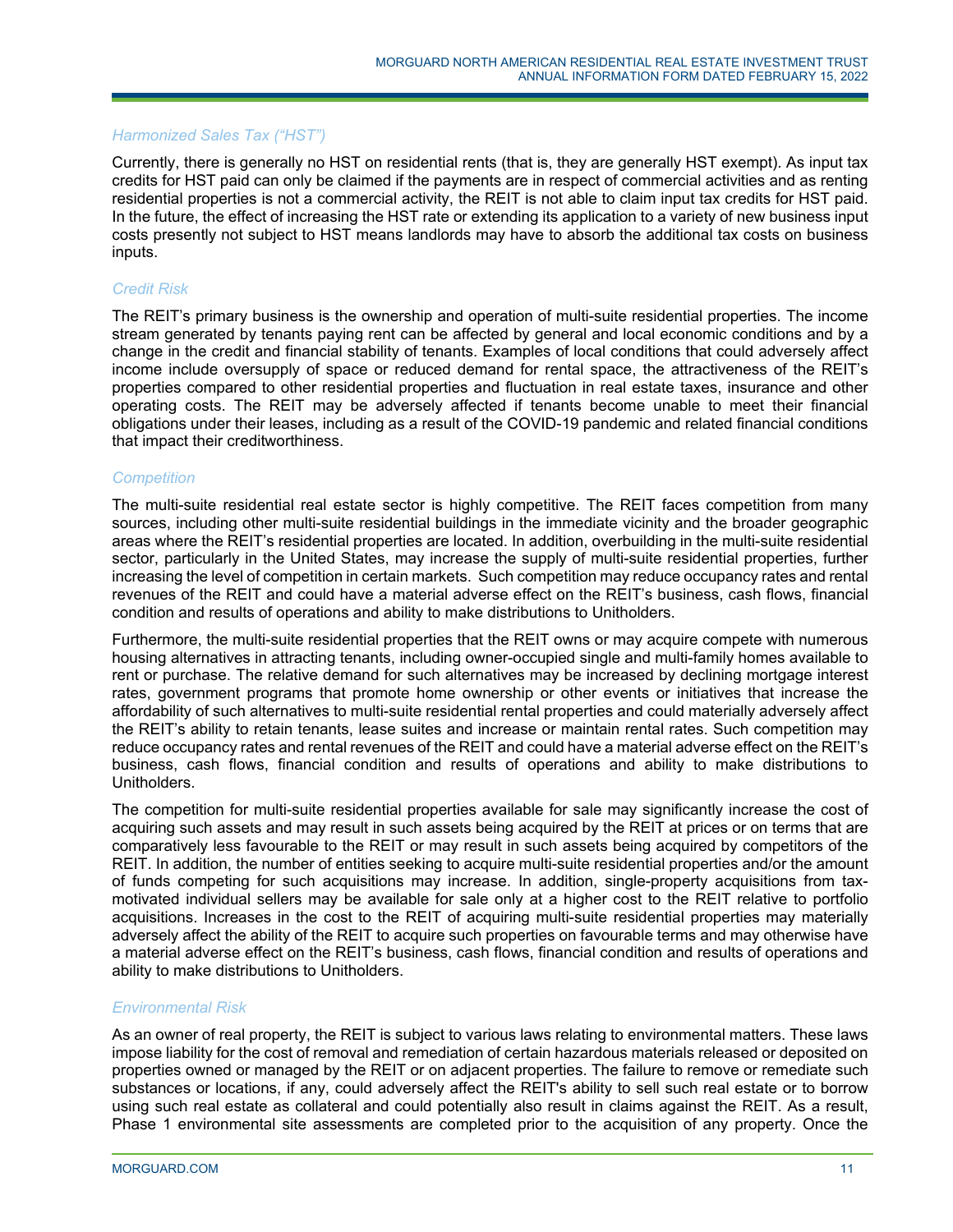### *Harmonized Sales Tax ("HST")*

Currently, there is generally no HST on residential rents (that is, they are generally HST exempt). As input tax credits for HST paid can only be claimed if the payments are in respect of commercial activities and as renting residential properties is not a commercial activity, the REIT is not able to claim input tax credits for HST paid. In the future, the effect of increasing the HST rate or extending its application to a variety of new business input costs presently not subject to HST means landlords may have to absorb the additional tax costs on business inputs.

### *Credit Risk*

The REIT's primary business is the ownership and operation of multi-suite residential properties. The income stream generated by tenants paying rent can be affected by general and local economic conditions and by a change in the credit and financial stability of tenants. Examples of local conditions that could adversely affect income include oversupply of space or reduced demand for rental space, the attractiveness of the REIT's properties compared to other residential properties and fluctuation in real estate taxes, insurance and other operating costs. The REIT may be adversely affected if tenants become unable to meet their financial obligations under their leases, including as a result of the COVID-19 pandemic and related financial conditions that impact their creditworthiness.

### *Competition*

The multi-suite residential real estate sector is highly competitive. The REIT faces competition from many sources, including other multi-suite residential buildings in the immediate vicinity and the broader geographic areas where the REIT's residential properties are located. In addition, overbuilding in the multi-suite residential sector, particularly in the United States, may increase the supply of multi-suite residential properties, further increasing the level of competition in certain markets. Such competition may reduce occupancy rates and rental revenues of the REIT and could have a material adverse effect on the REIT's business, cash flows, financial condition and results of operations and ability to make distributions to Unitholders.

Furthermore, the multi-suite residential properties that the REIT owns or may acquire compete with numerous housing alternatives in attracting tenants, including owner-occupied single and multi-family homes available to rent or purchase. The relative demand for such alternatives may be increased by declining mortgage interest rates, government programs that promote home ownership or other events or initiatives that increase the affordability of such alternatives to multi-suite residential rental properties and could materially adversely affect the REIT's ability to retain tenants, lease suites and increase or maintain rental rates. Such competition may reduce occupancy rates and rental revenues of the REIT and could have a material adverse effect on the REIT's business, cash flows, financial condition and results of operations and ability to make distributions to Unitholders.

The competition for multi-suite residential properties available for sale may significantly increase the cost of acquiring such assets and may result in such assets being acquired by the REIT at prices or on terms that are comparatively less favourable to the REIT or may result in such assets being acquired by competitors of the REIT. In addition, the number of entities seeking to acquire multi-suite residential properties and/or the amount of funds competing for such acquisitions may increase. In addition, single-property acquisitions from tax-motivated individual sellers may be available for sale only at a higher cost to the REIT relative to portfolio acquisitions. Increases in the cost to the REIT of acquiring multi-suite residential properties may materially adversely affect the ability of the REIT to acquire such properties on favourable terms and may otherwise have a material adverse effect on the REIT's business, cash flows, financial condition and results of operations and ability to make distributions to Unitholders.

### *Environmental Risk*

As an owner of real property, the REIT is subject to various laws relating to environmental matters. These laws impose liability for the cost of removal and remediation of certain hazardous materials released or deposited on properties owned or managed by the REIT or on adjacent properties. The failure to remove or remediate such substances or locations, if any, could adversely affect the REIT's ability to sell such real estate or to borrow using such real estate as collateral and could potentially also result in claims against the REIT. As a result, Phase 1 environmental site assessments are completed prior to the acquisition of any property. Once the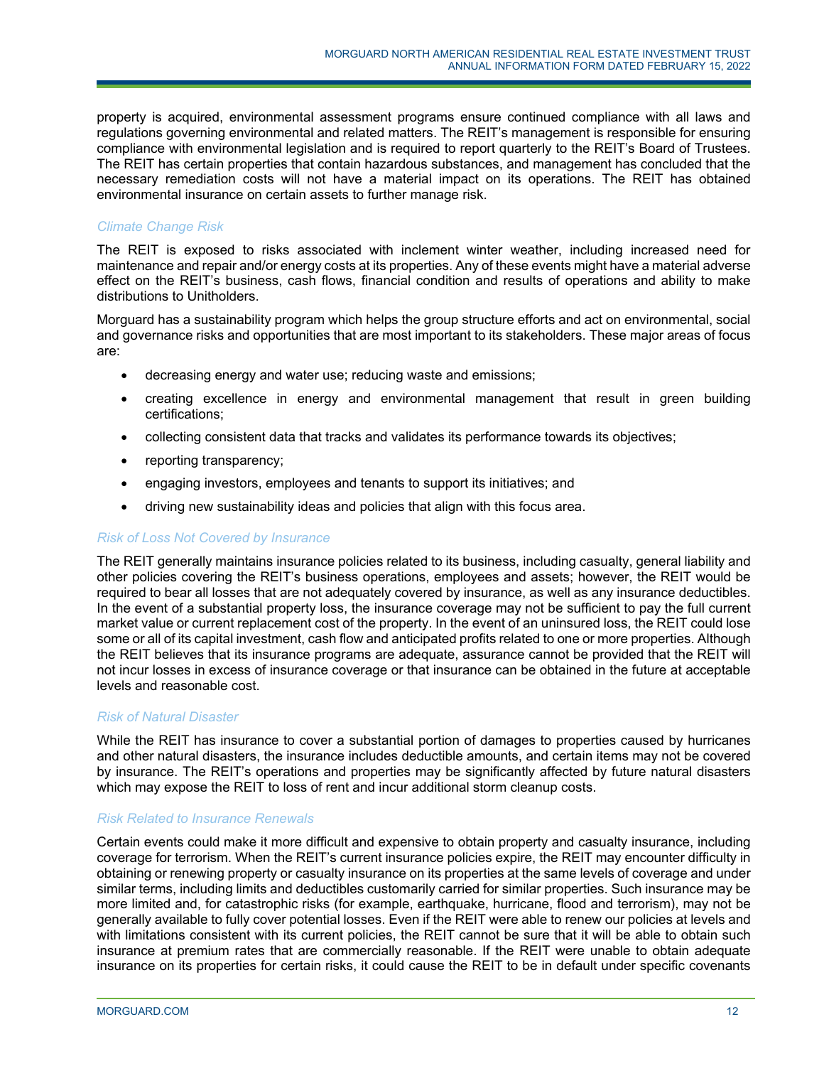property is acquired, environmental assessment programs ensure continued compliance with all laws and regulations governing environmental and related matters. The REIT's management is responsible for ensuring compliance with environmental legislation and is required to report quarterly to the REIT's Board of Trustees. The REIT has certain properties that contain hazardous substances, and management has concluded that the necessary remediation costs will not have a material impact on its operations. The REIT has obtained environmental insurance on certain assets to further manage risk.

### *Climate Change Risk*

The REIT is exposed to risks associated with inclement winter weather, including increased need for maintenance and repair and/or energy costs at its properties. Any of these events might have a material adverse effect on the REIT's business, cash flows, financial condition and results of operations and ability to make distributions to Unitholders.

Morguard has a sustainability program which helps the group structure efforts and act on environmental, social and governance risks and opportunities that are most important to its stakeholders. These major areas of focus are:

- decreasing energy and water use; reducing waste and emissions;
- creating excellence in energy and environmental management that result in green building certifications;
- collecting consistent data that tracks and validates its performance towards its objectives;
- reporting transparency;
- engaging investors, employees and tenants to support its initiatives; and
- driving new sustainability ideas and policies that align with this focus area.

### *Risk of Loss Not Covered by Insurance*

The REIT generally maintains insurance policies related to its business, including casualty, general liability and other policies covering the REIT's business operations, employees and assets; however, the REIT would be required to bear all losses that are not adequately covered by insurance, as well as any insurance deductibles. In the event of a substantial property loss, the insurance coverage may not be sufficient to pay the full current market value or current replacement cost of the property. In the event of an uninsured loss, the REIT could lose some or all of its capital investment, cash flow and anticipated profits related to one or more properties. Although the REIT believes that its insurance programs are adequate, assurance cannot be provided that the REIT will not incur losses in excess of insurance coverage or that insurance can be obtained in the future at acceptable levels and reasonable cost.

### *Risk of Natural Disaster*

While the REIT has insurance to cover a substantial portion of damages to properties caused by hurricanes and other natural disasters, the insurance includes deductible amounts, and certain items may not be covered by insurance. The REIT's operations and properties may be significantly affected by future natural disasters which may expose the REIT to loss of rent and incur additional storm cleanup costs.

### *Risk Related to Insurance Renewals*

Certain events could make it more difficult and expensive to obtain property and casualty insurance, including coverage for terrorism. When the REIT's current insurance policies expire, the REIT may encounter difficulty in obtaining or renewing property or casualty insurance on its properties at the same levels of coverage and under similar terms, including limits and deductibles customarily carried for similar properties. Such insurance may be more limited and, for catastrophic risks (for example, earthquake, hurricane, flood and terrorism), may not be generally available to fully cover potential losses. Even if the REIT were able to renew our policies at levels and with limitations consistent with its current policies, the REIT cannot be sure that it will be able to obtain such insurance at premium rates that are commercially reasonable. If the REIT were unable to obtain adequate insurance on its properties for certain risks, it could cause the REIT to be in default under specific covenants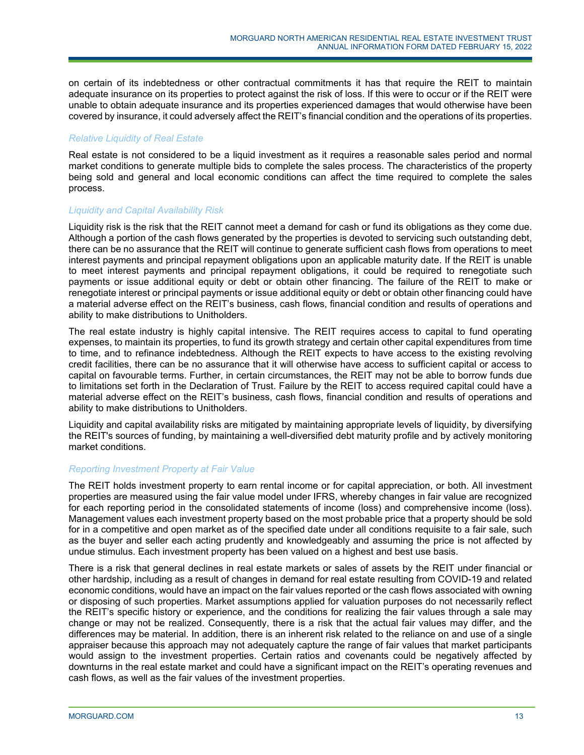on certain of its indebtedness or other contractual commitments it has that require the REIT to maintain adequate insurance on its properties to protect against the risk of loss. If this were to occur or if the REIT were unable to obtain adequate insurance and its properties experienced damages that would otherwise have been covered by insurance, it could adversely affect the REIT's financial condition and the operations of its properties.

*Relative Liquidity of Real Estate*

Real estate is not considered to be a liquid investment as it requires a reasonable sales period and normal market conditions to generate multiple bids to complete the sales process. The characteristics of the property being sold and general and local economic conditions can affect the time required to complete the sales process.

*Liquidity and Capital Availability Risk*

Liquidity risk is the risk that the REIT cannot meet a demand for cash or fund its obligations as they come due. Although a portion of the cash flows generated by the properties is devoted to servicing such outstanding debt, there can be no assurance that the REIT will continue to generate sufficient cash flows from operations to meet interest payments and principal repayment obligations upon an applicable maturity date. If the REIT is unable to meet interest payments and principal repayment obligations, it could be required to renegotiate such payments or issue additional equity or debt or obtain other financing. The failure of the REIT to make or renegotiate interest or principal payments or issue additional equity or debt or obtain other financing could have a material adverse effect on the REIT's business, cash flows, financial condition and results of operations and ability to make distributions to Unitholders.

The real estate industry is highly capital intensive. The REIT requires access to capital to fund operating expenses, to maintain its properties, to fund its growth strategy and certain other capital expenditures from time to time, and to refinance indebtedness. Although the REIT expects to have access to the existing revolving credit facilities, there can be no assurance that it will otherwise have access to sufficient capital or access to capital on favourable terms. Further, in certain circumstances, the REIT may not be able to borrow funds due to limitations set forth in the Declaration of Trust. Failure by the REIT to access required capital could have a material adverse effect on the REIT's business, cash flows, financial condition and results of operations and ability to make distributions to Unitholders.

Liquidity and capital availability risks are mitigated by maintaining appropriate levels of liquidity, by diversifying the REIT's sources of funding, by maintaining a well-diversified debt maturity profile and by actively monitoring market conditions.

*Reporting Investment Property at Fair Value*

The REIT holds investment property to earn rental income or for capital appreciation, or both. All investment properties are measured using the fair value model under IFRS, whereby changes in fair value are recognized for each reporting period in the consolidated statements of income (loss) and comprehensive income (loss). Management values each investment property based on the most probable price that a property should be sold for in a competitive and open market as of the specified date under all conditions requisite to a fair sale, such as the buyer and seller each acting prudently and knowledgeably and assuming the price is not affected by undue stimulus. Each investment property has been valued on a highest and best use basis.

There is a risk that general declines in real estate markets or sales of assets by the REIT under financial or other hardship, including as a result of changes in demand for real estate resulting from COVID-19 and related economic conditions, would have an impact on the fair values reported or the cash flows associated with owning or disposing of such properties. Market assumptions applied for valuation purposes do not necessarily reflect the REIT's specific history or experience, and the conditions for realizing the fair values through a sale may change or may not be realized. Consequently, there is a risk that the actual fair values may differ, and the differences may be material. In addition, there is an inherent risk related to the reliance on and use of a single appraiser because this approach may not adequately capture the range of fair values that market participants would assign to the investment properties. Certain ratios and covenants could be negatively affected by downturns in the real estate market and could have a significant impact on the REIT's operating revenues and cash flows, as well as the fair values of the investment properties.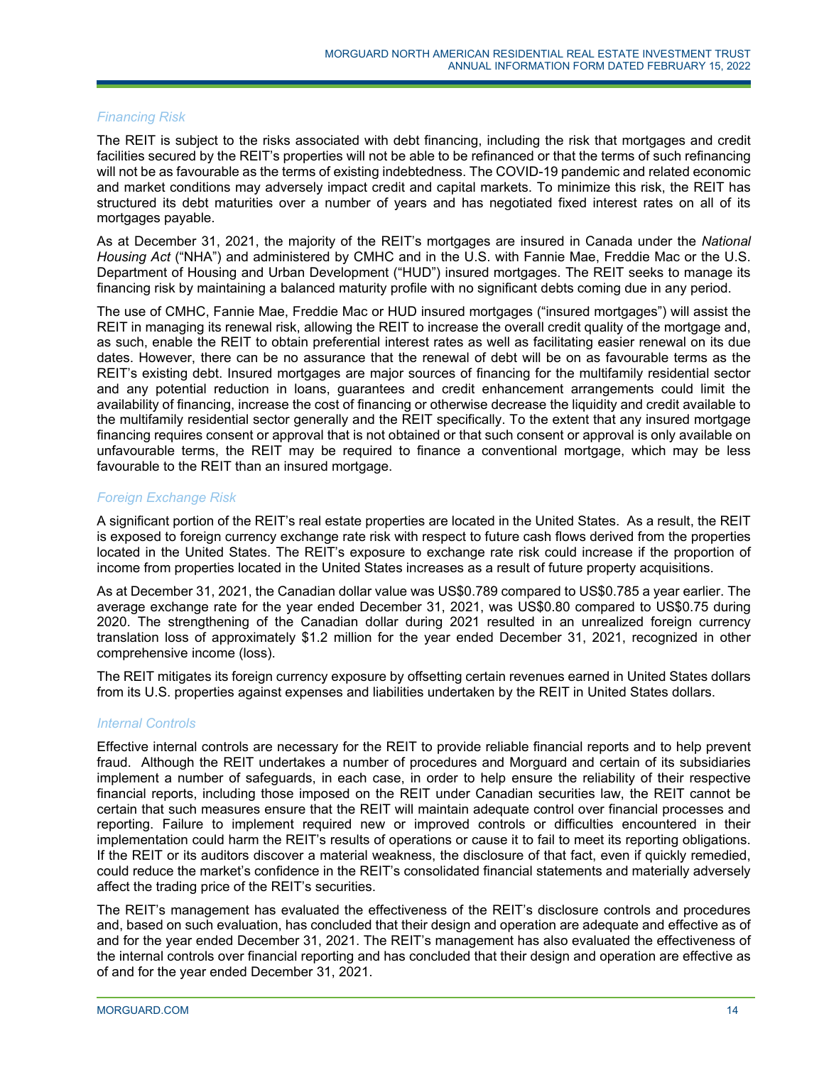### *Financing Risk*

The REIT is subject to the risks associated with debt financing, including the risk that mortgages and credit facilities secured by the REIT's properties will not be able to be refinanced or that the terms of such refinancing will not be as favourable as the terms of existing indebtedness. The COVID-19 pandemic and related economic and market conditions may adversely impact credit and capital markets. To minimize this risk, the REIT has structured its debt maturities over a number of years and has negotiated fixed interest rates on all of its mortgages payable.

As at December 31, 2021, the majority of the REIT's mortgages are insured in Canada under the *National Housing Act* ("NHA") and administered by CMHC and in the U.S. with Fannie Mae, Freddie Mac or the U.S. Department of Housing and Urban Development ("HUD") insured mortgages. The REIT seeks to manage its financing risk by maintaining a balanced maturity profile with no significant debts coming due in any period.

The use of CMHC, Fannie Mae, Freddie Mac or HUD insured mortgages ("insured mortgages") will assist the REIT in managing its renewal risk, allowing the REIT to increase the overall credit quality of the mortgage and, as such, enable the REIT to obtain preferential interest rates as well as facilitating easier renewal on its due dates. However, there can be no assurance that the renewal of debt will be on as favourable terms as the REIT's existing debt. Insured mortgages are major sources of financing for the multifamily residential sector and any potential reduction in loans, guarantees and credit enhancement arrangements could limit the availability of financing, increase the cost of financing or otherwise decrease the liquidity and credit available to the multifamily residential sector generally and the REIT specifically. To the extent that any insured mortgage financing requires consent or approval that is not obtained or that such consent or approval is only available on unfavourable terms, the REIT may be required to finance a conventional mortgage, which may be less favourable to the REIT than an insured mortgage.

### *Foreign Exchange Risk*

A significant portion of the REIT's real estate properties are located in the United States. As a result, the REIT is exposed to foreign currency exchange rate risk with respect to future cash flows derived from the properties located in the United States. The REIT's exposure to exchange rate risk could increase if the proportion of income from properties located in the United States increases as a result of future property acquisitions.

As at December 31, 2021, the Canadian dollar value was US$0.789 compared to US$0.785 a year earlier. The average exchange rate for the year ended December 31, 2021, was US$0.80 compared to US$0.75 during 2020. The strengthening of the Canadian dollar during 2021 resulted in an unrealized foreign currency translation loss of approximately $1.2 million for the year ended December 31, 2021, recognized in other comprehensive income (loss).

The REIT mitigates its foreign currency exposure by offsetting certain revenues earned in United States dollars from its U.S. properties against expenses and liabilities undertaken by the REIT in United States dollars.

### *Internal Controls*

Effective internal controls are necessary for the REIT to provide reliable financial reports and to help prevent fraud. Although the REIT undertakes a number of procedures and Morguard and certain of its subsidiaries implement a number of safeguards, in each case, in order to help ensure the reliability of their respective financial reports, including those imposed on the REIT under Canadian securities law, the REIT cannot be certain that such measures ensure that the REIT will maintain adequate control over financial processes and reporting. Failure to implement required new or improved controls or difficulties encountered in their implementation could harm the REIT's results of operations or cause it to fail to meet its reporting obligations. If the REIT or its auditors discover a material weakness, the disclosure of that fact, even if quickly remedied, could reduce the market's confidence in the REIT's consolidated financial statements and materially adversely affect the trading price of the REIT's securities.

The REIT's management has evaluated the effectiveness of the REIT's disclosure controls and procedures and, based on such evaluation, has concluded that their design and operation are adequate and effective as of and for the year ended December 31, 2021. The REIT's management has also evaluated the effectiveness of the internal controls over financial reporting and has concluded that their design and operation are effective as of and for the year ended December 31, 2021.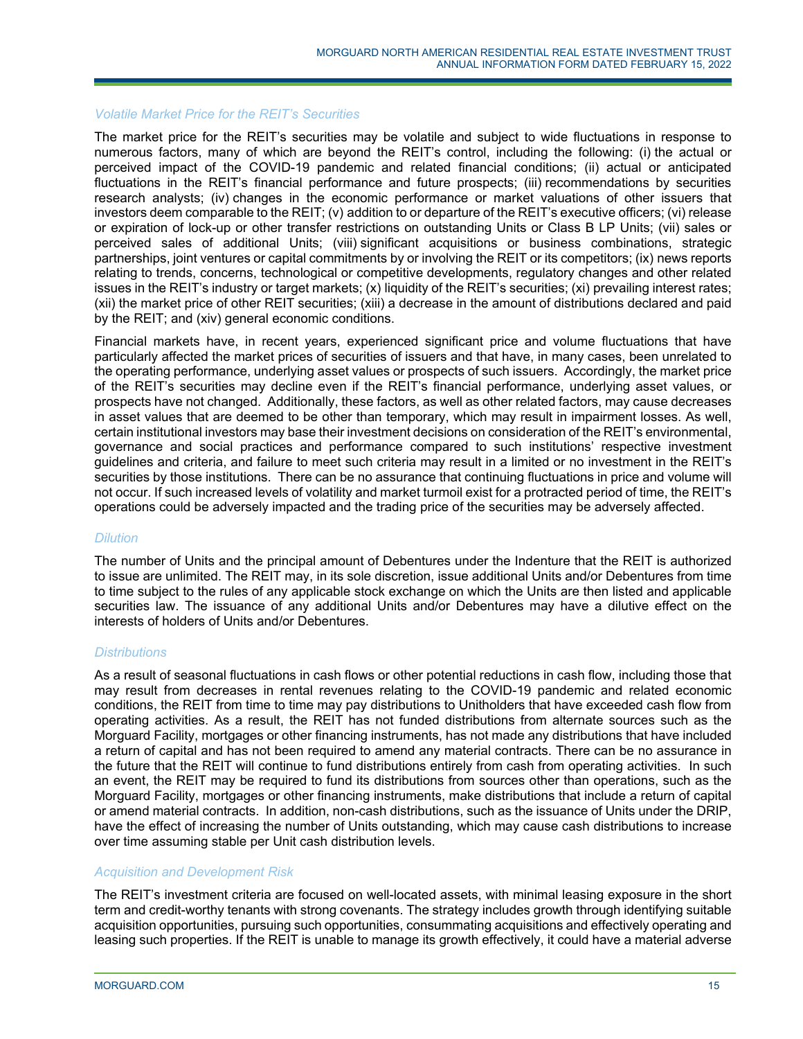### *Volatile Market Price for the REIT's Securities*

The market price for the REIT's securities may be volatile and subject to wide fluctuations in response to numerous factors, many of which are beyond the REIT's control, including the following: (i) the actual or perceived impact of the COVID-19 pandemic and related financial conditions; (ii) actual or anticipated fluctuations in the REIT's financial performance and future prospects; (iii) recommendations by securities research analysts; (iv) changes in the economic performance or market valuations of other issuers that investors deem comparable to the REIT; (v) addition to or departure of the REIT's executive officers; (vi) release or expiration of lock-up or other transfer restrictions on outstanding Units or Class B LP Units; (vii) sales or perceived sales of additional Units; (viii) significant acquisitions or business combinations, strategic partnerships, joint ventures or capital commitments by or involving the REIT or its competitors; (ix) news reports relating to trends, concerns, technological or competitive developments, regulatory changes and other related issues in the REIT's industry or target markets; (x) liquidity of the REIT's securities; (xi) prevailing interest rates; (xii) the market price of other REIT securities; (xiii) a decrease in the amount of distributions declared and paid by the REIT; and (xiv) general economic conditions.

Financial markets have, in recent years, experienced significant price and volume fluctuations that have particularly affected the market prices of securities of issuers and that have, in many cases, been unrelated to the operating performance, underlying asset values or prospects of such issuers. Accordingly, the market price of the REIT's securities may decline even if the REIT's financial performance, underlying asset values, or prospects have not changed. Additionally, these factors, as well as other related factors, may cause decreases in asset values that are deemed to be other than temporary, which may result in impairment losses. As well, certain institutional investors may base their investment decisions on consideration of the REIT's environmental, governance and social practices and performance compared to such institutions' respective investment guidelines and criteria, and failure to meet such criteria may result in a limited or no investment in the REIT's securities by those institutions. There can be no assurance that continuing fluctuations in price and volume will not occur. If such increased levels of volatility and market turmoil exist for a protracted period of time, the REIT's operations could be adversely impacted and the trading price of the securities may be adversely affected.

### *Dilution*

The number of Units and the principal amount of Debentures under the Indenture that the REIT is authorized to issue are unlimited. The REIT may, in its sole discretion, issue additional Units and/or Debentures from time to time subject to the rules of any applicable stock exchange on which the Units are then listed and applicable securities law. The issuance of any additional Units and/or Debentures may have a dilutive effect on the interests of holders of Units and/or Debentures.

### *Distributions*

As a result of seasonal fluctuations in cash flows or other potential reductions in cash flow, including those that may result from decreases in rental revenues relating to the COVID-19 pandemic and related economic conditions, the REIT from time to time may pay distributions to Unitholders that have exceeded cash flow from operating activities. As a result, the REIT has not funded distributions from alternate sources such as the Morguard Facility, mortgages or other financing instruments, has not made any distributions that have included a return of capital and has not been required to amend any material contracts. There can be no assurance in the future that the REIT will continue to fund distributions entirely from cash from operating activities. In such an event, the REIT may be required to fund its distributions from sources other than operations, such as the Morguard Facility, mortgages or other financing instruments, make distributions that include a return of capital or amend material contracts. In addition, non-cash distributions, such as the issuance of Units under the DRIP, have the effect of increasing the number of Units outstanding, which may cause cash distributions to increase over time assuming stable per Unit cash distribution levels.

### *Acquisition and Development Risk*

The REIT's investment criteria are focused on well-located assets, with minimal leasing exposure in the short term and credit-worthy tenants with strong covenants. The strategy includes growth through identifying suitable acquisition opportunities, pursuing such opportunities, consummating acquisitions and effectively operating and leasing such properties. If the REIT is unable to manage its growth effectively, it could have a material adverse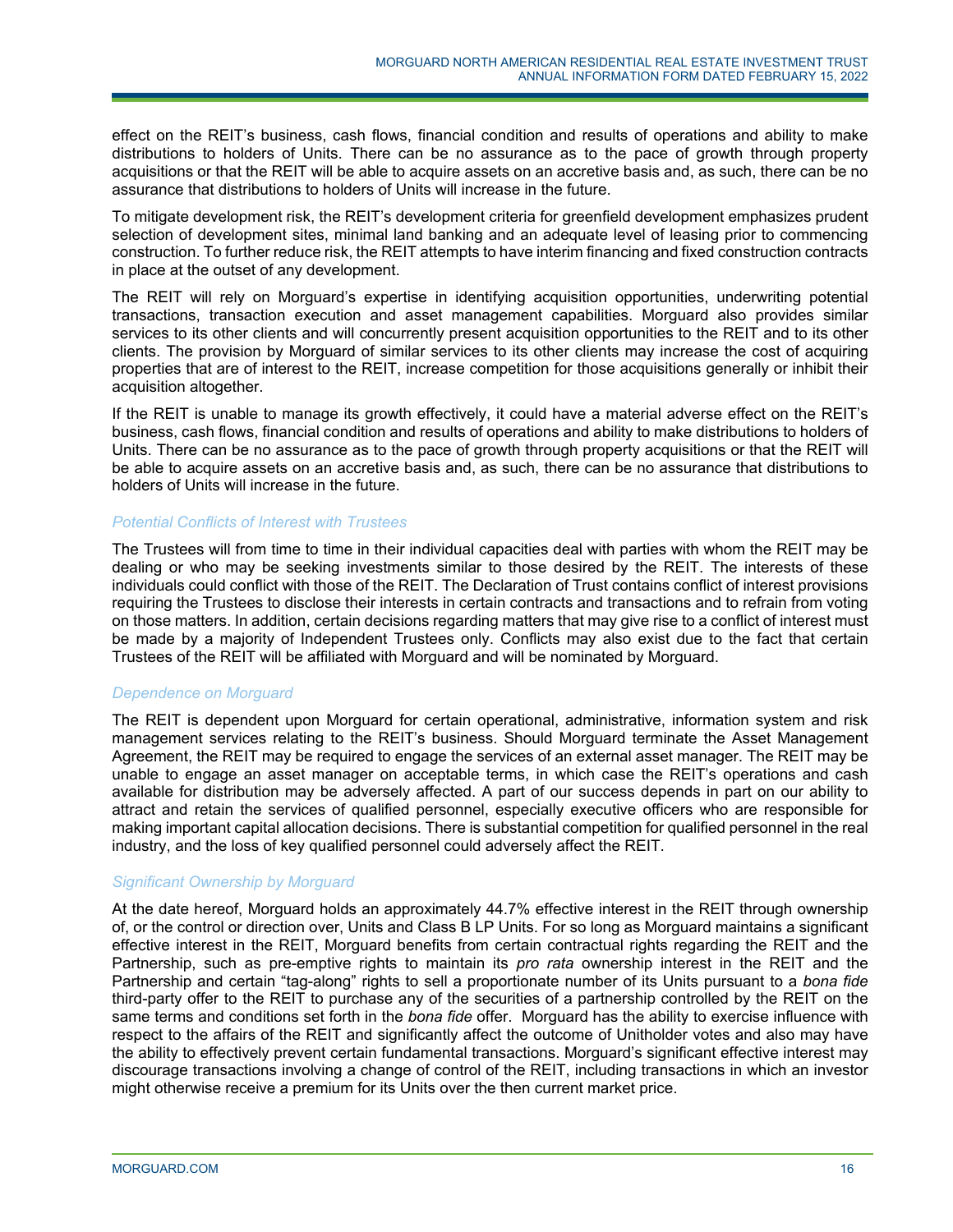effect on the REIT's business, cash flows, financial condition and results of operations and ability to make distributions to holders of Units. There can be no assurance as to the pace of growth through property acquisitions or that the REIT will be able to acquire assets on an accretive basis and, as such, there can be no assurance that distributions to holders of Units will increase in the future.

To mitigate development risk, the REIT's development criteria for greenfield development emphasizes prudent selection of development sites, minimal land banking and an adequate level of leasing prior to commencing construction. To further reduce risk, the REIT attempts to have interim financing and fixed construction contracts in place at the outset of any development.

The REIT will rely on Morguard's expertise in identifying acquisition opportunities, underwriting potential transactions, transaction execution and asset management capabilities. Morguard also provides similar services to its other clients and will concurrently present acquisition opportunities to the REIT and to its other clients. The provision by Morguard of similar services to its other clients may increase the cost of acquiring properties that are of interest to the REIT, increase competition for those acquisitions generally or inhibit their acquisition altogether.

If the REIT is unable to manage its growth effectively, it could have a material adverse effect on the REIT's business, cash flows, financial condition and results of operations and ability to make distributions to holders of Units. There can be no assurance as to the pace of growth through property acquisitions or that the REIT will be able to acquire assets on an accretive basis and, as such, there can be no assurance that distributions to holders of Units will increase in the future.

### *Potential Conflicts of Interest with Trustees*

The Trustees will from time to time in their individual capacities deal with parties with whom the REIT may be dealing or who may be seeking investments similar to those desired by the REIT. The interests of these individuals could conflict with those of the REIT. The Declaration of Trust contains conflict of interest provisions requiring the Trustees to disclose their interests in certain contracts and transactions and to refrain from voting on those matters. In addition, certain decisions regarding matters that may give rise to a conflict of interest must be made by a majority of Independent Trustees only. Conflicts may also exist due to the fact that certain Trustees of the REIT will be affiliated with Morguard and will be nominated by Morguard.

### *Dependence on Morguard*

The REIT is dependent upon Morguard for certain operational, administrative, information system and risk management services relating to the REIT's business. Should Morguard terminate the Asset Management Agreement, the REIT may be required to engage the services of an external asset manager. The REIT may be unable to engage an asset manager on acceptable terms, in which case the REIT's operations and cash available for distribution may be adversely affected. A part of our success depends in part on our ability to attract and retain the services of qualified personnel, especially executive officers who are responsible for making important capital allocation decisions. There is substantial competition for qualified personnel in the real industry, and the loss of key qualified personnel could adversely affect the REIT.

### *Significant Ownership by Morguard*

At the date hereof, Morguard holds an approximately 44.7% effective interest in the REIT through ownership of, or the control or direction over, Units and Class B LP Units. For so long as Morguard maintains a significant effective interest in the REIT, Morguard benefits from certain contractual rights regarding the REIT and the Partnership, such as pre-emptive rights to maintain its *pro rata* ownership interest in the REIT and the Partnership and certain "tag-along" rights to sell a proportionate number of its Units pursuant to a *bona fide* third-party offer to the REIT to purchase any of the securities of a partnership controlled by the REIT on the same terms and conditions set forth in the *bona fide* offer. Morguard has the ability to exercise influence with respect to the affairs of the REIT and significantly affect the outcome of Unitholder votes and also may have the ability to effectively prevent certain fundamental transactions. Morguard's significant effective interest may discourage transactions involving a change of control of the REIT, including transactions in which an investor might otherwise receive a premium for its Units over the then current market price.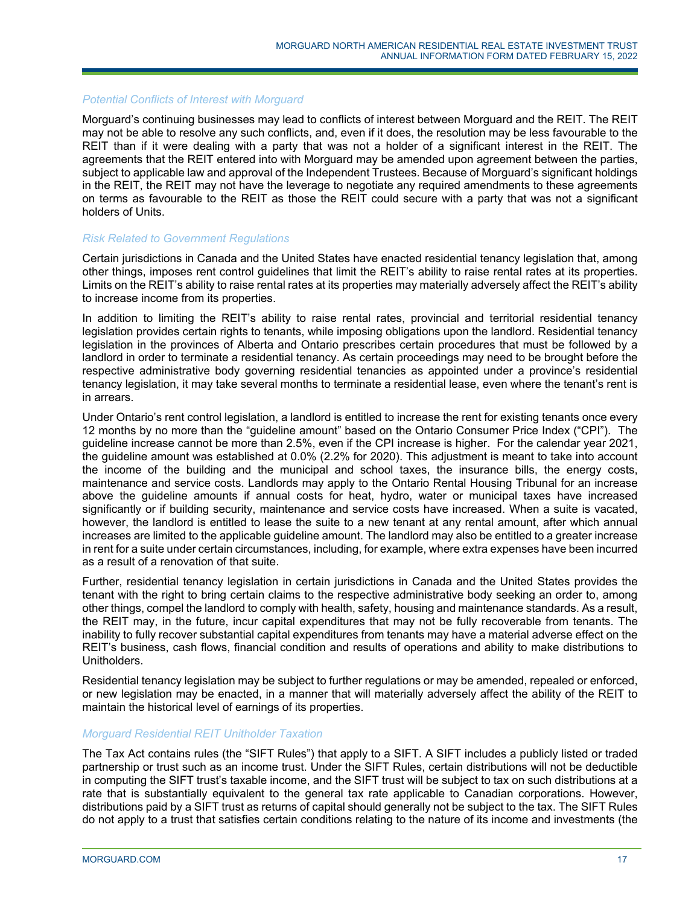*Potential Conflicts of Interest with Morguard*

Morguard's continuing businesses may lead to conflicts of interest between Morguard and the REIT. The REIT may not be able to resolve any such conflicts, and, even if it does, the resolution may be less favourable to the REIT than if it were dealing with a party that was not a holder of a significant interest in the REIT. The agreements that the REIT entered into with Morguard may be amended upon agreement between the parties, subject to applicable law and approval of the Independent Trustees. Because of Morguard's significant holdings in the REIT, the REIT may not have the leverage to negotiate any required amendments to these agreements on terms as favourable to the REIT as those the REIT could secure with a party that was not a significant holders of Units.

*Risk Related to Government Regulations*

Certain jurisdictions in Canada and the United States have enacted residential tenancy legislation that, among other things, imposes rent control guidelines that limit the REIT's ability to raise rental rates at its properties. Limits on the REIT's ability to raise rental rates at its properties may materially adversely affect the REIT's ability to increase income from its properties.

In addition to limiting the REIT's ability to raise rental rates, provincial and territorial residential tenancy legislation provides certain rights to tenants, while imposing obligations upon the landlord. Residential tenancy legislation in the provinces of Alberta and Ontario prescribes certain procedures that must be followed by a landlord in order to terminate a residential tenancy. As certain proceedings may need to be brought before the respective administrative body governing residential tenancies as appointed under a province's residential tenancy legislation, it may take several months to terminate a residential lease, even where the tenant's rent is in arrears.

Under Ontario's rent control legislation, a landlord is entitled to increase the rent for existing tenants once every 12 months by no more than the "guideline amount" based on the Ontario Consumer Price Index ("CPI"). The guideline increase cannot be more than 2.5%, even if the CPI increase is higher. For the calendar year 2021, the guideline amount was established at 0.0% (2.2% for 2020). This adjustment is meant to take into account the income of the building and the municipal and school taxes, the insurance bills, the energy costs, maintenance and service costs. Landlords may apply to the Ontario Rental Housing Tribunal for an increase above the guideline amounts if annual costs for heat, hydro, water or municipal taxes have increased significantly or if building security, maintenance and service costs have increased. When a suite is vacated, however, the landlord is entitled to lease the suite to a new tenant at any rental amount, after which annual increases are limited to the applicable guideline amount. The landlord may also be entitled to a greater increase in rent for a suite under certain circumstances, including, for example, where extra expenses have been incurred as a result of a renovation of that suite.

Further, residential tenancy legislation in certain jurisdictions in Canada and the United States provides the tenant with the right to bring certain claims to the respective administrative body seeking an order to, among other things, compel the landlord to comply with health, safety, housing and maintenance standards. As a result, the REIT may, in the future, incur capital expenditures that may not be fully recoverable from tenants. The inability to fully recover substantial capital expenditures from tenants may have a material adverse effect on the REIT's business, cash flows, financial condition and results of operations and ability to make distributions to Unitholders.

Residential tenancy legislation may be subject to further regulations or may be amended, repealed or enforced, or new legislation may be enacted, in a manner that will materially adversely affect the ability of the REIT to maintain the historical level of earnings of its properties.

*Morguard Residential REIT Unitholder Taxation*

The Tax Act contains rules (the "SIFT Rules") that apply to a SIFT. A SIFT includes a publicly listed or traded partnership or trust such as an income trust. Under the SIFT Rules, certain distributions will not be deductible in computing the SIFT trust's taxable income, and the SIFT trust will be subject to tax on such distributions at a rate that is substantially equivalent to the general tax rate applicable to Canadian corporations. However, distributions paid by a SIFT trust as returns of capital should generally not be subject to the tax. The SIFT Rules do not apply to a trust that satisfies certain conditions relating to the nature of its income and investments (the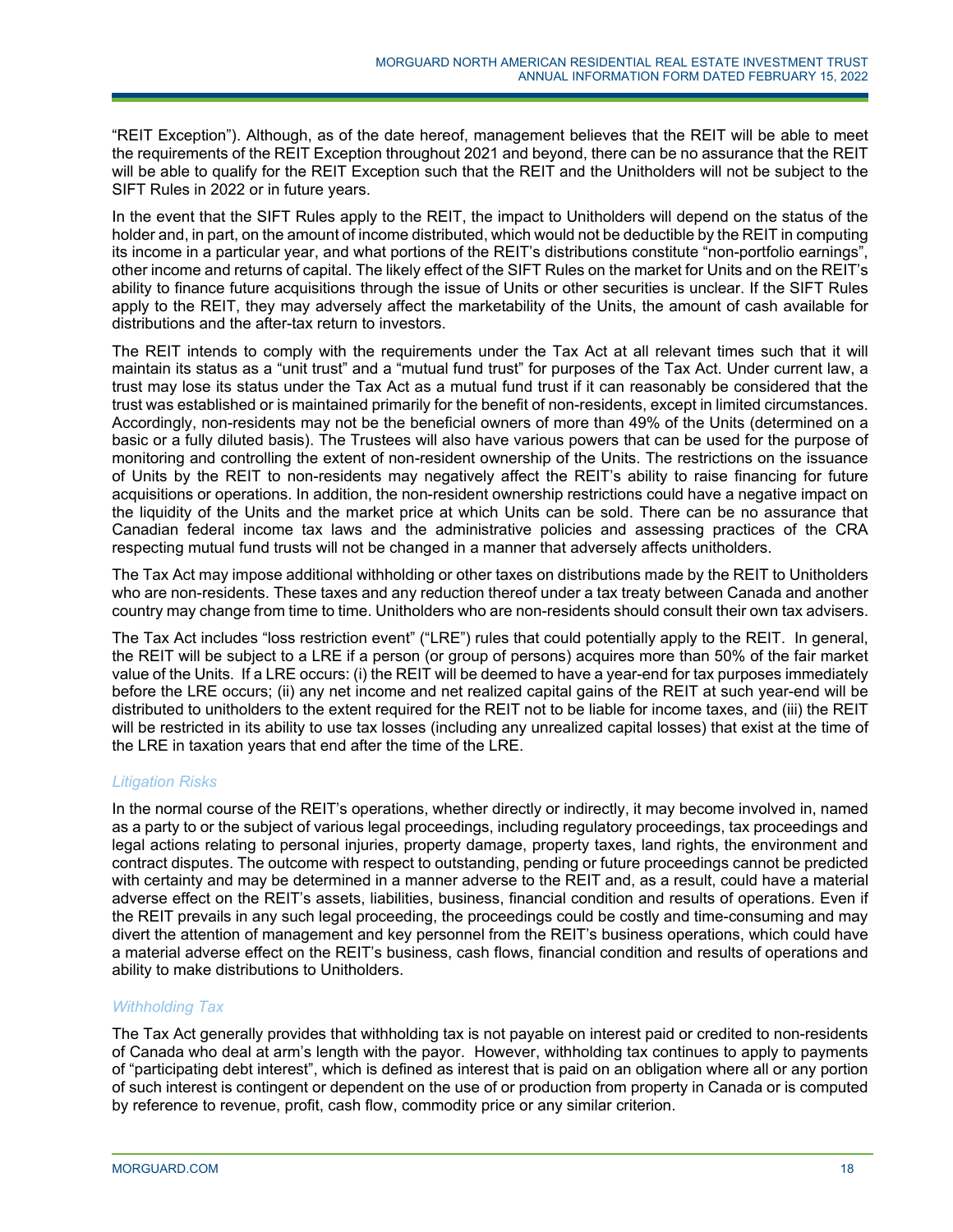"REIT Exception"). Although, as of the date hereof, management believes that the REIT will be able to meet the requirements of the REIT Exception throughout 2021 and beyond, there can be no assurance that the REIT will be able to qualify for the REIT Exception such that the REIT and the Unitholders will not be subject to the SIFT Rules in 2022 or in future years.

In the event that the SIFT Rules apply to the REIT, the impact to Unitholders will depend on the status of the holder and, in part, on the amount of income distributed, which would not be deductible by the REIT in computing its income in a particular year, and what portions of the REIT's distributions constitute "non-portfolio earnings", other income and returns of capital. The likely effect of the SIFT Rules on the market for Units and on the REIT's ability to finance future acquisitions through the issue of Units or other securities is unclear. If the SIFT Rules apply to the REIT, they may adversely affect the marketability of the Units, the amount of cash available for distributions and the after-tax return to investors.

The REIT intends to comply with the requirements under the Tax Act at all relevant times such that it will maintain its status as a "unit trust" and a "mutual fund trust" for purposes of the Tax Act. Under current law, a trust may lose its status under the Tax Act as a mutual fund trust if it can reasonably be considered that the trust was established or is maintained primarily for the benefit of non-residents, except in limited circumstances. Accordingly, non-residents may not be the beneficial owners of more than 49% of the Units (determined on a basic or a fully diluted basis). The Trustees will also have various powers that can be used for the purpose of monitoring and controlling the extent of non-resident ownership of the Units. The restrictions on the issuance of Units by the REIT to non-residents may negatively affect the REIT's ability to raise financing for future acquisitions or operations. In addition, the non-resident ownership restrictions could have a negative impact on the liquidity of the Units and the market price at which Units can be sold. There can be no assurance that Canadian federal income tax laws and the administrative policies and assessing practices of the CRA respecting mutual fund trusts will not be changed in a manner that adversely affects unitholders.

The Tax Act may impose additional withholding or other taxes on distributions made by the REIT to Unitholders who are non-residents. These taxes and any reduction thereof under a tax treaty between Canada and another country may change from time to time. Unitholders who are non-residents should consult their own tax advisers.

The Tax Act includes "loss restriction event" ("LRE") rules that could potentially apply to the REIT. In general, the REIT will be subject to a LRE if a person (or group of persons) acquires more than 50% of the fair market value of the Units. If a LRE occurs: (i) the REIT will be deemed to have a year-end for tax purposes immediately before the LRE occurs; (ii) any net income and net realized capital gains of the REIT at such year-end will be distributed to unitholders to the extent required for the REIT not to be liable for income taxes, and (iii) the REIT will be restricted in its ability to use tax losses (including any unrealized capital losses) that exist at the time of the LRE in taxation years that end after the time of the LRE.

*Litigation Risks*

In the normal course of the REIT's operations, whether directly or indirectly, it may become involved in, named as a party to or the subject of various legal proceedings, including regulatory proceedings, tax proceedings and legal actions relating to personal injuries, property damage, property taxes, land rights, the environment and contract disputes. The outcome with respect to outstanding, pending or future proceedings cannot be predicted with certainty and may be determined in a manner adverse to the REIT and, as a result, could have a material adverse effect on the REIT's assets, liabilities, business, financial condition and results of operations. Even if the REIT prevails in any such legal proceeding, the proceedings could be costly and time-consuming and may divert the attention of management and key personnel from the REIT's business operations, which could have a material adverse effect on the REIT's business, cash flows, financial condition and results of operations and ability to make distributions to Unitholders.

*Withholding Tax*

The Tax Act generally provides that withholding tax is not payable on interest paid or credited to non-residents of Canada who deal at arm's length with the payor. However, withholding tax continues to apply to payments of "participating debt interest", which is defined as interest that is paid on an obligation where all or any portion of such interest is contingent or dependent on the use of or production from property in Canada or is computed by reference to revenue, profit, cash flow, commodity price or any similar criterion.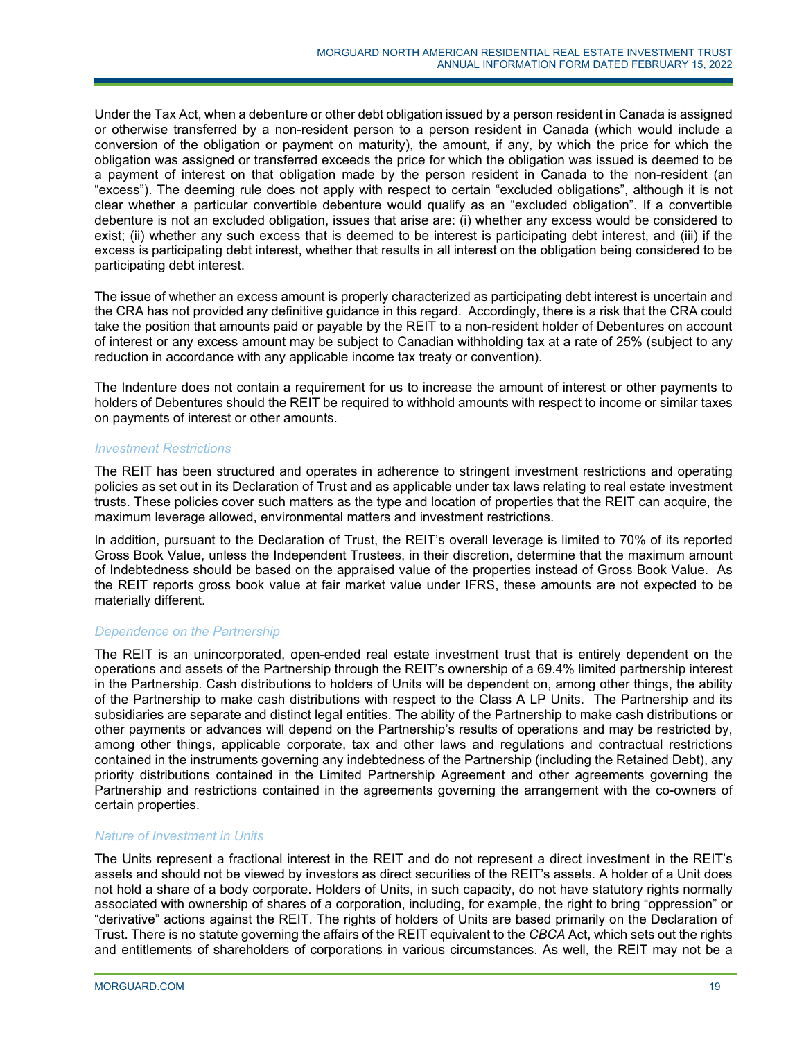Under the Tax Act, when a debenture or other debt obligation issued by a person resident in Canada is assigned or otherwise transferred by a non-resident person to a person resident in Canada (which would include a conversion of the obligation or payment on maturity), the amount, if any, by which the price for which the obligation was assigned or transferred exceeds the price for which the obligation was issued is deemed to be a payment of interest on that obligation made by the person resident in Canada to the non-resident (an "excess"). The deeming rule does not apply with respect to certain "excluded obligations", although it is not clear whether a particular convertible debenture would qualify as an "excluded obligation". If a convertible debenture is not an excluded obligation, issues that arise are: (i) whether any excess would be considered to exist; (ii) whether any such excess that is deemed to be interest is participating debt interest, and (iii) if the excess is participating debt interest, whether that results in all interest on the obligation being considered to be participating debt interest.

The issue of whether an excess amount is properly characterized as participating debt interest is uncertain and the CRA has not provided any definitive guidance in this regard. Accordingly, there is a risk that the CRA could take the position that amounts paid or payable by the REIT to a non-resident holder of Debentures on account of interest or any excess amount may be subject to Canadian withholding tax at a rate of 25% (subject to any reduction in accordance with any applicable income tax treaty or convention).

The Indenture does not contain a requirement for us to increase the amount of interest or other payments to holders of Debentures should the REIT be required to withhold amounts with respect to income or similar taxes on payments of interest or other amounts.

### *Investment Restrictions*

The REIT has been structured and operates in adherence to stringent investment restrictions and operating policies as set out in its Declaration of Trust and as applicable under tax laws relating to real estate investment trusts. These policies cover such matters as the type and location of properties that the REIT can acquire, the maximum leverage allowed, environmental matters and investment restrictions.

In addition, pursuant to the Declaration of Trust, the REIT's overall leverage is limited to 70% of its reported Gross Book Value, unless the Independent Trustees, in their discretion, determine that the maximum amount of Indebtedness should be based on the appraised value of the properties instead of Gross Book Value. As the REIT reports gross book value at fair market value under IFRS, these amounts are not expected to be materially different.

### *Dependence on the Partnership*

The REIT is an unincorporated, open-ended real estate investment trust that is entirely dependent on the operations and assets of the Partnership through the REIT's ownership of a 69.4% limited partnership interest in the Partnership. Cash distributions to holders of Units will be dependent on, among other things, the ability of the Partnership to make cash distributions with respect to the Class A LP Units. The Partnership and its subsidiaries are separate and distinct legal entities. The ability of the Partnership to make cash distributions or other payments or advances will depend on the Partnership's results of operations and may be restricted by, among other things, applicable corporate, tax and other laws and regulations and contractual restrictions contained in the instruments governing any indebtedness of the Partnership (including the Retained Debt), any priority distributions contained in the Limited Partnership Agreement and other agreements governing the Partnership and restrictions contained in the agreements governing the arrangement with the co-owners of certain properties.

### *Nature of Investment in Units*

The Units represent a fractional interest in the REIT and do not represent a direct investment in the REIT's assets and should not be viewed by investors as direct securities of the REIT's assets. A holder of a Unit does not hold a share of a body corporate. Holders of Units, in such capacity, do not have statutory rights normally associated with ownership of shares of a corporation, including, for example, the right to bring "oppression" or "derivative" actions against the REIT. The rights of holders of Units are based primarily on the Declaration of Trust. There is no statute governing the affairs of the REIT equivalent to the *CBCA* Act, which sets out the rights and entitlements of shareholders of corporations in various circumstances. As well, the REIT may not be a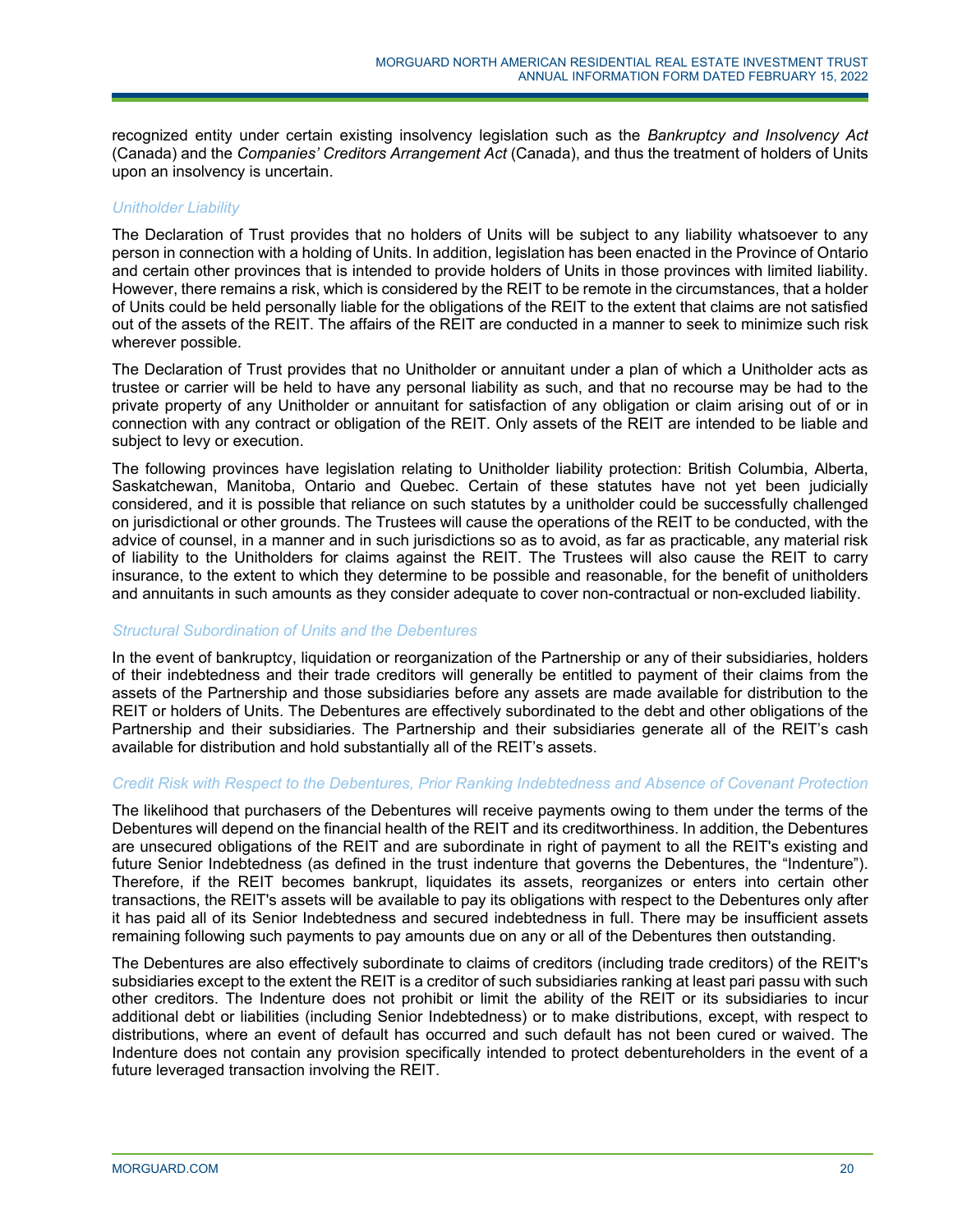recognized entity under certain existing insolvency legislation such as the *Bankruptcy and Insolvency Act* (Canada) and the *Companies' Creditors Arrangement Act* (Canada), and thus the treatment of holders of Units upon an insolvency is uncertain.

### *Unitholder Liability*

The Declaration of Trust provides that no holders of Units will be subject to any liability whatsoever to any person in connection with a holding of Units. In addition, legislation has been enacted in the Province of Ontario and certain other provinces that is intended to provide holders of Units in those provinces with limited liability. However, there remains a risk, which is considered by the REIT to be remote in the circumstances, that a holder of Units could be held personally liable for the obligations of the REIT to the extent that claims are not satisfied out of the assets of the REIT. The affairs of the REIT are conducted in a manner to seek to minimize such risk wherever possible.

The Declaration of Trust provides that no Unitholder or annuitant under a plan of which a Unitholder acts as trustee or carrier will be held to have any personal liability as such, and that no recourse may be had to the private property of any Unitholder or annuitant for satisfaction of any obligation or claim arising out of or in connection with any contract or obligation of the REIT. Only assets of the REIT are intended to be liable and subject to levy or execution.

The following provinces have legislation relating to Unitholder liability protection: British Columbia, Alberta, Saskatchewan, Manitoba, Ontario and Quebec. Certain of these statutes have not yet been judicially considered, and it is possible that reliance on such statutes by a unitholder could be successfully challenged on jurisdictional or other grounds. The Trustees will cause the operations of the REIT to be conducted, with the advice of counsel, in a manner and in such jurisdictions so as to avoid, as far as practicable, any material risk of liability to the Unitholders for claims against the REIT. The Trustees will also cause the REIT to carry insurance, to the extent to which they determine to be possible and reasonable, for the benefit of unitholders and annuitants in such amounts as they consider adequate to cover non-contractual or non-excluded liability.

### *Structural Subordination of Units and the Debentures*

In the event of bankruptcy, liquidation or reorganization of the Partnership or any of their subsidiaries, holders of their indebtedness and their trade creditors will generally be entitled to payment of their claims from the assets of the Partnership and those subsidiaries before any assets are made available for distribution to the REIT or holders of Units. The Debentures are effectively subordinated to the debt and other obligations of the Partnership and their subsidiaries. The Partnership and their subsidiaries generate all of the REIT's cash available for distribution and hold substantially all of the REIT's assets.

### *Credit Risk with Respect to the Debentures, Prior Ranking Indebtedness and Absence of Covenant Protection*

The likelihood that purchasers of the Debentures will receive payments owing to them under the terms of the Debentures will depend on the financial health of the REIT and its creditworthiness. In addition, the Debentures are unsecured obligations of the REIT and are subordinate in right of payment to all the REIT's existing and future Senior Indebtedness (as defined in the trust indenture that governs the Debentures, the "Indenture"). Therefore, if the REIT becomes bankrupt, liquidates its assets, reorganizes or enters into certain other transactions, the REIT's assets will be available to pay its obligations with respect to the Debentures only after it has paid all of its Senior Indebtedness and secured indebtedness in full. There may be insufficient assets remaining following such payments to pay amounts due on any or all of the Debentures then outstanding.

The Debentures are also effectively subordinate to claims of creditors (including trade creditors) of the REIT's subsidiaries except to the extent the REIT is a creditor of such subsidiaries ranking at least pari passu with such other creditors. The Indenture does not prohibit or limit the ability of the REIT or its subsidiaries to incur additional debt or liabilities (including Senior Indebtedness) or to make distributions, except, with respect to distributions, where an event of default has occurred and such default has not been cured or waived. The Indenture does not contain any provision specifically intended to protect debentureholders in the event of a future leveraged transaction involving the REIT.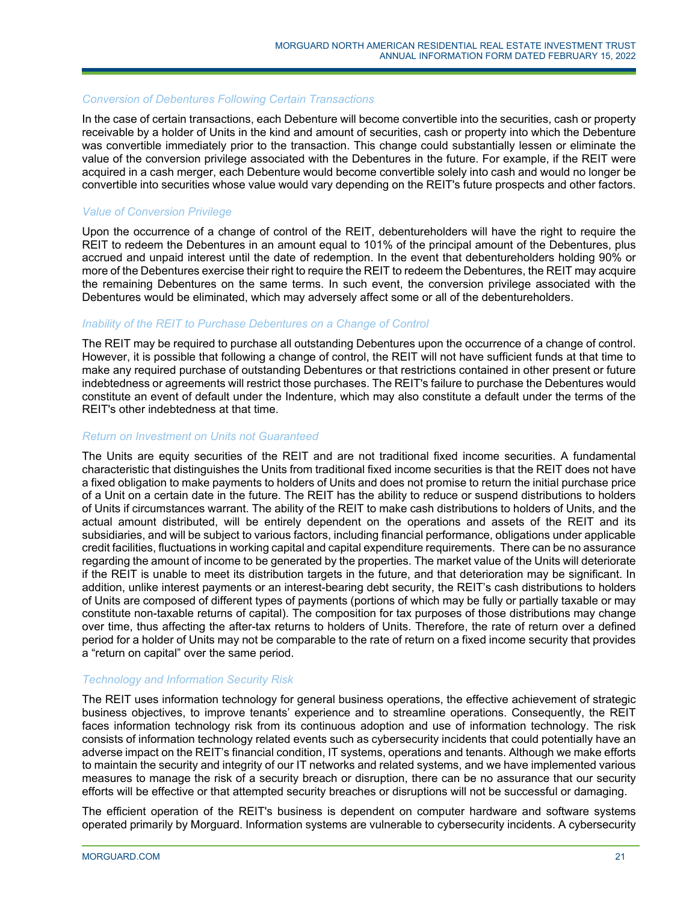*Conversion of Debentures Following Certain Transactions*

In the case of certain transactions, each Debenture will become convertible into the securities, cash or property receivable by a holder of Units in the kind and amount of securities, cash or property into which the Debenture was convertible immediately prior to the transaction. This change could substantially lessen or eliminate the value of the conversion privilege associated with the Debentures in the future. For example, if the REIT were acquired in a cash merger, each Debenture would become convertible solely into cash and would no longer be convertible into securities whose value would vary depending on the REIT's future prospects and other factors.

*Value of Conversion Privilege*

Upon the occurrence of a change of control of the REIT, debentureholders will have the right to require the REIT to redeem the Debentures in an amount equal to 101% of the principal amount of the Debentures, plus accrued and unpaid interest until the date of redemption. In the event that debentureholders holding 90% or more of the Debentures exercise their right to require the REIT to redeem the Debentures, the REIT may acquire the remaining Debentures on the same terms. In such event, the conversion privilege associated with the Debentures would be eliminated, which may adversely affect some or all of the debentureholders.

*Inability of the REIT to Purchase Debentures on a Change of Control*

The REIT may be required to purchase all outstanding Debentures upon the occurrence of a change of control. However, it is possible that following a change of control, the REIT will not have sufficient funds at that time to make any required purchase of outstanding Debentures or that restrictions contained in other present or future indebtedness or agreements will restrict those purchases. The REIT's failure to purchase the Debentures would constitute an event of default under the Indenture, which may also constitute a default under the terms of the REIT's other indebtedness at that time.

*Return on Investment on Units not Guaranteed*

The Units are equity securities of the REIT and are not traditional fixed income securities. A fundamental characteristic that distinguishes the Units from traditional fixed income securities is that the REIT does not have a fixed obligation to make payments to holders of Units and does not promise to return the initial purchase price of a Unit on a certain date in the future. The REIT has the ability to reduce or suspend distributions to holders of Units if circumstances warrant. The ability of the REIT to make cash distributions to holders of Units, and the actual amount distributed, will be entirely dependent on the operations and assets of the REIT and its subsidiaries, and will be subject to various factors, including financial performance, obligations under applicable credit facilities, fluctuations in working capital and capital expenditure requirements. There can be no assurance regarding the amount of income to be generated by the properties. The market value of the Units will deteriorate if the REIT is unable to meet its distribution targets in the future, and that deterioration may be significant. In addition, unlike interest payments or an interest-bearing debt security, the REIT's cash distributions to holders of Units are composed of different types of payments (portions of which may be fully or partially taxable or may constitute non-taxable returns of capital). The composition for tax purposes of those distributions may change over time, thus affecting the after-tax returns to holders of Units. Therefore, the rate of return over a defined period for a holder of Units may not be comparable to the rate of return on a fixed income security that provides a "return on capital" over the same period.

*Technology and Information Security Risk*

The REIT uses information technology for general business operations, the effective achievement of strategic business objectives, to improve tenants' experience and to streamline operations. Consequently, the REIT faces information technology risk from its continuous adoption and use of information technology. The risk consists of information technology related events such as cybersecurity incidents that could potentially have an adverse impact on the REIT's financial condition, IT systems, operations and tenants. Although we make efforts to maintain the security and integrity of our IT networks and related systems, and we have implemented various measures to manage the risk of a security breach or disruption, there can be no assurance that our security efforts will be effective or that attempted security breaches or disruptions will not be successful or damaging.

The efficient operation of the REIT's business is dependent on computer hardware and software systems operated primarily by Morguard. Information systems are vulnerable to cybersecurity incidents. A cybersecurity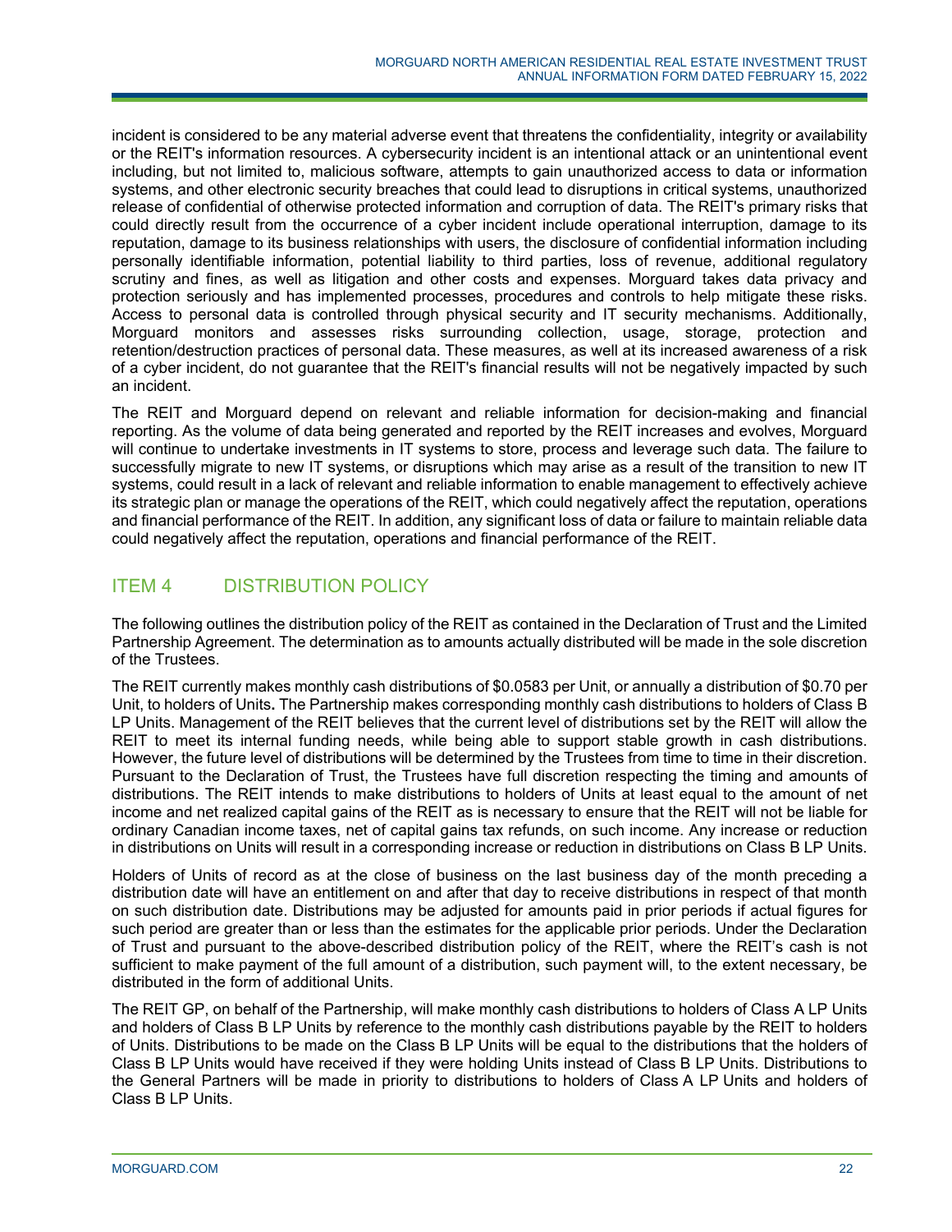incident is considered to be any material adverse event that threatens the confidentiality, integrity or availability or the REIT's information resources. A cybersecurity incident is an intentional attack or an unintentional event including, but not limited to, malicious software, attempts to gain unauthorized access to data or information systems, and other electronic security breaches that could lead to disruptions in critical systems, unauthorized release of confidential of otherwise protected information and corruption of data. The REIT's primary risks that could directly result from the occurrence of a cyber incident include operational interruption, damage to its reputation, damage to its business relationships with users, the disclosure of confidential information including personally identifiable information, potential liability to third parties, loss of revenue, additional regulatory scrutiny and fines, as well as litigation and other costs and expenses. Morguard takes data privacy and protection seriously and has implemented processes, procedures and controls to help mitigate these risks. Access to personal data is controlled through physical security and IT security mechanisms. Additionally, Morguard monitors and assesses risks surrounding collection, usage, storage, protection and retention/destruction practices of personal data. These measures, as well at its increased awareness of a risk of a cyber incident, do not guarantee that the REIT's financial results will not be negatively impacted by such an incident.

The REIT and Morguard depend on relevant and reliable information for decision-making and financial reporting. As the volume of data being generated and reported by the REIT increases and evolves, Morguard will continue to undertake investments in IT systems to store, process and leverage such data. The failure to successfully migrate to new IT systems, or disruptions which may arise as a result of the transition to new IT systems, could result in a lack of relevant and reliable information to enable management to effectively achieve its strategic plan or manage the operations of the REIT, which could negatively affect the reputation, operations and financial performance of the REIT. In addition, any significant loss of data or failure to maintain reliable data could negatively affect the reputation, operations and financial performance of the REIT.

## ITEM 4 DISTRIBUTION POLICY

The following outlines the distribution policy of the REIT as contained in the Declaration of Trust and the Limited Partnership Agreement. The determination as to amounts actually distributed will be made in the sole discretion of the Trustees.

The REIT currently makes monthly cash distributions of $0.0583 per Unit, or annually a distribution of $0.70 per Unit, to holders of Units**.** The Partnership makes corresponding monthly cash distributions to holders of Class B LP Units. Management of the REIT believes that the current level of distributions set by the REIT will allow the REIT to meet its internal funding needs, while being able to support stable growth in cash distributions. However, the future level of distributions will be determined by the Trustees from time to time in their discretion. Pursuant to the Declaration of Trust, the Trustees have full discretion respecting the timing and amounts of distributions. The REIT intends to make distributions to holders of Units at least equal to the amount of net income and net realized capital gains of the REIT as is necessary to ensure that the REIT will not be liable for ordinary Canadian income taxes, net of capital gains tax refunds, on such income. Any increase or reduction in distributions on Units will result in a corresponding increase or reduction in distributions on Class B LP Units.

Holders of Units of record as at the close of business on the last business day of the month preceding a distribution date will have an entitlement on and after that day to receive distributions in respect of that month on such distribution date. Distributions may be adjusted for amounts paid in prior periods if actual figures for such period are greater than or less than the estimates for the applicable prior periods. Under the Declaration of Trust and pursuant to the above-described distribution policy of the REIT, where the REIT's cash is not sufficient to make payment of the full amount of a distribution, such payment will, to the extent necessary, be distributed in the form of additional Units.

The REIT GP, on behalf of the Partnership, will make monthly cash distributions to holders of Class A LP Units and holders of Class B LP Units by reference to the monthly cash distributions payable by the REIT to holders of Units. Distributions to be made on the Class B LP Units will be equal to the distributions that the holders of Class B LP Units would have received if they were holding Units instead of Class B LP Units. Distributions to the General Partners will be made in priority to distributions to holders of Class A LP Units and holders of Class B LP Units.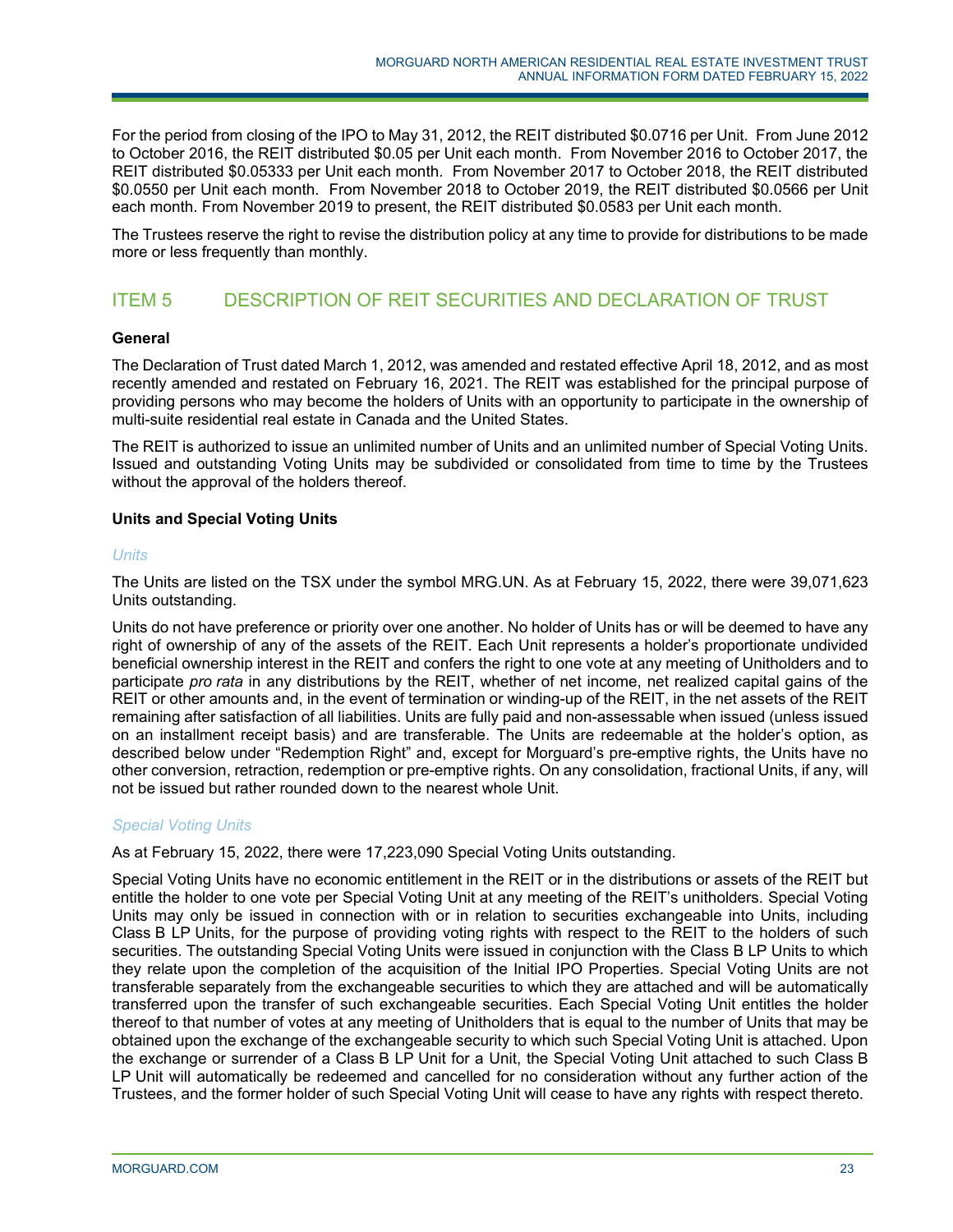For the period from closing of the IPO to May 31, 2012, the REIT distributed $0.0716 per Unit. From June 2012 to October 2016, the REIT distributed $0.05 per Unit each month. From November 2016 to October 2017, the REIT distributed $0.05333 per Unit each month. From November 2017 to October 2018, the REIT distributed $0.0550 per Unit each month. From November 2018 to October 2019, the REIT distributed $0.0566 per Unit each month. From November 2019 to present, the REIT distributed $0.0583 per Unit each month.

The Trustees reserve the right to revise the distribution policy at any time to provide for distributions to be made more or less frequently than monthly.

## ITEM 5 DESCRIPTION OF REIT SECURITIES AND DECLARATION OF TRUST

**General**

The Declaration of Trust dated March 1, 2012, was amended and restated effective April 18, 2012, and as most recently amended and restated on February 16, 2021. The REIT was established for the principal purpose of providing persons who may become the holders of Units with an opportunity to participate in the ownership of multi-suite residential real estate in Canada and the United States.

The REIT is authorized to issue an unlimited number of Units and an unlimited number of Special Voting Units. Issued and outstanding Voting Units may be subdivided or consolidated from time to time by the Trustees without the approval of the holders thereof.

**Units and Special Voting Units**

*Units*

The Units are listed on the TSX under the symbol MRG.UN. As at February 15, 2022, there were 39,071,623 Units outstanding.

Units do not have preference or priority over one another. No holder of Units has or will be deemed to have any right of ownership of any of the assets of the REIT. Each Unit represents a holder's proportionate undivided beneficial ownership interest in the REIT and confers the right to one vote at any meeting of Unitholders and to participate *pro rata* in any distributions by the REIT, whether of net income, net realized capital gains of the REIT or other amounts and, in the event of termination or winding-up of the REIT, in the net assets of the REIT remaining after satisfaction of all liabilities. Units are fully paid and non-assessable when issued (unless issued on an installment receipt basis) and are transferable. The Units are redeemable at the holder's option, as described below under "Redemption Right" and, except for Morguard's pre-emptive rights, the Units have no other conversion, retraction, redemption or pre-emptive rights. On any consolidation, fractional Units, if any, will not be issued but rather rounded down to the nearest whole Unit.

*Special Voting Units*

As at February 15, 2022, there were 17,223,090 Special Voting Units outstanding.

Special Voting Units have no economic entitlement in the REIT or in the distributions or assets of the REIT but entitle the holder to one vote per Special Voting Unit at any meeting of the REIT's unitholders. Special Voting Units may only be issued in connection with or in relation to securities exchangeable into Units, including Class B LP Units, for the purpose of providing voting rights with respect to the REIT to the holders of such securities. The outstanding Special Voting Units were issued in conjunction with the Class B LP Units to which they relate upon the completion of the acquisition of the Initial IPO Properties. Special Voting Units are not transferable separately from the exchangeable securities to which they are attached and will be automatically transferred upon the transfer of such exchangeable securities. Each Special Voting Unit entitles the holder thereof to that number of votes at any meeting of Unitholders that is equal to the number of Units that may be obtained upon the exchange of the exchangeable security to which such Special Voting Unit is attached. Upon the exchange or surrender of a Class B LP Unit for a Unit, the Special Voting Unit attached to such Class B LP Unit will automatically be redeemed and cancelled for no consideration without any further action of the Trustees, and the former holder of such Special Voting Unit will cease to have any rights with respect thereto.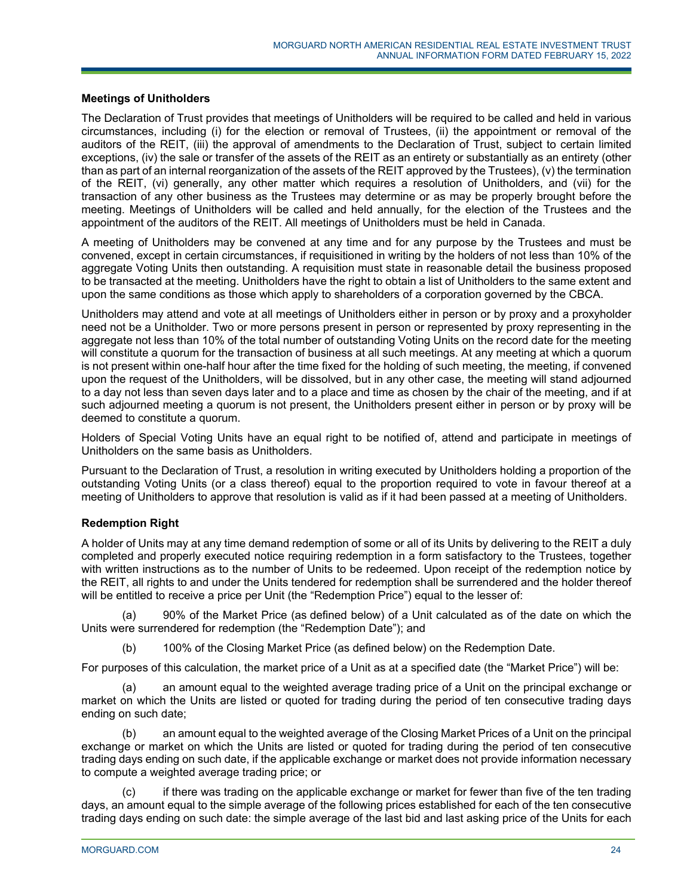### Meetings of Unitholders

The Declaration of Trust provides that meetings of Unitholders will be required to be called and held in various circumstances, including (i) for the election or removal of Trustees, (ii) the appointment or removal of the auditors of the REIT, (iii) the approval of amendments to the Declaration of Trust, subject to certain limited exceptions, (iv) the sale or transfer of the assets of the REIT as an entirety or substantially as an entirety (other than as part of an internal reorganization of the assets of the REIT approved by the Trustees), (v) the termination of the REIT, (vi) generally, any other matter which requires a resolution of Unitholders, and (vii) for the transaction of any other business as the Trustees may determine or as may be properly brought before the meeting. Meetings of Unitholders will be called and held annually, for the election of the Trustees and the appointment of the auditors of the REIT. All meetings of Unitholders must be held in Canada.

A meeting of Unitholders may be convened at any time and for any purpose by the Trustees and must be convened, except in certain circumstances, if requisitioned in writing by the holders of not less than 10% of the aggregate Voting Units then outstanding. A requisition must state in reasonable detail the business proposed to be transacted at the meeting. Unitholders have the right to obtain a list of Unitholders to the same extent and upon the same conditions as those which apply to shareholders of a corporation governed by the CBCA.

Unitholders may attend and vote at all meetings of Unitholders either in person or by proxy and a proxyholder need not be a Unitholder. Two or more persons present in person or represented by proxy representing in the aggregate not less than 10% of the total number of outstanding Voting Units on the record date for the meeting will constitute a quorum for the transaction of business at all such meetings. At any meeting at which a quorum is not present within one-half hour after the time fixed for the holding of such meeting, the meeting, if convened upon the request of the Unitholders, will be dissolved, but in any other case, the meeting will stand adjourned to a day not less than seven days later and to a place and time as chosen by the chair of the meeting, and if at such adjourned meeting a quorum is not present, the Unitholders present either in person or by proxy will be deemed to constitute a quorum.

Holders of Special Voting Units have an equal right to be notified of, attend and participate in meetings of Unitholders on the same basis as Unitholders.

Pursuant to the Declaration of Trust, a resolution in writing executed by Unitholders holding a proportion of the outstanding Voting Units (or a class thereof) equal to the proportion required to vote in favour thereof at a meeting of Unitholders to approve that resolution is valid as if it had been passed at a meeting of Unitholders.

### Redemption Right

A holder of Units may at any time demand redemption of some or all of its Units by delivering to the REIT a duly completed and properly executed notice requiring redemption in a form satisfactory to the Trustees, together with written instructions as to the number of Units to be redeemed. Upon receipt of the redemption notice by the REIT, all rights to and under the Units tendered for redemption shall be surrendered and the holder thereof will be entitled to receive a price per Unit (the "Redemption Price") equal to the lesser of:

(a) 90% of the Market Price (as defined below) of a Unit calculated as of the date on which the Units were surrendered for redemption (the "Redemption Date"); and

(b) 100% of the Closing Market Price (as defined below) on the Redemption Date.

For purposes of this calculation, the market price of a Unit as at a specified date (the "Market Price") will be:

(a) an amount equal to the weighted average trading price of a Unit on the principal exchange or market on which the Units are listed or quoted for trading during the period of ten consecutive trading days ending on such date;

(b) an amount equal to the weighted average of the Closing Market Prices of a Unit on the principal exchange or market on which the Units are listed or quoted for trading during the period of ten consecutive trading days ending on such date, if the applicable exchange or market does not provide information necessary to compute a weighted average trading price; or

(c) if there was trading on the applicable exchange or market for fewer than five of the ten trading days, an amount equal to the simple average of the following prices established for each of the ten consecutive trading days ending on such date: the simple average of the last bid and last asking price of the Units for each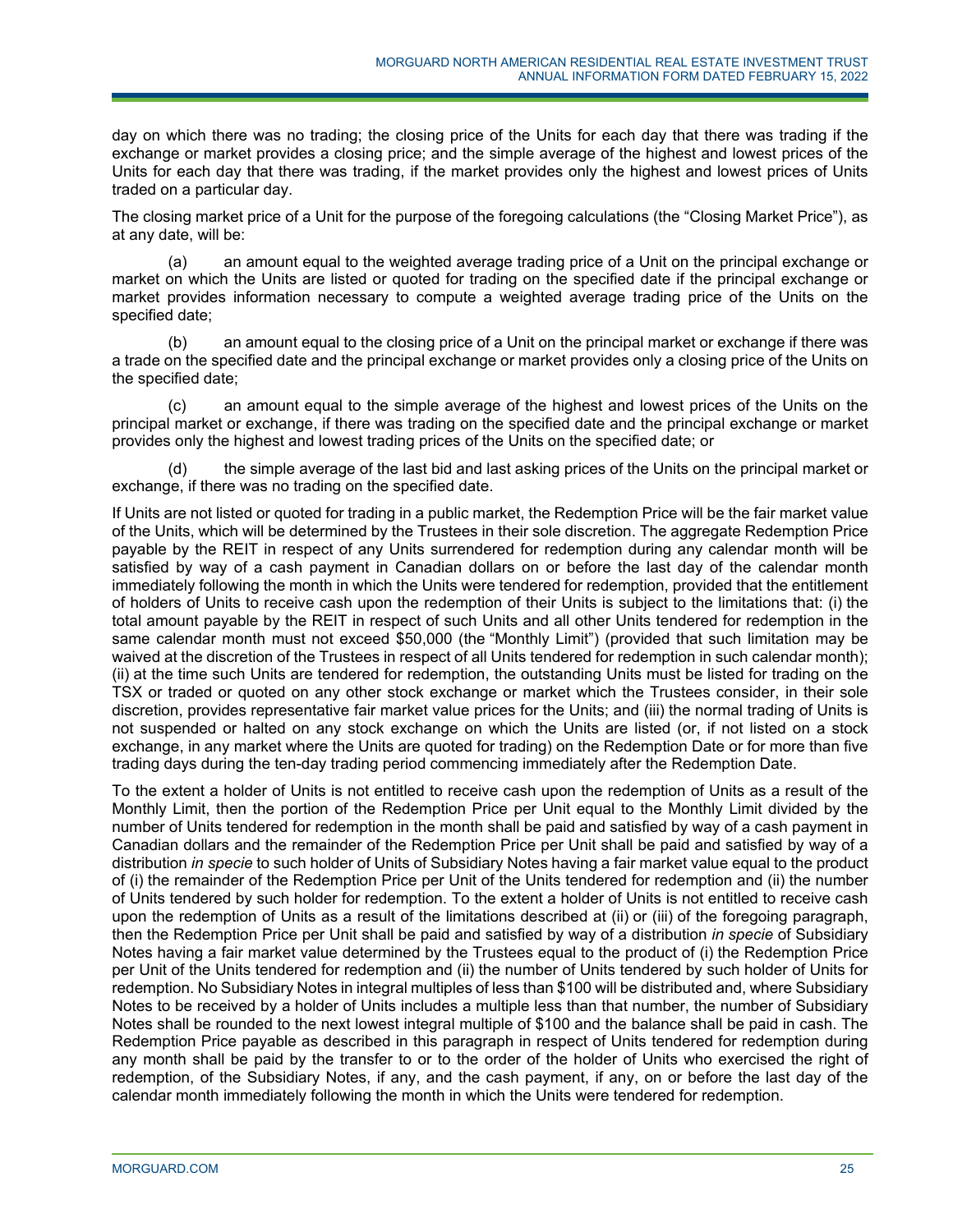day on which there was no trading; the closing price of the Units for each day that there was trading if the exchange or market provides a closing price; and the simple average of the highest and lowest prices of the Units for each day that there was trading, if the market provides only the highest and lowest prices of Units traded on a particular day.

The closing market price of a Unit for the purpose of the foregoing calculations (the "Closing Market Price"), as at any date, will be:

(a) an amount equal to the weighted average trading price of a Unit on the principal exchange or market on which the Units are listed or quoted for trading on the specified date if the principal exchange or market provides information necessary to compute a weighted average trading price of the Units on the specified date;

(b) an amount equal to the closing price of a Unit on the principal market or exchange if there was a trade on the specified date and the principal exchange or market provides only a closing price of the Units on the specified date;

(c) an amount equal to the simple average of the highest and lowest prices of the Units on the principal market or exchange, if there was trading on the specified date and the principal exchange or market provides only the highest and lowest trading prices of the Units on the specified date; or

(d) the simple average of the last bid and last asking prices of the Units on the principal market or exchange, if there was no trading on the specified date.

If Units are not listed or quoted for trading in a public market, the Redemption Price will be the fair market value of the Units, which will be determined by the Trustees in their sole discretion. The aggregate Redemption Price payable by the REIT in respect of any Units surrendered for redemption during any calendar month will be satisfied by way of a cash payment in Canadian dollars on or before the last day of the calendar month immediately following the month in which the Units were tendered for redemption, provided that the entitlement of holders of Units to receive cash upon the redemption of their Units is subject to the limitations that: (i) the total amount payable by the REIT in respect of such Units and all other Units tendered for redemption in the same calendar month must not exceed $50,000 (the "Monthly Limit") (provided that such limitation may be waived at the discretion of the Trustees in respect of all Units tendered for redemption in such calendar month); (ii) at the time such Units are tendered for redemption, the outstanding Units must be listed for trading on the TSX or traded or quoted on any other stock exchange or market which the Trustees consider, in their sole discretion, provides representative fair market value prices for the Units; and (iii) the normal trading of Units is not suspended or halted on any stock exchange on which the Units are listed (or, if not listed on a stock exchange, in any market where the Units are quoted for trading) on the Redemption Date or for more than five trading days during the ten-day trading period commencing immediately after the Redemption Date.

To the extent a holder of Units is not entitled to receive cash upon the redemption of Units as a result of the Monthly Limit, then the portion of the Redemption Price per Unit equal to the Monthly Limit divided by the number of Units tendered for redemption in the month shall be paid and satisfied by way of a cash payment in Canadian dollars and the remainder of the Redemption Price per Unit shall be paid and satisfied by way of a distribution *in specie* to such holder of Units of Subsidiary Notes having a fair market value equal to the product of (i) the remainder of the Redemption Price per Unit of the Units tendered for redemption and (ii) the number of Units tendered by such holder for redemption. To the extent a holder of Units is not entitled to receive cash upon the redemption of Units as a result of the limitations described at (ii) or (iii) of the foregoing paragraph, then the Redemption Price per Unit shall be paid and satisfied by way of a distribution *in specie* of Subsidiary Notes having a fair market value determined by the Trustees equal to the product of (i) the Redemption Price per Unit of the Units tendered for redemption and (ii) the number of Units tendered by such holder of Units for redemption. No Subsidiary Notes in integral multiples of less than $100 will be distributed and, where Subsidiary Notes to be received by a holder of Units includes a multiple less than that number, the number of Subsidiary Notes shall be rounded to the next lowest integral multiple of $100 and the balance shall be paid in cash. The Redemption Price payable as described in this paragraph in respect of Units tendered for redemption during any month shall be paid by the transfer to or to the order of the holder of Units who exercised the right of redemption, of the Subsidiary Notes, if any, and the cash payment, if any, on or before the last day of the calendar month immediately following the month in which the Units were tendered for redemption.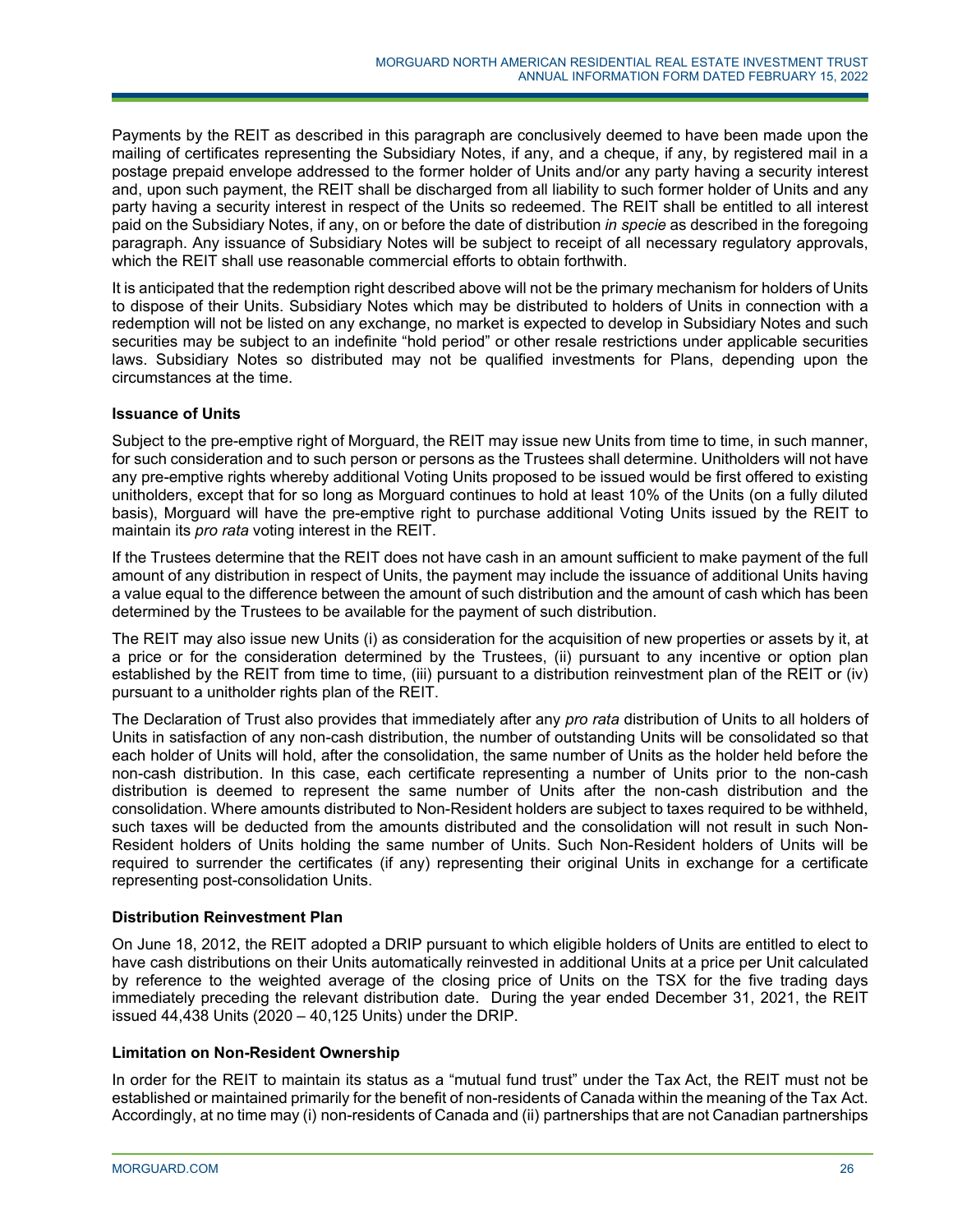Payments by the REIT as described in this paragraph are conclusively deemed to have been made upon the mailing of certificates representing the Subsidiary Notes, if any, and a cheque, if any, by registered mail in a postage prepaid envelope addressed to the former holder of Units and/or any party having a security interest and, upon such payment, the REIT shall be discharged from all liability to such former holder of Units and any party having a security interest in respect of the Units so redeemed. The REIT shall be entitled to all interest paid on the Subsidiary Notes, if any, on or before the date of distribution *in specie* as described in the foregoing paragraph. Any issuance of Subsidiary Notes will be subject to receipt of all necessary regulatory approvals, which the REIT shall use reasonable commercial efforts to obtain forthwith.

It is anticipated that the redemption right described above will not be the primary mechanism for holders of Units to dispose of their Units. Subsidiary Notes which may be distributed to holders of Units in connection with a redemption will not be listed on any exchange, no market is expected to develop in Subsidiary Notes and such securities may be subject to an indefinite "hold period" or other resale restrictions under applicable securities laws. Subsidiary Notes so distributed may not be qualified investments for Plans, depending upon the circumstances at the time.

### Issuance of Units

Subject to the pre-emptive right of Morguard, the REIT may issue new Units from time to time, in such manner, for such consideration and to such person or persons as the Trustees shall determine. Unitholders will not have any pre-emptive rights whereby additional Voting Units proposed to be issued would be first offered to existing unitholders, except that for so long as Morguard continues to hold at least 10% of the Units (on a fully diluted basis), Morguard will have the pre-emptive right to purchase additional Voting Units issued by the REIT to maintain its *pro rata* voting interest in the REIT.

If the Trustees determine that the REIT does not have cash in an amount sufficient to make payment of the full amount of any distribution in respect of Units, the payment may include the issuance of additional Units having a value equal to the difference between the amount of such distribution and the amount of cash which has been determined by the Trustees to be available for the payment of such distribution.

The REIT may also issue new Units (i) as consideration for the acquisition of new properties or assets by it, at a price or for the consideration determined by the Trustees, (ii) pursuant to any incentive or option plan established by the REIT from time to time, (iii) pursuant to a distribution reinvestment plan of the REIT or (iv) pursuant to a unitholder rights plan of the REIT.

The Declaration of Trust also provides that immediately after any *pro rata* distribution of Units to all holders of Units in satisfaction of any non-cash distribution, the number of outstanding Units will be consolidated so that each holder of Units will hold, after the consolidation, the same number of Units as the holder held before the non-cash distribution. In this case, each certificate representing a number of Units prior to the non-cash distribution is deemed to represent the same number of Units after the non-cash distribution and the consolidation. Where amounts distributed to Non-Resident holders are subject to taxes required to be withheld, such taxes will be deducted from the amounts distributed and the consolidation will not result in such Non-Resident holders of Units holding the same number of Units. Such Non-Resident holders of Units will be required to surrender the certificates (if any) representing their original Units in exchange for a certificate representing post-consolidation Units.

### Distribution Reinvestment Plan

On June 18, 2012, the REIT adopted a DRIP pursuant to which eligible holders of Units are entitled to elect to have cash distributions on their Units automatically reinvested in additional Units at a price per Unit calculated by reference to the weighted average of the closing price of Units on the TSX for the five trading days immediately preceding the relevant distribution date. During the year ended December 31, 2021, the REIT issued 44,438 Units (2020 – 40,125 Units) under the DRIP.

### Limitation on Non-Resident Ownership

In order for the REIT to maintain its status as a "mutual fund trust" under the Tax Act, the REIT must not be established or maintained primarily for the benefit of non-residents of Canada within the meaning of the Tax Act. Accordingly, at no time may (i) non-residents of Canada and (ii) partnerships that are not Canadian partnerships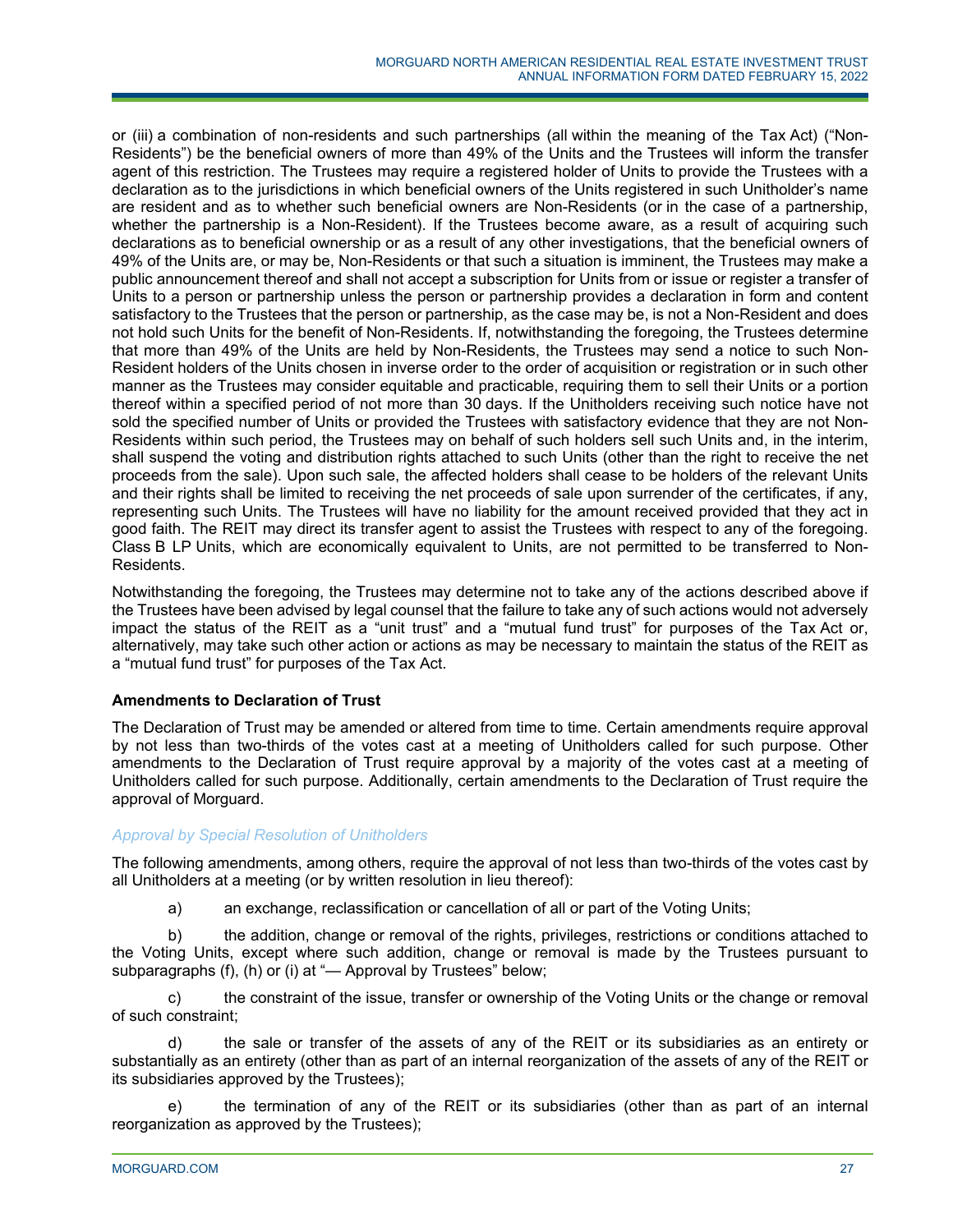or (iii) a combination of non-residents and such partnerships (all within the meaning of the Tax Act) ("Non-Residents") be the beneficial owners of more than 49% of the Units and the Trustees will inform the transfer agent of this restriction. The Trustees may require a registered holder of Units to provide the Trustees with a declaration as to the jurisdictions in which beneficial owners of the Units registered in such Unitholder's name are resident and as to whether such beneficial owners are Non-Residents (or in the case of a partnership, whether the partnership is a Non-Resident). If the Trustees become aware, as a result of acquiring such declarations as to beneficial ownership or as a result of any other investigations, that the beneficial owners of 49% of the Units are, or may be, Non-Residents or that such a situation is imminent, the Trustees may make a public announcement thereof and shall not accept a subscription for Units from or issue or register a transfer of Units to a person or partnership unless the person or partnership provides a declaration in form and content satisfactory to the Trustees that the person or partnership, as the case may be, is not a Non-Resident and does not hold such Units for the benefit of Non-Residents. If, notwithstanding the foregoing, the Trustees determine that more than 49% of the Units are held by Non-Residents, the Trustees may send a notice to such Non-Resident holders of the Units chosen in inverse order to the order of acquisition or registration or in such other manner as the Trustees may consider equitable and practicable, requiring them to sell their Units or a portion thereof within a specified period of not more than 30 days. If the Unitholders receiving such notice have not sold the specified number of Units or provided the Trustees with satisfactory evidence that they are not Non-Residents within such period, the Trustees may on behalf of such holders sell such Units and, in the interim, shall suspend the voting and distribution rights attached to such Units (other than the right to receive the net proceeds from the sale). Upon such sale, the affected holders shall cease to be holders of the relevant Units and their rights shall be limited to receiving the net proceeds of sale upon surrender of the certificates, if any, representing such Units. The Trustees will have no liability for the amount received provided that they act in good faith. The REIT may direct its transfer agent to assist the Trustees with respect to any of the foregoing. Class B LP Units, which are economically equivalent to Units, are not permitted to be transferred to Non-Residents.

Notwithstanding the foregoing, the Trustees may determine not to take any of the actions described above if the Trustees have been advised by legal counsel that the failure to take any of such actions would not adversely impact the status of the REIT as a "unit trust" and a "mutual fund trust" for purposes of the Tax Act or, alternatively, may take such other action or actions as may be necessary to maintain the status of the REIT as a "mutual fund trust" for purposes of the Tax Act.

**Amendments to Declaration of Trust**

The Declaration of Trust may be amended or altered from time to time. Certain amendments require approval by not less than two-thirds of the votes cast at a meeting of Unitholders called for such purpose. Other amendments to the Declaration of Trust require approval by a majority of the votes cast at a meeting of Unitholders called for such purpose. Additionally, certain amendments to the Declaration of Trust require the approval of Morguard.

*Approval by Special Resolution of Unitholders*

The following amendments, among others, require the approval of not less than two-thirds of the votes cast by all Unitholders at a meeting (or by written resolution in lieu thereof):

a) an exchange, reclassification or cancellation of all or part of the Voting Units;

b) the addition, change or removal of the rights, privileges, restrictions or conditions attached to the Voting Units, except where such addition, change or removal is made by the Trustees pursuant to subparagraphs (f), (h) or (i) at "— Approval by Trustees" below;

c) the constraint of the issue, transfer or ownership of the Voting Units or the change or removal of such constraint;

d) the sale or transfer of the assets of any of the REIT or its subsidiaries as an entirety or substantially as an entirety (other than as part of an internal reorganization of the assets of any of the REIT or its subsidiaries approved by the Trustees);

e) the termination of any of the REIT or its subsidiaries (other than as part of an internal reorganization as approved by the Trustees);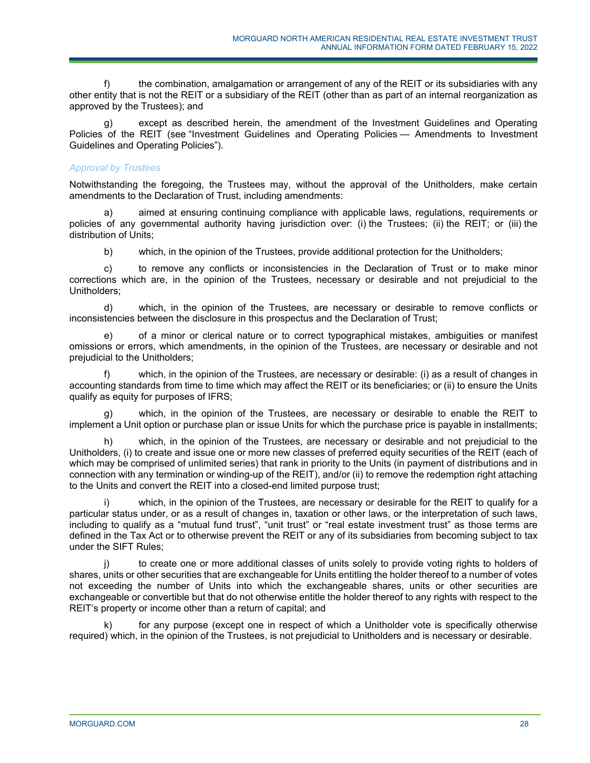f) the combination, amalgamation or arrangement of any of the REIT or its subsidiaries with any other entity that is not the REIT or a subsidiary of the REIT (other than as part of an internal reorganization as approved by the Trustees); and

g) except as described herein, the amendment of the Investment Guidelines and Operating Policies of the REIT (see "Investment Guidelines and Operating Policies — Amendments to Investment Guidelines and Operating Policies").

### *Approval by Trustees*

Notwithstanding the foregoing, the Trustees may, without the approval of the Unitholders, make certain amendments to the Declaration of Trust, including amendments:

a) aimed at ensuring continuing compliance with applicable laws, regulations, requirements or policies of any governmental authority having jurisdiction over: (i) the Trustees; (ii) the REIT; or (iii) the distribution of Units;

b) which, in the opinion of the Trustees, provide additional protection for the Unitholders;

c) to remove any conflicts or inconsistencies in the Declaration of Trust or to make minor corrections which are, in the opinion of the Trustees, necessary or desirable and not prejudicial to the Unitholders;

d) which, in the opinion of the Trustees, are necessary or desirable to remove conflicts or inconsistencies between the disclosure in this prospectus and the Declaration of Trust;

e) of a minor or clerical nature or to correct typographical mistakes, ambiguities or manifest omissions or errors, which amendments, in the opinion of the Trustees, are necessary or desirable and not prejudicial to the Unitholders;

f) which, in the opinion of the Trustees, are necessary or desirable: (i) as a result of changes in accounting standards from time to time which may affect the REIT or its beneficiaries; or (ii) to ensure the Units qualify as equity for purposes of IFRS;

g) which, in the opinion of the Trustees, are necessary or desirable to enable the REIT to implement a Unit option or purchase plan or issue Units for which the purchase price is payable in installments;

h) which, in the opinion of the Trustees, are necessary or desirable and not prejudicial to the Unitholders, (i) to create and issue one or more new classes of preferred equity securities of the REIT (each of which may be comprised of unlimited series) that rank in priority to the Units (in payment of distributions and in connection with any termination or winding-up of the REIT), and/or (ii) to remove the redemption right attaching to the Units and convert the REIT into a closed-end limited purpose trust;

i) which, in the opinion of the Trustees, are necessary or desirable for the REIT to qualify for a particular status under, or as a result of changes in, taxation or other laws, or the interpretation of such laws, including to qualify as a "mutual fund trust", "unit trust" or "real estate investment trust" as those terms are defined in the Tax Act or to otherwise prevent the REIT or any of its subsidiaries from becoming subject to tax under the SIFT Rules;

j) to create one or more additional classes of units solely to provide voting rights to holders of shares, units or other securities that are exchangeable for Units entitling the holder thereof to a number of votes not exceeding the number of Units into which the exchangeable shares, units or other securities are exchangeable or convertible but that do not otherwise entitle the holder thereof to any rights with respect to the REIT's property or income other than a return of capital; and

k) for any purpose (except one in respect of which a Unitholder vote is specifically otherwise required) which, in the opinion of the Trustees, is not prejudicial to Unitholders and is necessary or desirable.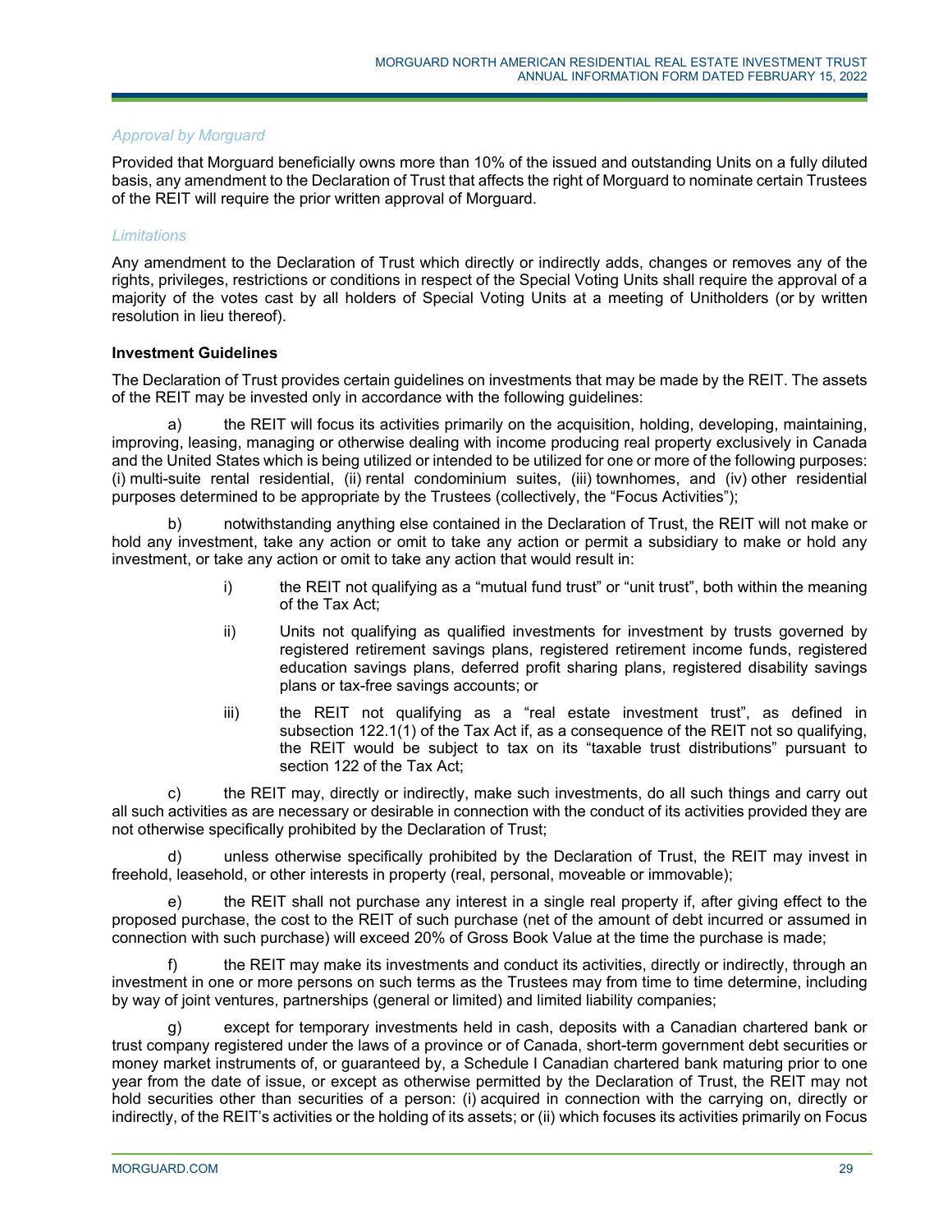*Approval by Morguard*

Provided that Morguard beneficially owns more than 10% of the issued and outstanding Units on a fully diluted basis, any amendment to the Declaration of Trust that affects the right of Morguard to nominate certain Trustees of the REIT will require the prior written approval of Morguard.

*Limitations*

Any amendment to the Declaration of Trust which directly or indirectly adds, changes or removes any of the rights, privileges, restrictions or conditions in respect of the Special Voting Units shall require the approval of a majority of the votes cast by all holders of Special Voting Units at a meeting of Unitholders (or by written resolution in lieu thereof).

**Investment Guidelines**

The Declaration of Trust provides certain guidelines on investments that may be made by the REIT. The assets of the REIT may be invested only in accordance with the following guidelines:

a) the REIT will focus its activities primarily on the acquisition, holding, developing, maintaining, improving, leasing, managing or otherwise dealing with income producing real property exclusively in Canada and the United States which is being utilized or intended to be utilized for one or more of the following purposes: (i) multi-suite rental residential, (ii) rental condominium suites, (iii) townhomes, and (iv) other residential purposes determined to be appropriate by the Trustees (collectively, the "Focus Activities");

b) notwithstanding anything else contained in the Declaration of Trust, the REIT will not make or hold any investment, take any action or omit to take any action or permit a subsidiary to make or hold any investment, or take any action or omit to take any action that would result in:

> i) the REIT not qualifying as a "mutual fund trust" or "unit trust", both within the meaning of the Tax Act;
>
> ii) Units not qualifying as qualified investments for investment by trusts governed by registered retirement savings plans, registered retirement income funds, registered education savings plans, deferred profit sharing plans, registered disability savings plans or tax-free savings accounts; or
>
> iii) the REIT not qualifying as a "real estate investment trust", as defined in subsection 122.1(1) of the Tax Act if, as a consequence of the REIT not so qualifying, the REIT would be subject to tax on its "taxable trust distributions" pursuant to section 122 of the Tax Act;

c) the REIT may, directly or indirectly, make such investments, do all such things and carry out all such activities as are necessary or desirable in connection with the conduct of its activities provided they are not otherwise specifically prohibited by the Declaration of Trust;

d) unless otherwise specifically prohibited by the Declaration of Trust, the REIT may invest in freehold, leasehold, or other interests in property (real, personal, moveable or immovable);

e) the REIT shall not purchase any interest in a single real property if, after giving effect to the proposed purchase, the cost to the REIT of such purchase (net of the amount of debt incurred or assumed in connection with such purchase) will exceed 20% of Gross Book Value at the time the purchase is made;

f) the REIT may make its investments and conduct its activities, directly or indirectly, through an investment in one or more persons on such terms as the Trustees may from time to time determine, including by way of joint ventures, partnerships (general or limited) and limited liability companies;

g) except for temporary investments held in cash, deposits with a Canadian chartered bank or trust company registered under the laws of a province or of Canada, short-term government debt securities or money market instruments of, or guaranteed by, a Schedule I Canadian chartered bank maturing prior to one year from the date of issue, or except as otherwise permitted by the Declaration of Trust, the REIT may not hold securities other than securities of a person: (i) acquired in connection with the carrying on, directly or indirectly, of the REIT's activities or the holding of its assets; or (ii) which focuses its activities primarily on Focus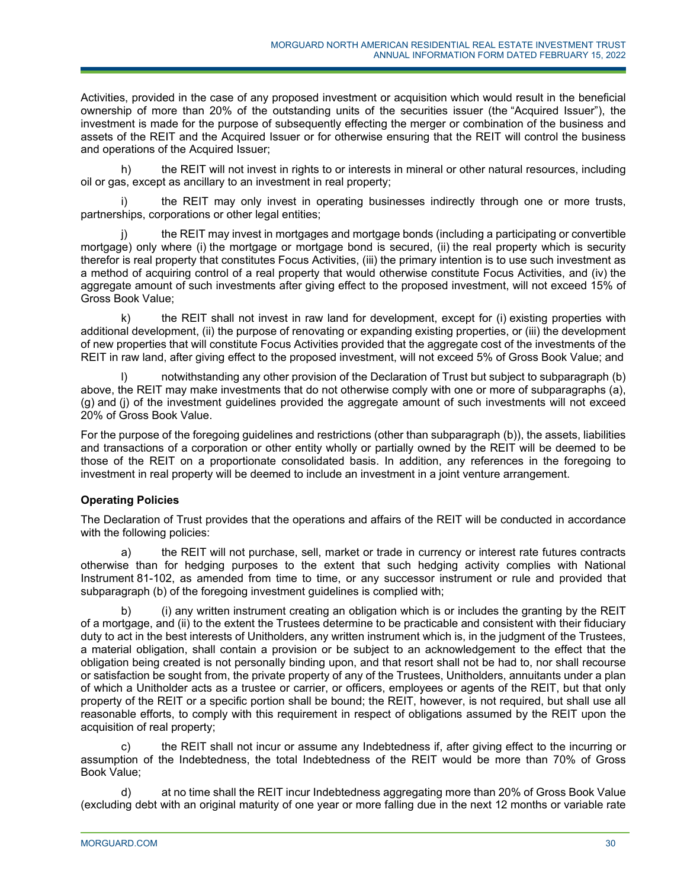Activities, provided in the case of any proposed investment or acquisition which would result in the beneficial ownership of more than 20% of the outstanding units of the securities issuer (the "Acquired Issuer"), the investment is made for the purpose of subsequently effecting the merger or combination of the business and assets of the REIT and the Acquired Issuer or for otherwise ensuring that the REIT will control the business and operations of the Acquired Issuer;

h) the REIT will not invest in rights to or interests in mineral or other natural resources, including oil or gas, except as ancillary to an investment in real property;

i) the REIT may only invest in operating businesses indirectly through one or more trusts, partnerships, corporations or other legal entities;

j) the REIT may invest in mortgages and mortgage bonds (including a participating or convertible mortgage) only where (i) the mortgage or mortgage bond is secured, (ii) the real property which is security therefor is real property that constitutes Focus Activities, (iii) the primary intention is to use such investment as a method of acquiring control of a real property that would otherwise constitute Focus Activities, and (iv) the aggregate amount of such investments after giving effect to the proposed investment, will not exceed 15% of Gross Book Value;

k) the REIT shall not invest in raw land for development, except for (i) existing properties with additional development, (ii) the purpose of renovating or expanding existing properties, or (iii) the development of new properties that will constitute Focus Activities provided that the aggregate cost of the investments of the REIT in raw land, after giving effect to the proposed investment, will not exceed 5% of Gross Book Value; and

l) notwithstanding any other provision of the Declaration of Trust but subject to subparagraph (b) above, the REIT may make investments that do not otherwise comply with one or more of subparagraphs (a), (g) and (j) of the investment guidelines provided the aggregate amount of such investments will not exceed 20% of Gross Book Value.

For the purpose of the foregoing guidelines and restrictions (other than subparagraph (b)), the assets, liabilities and transactions of a corporation or other entity wholly or partially owned by the REIT will be deemed to be those of the REIT on a proportionate consolidated basis. In addition, any references in the foregoing to investment in real property will be deemed to include an investment in a joint venture arrangement.

**Operating Policies**

The Declaration of Trust provides that the operations and affairs of the REIT will be conducted in accordance with the following policies:

a) the REIT will not purchase, sell, market or trade in currency or interest rate futures contracts otherwise than for hedging purposes to the extent that such hedging activity complies with National Instrument 81-102, as amended from time to time, or any successor instrument or rule and provided that subparagraph (b) of the foregoing investment guidelines is complied with;

b) (i) any written instrument creating an obligation which is or includes the granting by the REIT of a mortgage, and (ii) to the extent the Trustees determine to be practicable and consistent with their fiduciary duty to act in the best interests of Unitholders, any written instrument which is, in the judgment of the Trustees, a material obligation, shall contain a provision or be subject to an acknowledgement to the effect that the obligation being created is not personally binding upon, and that resort shall not be had to, nor shall recourse or satisfaction be sought from, the private property of any of the Trustees, Unitholders, annuitants under a plan of which a Unitholder acts as a trustee or carrier, or officers, employees or agents of the REIT, but that only property of the REIT or a specific portion shall be bound; the REIT, however, is not required, but shall use all reasonable efforts, to comply with this requirement in respect of obligations assumed by the REIT upon the acquisition of real property;

c) the REIT shall not incur or assume any Indebtedness if, after giving effect to the incurring or assumption of the Indebtedness, the total Indebtedness of the REIT would be more than 70% of Gross Book Value;

d) at no time shall the REIT incur Indebtedness aggregating more than 20% of Gross Book Value (excluding debt with an original maturity of one year or more falling due in the next 12 months or variable rate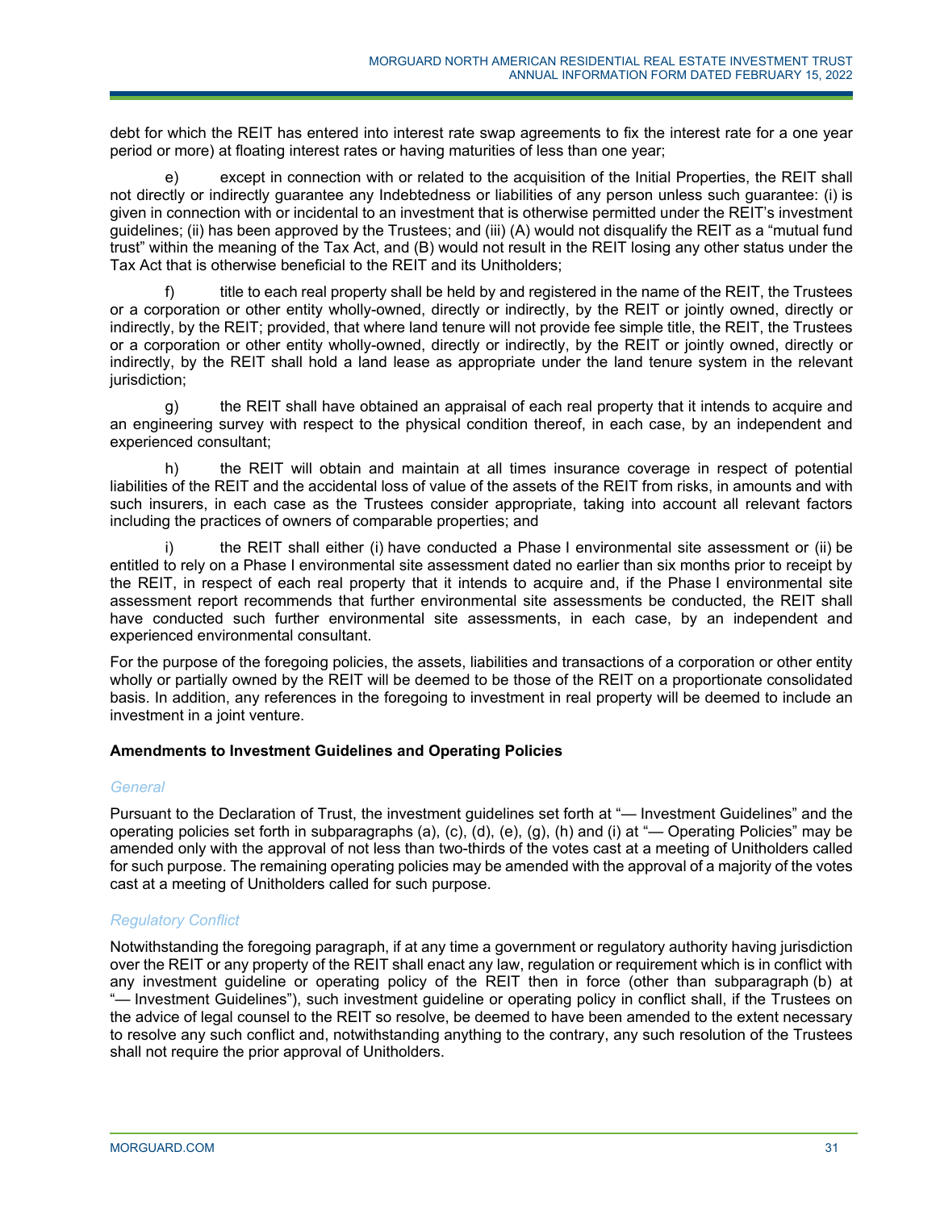debt for which the REIT has entered into interest rate swap agreements to fix the interest rate for a one year period or more) at floating interest rates or having maturities of less than one year;

e) except in connection with or related to the acquisition of the Initial Properties, the REIT shall not directly or indirectly guarantee any Indebtedness or liabilities of any person unless such guarantee: (i) is given in connection with or incidental to an investment that is otherwise permitted under the REIT's investment guidelines; (ii) has been approved by the Trustees; and (iii) (A) would not disqualify the REIT as a "mutual fund trust" within the meaning of the Tax Act, and (B) would not result in the REIT losing any other status under the Tax Act that is otherwise beneficial to the REIT and its Unitholders;

f) title to each real property shall be held by and registered in the name of the REIT, the Trustees or a corporation or other entity wholly-owned, directly or indirectly, by the REIT or jointly owned, directly or indirectly, by the REIT; provided, that where land tenure will not provide fee simple title, the REIT, the Trustees or a corporation or other entity wholly-owned, directly or indirectly, by the REIT or jointly owned, directly or indirectly, by the REIT shall hold a land lease as appropriate under the land tenure system in the relevant jurisdiction;

g) the REIT shall have obtained an appraisal of each real property that it intends to acquire and an engineering survey with respect to the physical condition thereof, in each case, by an independent and experienced consultant;

h) the REIT will obtain and maintain at all times insurance coverage in respect of potential liabilities of the REIT and the accidental loss of value of the assets of the REIT from risks, in amounts and with such insurers, in each case as the Trustees consider appropriate, taking into account all relevant factors including the practices of owners of comparable properties; and

i) the REIT shall either (i) have conducted a Phase I environmental site assessment or (ii) be entitled to rely on a Phase I environmental site assessment dated no earlier than six months prior to receipt by the REIT, in respect of each real property that it intends to acquire and, if the Phase I environmental site assessment report recommends that further environmental site assessments be conducted, the REIT shall have conducted such further environmental site assessments, in each case, by an independent and experienced environmental consultant.

For the purpose of the foregoing policies, the assets, liabilities and transactions of a corporation or other entity wholly or partially owned by the REIT will be deemed to be those of the REIT on a proportionate consolidated basis. In addition, any references in the foregoing to investment in real property will be deemed to include an investment in a joint venture.

### Amendments to Investment Guidelines and Operating Policies

#### *General*

Pursuant to the Declaration of Trust, the investment guidelines set forth at "— Investment Guidelines" and the operating policies set forth in subparagraphs (a), (c), (d), (e), (g), (h) and (i) at "— Operating Policies" may be amended only with the approval of not less than two-thirds of the votes cast at a meeting of Unitholders called for such purpose. The remaining operating policies may be amended with the approval of a majority of the votes cast at a meeting of Unitholders called for such purpose.

#### *Regulatory Conflict*

Notwithstanding the foregoing paragraph, if at any time a government or regulatory authority having jurisdiction over the REIT or any property of the REIT shall enact any law, regulation or requirement which is in conflict with any investment guideline or operating policy of the REIT then in force (other than subparagraph (b) at "— Investment Guidelines"), such investment guideline or operating policy in conflict shall, if the Trustees on the advice of legal counsel to the REIT so resolve, be deemed to have been amended to the extent necessary to resolve any such conflict and, notwithstanding anything to the contrary, any such resolution of the Trustees shall not require the prior approval of Unitholders.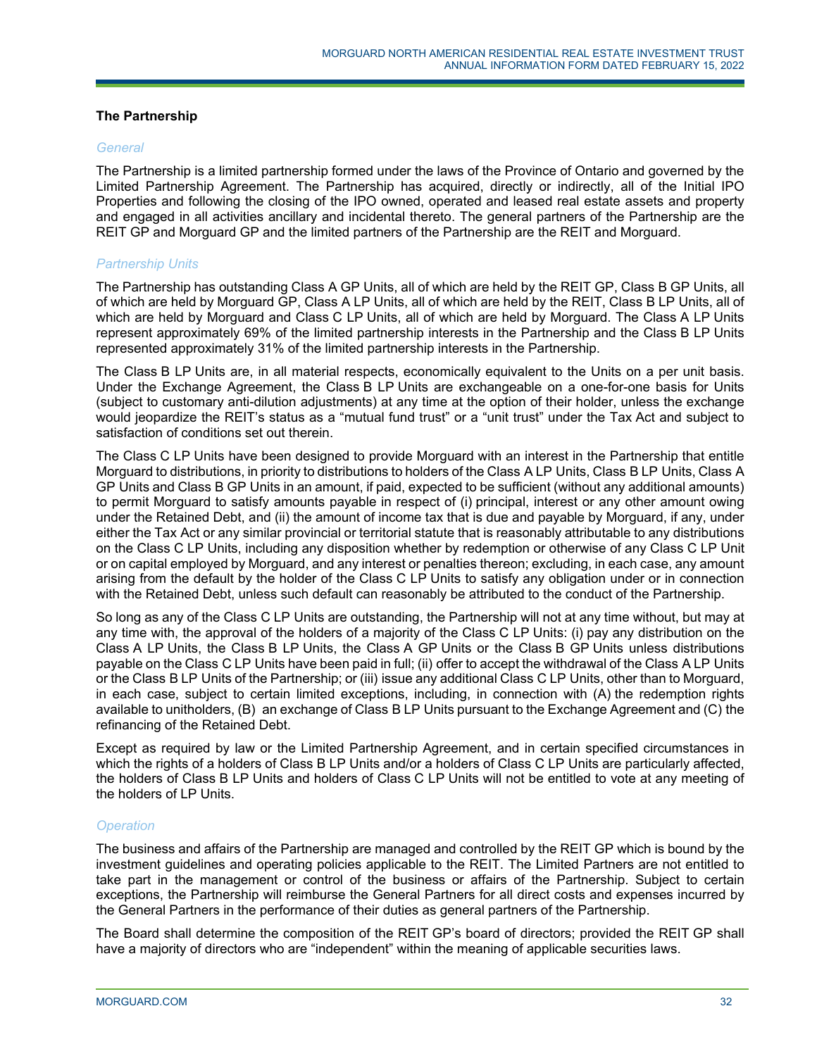### The Partnership

*General*

The Partnership is a limited partnership formed under the laws of the Province of Ontario and governed by the Limited Partnership Agreement. The Partnership has acquired, directly or indirectly, all of the Initial IPO Properties and following the closing of the IPO owned, operated and leased real estate assets and property and engaged in all activities ancillary and incidental thereto. The general partners of the Partnership are the REIT GP and Morguard GP and the limited partners of the Partnership are the REIT and Morguard.

*Partnership Units*

The Partnership has outstanding Class A GP Units, all of which are held by the REIT GP, Class B GP Units, all of which are held by Morguard GP, Class A LP Units, all of which are held by the REIT, Class B LP Units, all of which are held by Morguard and Class C LP Units, all of which are held by Morguard. The Class A LP Units represent approximately 69% of the limited partnership interests in the Partnership and the Class B LP Units represented approximately 31% of the limited partnership interests in the Partnership.

The Class B LP Units are, in all material respects, economically equivalent to the Units on a per unit basis. Under the Exchange Agreement, the Class B LP Units are exchangeable on a one-for-one basis for Units (subject to customary anti-dilution adjustments) at any time at the option of their holder, unless the exchange would jeopardize the REIT's status as a "mutual fund trust" or a "unit trust" under the Tax Act and subject to satisfaction of conditions set out therein.

The Class C LP Units have been designed to provide Morguard with an interest in the Partnership that entitle Morguard to distributions, in priority to distributions to holders of the Class A LP Units, Class B LP Units, Class A GP Units and Class B GP Units in an amount, if paid, expected to be sufficient (without any additional amounts) to permit Morguard to satisfy amounts payable in respect of (i) principal, interest or any other amount owing under the Retained Debt, and (ii) the amount of income tax that is due and payable by Morguard, if any, under either the Tax Act or any similar provincial or territorial statute that is reasonably attributable to any distributions on the Class C LP Units, including any disposition whether by redemption or otherwise of any Class C LP Unit or on capital employed by Morguard, and any interest or penalties thereon; excluding, in each case, any amount arising from the default by the holder of the Class C LP Units to satisfy any obligation under or in connection with the Retained Debt, unless such default can reasonably be attributed to the conduct of the Partnership.

So long as any of the Class C LP Units are outstanding, the Partnership will not at any time without, but may at any time with, the approval of the holders of a majority of the Class C LP Units: (i) pay any distribution on the Class A LP Units, the Class B LP Units, the Class A GP Units or the Class B GP Units unless distributions payable on the Class C LP Units have been paid in full; (ii) offer to accept the withdrawal of the Class A LP Units or the Class B LP Units of the Partnership; or (iii) issue any additional Class C LP Units, other than to Morguard, in each case, subject to certain limited exceptions, including, in connection with (A) the redemption rights available to unitholders, (B) an exchange of Class B LP Units pursuant to the Exchange Agreement and (C) the refinancing of the Retained Debt.

Except as required by law or the Limited Partnership Agreement, and in certain specified circumstances in which the rights of a holders of Class B LP Units and/or a holders of Class C LP Units are particularly affected, the holders of Class B LP Units and holders of Class C LP Units will not be entitled to vote at any meeting of the holders of LP Units.

*Operation*

The business and affairs of the Partnership are managed and controlled by the REIT GP which is bound by the investment guidelines and operating policies applicable to the REIT. The Limited Partners are not entitled to take part in the management or control of the business or affairs of the Partnership. Subject to certain exceptions, the Partnership will reimburse the General Partners for all direct costs and expenses incurred by the General Partners in the performance of their duties as general partners of the Partnership.

The Board shall determine the composition of the REIT GP's board of directors; provided the REIT GP shall have a majority of directors who are "independent" within the meaning of applicable securities laws.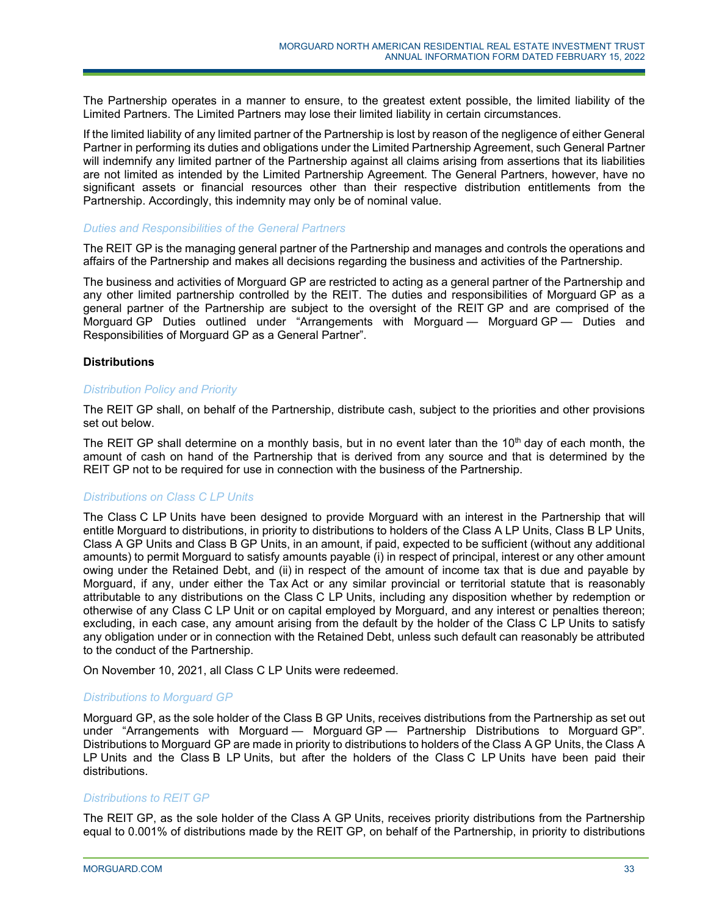The Partnership operates in a manner to ensure, to the greatest extent possible, the limited liability of the Limited Partners. The Limited Partners may lose their limited liability in certain circumstances.

If the limited liability of any limited partner of the Partnership is lost by reason of the negligence of either General Partner in performing its duties and obligations under the Limited Partnership Agreement, such General Partner will indemnify any limited partner of the Partnership against all claims arising from assertions that its liabilities are not limited as intended by the Limited Partnership Agreement. The General Partners, however, have no significant assets or financial resources other than their respective distribution entitlements from the Partnership. Accordingly, this indemnity may only be of nominal value.

*Duties and Responsibilities of the General Partners*

The REIT GP is the managing general partner of the Partnership and manages and controls the operations and affairs of the Partnership and makes all decisions regarding the business and activities of the Partnership.

The business and activities of Morguard GP are restricted to acting as a general partner of the Partnership and any other limited partnership controlled by the REIT. The duties and responsibilities of Morguard GP as a general partner of the Partnership are subject to the oversight of the REIT GP and are comprised of the Morguard GP Duties outlined under "Arrangements with Morguard — Morguard GP — Duties and Responsibilities of Morguard GP as a General Partner".

**Distributions**

*Distribution Policy and Priority*

The REIT GP shall, on behalf of the Partnership, distribute cash, subject to the priorities and other provisions set out below.

The REIT GP shall determine on a monthly basis, but in no event later than the 10th day of each month, the amount of cash on hand of the Partnership that is derived from any source and that is determined by the REIT GP not to be required for use in connection with the business of the Partnership.

*Distributions on Class C LP Units*

The Class C LP Units have been designed to provide Morguard with an interest in the Partnership that will entitle Morguard to distributions, in priority to distributions to holders of the Class A LP Units, Class B LP Units, Class A GP Units and Class B GP Units, in an amount, if paid, expected to be sufficient (without any additional amounts) to permit Morguard to satisfy amounts payable (i) in respect of principal, interest or any other amount owing under the Retained Debt, and (ii) in respect of the amount of income tax that is due and payable by Morguard, if any, under either the Tax Act or any similar provincial or territorial statute that is reasonably attributable to any distributions on the Class C LP Units, including any disposition whether by redemption or otherwise of any Class C LP Unit or on capital employed by Morguard, and any interest or penalties thereon; excluding, in each case, any amount arising from the default by the holder of the Class C LP Units to satisfy any obligation under or in connection with the Retained Debt, unless such default can reasonably be attributed to the conduct of the Partnership.

On November 10, 2021, all Class C LP Units were redeemed.

*Distributions to Morguard GP*

Morguard GP, as the sole holder of the Class B GP Units, receives distributions from the Partnership as set out under "Arrangements with Morguard — Morguard GP — Partnership Distributions to Morguard GP". Distributions to Morguard GP are made in priority to distributions to holders of the Class A GP Units, the Class A LP Units and the Class B LP Units, but after the holders of the Class C LP Units have been paid their distributions.

*Distributions to REIT GP*

The REIT GP, as the sole holder of the Class A GP Units, receives priority distributions from the Partnership equal to 0.001% of distributions made by the REIT GP, on behalf of the Partnership, in priority to distributions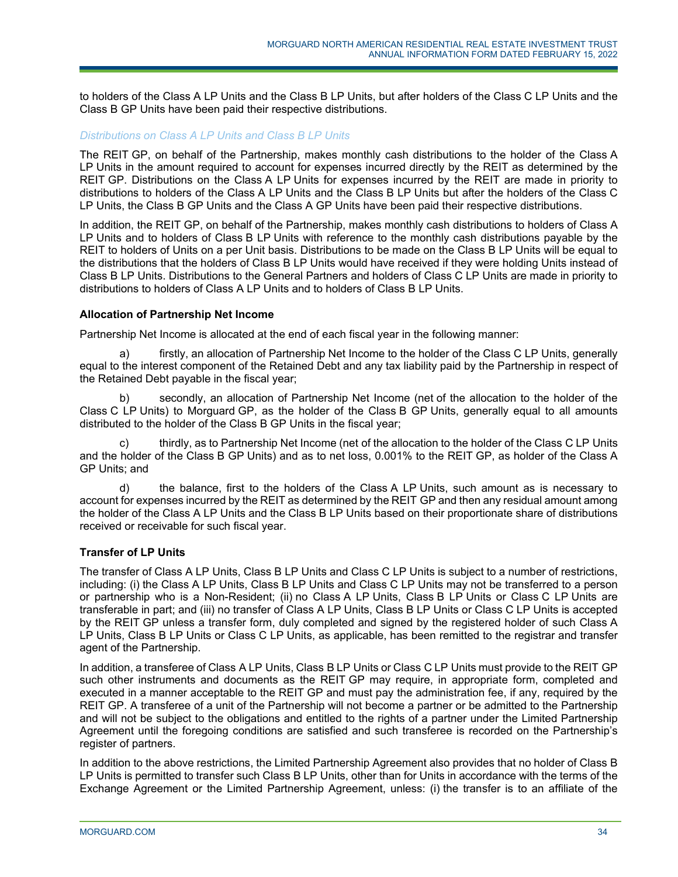to holders of the Class A LP Units and the Class B LP Units, but after holders of the Class C LP Units and the Class B GP Units have been paid their respective distributions.

*Distributions on Class A LP Units and Class B LP Units*

The REIT GP, on behalf of the Partnership, makes monthly cash distributions to the holder of the Class A LP Units in the amount required to account for expenses incurred directly by the REIT as determined by the REIT GP. Distributions on the Class A LP Units for expenses incurred by the REIT are made in priority to distributions to holders of the Class A LP Units and the Class B LP Units but after the holders of the Class C LP Units, the Class B GP Units and the Class A GP Units have been paid their respective distributions.

In addition, the REIT GP, on behalf of the Partnership, makes monthly cash distributions to holders of Class A LP Units and to holders of Class B LP Units with reference to the monthly cash distributions payable by the REIT to holders of Units on a per Unit basis. Distributions to be made on the Class B LP Units will be equal to the distributions that the holders of Class B LP Units would have received if they were holding Units instead of Class B LP Units. Distributions to the General Partners and holders of Class C LP Units are made in priority to distributions to holders of Class A LP Units and to holders of Class B LP Units.

**Allocation of Partnership Net Income**

Partnership Net Income is allocated at the end of each fiscal year in the following manner:

a) firstly, an allocation of Partnership Net Income to the holder of the Class C LP Units, generally equal to the interest component of the Retained Debt and any tax liability paid by the Partnership in respect of the Retained Debt payable in the fiscal year;

b) secondly, an allocation of Partnership Net Income (net of the allocation to the holder of the Class C LP Units) to Morguard GP, as the holder of the Class B GP Units, generally equal to all amounts distributed to the holder of the Class B GP Units in the fiscal year;

c) thirdly, as to Partnership Net Income (net of the allocation to the holder of the Class C LP Units and the holder of the Class B GP Units) and as to net loss, 0.001% to the REIT GP, as holder of the Class A GP Units; and

d) the balance, first to the holders of the Class A LP Units, such amount as is necessary to account for expenses incurred by the REIT as determined by the REIT GP and then any residual amount among the holder of the Class A LP Units and the Class B LP Units based on their proportionate share of distributions received or receivable for such fiscal year.

**Transfer of LP Units**

The transfer of Class A LP Units, Class B LP Units and Class C LP Units is subject to a number of restrictions, including: (i) the Class A LP Units, Class B LP Units and Class C LP Units may not be transferred to a person or partnership who is a Non-Resident; (ii) no Class A LP Units, Class B LP Units or Class C LP Units are transferable in part; and (iii) no transfer of Class A LP Units, Class B LP Units or Class C LP Units is accepted by the REIT GP unless a transfer form, duly completed and signed by the registered holder of such Class A LP Units, Class B LP Units or Class C LP Units, as applicable, has been remitted to the registrar and transfer agent of the Partnership.

In addition, a transferee of Class A LP Units, Class B LP Units or Class C LP Units must provide to the REIT GP such other instruments and documents as the REIT GP may require, in appropriate form, completed and executed in a manner acceptable to the REIT GP and must pay the administration fee, if any, required by the REIT GP. A transferee of a unit of the Partnership will not become a partner or be admitted to the Partnership and will not be subject to the obligations and entitled to the rights of a partner under the Limited Partnership Agreement until the foregoing conditions are satisfied and such transferee is recorded on the Partnership's register of partners.

In addition to the above restrictions, the Limited Partnership Agreement also provides that no holder of Class B LP Units is permitted to transfer such Class B LP Units, other than for Units in accordance with the terms of the Exchange Agreement or the Limited Partnership Agreement, unless: (i) the transfer is to an affiliate of the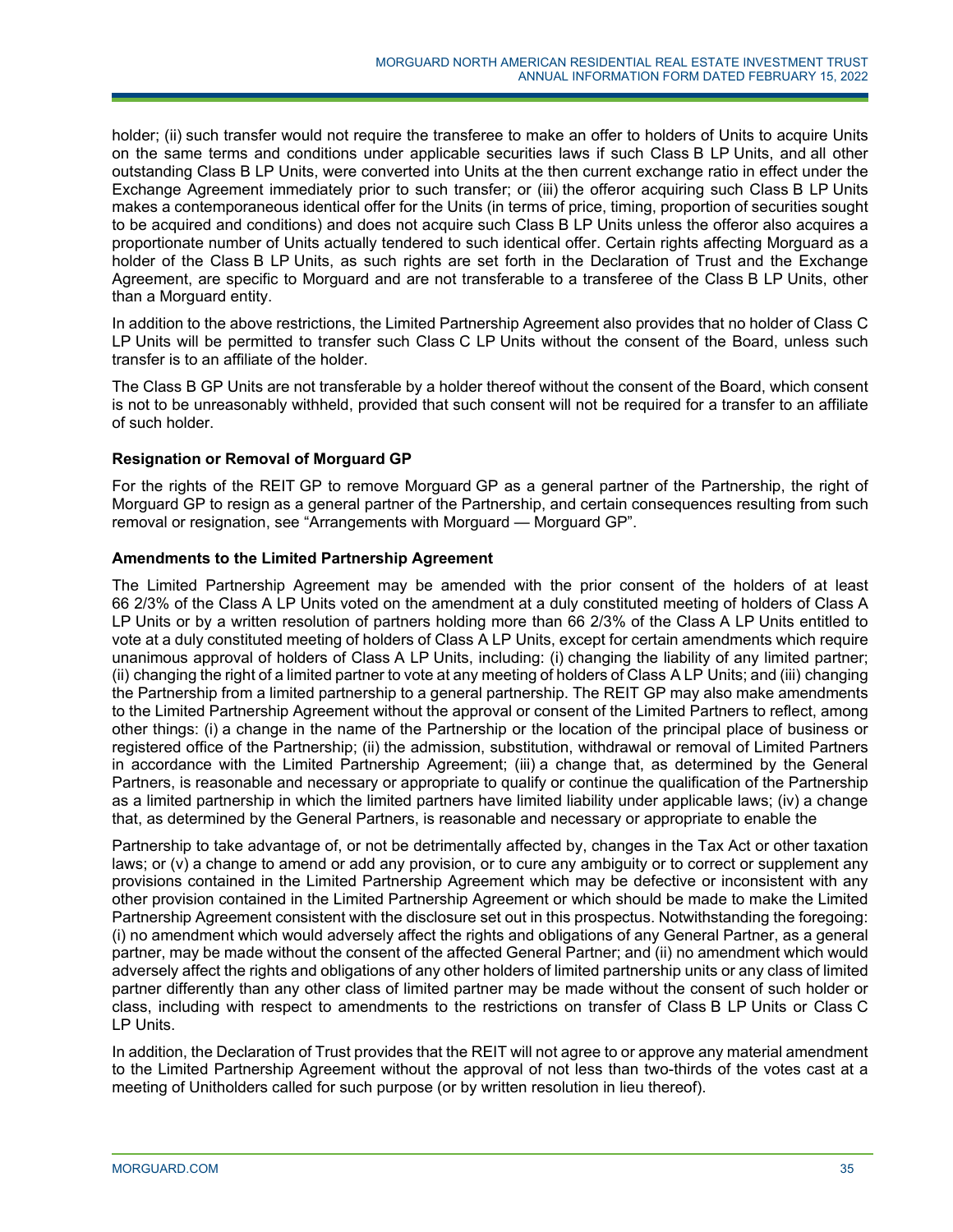holder; (ii) such transfer would not require the transferee to make an offer to holders of Units to acquire Units on the same terms and conditions under applicable securities laws if such Class B LP Units, and all other outstanding Class B LP Units, were converted into Units at the then current exchange ratio in effect under the Exchange Agreement immediately prior to such transfer; or (iii) the offeror acquiring such Class B LP Units makes a contemporaneous identical offer for the Units (in terms of price, timing, proportion of securities sought to be acquired and conditions) and does not acquire such Class B LP Units unless the offeror also acquires a proportionate number of Units actually tendered to such identical offer. Certain rights affecting Morguard as a holder of the Class B LP Units, as such rights are set forth in the Declaration of Trust and the Exchange Agreement, are specific to Morguard and are not transferable to a transferee of the Class B LP Units, other than a Morguard entity.

In addition to the above restrictions, the Limited Partnership Agreement also provides that no holder of Class C LP Units will be permitted to transfer such Class C LP Units without the consent of the Board, unless such transfer is to an affiliate of the holder.

The Class B GP Units are not transferable by a holder thereof without the consent of the Board, which consent is not to be unreasonably withheld, provided that such consent will not be required for a transfer to an affiliate of such holder.

**Resignation or Removal of Morguard GP**

For the rights of the REIT GP to remove Morguard GP as a general partner of the Partnership, the right of Morguard GP to resign as a general partner of the Partnership, and certain consequences resulting from such removal or resignation, see "Arrangements with Morguard — Morguard GP".

**Amendments to the Limited Partnership Agreement**

The Limited Partnership Agreement may be amended with the prior consent of the holders of at least 66 2/3% of the Class A LP Units voted on the amendment at a duly constituted meeting of holders of Class A LP Units or by a written resolution of partners holding more than 66 2/3% of the Class A LP Units entitled to vote at a duly constituted meeting of holders of Class A LP Units, except for certain amendments which require unanimous approval of holders of Class A LP Units, including: (i) changing the liability of any limited partner; (ii) changing the right of a limited partner to vote at any meeting of holders of Class A LP Units; and (iii) changing the Partnership from a limited partnership to a general partnership. The REIT GP may also make amendments to the Limited Partnership Agreement without the approval or consent of the Limited Partners to reflect, among other things: (i) a change in the name of the Partnership or the location of the principal place of business or registered office of the Partnership; (ii) the admission, substitution, withdrawal or removal of Limited Partners in accordance with the Limited Partnership Agreement; (iii) a change that, as determined by the General Partners, is reasonable and necessary or appropriate to qualify or continue the qualification of the Partnership as a limited partnership in which the limited partners have limited liability under applicable laws; (iv) a change that, as determined by the General Partners, is reasonable and necessary or appropriate to enable the Partnership to take advantage of, or not be detrimentally affected by, changes in the Tax Act or other taxation laws; or (v) a change to amend or add any provision, or to cure any ambiguity or to correct or supplement any provisions contained in the Limited Partnership Agreement which may be defective or inconsistent with any other provision contained in the Limited Partnership Agreement or which should be made to make the Limited Partnership Agreement consistent with the disclosure set out in this prospectus. Notwithstanding the foregoing: (i) no amendment which would adversely affect the rights and obligations of any General Partner, as a general partner, may be made without the consent of the affected General Partner; and (ii) no amendment which would adversely affect the rights and obligations of any other holders of limited partnership units or any class of limited partner differently than any other class of limited partner may be made without the consent of such holder or class, including with respect to amendments to the restrictions on transfer of Class B LP Units or Class C LP Units.

In addition, the Declaration of Trust provides that the REIT will not agree to or approve any material amendment to the Limited Partnership Agreement without the approval of not less than two-thirds of the votes cast at a meeting of Unitholders called for such purpose (or by written resolution in lieu thereof).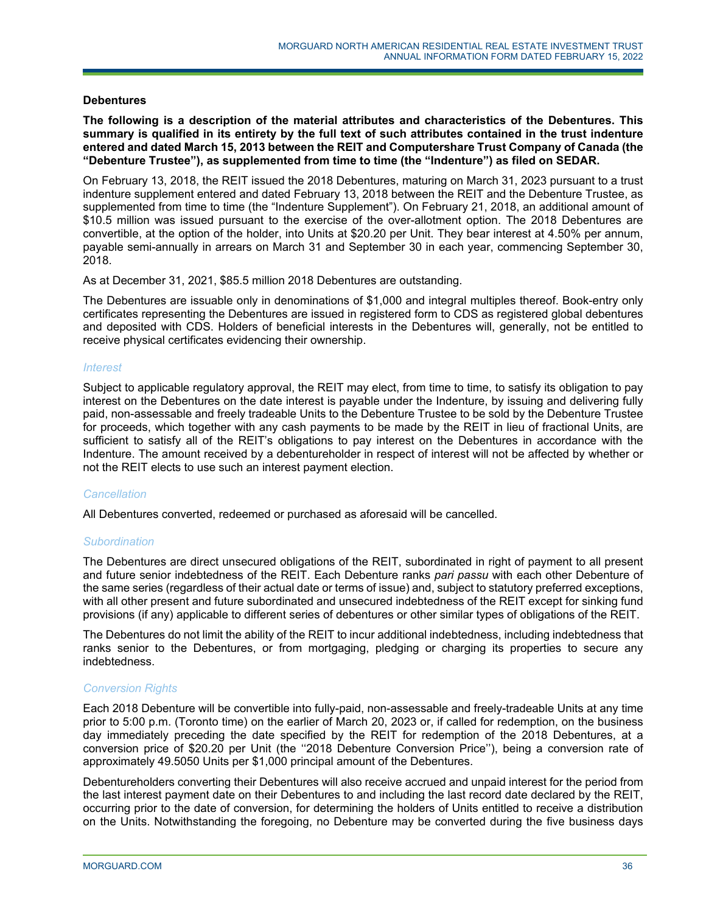### Debentures

**The following is a description of the material attributes and characteristics of the Debentures. This summary is qualified in its entirety by the full text of such attributes contained in the trust indenture entered and dated March 15, 2013 between the REIT and Computershare Trust Company of Canada (the "Debenture Trustee"), as supplemented from time to time (the "Indenture") as filed on SEDAR.**

On February 13, 2018, the REIT issued the 2018 Debentures, maturing on March 31, 2023 pursuant to a trust indenture supplement entered and dated February 13, 2018 between the REIT and the Debenture Trustee, as supplemented from time to time (the "Indenture Supplement"). On February 21, 2018, an additional amount of $10.5 million was issued pursuant to the exercise of the over-allotment option. The 2018 Debentures are convertible, at the option of the holder, into Units at $20.20 per Unit. They bear interest at 4.50% per annum, payable semi-annually in arrears on March 31 and September 30 in each year, commencing September 30, 2018.

As at December 31, 2021, $85.5 million 2018 Debentures are outstanding.

The Debentures are issuable only in denominations of $1,000 and integral multiples thereof. Book-entry only certificates representing the Debentures are issued in registered form to CDS as registered global debentures and deposited with CDS. Holders of beneficial interests in the Debentures will, generally, not be entitled to receive physical certificates evidencing their ownership.

#### *Interest*

Subject to applicable regulatory approval, the REIT may elect, from time to time, to satisfy its obligation to pay interest on the Debentures on the date interest is payable under the Indenture, by issuing and delivering fully paid, non-assessable and freely tradeable Units to the Debenture Trustee to be sold by the Debenture Trustee for proceeds, which together with any cash payments to be made by the REIT in lieu of fractional Units, are sufficient to satisfy all of the REIT's obligations to pay interest on the Debentures in accordance with the Indenture. The amount received by a debentureholder in respect of interest will not be affected by whether or not the REIT elects to use such an interest payment election.

#### *Cancellation*

All Debentures converted, redeemed or purchased as aforesaid will be cancelled.

#### *Subordination*

The Debentures are direct unsecured obligations of the REIT, subordinated in right of payment to all present and future senior indebtedness of the REIT. Each Debenture ranks *pari passu* with each other Debenture of the same series (regardless of their actual date or terms of issue) and, subject to statutory preferred exceptions, with all other present and future subordinated and unsecured indebtedness of the REIT except for sinking fund provisions (if any) applicable to different series of debentures or other similar types of obligations of the REIT.

The Debentures do not limit the ability of the REIT to incur additional indebtedness, including indebtedness that ranks senior to the Debentures, or from mortgaging, pledging or charging its properties to secure any indebtedness.

#### *Conversion Rights*

Each 2018 Debenture will be convertible into fully-paid, non-assessable and freely-tradeable Units at any time prior to 5:00 p.m. (Toronto time) on the earlier of March 20, 2023 or, if called for redemption, on the business day immediately preceding the date specified by the REIT for redemption of the 2018 Debentures, at a conversion price of $20.20 per Unit (the ''2018 Debenture Conversion Price''), being a conversion rate of approximately 49.5050 Units per $1,000 principal amount of the Debentures.

Debentureholders converting their Debentures will also receive accrued and unpaid interest for the period from the last interest payment date on their Debentures to and including the last record date declared by the REIT, occurring prior to the date of conversion, for determining the holders of Units entitled to receive a distribution on the Units. Notwithstanding the foregoing, no Debenture may be converted during the five business days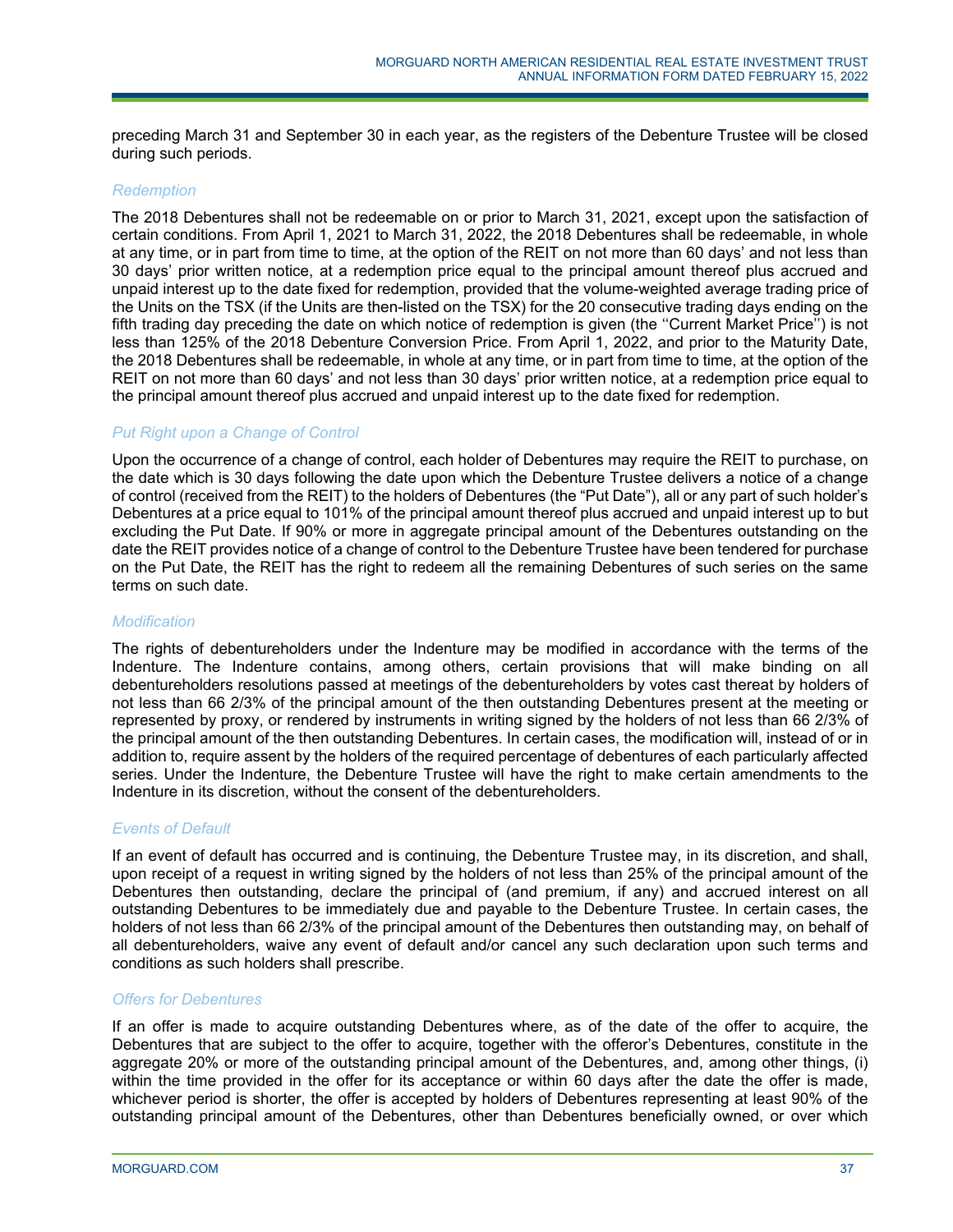preceding March 31 and September 30 in each year, as the registers of the Debenture Trustee will be closed during such periods.

### *Redemption*

The 2018 Debentures shall not be redeemable on or prior to March 31, 2021, except upon the satisfaction of certain conditions. From April 1, 2021 to March 31, 2022, the 2018 Debentures shall be redeemable, in whole at any time, or in part from time to time, at the option of the REIT on not more than 60 days' and not less than 30 days' prior written notice, at a redemption price equal to the principal amount thereof plus accrued and unpaid interest up to the date fixed for redemption, provided that the volume-weighted average trading price of the Units on the TSX (if the Units are then-listed on the TSX) for the 20 consecutive trading days ending on the fifth trading day preceding the date on which notice of redemption is given (the ''Current Market Price'') is not less than 125% of the 2018 Debenture Conversion Price. From April 1, 2022, and prior to the Maturity Date, the 2018 Debentures shall be redeemable, in whole at any time, or in part from time to time, at the option of the REIT on not more than 60 days' and not less than 30 days' prior written notice, at a redemption price equal to the principal amount thereof plus accrued and unpaid interest up to the date fixed for redemption.

### *Put Right upon a Change of Control*

Upon the occurrence of a change of control, each holder of Debentures may require the REIT to purchase, on the date which is 30 days following the date upon which the Debenture Trustee delivers a notice of a change of control (received from the REIT) to the holders of Debentures (the "Put Date"), all or any part of such holder's Debentures at a price equal to 101% of the principal amount thereof plus accrued and unpaid interest up to but excluding the Put Date. If 90% or more in aggregate principal amount of the Debentures outstanding on the date the REIT provides notice of a change of control to the Debenture Trustee have been tendered for purchase on the Put Date, the REIT has the right to redeem all the remaining Debentures of such series on the same terms on such date.

### *Modification*

The rights of debentureholders under the Indenture may be modified in accordance with the terms of the Indenture. The Indenture contains, among others, certain provisions that will make binding on all debentureholders resolutions passed at meetings of the debentureholders by votes cast thereat by holders of not less than 66 2/3% of the principal amount of the then outstanding Debentures present at the meeting or represented by proxy, or rendered by instruments in writing signed by the holders of not less than 66 2/3% of the principal amount of the then outstanding Debentures. In certain cases, the modification will, instead of or in addition to, require assent by the holders of the required percentage of debentures of each particularly affected series. Under the Indenture, the Debenture Trustee will have the right to make certain amendments to the Indenture in its discretion, without the consent of the debentureholders.

### *Events of Default*

If an event of default has occurred and is continuing, the Debenture Trustee may, in its discretion, and shall, upon receipt of a request in writing signed by the holders of not less than 25% of the principal amount of the Debentures then outstanding, declare the principal of (and premium, if any) and accrued interest on all outstanding Debentures to be immediately due and payable to the Debenture Trustee. In certain cases, the holders of not less than 66 2/3% of the principal amount of the Debentures then outstanding may, on behalf of all debentureholders, waive any event of default and/or cancel any such declaration upon such terms and conditions as such holders shall prescribe.

### *Offers for Debentures*

If an offer is made to acquire outstanding Debentures where, as of the date of the offer to acquire, the Debentures that are subject to the offer to acquire, together with the offeror's Debentures, constitute in the aggregate 20% or more of the outstanding principal amount of the Debentures, and, among other things, (i) within the time provided in the offer for its acceptance or within 60 days after the date the offer is made, whichever period is shorter, the offer is accepted by holders of Debentures representing at least 90% of the outstanding principal amount of the Debentures, other than Debentures beneficially owned, or over which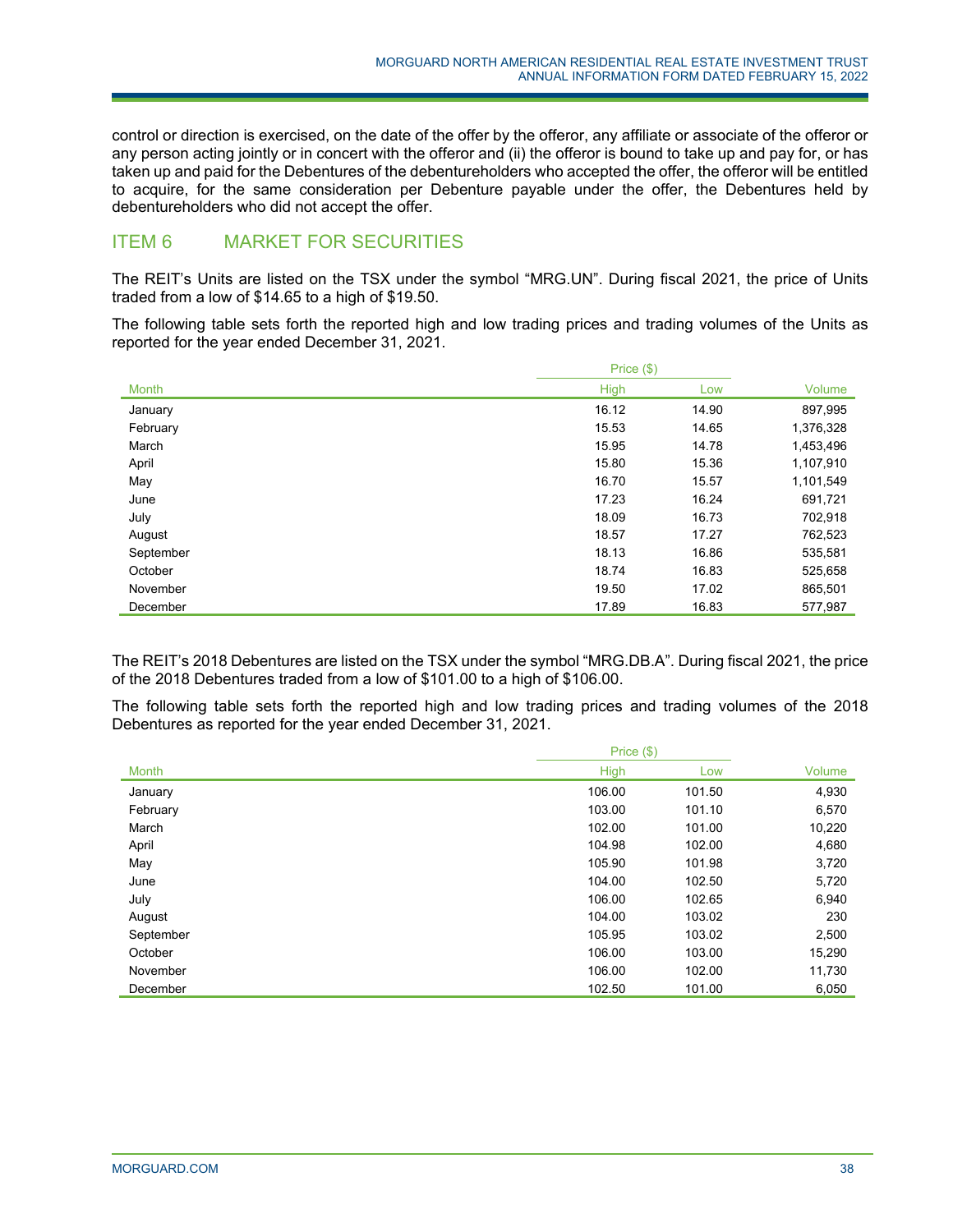control or direction is exercised, on the date of the offer by the offeror, any affiliate or associate of the offeror or any person acting jointly or in concert with the offeror and (ii) the offeror is bound to take up and pay for, or has taken up and paid for the Debentures of the debentureholders who accepted the offer, the offeror will be entitled to acquire, for the same consideration per Debenture payable under the offer, the Debentures held by debentureholders who did not accept the offer.

## ITEM 6 MARKET FOR SECURITIES

The REIT's Units are listed on the TSX under the symbol "MRG.UN". During fiscal 2021, the price of Units traded from a low of $14.65 to a high of $19.50.

The following table sets forth the reported high and low trading prices and trading volumes of the Units as reported for the year ended December 31, 2021.

| | Price ($) | | |
|---|---|---|---|
| Month | High | Low | Volume |
| January | 16.12 | 14.90 | 897,995 |
| February | 15.53 | 14.65 | 1,376,328 |
| March | 15.95 | 14.78 | 1,453,496 |
| April | 15.80 | 15.36 | 1,107,910 |
| May | 16.70 | 15.57 | 1,101,549 |
| June | 17.23 | 16.24 | 691,721 |
| July | 18.09 | 16.73 | 702,918 |
| August | 18.57 | 17.27 | 762,523 |
| September | 18.13 | 16.86 | 535,581 |
| October | 18.74 | 16.83 | 525,658 |
| November | 19.50 | 17.02 | 865,501 |
| December | 17.89 | 16.83 | 577,987 |

The REIT's 2018 Debentures are listed on the TSX under the symbol "MRG.DB.A". During fiscal 2021, the price of the 2018 Debentures traded from a low of $101.00 to a high of $106.00.

The following table sets forth the reported high and low trading prices and trading volumes of the 2018 Debentures as reported for the year ended December 31, 2021.

| | Price ($) | | |
|---|---|---|---|
| Month | High | Low | Volume |
| January | 106.00 | 101.50 | 4,930 |
| February | 103.00 | 101.10 | 6,570 |
| March | 102.00 | 101.00 | 10,220 |
| April | 104.98 | 102.00 | 4,680 |
| May | 105.90 | 101.98 | 3,720 |
| June | 104.00 | 102.50 | 5,720 |
| July | 106.00 | 102.65 | 6,940 |
| August | 104.00 | 103.02 | 230 |
| September | 105.95 | 103.02 | 2,500 |
| October | 106.00 | 103.00 | 15,290 |
| November | 106.00 | 102.00 | 11,730 |
| December | 102.50 | 101.00 | 6,050 |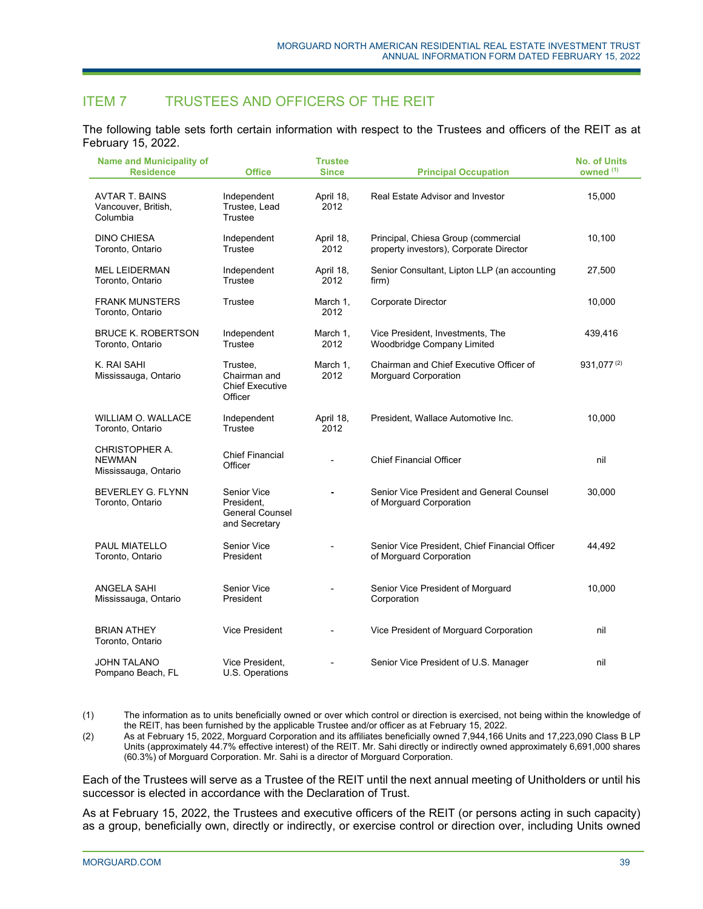## ITEM 7 TRUSTEES AND OFFICERS OF THE REIT

The following table sets forth certain information with respect to the Trustees and officers of the REIT as at February 15, 2022.

| Name and Municipality of Residence | Office | Trustee Since | Principal Occupation | No. of Units owned [(1)] |
|---|---|---|---|---|
| AVTAR T. BAINS Vancouver, British, Columbia | Independent Trustee, Lead Trustee | April 18, 2012 | Real Estate Advisor and Investor | 15,000 |
| DINO CHIESA Toronto, Ontario | Independent Trustee | April 18, 2012 | Principal, Chiesa Group (commercial property investors), Corporate Director | 10,100 |
| MEL LEIDERMAN Toronto, Ontario | Independent Trustee | April 18, 2012 | Senior Consultant, Lipton LLP (an accounting firm) | 27,500 |
| FRANK MUNSTERS Toronto, Ontario | Trustee | March 1, 2012 | Corporate Director | 10,000 |
| BRUCE K. ROBERTSON Toronto, Ontario | Independent Trustee | March 1, 2012 | Vice President, Investments, The Woodbridge Company Limited | 439,416 |
| K. RAI SAHI Mississauga, Ontario | Trustee, Chairman and Chief Executive Officer | March 1, 2012 | Chairman and Chief Executive Officer of Morguard Corporation | 931,077 [(2)] |
| WILLIAM O. WALLACE Toronto, Ontario | Independent Trustee | April 18, 2012 | President, Wallace Automotive Inc. | 10,000 |
| CHRISTOPHER A. NEWMAN Mississauga, Ontario | Chief Financial Officer | - | Chief Financial Officer | nil |
| BEVERLEY G. FLYNN Toronto, Ontario | Senior Vice President, General Counsel and Secretary | - | Senior Vice President and General Counsel of Morguard Corporation | 30,000 |
| PAUL MIATELLO Toronto, Ontario | Senior Vice President | - | Senior Vice President, Chief Financial Officer of Morguard Corporation | 44,492 |
| ANGELA SAHI Mississauga, Ontario | Senior Vice President | - | Senior Vice President of Morguard Corporation | 10,000 |
| BRIAN ATHEY Toronto, Ontario | Vice President | - | Vice President of Morguard Corporation | nil |
| JOHN TALANO Pompano Beach, FL | Vice President, U.S. Operations | - | Senior Vice President of U.S. Manager | nil |

(1) The information as to units beneficially owned or over which control or direction is exercised, not being within the knowledge of the REIT, has been furnished by the applicable Trustee and/or officer as at February 15, 2022.

(2) As at February 15, 2022, Morguard Corporation and its affiliates beneficially owned 7,944,166 Units and 17,223,090 Class B LP Units (approximately 44.7% effective interest) of the REIT. Mr. Sahi directly or indirectly owned approximately 6,691,000 shares (60.3%) of Morguard Corporation. Mr. Sahi is a director of Morguard Corporation.

Each of the Trustees will serve as a Trustee of the REIT until the next annual meeting of Unitholders or until his successor is elected in accordance with the Declaration of Trust.

As at February 15, 2022, the Trustees and executive officers of the REIT (or persons acting in such capacity) as a group, beneficially own, directly or indirectly, or exercise control or direction over, including Units owned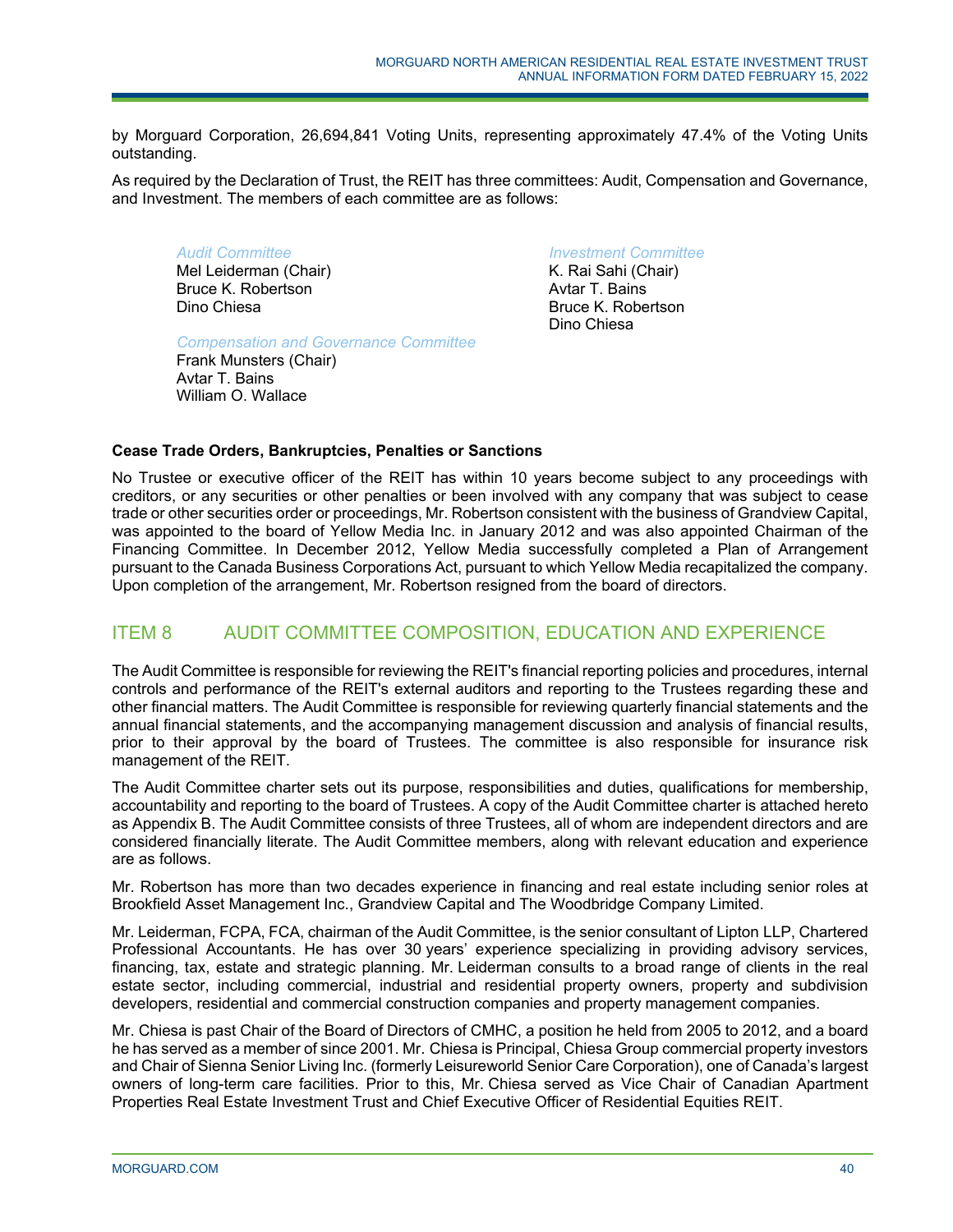by Morguard Corporation, 26,694,841 Voting Units, representing approximately 47.4% of the Voting Units outstanding.

As required by the Declaration of Trust, the REIT has three committees: Audit, Compensation and Governance, and Investment. The members of each committee are as follows:

*Audit Committee*
Mel Leiderman (Chair)
Bruce K. Robertson
Dino Chiesa

*Compensation and Governance Committee*
Frank Munsters (Chair)
Avtar T. Bains
William O. Wallace

*Investment Committee*
K. Rai Sahi (Chair)
Avtar T. Bains
Bruce K. Robertson
Dino Chiesa

**Cease Trade Orders, Bankruptcies, Penalties or Sanctions**

No Trustee or executive officer of the REIT has within 10 years become subject to any proceedings with creditors, or any securities or other penalties or been involved with any company that was subject to cease trade or other securities order or proceedings, Mr. Robertson consistent with the business of Grandview Capital, was appointed to the board of Yellow Media Inc. in January 2012 and was also appointed Chairman of the Financing Committee. In December 2012, Yellow Media successfully completed a Plan of Arrangement pursuant to the Canada Business Corporations Act, pursuant to which Yellow Media recapitalized the company. Upon completion of the arrangement, Mr. Robertson resigned from the board of directors.

## ITEM 8 AUDIT COMMITTEE COMPOSITION, EDUCATION AND EXPERIENCE

The Audit Committee is responsible for reviewing the REIT's financial reporting policies and procedures, internal controls and performance of the REIT's external auditors and reporting to the Trustees regarding these and other financial matters. The Audit Committee is responsible for reviewing quarterly financial statements and the annual financial statements, and the accompanying management discussion and analysis of financial results, prior to their approval by the board of Trustees. The committee is also responsible for insurance risk management of the REIT.

The Audit Committee charter sets out its purpose, responsibilities and duties, qualifications for membership, accountability and reporting to the board of Trustees. A copy of the Audit Committee charter is attached hereto as Appendix B. The Audit Committee consists of three Trustees, all of whom are independent directors and are considered financially literate. The Audit Committee members, along with relevant education and experience are as follows.

Mr. Robertson has more than two decades experience in financing and real estate including senior roles at Brookfield Asset Management Inc., Grandview Capital and The Woodbridge Company Limited.

Mr. Leiderman, FCPA, FCA, chairman of the Audit Committee, is the senior consultant of Lipton LLP, Chartered Professional Accountants. He has over 30 years' experience specializing in providing advisory services, financing, tax, estate and strategic planning. Mr. Leiderman consults to a broad range of clients in the real estate sector, including commercial, industrial and residential property owners, property and subdivision developers, residential and commercial construction companies and property management companies.

Mr. Chiesa is past Chair of the Board of Directors of CMHC, a position he held from 2005 to 2012, and a board he has served as a member of since 2001. Mr. Chiesa is Principal, Chiesa Group commercial property investors and Chair of Sienna Senior Living Inc. (formerly Leisureworld Senior Care Corporation), one of Canada's largest owners of long-term care facilities. Prior to this, Mr. Chiesa served as Vice Chair of Canadian Apartment Properties Real Estate Investment Trust and Chief Executive Officer of Residential Equities REIT.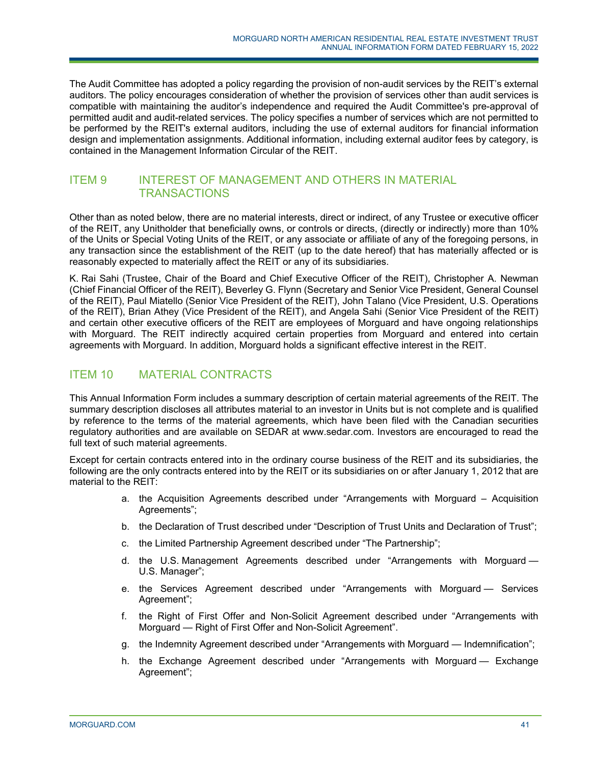The Audit Committee has adopted a policy regarding the provision of non-audit services by the REIT's external auditors. The policy encourages consideration of whether the provision of services other than audit services is compatible with maintaining the auditor's independence and required the Audit Committee's pre-approval of permitted audit and audit-related services. The policy specifies a number of services which are not permitted to be performed by the REIT's external auditors, including the use of external auditors for financial information design and implementation assignments. Additional information, including external auditor fees by category, is contained in the Management Information Circular of the REIT.

## ITEM 9 INTEREST OF MANAGEMENT AND OTHERS IN MATERIAL TRANSACTIONS

Other than as noted below, there are no material interests, direct or indirect, of any Trustee or executive officer of the REIT, any Unitholder that beneficially owns, or controls or directs, (directly or indirectly) more than 10% of the Units or Special Voting Units of the REIT, or any associate or affiliate of any of the foregoing persons, in any transaction since the establishment of the REIT (up to the date hereof) that has materially affected or is reasonably expected to materially affect the REIT or any of its subsidiaries.

K. Rai Sahi (Trustee, Chair of the Board and Chief Executive Officer of the REIT), Christopher A. Newman (Chief Financial Officer of the REIT), Beverley G. Flynn (Secretary and Senior Vice President, General Counsel of the REIT), Paul Miatello (Senior Vice President of the REIT), John Talano (Vice President, U.S. Operations of the REIT), Brian Athey (Vice President of the REIT), and Angela Sahi (Senior Vice President of the REIT) and certain other executive officers of the REIT are employees of Morguard and have ongoing relationships with Morguard. The REIT indirectly acquired certain properties from Morguard and entered into certain agreements with Morguard. In addition, Morguard holds a significant effective interest in the REIT.

## ITEM 10 MATERIAL CONTRACTS

This Annual Information Form includes a summary description of certain material agreements of the REIT. The summary description discloses all attributes material to an investor in Units but is not complete and is qualified by reference to the terms of the material agreements, which have been filed with the Canadian securities regulatory authorities and are available on SEDAR at www.sedar.com. Investors are encouraged to read the full text of such material agreements.

Except for certain contracts entered into in the ordinary course business of the REIT and its subsidiaries, the following are the only contracts entered into by the REIT or its subsidiaries on or after January 1, 2012 that are material to the REIT:

a. the Acquisition Agreements described under "Arrangements with Morguard – Acquisition Agreements";
b. the Declaration of Trust described under "Description of Trust Units and Declaration of Trust";
c. the Limited Partnership Agreement described under "The Partnership";
d. the U.S. Management Agreements described under "Arrangements with Morguard — U.S. Manager";
e. the Services Agreement described under "Arrangements with Morguard — Services Agreement";
f. the Right of First Offer and Non-Solicit Agreement described under "Arrangements with Morguard — Right of First Offer and Non-Solicit Agreement".
g. the Indemnity Agreement described under "Arrangements with Morguard — Indemnification";
h. the Exchange Agreement described under "Arrangements with Morguard — Exchange Agreement";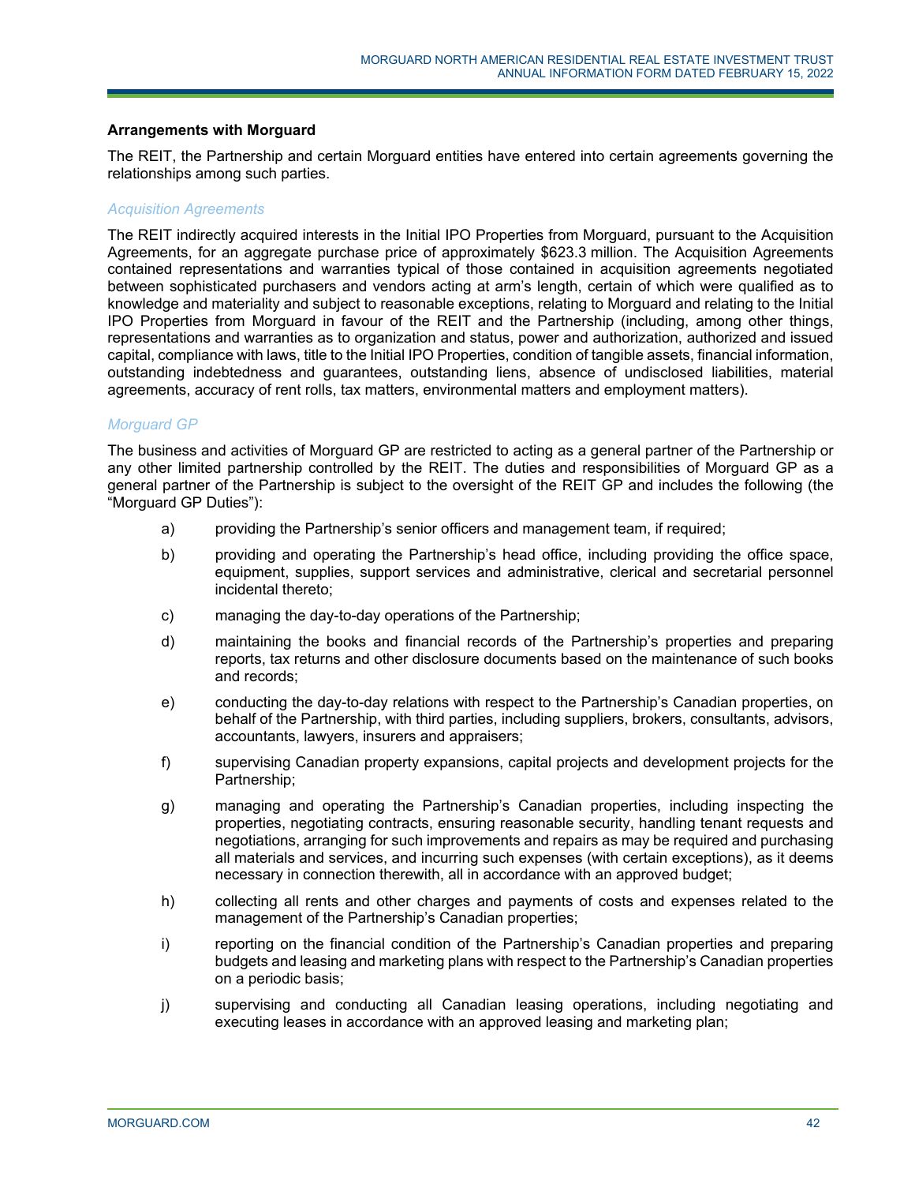### Arrangements with Morguard

The REIT, the Partnership and certain Morguard entities have entered into certain agreements governing the relationships among such parties.

#### *Acquisition Agreements*

The REIT indirectly acquired interests in the Initial IPO Properties from Morguard, pursuant to the Acquisition Agreements, for an aggregate purchase price of approximately $623.3 million. The Acquisition Agreements contained representations and warranties typical of those contained in acquisition agreements negotiated between sophisticated purchasers and vendors acting at arm's length, certain of which were qualified as to knowledge and materiality and subject to reasonable exceptions, relating to Morguard and relating to the Initial IPO Properties from Morguard in favour of the REIT and the Partnership (including, among other things, representations and warranties as to organization and status, power and authorization, authorized and issued capital, compliance with laws, title to the Initial IPO Properties, condition of tangible assets, financial information, outstanding indebtedness and guarantees, outstanding liens, absence of undisclosed liabilities, material agreements, accuracy of rent rolls, tax matters, environmental matters and employment matters).

#### *Morguard GP*

The business and activities of Morguard GP are restricted to acting as a general partner of the Partnership or any other limited partnership controlled by the REIT. The duties and responsibilities of Morguard GP as a general partner of the Partnership is subject to the oversight of the REIT GP and includes the following (the "Morguard GP Duties"):

a) providing the Partnership's senior officers and management team, if required;

b) providing and operating the Partnership's head office, including providing the office space, equipment, supplies, support services and administrative, clerical and secretarial personnel incidental thereto;

c) managing the day-to-day operations of the Partnership;

d) maintaining the books and financial records of the Partnership's properties and preparing reports, tax returns and other disclosure documents based on the maintenance of such books and records;

e) conducting the day-to-day relations with respect to the Partnership's Canadian properties, on behalf of the Partnership, with third parties, including suppliers, brokers, consultants, advisors, accountants, lawyers, insurers and appraisers;

f) supervising Canadian property expansions, capital projects and development projects for the Partnership;

g) managing and operating the Partnership's Canadian properties, including inspecting the properties, negotiating contracts, ensuring reasonable security, handling tenant requests and negotiations, arranging for such improvements and repairs as may be required and purchasing all materials and services, and incurring such expenses (with certain exceptions), as it deems necessary in connection therewith, all in accordance with an approved budget;

h) collecting all rents and other charges and payments of costs and expenses related to the management of the Partnership's Canadian properties;

i) reporting on the financial condition of the Partnership's Canadian properties and preparing budgets and leasing and marketing plans with respect to the Partnership's Canadian properties on a periodic basis;

j) supervising and conducting all Canadian leasing operations, including negotiating and executing leases in accordance with an approved leasing and marketing plan;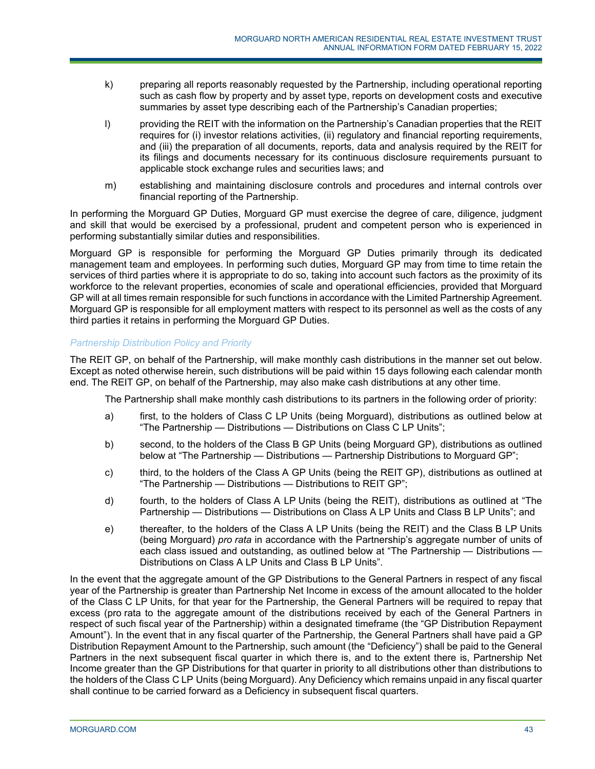k) preparing all reports reasonably requested by the Partnership, including operational reporting such as cash flow by property and by asset type, reports on development costs and executive summaries by asset type describing each of the Partnership's Canadian properties;

l) providing the REIT with the information on the Partnership's Canadian properties that the REIT requires for (i) investor relations activities, (ii) regulatory and financial reporting requirements, and (iii) the preparation of all documents, reports, data and analysis required by the REIT for its filings and documents necessary for its continuous disclosure requirements pursuant to applicable stock exchange rules and securities laws; and

m) establishing and maintaining disclosure controls and procedures and internal controls over financial reporting of the Partnership.

In performing the Morguard GP Duties, Morguard GP must exercise the degree of care, diligence, judgment and skill that would be exercised by a professional, prudent and competent person who is experienced in performing substantially similar duties and responsibilities.

Morguard GP is responsible for performing the Morguard GP Duties primarily through its dedicated management team and employees. In performing such duties, Morguard GP may from time to time retain the services of third parties where it is appropriate to do so, taking into account such factors as the proximity of its workforce to the relevant properties, economies of scale and operational efficiencies, provided that Morguard GP will at all times remain responsible for such functions in accordance with the Limited Partnership Agreement. Morguard GP is responsible for all employment matters with respect to its personnel as well as the costs of any third parties it retains in performing the Morguard GP Duties.

### *Partnership Distribution Policy and Priority*

The REIT GP, on behalf of the Partnership, will make monthly cash distributions in the manner set out below. Except as noted otherwise herein, such distributions will be paid within 15 days following each calendar month end. The REIT GP, on behalf of the Partnership, may also make cash distributions at any other time.

The Partnership shall make monthly cash distributions to its partners in the following order of priority:

a) first, to the holders of Class C LP Units (being Morguard), distributions as outlined below at "The Partnership — Distributions — Distributions on Class C LP Units";

b) second, to the holders of the Class B GP Units (being Morguard GP), distributions as outlined below at "The Partnership — Distributions — Partnership Distributions to Morguard GP";

c) third, to the holders of the Class A GP Units (being the REIT GP), distributions as outlined at "The Partnership — Distributions — Distributions to REIT GP";

d) fourth, to the holders of Class A LP Units (being the REIT), distributions as outlined at "The Partnership — Distributions — Distributions on Class A LP Units and Class B LP Units"; and

e) thereafter, to the holders of the Class A LP Units (being the REIT) and the Class B LP Units (being Morguard) *pro rata* in accordance with the Partnership's aggregate number of units of each class issued and outstanding, as outlined below at "The Partnership — Distributions — Distributions on Class A LP Units and Class B LP Units".

In the event that the aggregate amount of the GP Distributions to the General Partners in respect of any fiscal year of the Partnership is greater than Partnership Net Income in excess of the amount allocated to the holder of the Class C LP Units, for that year for the Partnership, the General Partners will be required to repay that excess (pro rata to the aggregate amount of the distributions received by each of the General Partners in respect of such fiscal year of the Partnership) within a designated timeframe (the "GP Distribution Repayment Amount"). In the event that in any fiscal quarter of the Partnership, the General Partners shall have paid a GP Distribution Repayment Amount to the Partnership, such amount (the "Deficiency") shall be paid to the General Partners in the next subsequent fiscal quarter in which there is, and to the extent there is, Partnership Net Income greater than the GP Distributions for that quarter in priority to all distributions other than distributions to the holders of the Class C LP Units (being Morguard). Any Deficiency which remains unpaid in any fiscal quarter shall continue to be carried forward as a Deficiency in subsequent fiscal quarters.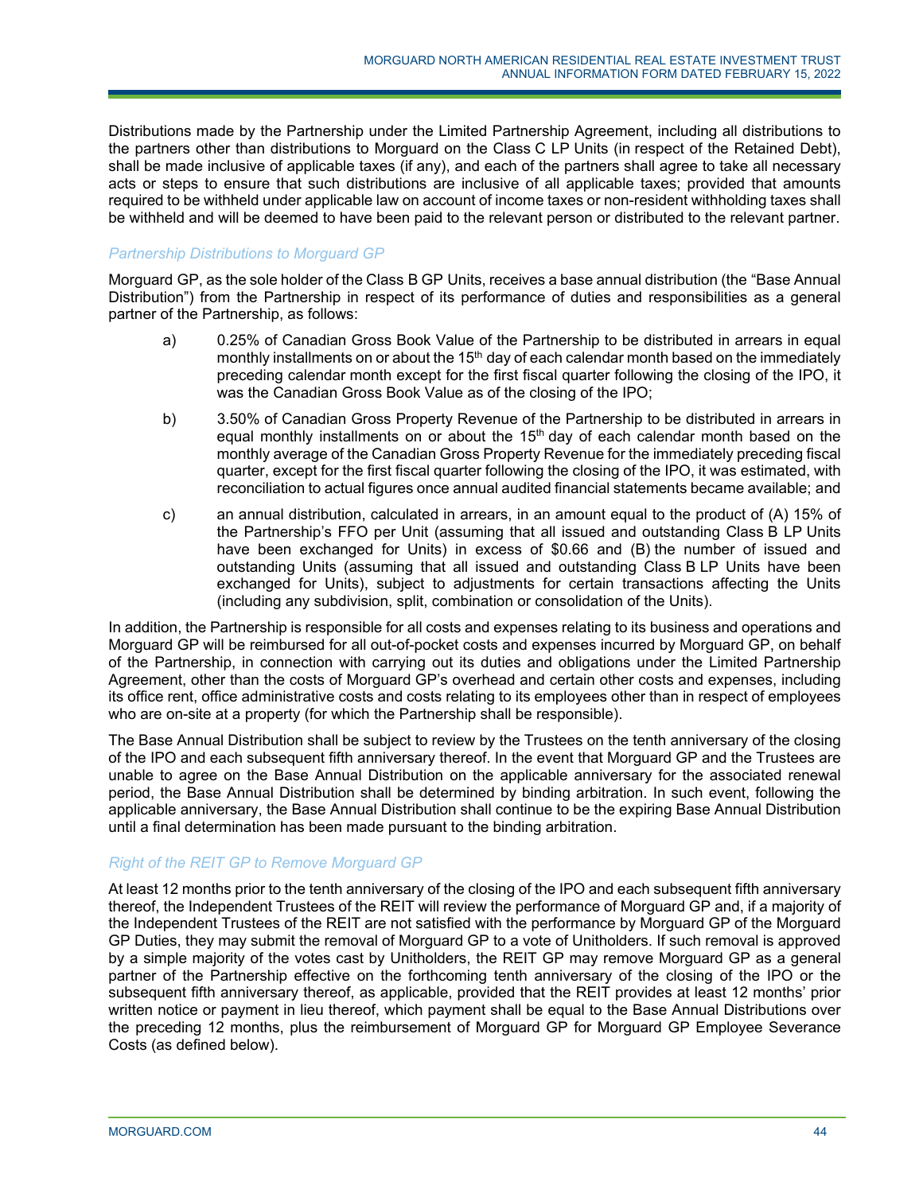Distributions made by the Partnership under the Limited Partnership Agreement, including all distributions to the partners other than distributions to Morguard on the Class C LP Units (in respect of the Retained Debt), shall be made inclusive of applicable taxes (if any), and each of the partners shall agree to take all necessary acts or steps to ensure that such distributions are inclusive of all applicable taxes; provided that amounts required to be withheld under applicable law on account of income taxes or non-resident withholding taxes shall be withheld and will be deemed to have been paid to the relevant person or distributed to the relevant partner.

### *Partnership Distributions to Morguard GP*

Morguard GP, as the sole holder of the Class B GP Units, receives a base annual distribution (the "Base Annual Distribution") from the Partnership in respect of its performance of duties and responsibilities as a general partner of the Partnership, as follows:

a) 0.25% of Canadian Gross Book Value of the Partnership to be distributed in arrears in equal monthly installments on or about the 15th day of each calendar month based on the immediately preceding calendar month except for the first fiscal quarter following the closing of the IPO, it was the Canadian Gross Book Value as of the closing of the IPO;

b) 3.50% of Canadian Gross Property Revenue of the Partnership to be distributed in arrears in equal monthly installments on or about the 15th day of each calendar month based on the monthly average of the Canadian Gross Property Revenue for the immediately preceding fiscal quarter, except for the first fiscal quarter following the closing of the IPO, it was estimated, with reconciliation to actual figures once annual audited financial statements became available; and

c) an annual distribution, calculated in arrears, in an amount equal to the product of (A) 15% of the Partnership's FFO per Unit (assuming that all issued and outstanding Class B LP Units have been exchanged for Units) in excess of $0.66 and (B) the number of issued and outstanding Units (assuming that all issued and outstanding Class B LP Units have been exchanged for Units), subject to adjustments for certain transactions affecting the Units (including any subdivision, split, combination or consolidation of the Units).

In addition, the Partnership is responsible for all costs and expenses relating to its business and operations and Morguard GP will be reimbursed for all out-of-pocket costs and expenses incurred by Morguard GP, on behalf of the Partnership, in connection with carrying out its duties and obligations under the Limited Partnership Agreement, other than the costs of Morguard GP's overhead and certain other costs and expenses, including its office rent, office administrative costs and costs relating to its employees other than in respect of employees who are on-site at a property (for which the Partnership shall be responsible).

The Base Annual Distribution shall be subject to review by the Trustees on the tenth anniversary of the closing of the IPO and each subsequent fifth anniversary thereof. In the event that Morguard GP and the Trustees are unable to agree on the Base Annual Distribution on the applicable anniversary for the associated renewal period, the Base Annual Distribution shall be determined by binding arbitration. In such event, following the applicable anniversary, the Base Annual Distribution shall continue to be the expiring Base Annual Distribution until a final determination has been made pursuant to the binding arbitration.

### *Right of the REIT GP to Remove Morguard GP*

At least 12 months prior to the tenth anniversary of the closing of the IPO and each subsequent fifth anniversary thereof, the Independent Trustees of the REIT will review the performance of Morguard GP and, if a majority of the Independent Trustees of the REIT are not satisfied with the performance by Morguard GP of the Morguard GP Duties, they may submit the removal of Morguard GP to a vote of Unitholders. If such removal is approved by a simple majority of the votes cast by Unitholders, the REIT GP may remove Morguard GP as a general partner of the Partnership effective on the forthcoming tenth anniversary of the closing of the IPO or the subsequent fifth anniversary thereof, as applicable, provided that the REIT provides at least 12 months' prior written notice or payment in lieu thereof, which payment shall be equal to the Base Annual Distributions over the preceding 12 months, plus the reimbursement of Morguard GP for Morguard GP Employee Severance Costs (as defined below).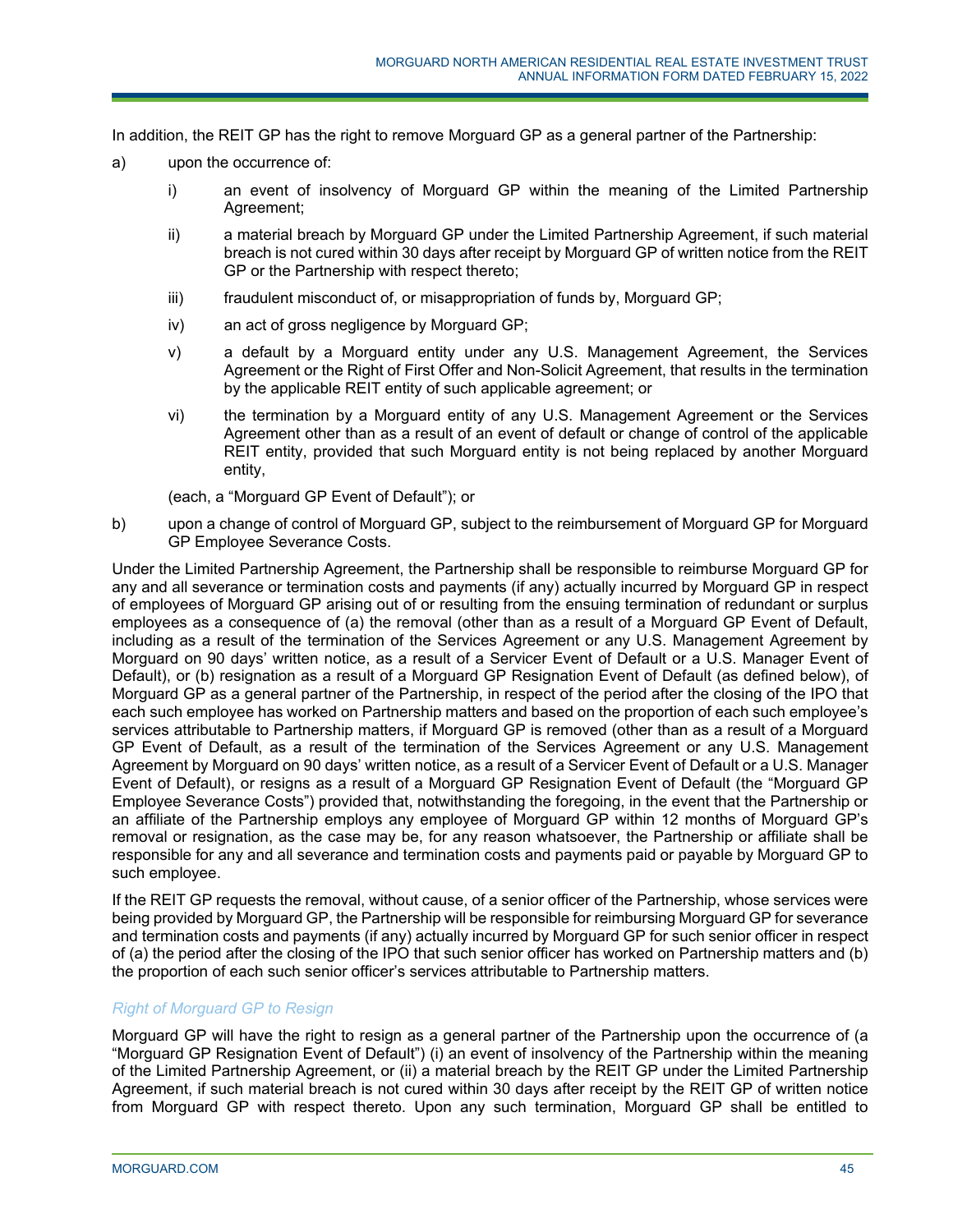In addition, the REIT GP has the right to remove Morguard GP as a general partner of the Partnership:

a) upon the occurrence of:

   i) an event of insolvency of Morguard GP within the meaning of the Limited Partnership Agreement;

   ii) a material breach by Morguard GP under the Limited Partnership Agreement, if such material breach is not cured within 30 days after receipt by Morguard GP of written notice from the REIT GP or the Partnership with respect thereto;

   iii) fraudulent misconduct of, or misappropriation of funds by, Morguard GP;

   iv) an act of gross negligence by Morguard GP;

   v) a default by a Morguard entity under any U.S. Management Agreement, the Services Agreement or the Right of First Offer and Non-Solicit Agreement, that results in the termination by the applicable REIT entity of such applicable agreement; or

   vi) the termination by a Morguard entity of any U.S. Management Agreement or the Services Agreement other than as a result of an event of default or change of control of the applicable REIT entity, provided that such Morguard entity is not being replaced by another Morguard entity,

   (each, a "Morguard GP Event of Default"); or

b) upon a change of control of Morguard GP, subject to the reimbursement of Morguard GP for Morguard GP Employee Severance Costs.

Under the Limited Partnership Agreement, the Partnership shall be responsible to reimburse Morguard GP for any and all severance or termination costs and payments (if any) actually incurred by Morguard GP in respect of employees of Morguard GP arising out of or resulting from the ensuing termination of redundant or surplus employees as a consequence of (a) the removal (other than as a result of a Morguard GP Event of Default, including as a result of the termination of the Services Agreement or any U.S. Management Agreement by Morguard on 90 days' written notice, as a result of a Servicer Event of Default or a U.S. Manager Event of Default), or (b) resignation as a result of a Morguard GP Resignation Event of Default (as defined below), of Morguard GP as a general partner of the Partnership, in respect of the period after the closing of the IPO that each such employee has worked on Partnership matters and based on the proportion of each such employee's services attributable to Partnership matters, if Morguard GP is removed (other than as a result of a Morguard GP Event of Default, as a result of the termination of the Services Agreement or any U.S. Management Agreement by Morguard on 90 days' written notice, as a result of a Servicer Event of Default or a U.S. Manager Event of Default), or resigns as a result of a Morguard GP Resignation Event of Default (the "Morguard GP Employee Severance Costs") provided that, notwithstanding the foregoing, in the event that the Partnership or an affiliate of the Partnership employs any employee of Morguard GP within 12 months of Morguard GP's removal or resignation, as the case may be, for any reason whatsoever, the Partnership or affiliate shall be responsible for any and all severance and termination costs and payments paid or payable by Morguard GP to such employee.

If the REIT GP requests the removal, without cause, of a senior officer of the Partnership, whose services were being provided by Morguard GP, the Partnership will be responsible for reimbursing Morguard GP for severance and termination costs and payments (if any) actually incurred by Morguard GP for such senior officer in respect of (a) the period after the closing of the IPO that such senior officer has worked on Partnership matters and (b) the proportion of each such senior officer's services attributable to Partnership matters.

*Right of Morguard GP to Resign*

Morguard GP will have the right to resign as a general partner of the Partnership upon the occurrence of (a "Morguard GP Resignation Event of Default") (i) an event of insolvency of the Partnership within the meaning of the Limited Partnership Agreement, or (ii) a material breach by the REIT GP under the Limited Partnership Agreement, if such material breach is not cured within 30 days after receipt by the REIT GP of written notice from Morguard GP with respect thereto. Upon any such termination, Morguard GP shall be entitled to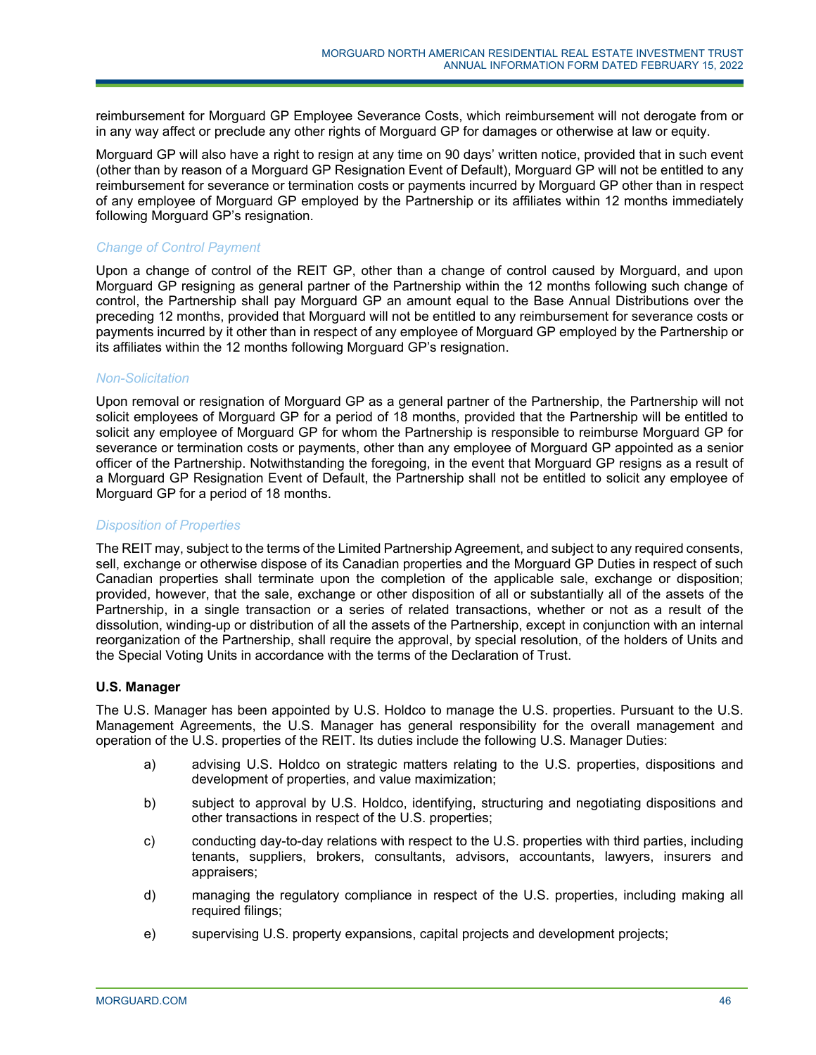reimbursement for Morguard GP Employee Severance Costs, which reimbursement will not derogate from or in any way affect or preclude any other rights of Morguard GP for damages or otherwise at law or equity.

Morguard GP will also have a right to resign at any time on 90 days' written notice, provided that in such event (other than by reason of a Morguard GP Resignation Event of Default), Morguard GP will not be entitled to any reimbursement for severance or termination costs or payments incurred by Morguard GP other than in respect of any employee of Morguard GP employed by the Partnership or its affiliates within 12 months immediately following Morguard GP's resignation.

*Change of Control Payment*

Upon a change of control of the REIT GP, other than a change of control caused by Morguard, and upon Morguard GP resigning as general partner of the Partnership within the 12 months following such change of control, the Partnership shall pay Morguard GP an amount equal to the Base Annual Distributions over the preceding 12 months, provided that Morguard will not be entitled to any reimbursement for severance costs or payments incurred by it other than in respect of any employee of Morguard GP employed by the Partnership or its affiliates within the 12 months following Morguard GP's resignation.

*Non-Solicitation*

Upon removal or resignation of Morguard GP as a general partner of the Partnership, the Partnership will not solicit employees of Morguard GP for a period of 18 months, provided that the Partnership will be entitled to solicit any employee of Morguard GP for whom the Partnership is responsible to reimburse Morguard GP for severance or termination costs or payments, other than any employee of Morguard GP appointed as a senior officer of the Partnership. Notwithstanding the foregoing, in the event that Morguard GP resigns as a result of a Morguard GP Resignation Event of Default, the Partnership shall not be entitled to solicit any employee of Morguard GP for a period of 18 months.

*Disposition of Properties*

The REIT may, subject to the terms of the Limited Partnership Agreement, and subject to any required consents, sell, exchange or otherwise dispose of its Canadian properties and the Morguard GP Duties in respect of such Canadian properties shall terminate upon the completion of the applicable sale, exchange or disposition; provided, however, that the sale, exchange or other disposition of all or substantially all of the assets of the Partnership, in a single transaction or a series of related transactions, whether or not as a result of the dissolution, winding-up or distribution of all the assets of the Partnership, except in conjunction with an internal reorganization of the Partnership, shall require the approval, by special resolution, of the holders of Units and the Special Voting Units in accordance with the terms of the Declaration of Trust.

**U.S. Manager**

The U.S. Manager has been appointed by U.S. Holdco to manage the U.S. properties. Pursuant to the U.S. Management Agreements, the U.S. Manager has general responsibility for the overall management and operation of the U.S. properties of the REIT. Its duties include the following U.S. Manager Duties:

a) advising U.S. Holdco on strategic matters relating to the U.S. properties, dispositions and development of properties, and value maximization;

b) subject to approval by U.S. Holdco, identifying, structuring and negotiating dispositions and other transactions in respect of the U.S. properties;

c) conducting day-to-day relations with respect to the U.S. properties with third parties, including tenants, suppliers, brokers, consultants, advisors, accountants, lawyers, insurers and appraisers;

d) managing the regulatory compliance in respect of the U.S. properties, including making all required filings;

e) supervising U.S. property expansions, capital projects and development projects;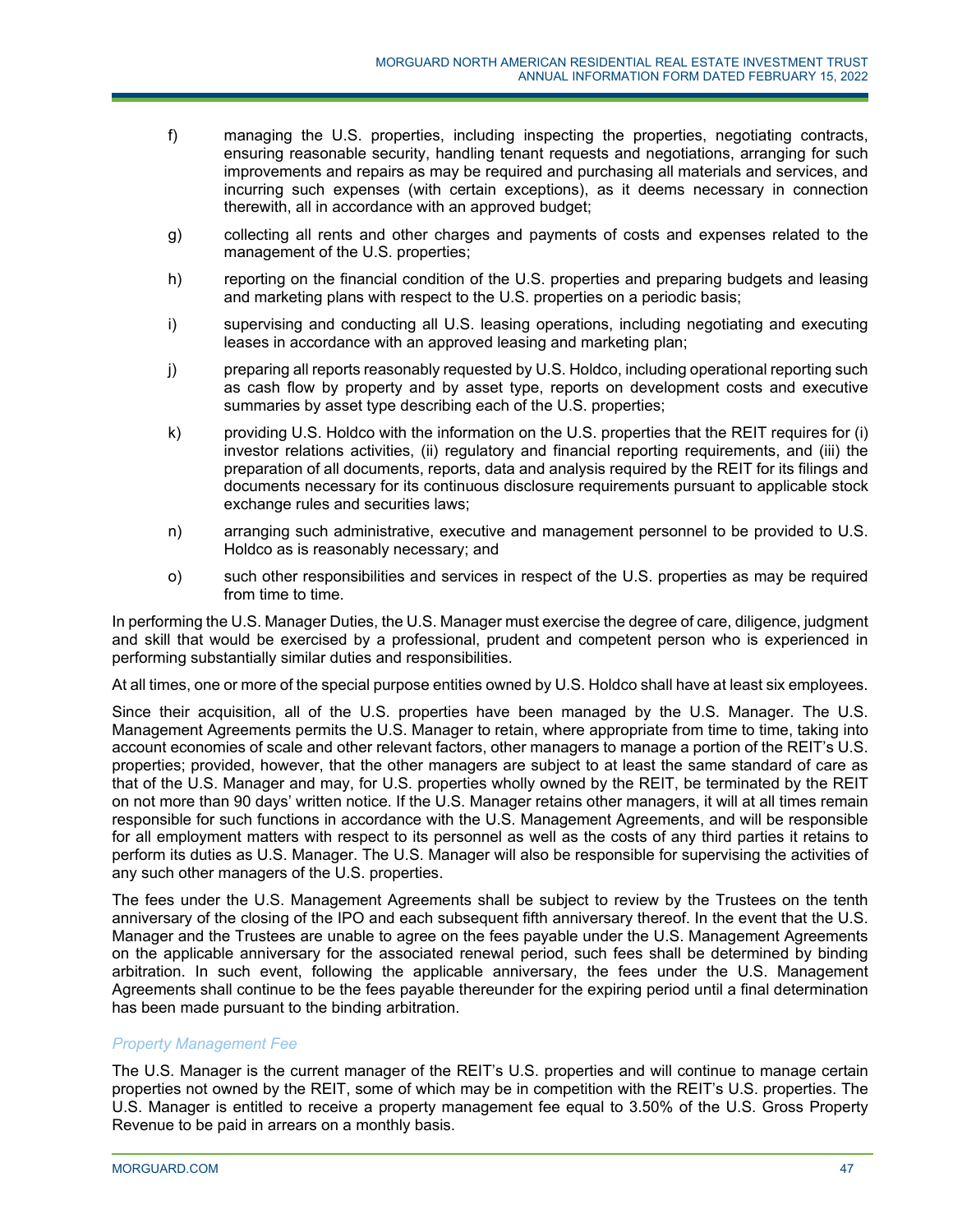f) managing the U.S. properties, including inspecting the properties, negotiating contracts, ensuring reasonable security, handling tenant requests and negotiations, arranging for such improvements and repairs as may be required and purchasing all materials and services, and incurring such expenses (with certain exceptions), as it deems necessary in connection therewith, all in accordance with an approved budget;

g) collecting all rents and other charges and payments of costs and expenses related to the management of the U.S. properties;

h) reporting on the financial condition of the U.S. properties and preparing budgets and leasing and marketing plans with respect to the U.S. properties on a periodic basis;

i) supervising and conducting all U.S. leasing operations, including negotiating and executing leases in accordance with an approved leasing and marketing plan;

j) preparing all reports reasonably requested by U.S. Holdco, including operational reporting such as cash flow by property and by asset type, reports on development costs and executive summaries by asset type describing each of the U.S. properties;

k) providing U.S. Holdco with the information on the U.S. properties that the REIT requires for (i) investor relations activities, (ii) regulatory and financial reporting requirements, and (iii) the preparation of all documents, reports, data and analysis required by the REIT for its filings and documents necessary for its continuous disclosure requirements pursuant to applicable stock exchange rules and securities laws;

n) arranging such administrative, executive and management personnel to be provided to U.S. Holdco as is reasonably necessary; and

o) such other responsibilities and services in respect of the U.S. properties as may be required from time to time.

In performing the U.S. Manager Duties, the U.S. Manager must exercise the degree of care, diligence, judgment and skill that would be exercised by a professional, prudent and competent person who is experienced in performing substantially similar duties and responsibilities.

At all times, one or more of the special purpose entities owned by U.S. Holdco shall have at least six employees.

Since their acquisition, all of the U.S. properties have been managed by the U.S. Manager. The U.S. Management Agreements permits the U.S. Manager to retain, where appropriate from time to time, taking into account economies of scale and other relevant factors, other managers to manage a portion of the REIT's U.S. properties; provided, however, that the other managers are subject to at least the same standard of care as that of the U.S. Manager and may, for U.S. properties wholly owned by the REIT, be terminated by the REIT on not more than 90 days' written notice. If the U.S. Manager retains other managers, it will at all times remain responsible for such functions in accordance with the U.S. Management Agreements, and will be responsible for all employment matters with respect to its personnel as well as the costs of any third parties it retains to perform its duties as U.S. Manager. The U.S. Manager will also be responsible for supervising the activities of any such other managers of the U.S. properties.

The fees under the U.S. Management Agreements shall be subject to review by the Trustees on the tenth anniversary of the closing of the IPO and each subsequent fifth anniversary thereof. In the event that the U.S. Manager and the Trustees are unable to agree on the fees payable under the U.S. Management Agreements on the applicable anniversary for the associated renewal period, such fees shall be determined by binding arbitration. In such event, following the applicable anniversary, the fees under the U.S. Management Agreements shall continue to be the fees payable thereunder for the expiring period until a final determination has been made pursuant to the binding arbitration.

*Property Management Fee*

The U.S. Manager is the current manager of the REIT's U.S. properties and will continue to manage certain properties not owned by the REIT, some of which may be in competition with the REIT's U.S. properties. The U.S. Manager is entitled to receive a property management fee equal to 3.50% of the U.S. Gross Property Revenue to be paid in arrears on a monthly basis.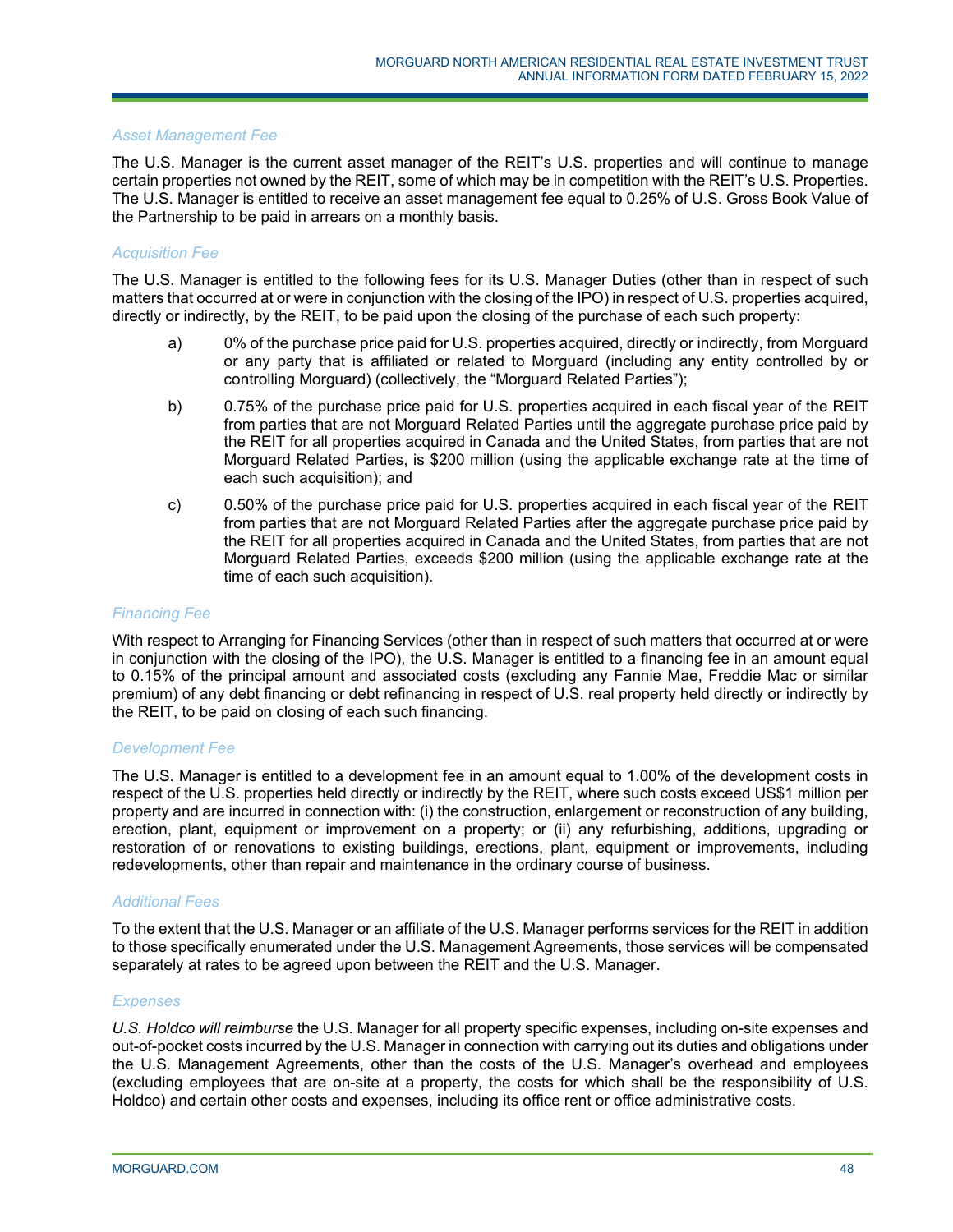*Asset Management Fee*

The U.S. Manager is the current asset manager of the REIT's U.S. properties and will continue to manage certain properties not owned by the REIT, some of which may be in competition with the REIT's U.S. Properties. The U.S. Manager is entitled to receive an asset management fee equal to 0.25% of U.S. Gross Book Value of the Partnership to be paid in arrears on a monthly basis.

*Acquisition Fee*

The U.S. Manager is entitled to the following fees for its U.S. Manager Duties (other than in respect of such matters that occurred at or were in conjunction with the closing of the IPO) in respect of U.S. properties acquired, directly or indirectly, by the REIT, to be paid upon the closing of the purchase of each such property:

a) 0% of the purchase price paid for U.S. properties acquired, directly or indirectly, from Morguard or any party that is affiliated or related to Morguard (including any entity controlled by or controlling Morguard) (collectively, the "Morguard Related Parties");

b) 0.75% of the purchase price paid for U.S. properties acquired in each fiscal year of the REIT from parties that are not Morguard Related Parties until the aggregate purchase price paid by the REIT for all properties acquired in Canada and the United States, from parties that are not Morguard Related Parties, is $200 million (using the applicable exchange rate at the time of each such acquisition); and

c) 0.50% of the purchase price paid for U.S. properties acquired in each fiscal year of the REIT from parties that are not Morguard Related Parties after the aggregate purchase price paid by the REIT for all properties acquired in Canada and the United States, from parties that are not Morguard Related Parties, exceeds $200 million (using the applicable exchange rate at the time of each such acquisition).

*Financing Fee*

With respect to Arranging for Financing Services (other than in respect of such matters that occurred at or were in conjunction with the closing of the IPO), the U.S. Manager is entitled to a financing fee in an amount equal to 0.15% of the principal amount and associated costs (excluding any Fannie Mae, Freddie Mac or similar premium) of any debt financing or debt refinancing in respect of U.S. real property held directly or indirectly by the REIT, to be paid on closing of each such financing.

*Development Fee*

The U.S. Manager is entitled to a development fee in an amount equal to 1.00% of the development costs in respect of the U.S. properties held directly or indirectly by the REIT, where such costs exceed US$1 million per property and are incurred in connection with: (i) the construction, enlargement or reconstruction of any building, erection, plant, equipment or improvement on a property; or (ii) any refurbishing, additions, upgrading or restoration of or renovations to existing buildings, erections, plant, equipment or improvements, including redevelopments, other than repair and maintenance in the ordinary course of business.

*Additional Fees*

To the extent that the U.S. Manager or an affiliate of the U.S. Manager performs services for the REIT in addition to those specifically enumerated under the U.S. Management Agreements, those services will be compensated separately at rates to be agreed upon between the REIT and the U.S. Manager.

*Expenses*

*U.S. Holdco will reimburse* the U.S. Manager for all property specific expenses, including on-site expenses and out-of-pocket costs incurred by the U.S. Manager in connection with carrying out its duties and obligations under the U.S. Management Agreements, other than the costs of the U.S. Manager's overhead and employees (excluding employees that are on-site at a property, the costs for which shall be the responsibility of U.S. Holdco) and certain other costs and expenses, including its office rent or office administrative costs.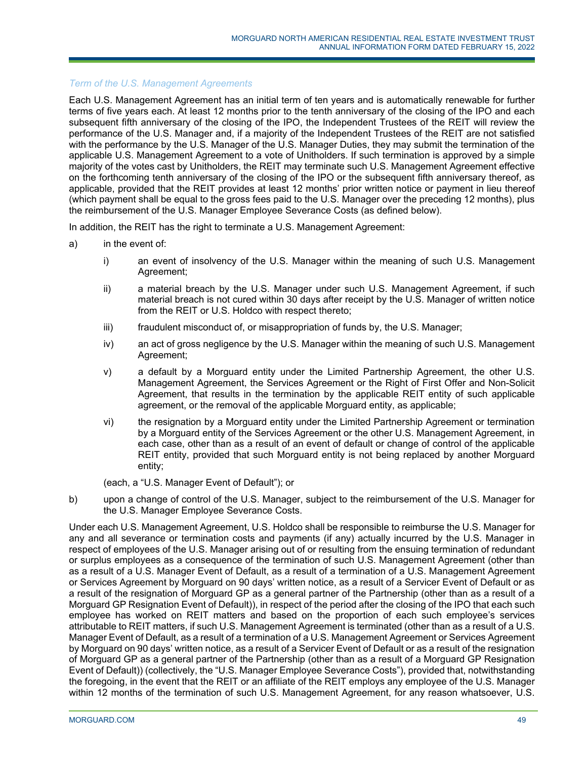*Term of the U.S. Management Agreements*

Each U.S. Management Agreement has an initial term of ten years and is automatically renewable for further terms of five years each. At least 12 months prior to the tenth anniversary of the closing of the IPO and each subsequent fifth anniversary of the closing of the IPO, the Independent Trustees of the REIT will review the performance of the U.S. Manager and, if a majority of the Independent Trustees of the REIT are not satisfied with the performance by the U.S. Manager of the U.S. Manager Duties, they may submit the termination of the applicable U.S. Management Agreement to a vote of Unitholders. If such termination is approved by a simple majority of the votes cast by Unitholders, the REIT may terminate such U.S. Management Agreement effective on the forthcoming tenth anniversary of the closing of the IPO or the subsequent fifth anniversary thereof, as applicable, provided that the REIT provides at least 12 months' prior written notice or payment in lieu thereof (which payment shall be equal to the gross fees paid to the U.S. Manager over the preceding 12 months), plus the reimbursement of the U.S. Manager Employee Severance Costs (as defined below).

In addition, the REIT has the right to terminate a U.S. Management Agreement:

a) in the event of:

   i) an event of insolvency of the U.S. Manager within the meaning of such U.S. Management Agreement;

   ii) a material breach by the U.S. Manager under such U.S. Management Agreement, if such material breach is not cured within 30 days after receipt by the U.S. Manager of written notice from the REIT or U.S. Holdco with respect thereto;

   iii) fraudulent misconduct of, or misappropriation of funds by, the U.S. Manager;

   iv) an act of gross negligence by the U.S. Manager within the meaning of such U.S. Management Agreement;

   v) a default by a Morguard entity under the Limited Partnership Agreement, the other U.S. Management Agreement, the Services Agreement or the Right of First Offer and Non-Solicit Agreement, that results in the termination by the applicable REIT entity of such applicable agreement, or the removal of the applicable Morguard entity, as applicable;

   vi) the resignation by a Morguard entity under the Limited Partnership Agreement or termination by a Morguard entity of the Services Agreement or the other U.S. Management Agreement, in each case, other than as a result of an event of default or change of control of the applicable REIT entity, provided that such Morguard entity is not being replaced by another Morguard entity;

   (each, a "U.S. Manager Event of Default"); or

b) upon a change of control of the U.S. Manager, subject to the reimbursement of the U.S. Manager for the U.S. Manager Employee Severance Costs.

Under each U.S. Management Agreement, U.S. Holdco shall be responsible to reimburse the U.S. Manager for any and all severance or termination costs and payments (if any) actually incurred by the U.S. Manager in respect of employees of the U.S. Manager arising out of or resulting from the ensuing termination of redundant or surplus employees as a consequence of the termination of such U.S. Management Agreement (other than as a result of a U.S. Manager Event of Default, as a result of a termination of a U.S. Management Agreement or Services Agreement by Morguard on 90 days' written notice, as a result of a Servicer Event of Default or as a result of the resignation of Morguard GP as a general partner of the Partnership (other than as a result of a Morguard GP Resignation Event of Default)), in respect of the period after the closing of the IPO that each such employee has worked on REIT matters and based on the proportion of each such employee's services attributable to REIT matters, if such U.S. Management Agreement is terminated (other than as a result of a U.S. Manager Event of Default, as a result of a termination of a U.S. Management Agreement or Services Agreement by Morguard on 90 days' written notice, as a result of a Servicer Event of Default or as a result of the resignation of Morguard GP as a general partner of the Partnership (other than as a result of a Morguard GP Resignation Event of Default)) (collectively, the "U.S. Manager Employee Severance Costs"), provided that, notwithstanding the foregoing, in the event that the REIT or an affiliate of the REIT employs any employee of the U.S. Manager within 12 months of the termination of such U.S. Management Agreement, for any reason whatsoever, U.S.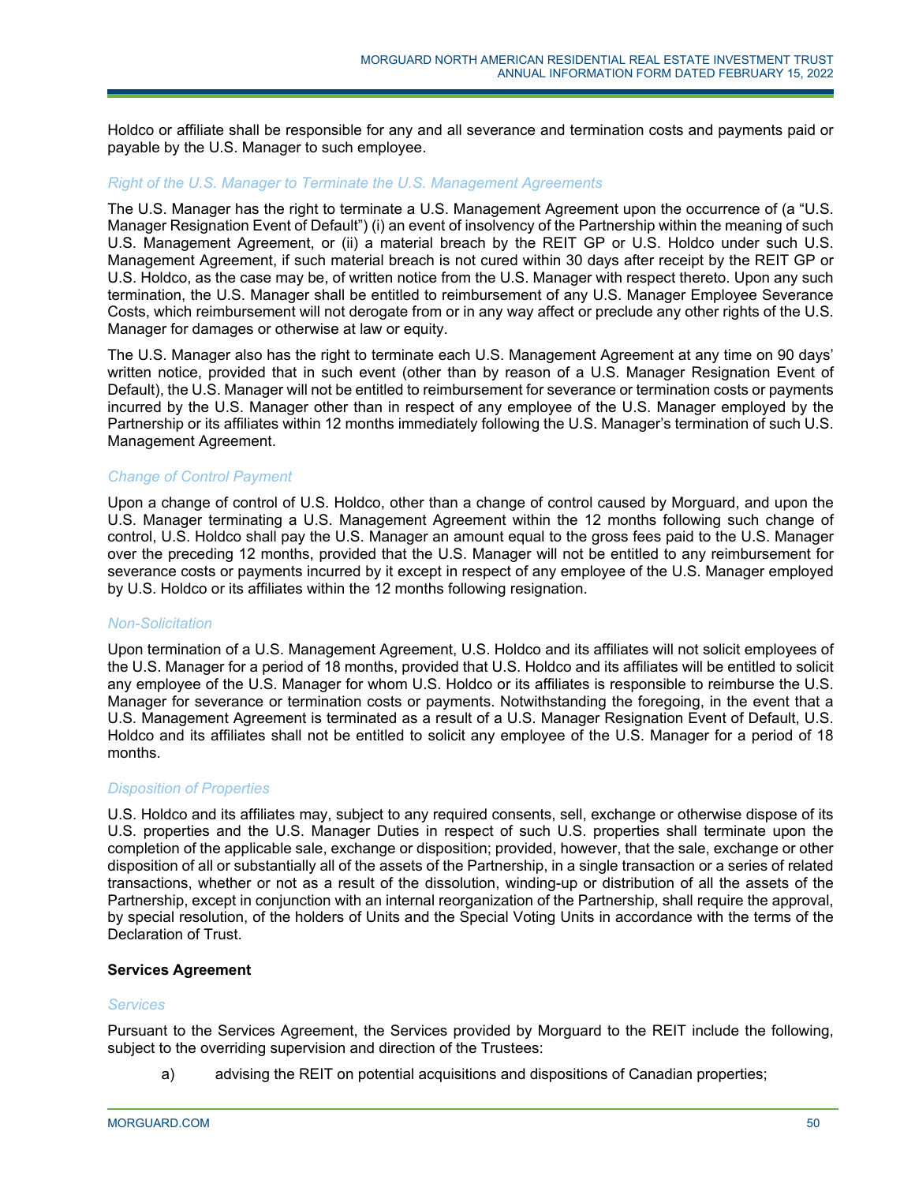Holdco or affiliate shall be responsible for any and all severance and termination costs and payments paid or payable by the U.S. Manager to such employee.

*Right of the U.S. Manager to Terminate the U.S. Management Agreements*

The U.S. Manager has the right to terminate a U.S. Management Agreement upon the occurrence of (a "U.S. Manager Resignation Event of Default") (i) an event of insolvency of the Partnership within the meaning of such U.S. Management Agreement, or (ii) a material breach by the REIT GP or U.S. Holdco under such U.S. Management Agreement, if such material breach is not cured within 30 days after receipt by the REIT GP or U.S. Holdco, as the case may be, of written notice from the U.S. Manager with respect thereto. Upon any such termination, the U.S. Manager shall be entitled to reimbursement of any U.S. Manager Employee Severance Costs, which reimbursement will not derogate from or in any way affect or preclude any other rights of the U.S. Manager for damages or otherwise at law or equity.

The U.S. Manager also has the right to terminate each U.S. Management Agreement at any time on 90 days' written notice, provided that in such event (other than by reason of a U.S. Manager Resignation Event of Default), the U.S. Manager will not be entitled to reimbursement for severance or termination costs or payments incurred by the U.S. Manager other than in respect of any employee of the U.S. Manager employed by the Partnership or its affiliates within 12 months immediately following the U.S. Manager's termination of such U.S. Management Agreement.

*Change of Control Payment*

Upon a change of control of U.S. Holdco, other than a change of control caused by Morguard, and upon the U.S. Manager terminating a U.S. Management Agreement within the 12 months following such change of control, U.S. Holdco shall pay the U.S. Manager an amount equal to the gross fees paid to the U.S. Manager over the preceding 12 months, provided that the U.S. Manager will not be entitled to any reimbursement for severance costs or payments incurred by it except in respect of any employee of the U.S. Manager employed by U.S. Holdco or its affiliates within the 12 months following resignation.

*Non-Solicitation*

Upon termination of a U.S. Management Agreement, U.S. Holdco and its affiliates will not solicit employees of the U.S. Manager for a period of 18 months, provided that U.S. Holdco and its affiliates will be entitled to solicit any employee of the U.S. Manager for whom U.S. Holdco or its affiliates is responsible to reimburse the U.S. Manager for severance or termination costs or payments. Notwithstanding the foregoing, in the event that a U.S. Management Agreement is terminated as a result of a U.S. Manager Resignation Event of Default, U.S. Holdco and its affiliates shall not be entitled to solicit any employee of the U.S. Manager for a period of 18 months.

*Disposition of Properties*

U.S. Holdco and its affiliates may, subject to any required consents, sell, exchange or otherwise dispose of its U.S. properties and the U.S. Manager Duties in respect of such U.S. properties shall terminate upon the completion of the applicable sale, exchange or disposition; provided, however, that the sale, exchange or other disposition of all or substantially all of the assets of the Partnership, in a single transaction or a series of related transactions, whether or not as a result of the dissolution, winding-up or distribution of all the assets of the Partnership, except in conjunction with an internal reorganization of the Partnership, shall require the approval, by special resolution, of the holders of Units and the Special Voting Units in accordance with the terms of the Declaration of Trust.

**Services Agreement**

*Services*

Pursuant to the Services Agreement, the Services provided by Morguard to the REIT include the following, subject to the overriding supervision and direction of the Trustees:

a) advising the REIT on potential acquisitions and dispositions of Canadian properties;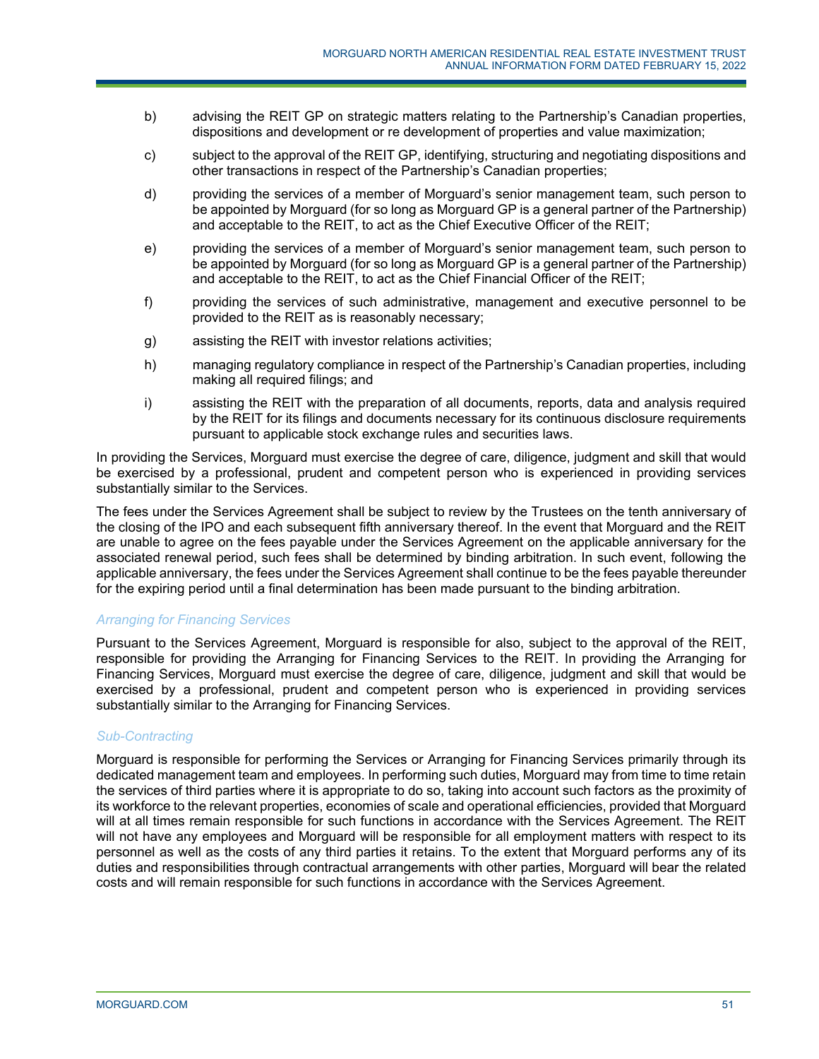b) advising the REIT GP on strategic matters relating to the Partnership's Canadian properties, dispositions and development or re development of properties and value maximization;

c) subject to the approval of the REIT GP, identifying, structuring and negotiating dispositions and other transactions in respect of the Partnership's Canadian properties;

d) providing the services of a member of Morguard's senior management team, such person to be appointed by Morguard (for so long as Morguard GP is a general partner of the Partnership) and acceptable to the REIT, to act as the Chief Executive Officer of the REIT;

e) providing the services of a member of Morguard's senior management team, such person to be appointed by Morguard (for so long as Morguard GP is a general partner of the Partnership) and acceptable to the REIT, to act as the Chief Financial Officer of the REIT;

f) providing the services of such administrative, management and executive personnel to be provided to the REIT as is reasonably necessary;

g) assisting the REIT with investor relations activities;

h) managing regulatory compliance in respect of the Partnership's Canadian properties, including making all required filings; and

i) assisting the REIT with the preparation of all documents, reports, data and analysis required by the REIT for its filings and documents necessary for its continuous disclosure requirements pursuant to applicable stock exchange rules and securities laws.

In providing the Services, Morguard must exercise the degree of care, diligence, judgment and skill that would be exercised by a professional, prudent and competent person who is experienced in providing services substantially similar to the Services.

The fees under the Services Agreement shall be subject to review by the Trustees on the tenth anniversary of the closing of the IPO and each subsequent fifth anniversary thereof. In the event that Morguard and the REIT are unable to agree on the fees payable under the Services Agreement on the applicable anniversary for the associated renewal period, such fees shall be determined by binding arbitration. In such event, following the applicable anniversary, the fees under the Services Agreement shall continue to be the fees payable thereunder for the expiring period until a final determination has been made pursuant to the binding arbitration.

*Arranging for Financing Services*

Pursuant to the Services Agreement, Morguard is responsible for also, subject to the approval of the REIT, responsible for providing the Arranging for Financing Services to the REIT. In providing the Arranging for Financing Services, Morguard must exercise the degree of care, diligence, judgment and skill that would be exercised by a professional, prudent and competent person who is experienced in providing services substantially similar to the Arranging for Financing Services.

*Sub-Contracting*

Morguard is responsible for performing the Services or Arranging for Financing Services primarily through its dedicated management team and employees. In performing such duties, Morguard may from time to time retain the services of third parties where it is appropriate to do so, taking into account such factors as the proximity of its workforce to the relevant properties, economies of scale and operational efficiencies, provided that Morguard will at all times remain responsible for such functions in accordance with the Services Agreement. The REIT will not have any employees and Morguard will be responsible for all employment matters with respect to its personnel as well as the costs of any third parties it retains. To the extent that Morguard performs any of its duties and responsibilities through contractual arrangements with other parties, Morguard will bear the related costs and will remain responsible for such functions in accordance with the Services Agreement.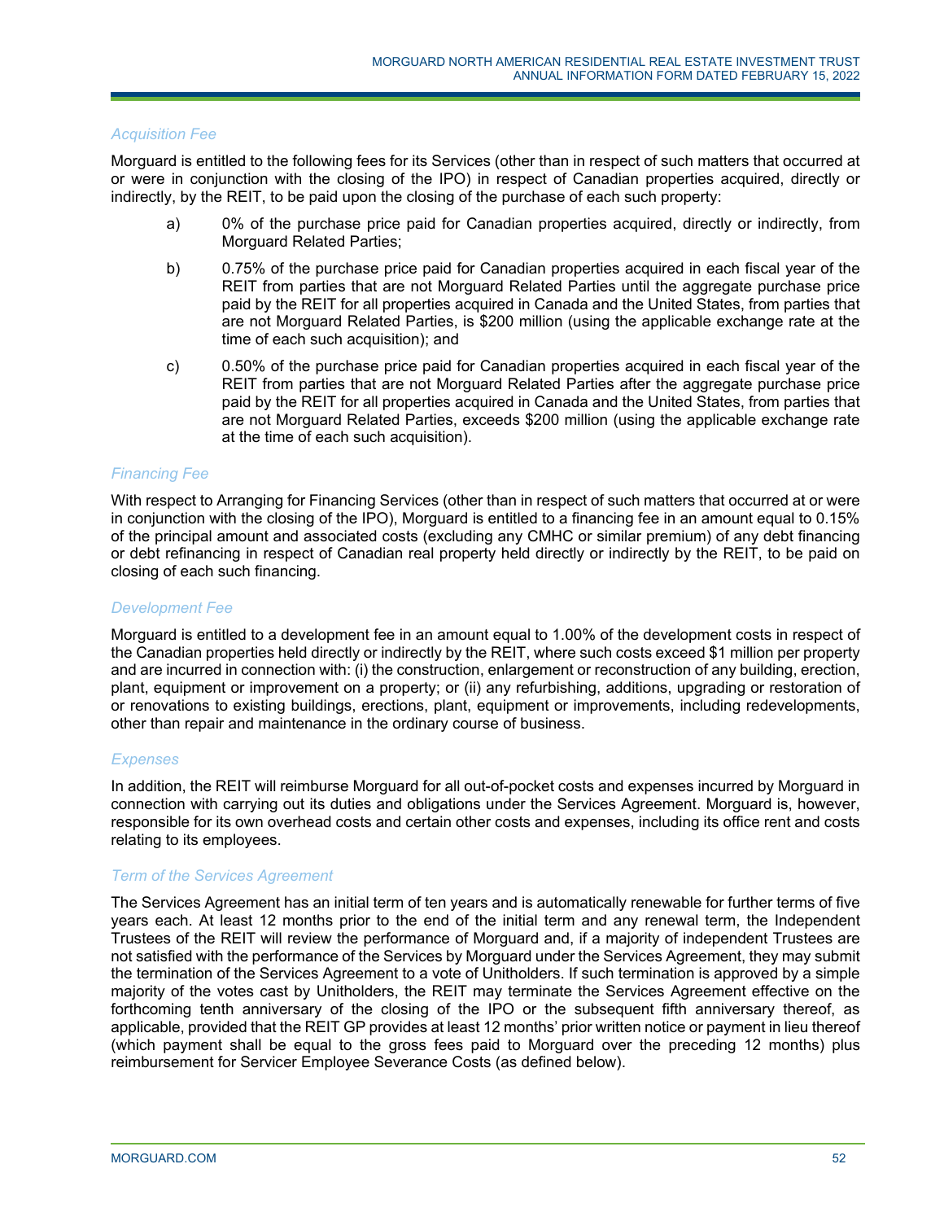*Acquisition Fee*

Morguard is entitled to the following fees for its Services (other than in respect of such matters that occurred at or were in conjunction with the closing of the IPO) in respect of Canadian properties acquired, directly or indirectly, by the REIT, to be paid upon the closing of the purchase of each such property:

a) 0% of the purchase price paid for Canadian properties acquired, directly or indirectly, from Morguard Related Parties;

b) 0.75% of the purchase price paid for Canadian properties acquired in each fiscal year of the REIT from parties that are not Morguard Related Parties until the aggregate purchase price paid by the REIT for all properties acquired in Canada and the United States, from parties that are not Morguard Related Parties, is $200 million (using the applicable exchange rate at the time of each such acquisition); and

c) 0.50% of the purchase price paid for Canadian properties acquired in each fiscal year of the REIT from parties that are not Morguard Related Parties after the aggregate purchase price paid by the REIT for all properties acquired in Canada and the United States, from parties that are not Morguard Related Parties, exceeds $200 million (using the applicable exchange rate at the time of each such acquisition).

*Financing Fee*

With respect to Arranging for Financing Services (other than in respect of such matters that occurred at or were in conjunction with the closing of the IPO), Morguard is entitled to a financing fee in an amount equal to 0.15% of the principal amount and associated costs (excluding any CMHC or similar premium) of any debt financing or debt refinancing in respect of Canadian real property held directly or indirectly by the REIT, to be paid on closing of each such financing.

*Development Fee*

Morguard is entitled to a development fee in an amount equal to 1.00% of the development costs in respect of the Canadian properties held directly or indirectly by the REIT, where such costs exceed $1 million per property and are incurred in connection with: (i) the construction, enlargement or reconstruction of any building, erection, plant, equipment or improvement on a property; or (ii) any refurbishing, additions, upgrading or restoration of or renovations to existing buildings, erections, plant, equipment or improvements, including redevelopments, other than repair and maintenance in the ordinary course of business.

*Expenses*

In addition, the REIT will reimburse Morguard for all out-of-pocket costs and expenses incurred by Morguard in connection with carrying out its duties and obligations under the Services Agreement. Morguard is, however, responsible for its own overhead costs and certain other costs and expenses, including its office rent and costs relating to its employees.

*Term of the Services Agreement*

The Services Agreement has an initial term of ten years and is automatically renewable for further terms of five years each. At least 12 months prior to the end of the initial term and any renewal term, the Independent Trustees of the REIT will review the performance of Morguard and, if a majority of independent Trustees are not satisfied with the performance of the Services by Morguard under the Services Agreement, they may submit the termination of the Services Agreement to a vote of Unitholders. If such termination is approved by a simple majority of the votes cast by Unitholders, the REIT may terminate the Services Agreement effective on the forthcoming tenth anniversary of the closing of the IPO or the subsequent fifth anniversary thereof, as applicable, provided that the REIT GP provides at least 12 months' prior written notice or payment in lieu thereof (which payment shall be equal to the gross fees paid to Morguard over the preceding 12 months) plus reimbursement for Servicer Employee Severance Costs (as defined below).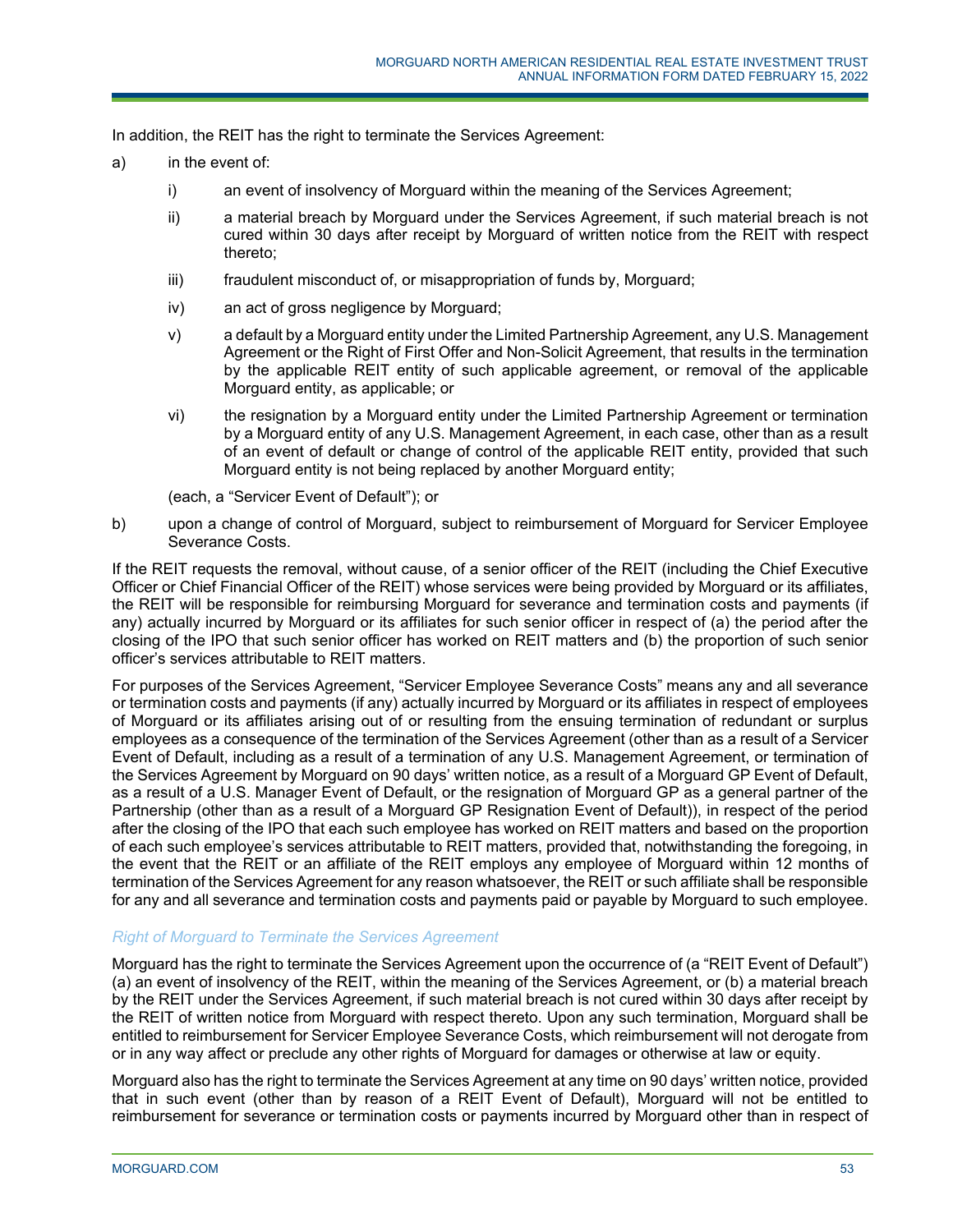In addition, the REIT has the right to terminate the Services Agreement:

a) in the event of:

   i) an event of insolvency of Morguard within the meaning of the Services Agreement;

   ii) a material breach by Morguard under the Services Agreement, if such material breach is not cured within 30 days after receipt by Morguard of written notice from the REIT with respect thereto;

   iii) fraudulent misconduct of, or misappropriation of funds by, Morguard;

   iv) an act of gross negligence by Morguard;

   v) a default by a Morguard entity under the Limited Partnership Agreement, any U.S. Management Agreement or the Right of First Offer and Non-Solicit Agreement, that results in the termination by the applicable REIT entity of such applicable agreement, or removal of the applicable Morguard entity, as applicable; or

   vi) the resignation by a Morguard entity under the Limited Partnership Agreement or termination by a Morguard entity of any U.S. Management Agreement, in each case, other than as a result of an event of default or change of control of the applicable REIT entity, provided that such Morguard entity is not being replaced by another Morguard entity;

   (each, a "Servicer Event of Default"); or

b) upon a change of control of Morguard, subject to reimbursement of Morguard for Servicer Employee Severance Costs.

If the REIT requests the removal, without cause, of a senior officer of the REIT (including the Chief Executive Officer or Chief Financial Officer of the REIT) whose services were being provided by Morguard or its affiliates, the REIT will be responsible for reimbursing Morguard for severance and termination costs and payments (if any) actually incurred by Morguard or its affiliates for such senior officer in respect of (a) the period after the closing of the IPO that such senior officer has worked on REIT matters and (b) the proportion of such senior officer's services attributable to REIT matters.

For purposes of the Services Agreement, "Servicer Employee Severance Costs" means any and all severance or termination costs and payments (if any) actually incurred by Morguard or its affiliates in respect of employees of Morguard or its affiliates arising out of or resulting from the ensuing termination of redundant or surplus employees as a consequence of the termination of the Services Agreement (other than as a result of a Servicer Event of Default, including as a result of a termination of any U.S. Management Agreement, or termination of the Services Agreement by Morguard on 90 days' written notice, as a result of a Morguard GP Event of Default, as a result of a U.S. Manager Event of Default, or the resignation of Morguard GP as a general partner of the Partnership (other than as a result of a Morguard GP Resignation Event of Default)), in respect of the period after the closing of the IPO that each such employee has worked on REIT matters and based on the proportion of each such employee's services attributable to REIT matters, provided that, notwithstanding the foregoing, in the event that the REIT or an affiliate of the REIT employs any employee of Morguard within 12 months of termination of the Services Agreement for any reason whatsoever, the REIT or such affiliate shall be responsible for any and all severance and termination costs and payments paid or payable by Morguard to such employee.

*Right of Morguard to Terminate the Services Agreement*

Morguard has the right to terminate the Services Agreement upon the occurrence of (a "REIT Event of Default") (a) an event of insolvency of the REIT, within the meaning of the Services Agreement, or (b) a material breach by the REIT under the Services Agreement, if such material breach is not cured within 30 days after receipt by the REIT of written notice from Morguard with respect thereto. Upon any such termination, Morguard shall be entitled to reimbursement for Servicer Employee Severance Costs, which reimbursement will not derogate from or in any way affect or preclude any other rights of Morguard for damages or otherwise at law or equity.

Morguard also has the right to terminate the Services Agreement at any time on 90 days' written notice, provided that in such event (other than by reason of a REIT Event of Default), Morguard will not be entitled to reimbursement for severance or termination costs or payments incurred by Morguard other than in respect of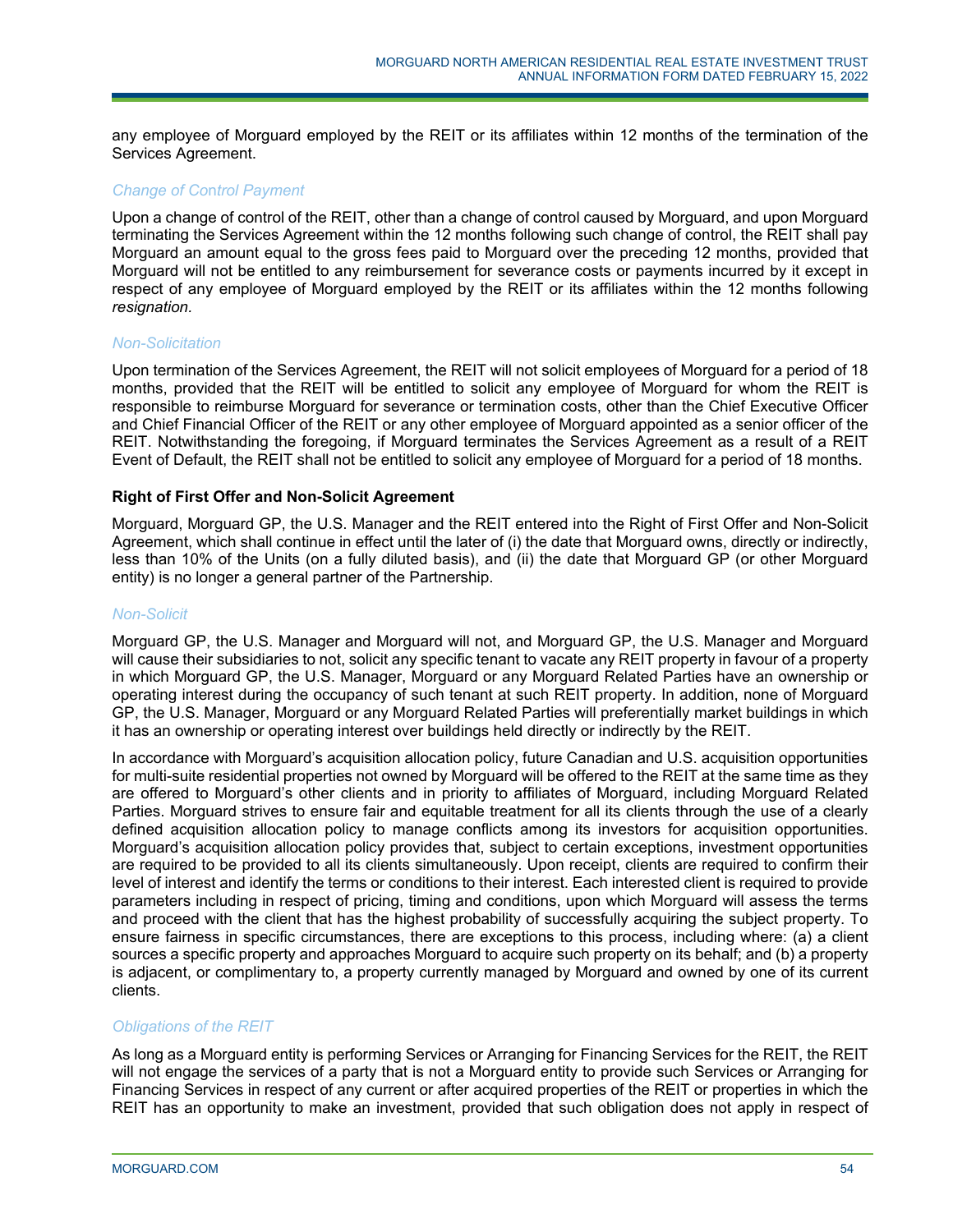any employee of Morguard employed by the REIT or its affiliates within 12 months of the termination of the Services Agreement.

*Change of Control Payment*

Upon a change of control of the REIT, other than a change of control caused by Morguard, and upon Morguard terminating the Services Agreement within the 12 months following such change of control, the REIT shall pay Morguard an amount equal to the gross fees paid to Morguard over the preceding 12 months, provided that Morguard will not be entitled to any reimbursement for severance costs or payments incurred by it except in respect of any employee of Morguard employed by the REIT or its affiliates within the 12 months following *resignation*.

*Non-Solicitation*

Upon termination of the Services Agreement, the REIT will not solicit employees of Morguard for a period of 18 months, provided that the REIT will be entitled to solicit any employee of Morguard for whom the REIT is responsible to reimburse Morguard for severance or termination costs, other than the Chief Executive Officer and Chief Financial Officer of the REIT or any other employee of Morguard appointed as a senior officer of the REIT. Notwithstanding the foregoing, if Morguard terminates the Services Agreement as a result of a REIT Event of Default, the REIT shall not be entitled to solicit any employee of Morguard for a period of 18 months.

**Right of First Offer and Non-Solicit Agreement**

Morguard, Morguard GP, the U.S. Manager and the REIT entered into the Right of First Offer and Non-Solicit Agreement, which shall continue in effect until the later of (i) the date that Morguard owns, directly or indirectly, less than 10% of the Units (on a fully diluted basis), and (ii) the date that Morguard GP (or other Morguard entity) is no longer a general partner of the Partnership.

*Non-Solicit*

Morguard GP, the U.S. Manager and Morguard will not, and Morguard GP, the U.S. Manager and Morguard will cause their subsidiaries to not, solicit any specific tenant to vacate any REIT property in favour of a property in which Morguard GP, the U.S. Manager, Morguard or any Morguard Related Parties have an ownership or operating interest during the occupancy of such tenant at such REIT property. In addition, none of Morguard GP, the U.S. Manager, Morguard or any Morguard Related Parties will preferentially market buildings in which it has an ownership or operating interest over buildings held directly or indirectly by the REIT.

In accordance with Morguard's acquisition allocation policy, future Canadian and U.S. acquisition opportunities for multi-suite residential properties not owned by Morguard will be offered to the REIT at the same time as they are offered to Morguard's other clients and in priority to affiliates of Morguard, including Morguard Related Parties. Morguard strives to ensure fair and equitable treatment for all its clients through the use of a clearly defined acquisition allocation policy to manage conflicts among its investors for acquisition opportunities. Morguard's acquisition allocation policy provides that, subject to certain exceptions, investment opportunities are required to be provided to all its clients simultaneously. Upon receipt, clients are required to confirm their level of interest and identify the terms or conditions to their interest. Each interested client is required to provide parameters including in respect of pricing, timing and conditions, upon which Morguard will assess the terms and proceed with the client that has the highest probability of successfully acquiring the subject property. To ensure fairness in specific circumstances, there are exceptions to this process, including where: (a) a client sources a specific property and approaches Morguard to acquire such property on its behalf; and (b) a property is adjacent, or complimentary to, a property currently managed by Morguard and owned by one of its current clients.

*Obligations of the REIT*

As long as a Morguard entity is performing Services or Arranging for Financing Services for the REIT, the REIT will not engage the services of a party that is not a Morguard entity to provide such Services or Arranging for Financing Services in respect of any current or after acquired properties of the REIT or properties in which the REIT has an opportunity to make an investment, provided that such obligation does not apply in respect of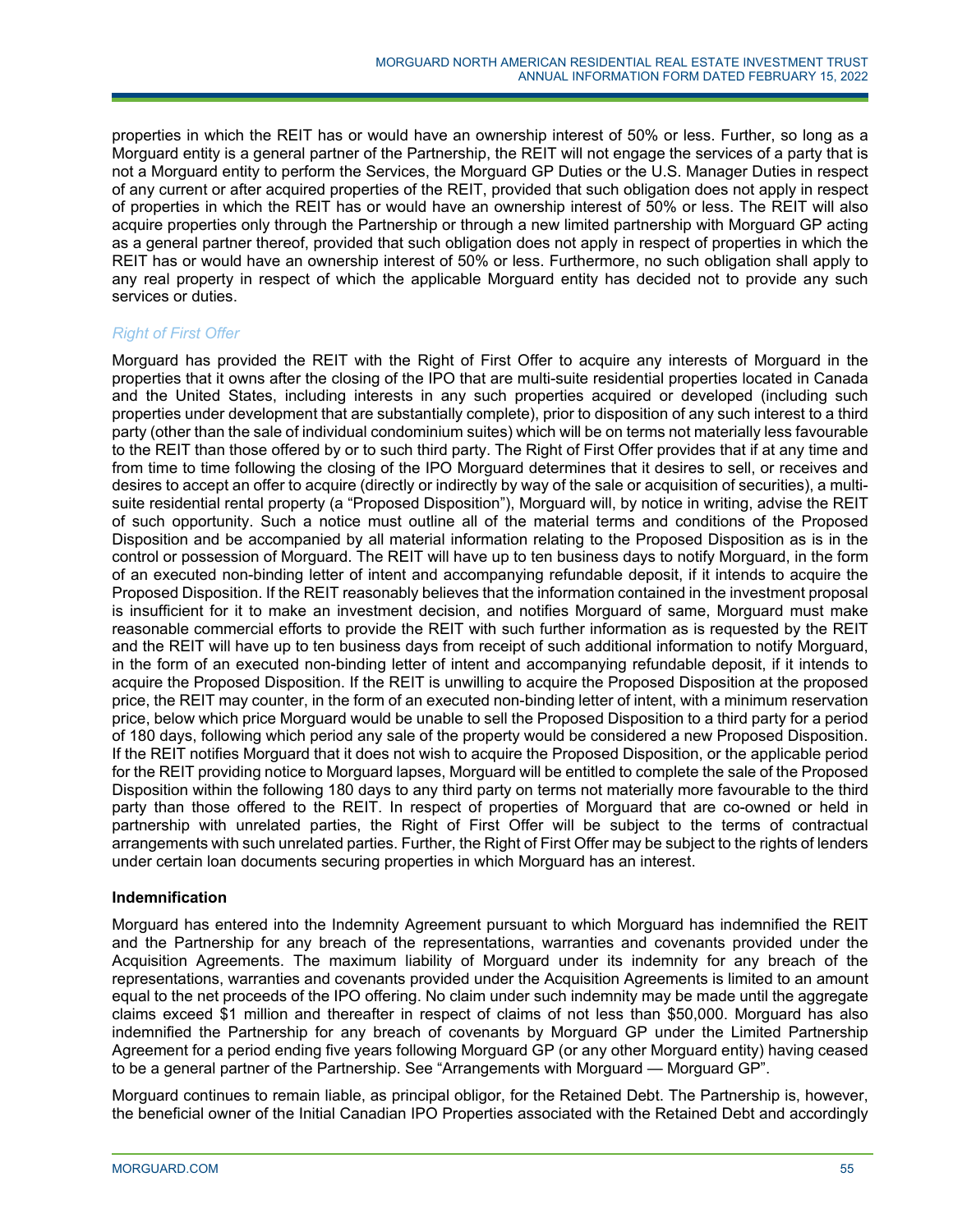properties in which the REIT has or would have an ownership interest of 50% or less. Further, so long as a Morguard entity is a general partner of the Partnership, the REIT will not engage the services of a party that is not a Morguard entity to perform the Services, the Morguard GP Duties or the U.S. Manager Duties in respect of any current or after acquired properties of the REIT, provided that such obligation does not apply in respect of properties in which the REIT has or would have an ownership interest of 50% or less. The REIT will also acquire properties only through the Partnership or through a new limited partnership with Morguard GP acting as a general partner thereof, provided that such obligation does not apply in respect of properties in which the REIT has or would have an ownership interest of 50% or less. Furthermore, no such obligation shall apply to any real property in respect of which the applicable Morguard entity has decided not to provide any such services or duties.

*Right of First Offer*

Morguard has provided the REIT with the Right of First Offer to acquire any interests of Morguard in the properties that it owns after the closing of the IPO that are multi-suite residential properties located in Canada and the United States, including interests in any such properties acquired or developed (including such properties under development that are substantially complete), prior to disposition of any such interest to a third party (other than the sale of individual condominium suites) which will be on terms not materially less favourable to the REIT than those offered by or to such third party. The Right of First Offer provides that if at any time and from time to time following the closing of the IPO Morguard determines that it desires to sell, or receives and desires to accept an offer to acquire (directly or indirectly by way of the sale or acquisition of securities), a multi-suite residential rental property (a "Proposed Disposition"), Morguard will, by notice in writing, advise the REIT of such opportunity. Such a notice must outline all of the material terms and conditions of the Proposed Disposition and be accompanied by all material information relating to the Proposed Disposition as is in the control or possession of Morguard. The REIT will have up to ten business days to notify Morguard, in the form of an executed non-binding letter of intent and accompanying refundable deposit, if it intends to acquire the Proposed Disposition. If the REIT reasonably believes that the information contained in the investment proposal is insufficient for it to make an investment decision, and notifies Morguard of same, Morguard must make reasonable commercial efforts to provide the REIT with such further information as is requested by the REIT and the REIT will have up to ten business days from receipt of such additional information to notify Morguard, in the form of an executed non-binding letter of intent and accompanying refundable deposit, if it intends to acquire the Proposed Disposition. If the REIT is unwilling to acquire the Proposed Disposition at the proposed price, the REIT may counter, in the form of an executed non-binding letter of intent, with a minimum reservation price, below which price Morguard would be unable to sell the Proposed Disposition to a third party for a period of 180 days, following which period any sale of the property would be considered a new Proposed Disposition. If the REIT notifies Morguard that it does not wish to acquire the Proposed Disposition, or the applicable period for the REIT providing notice to Morguard lapses, Morguard will be entitled to complete the sale of the Proposed Disposition within the following 180 days to any third party on terms not materially more favourable to the third party than those offered to the REIT. In respect of properties of Morguard that are co-owned or held in partnership with unrelated parties, the Right of First Offer will be subject to the terms of contractual arrangements with such unrelated parties. Further, the Right of First Offer may be subject to the rights of lenders under certain loan documents securing properties in which Morguard has an interest.

**Indemnification**

Morguard has entered into the Indemnity Agreement pursuant to which Morguard has indemnified the REIT and the Partnership for any breach of the representations, warranties and covenants provided under the Acquisition Agreements. The maximum liability of Morguard under its indemnity for any breach of the representations, warranties and covenants provided under the Acquisition Agreements is limited to an amount equal to the net proceeds of the IPO offering. No claim under such indemnity may be made until the aggregate claims exceed $1 million and thereafter in respect of claims of not less than $50,000. Morguard has also indemnified the Partnership for any breach of covenants by Morguard GP under the Limited Partnership Agreement for a period ending five years following Morguard GP (or any other Morguard entity) having ceased to be a general partner of the Partnership. See "Arrangements with Morguard — Morguard GP".

Morguard continues to remain liable, as principal obligor, for the Retained Debt. The Partnership is, however, the beneficial owner of the Initial Canadian IPO Properties associated with the Retained Debt and accordingly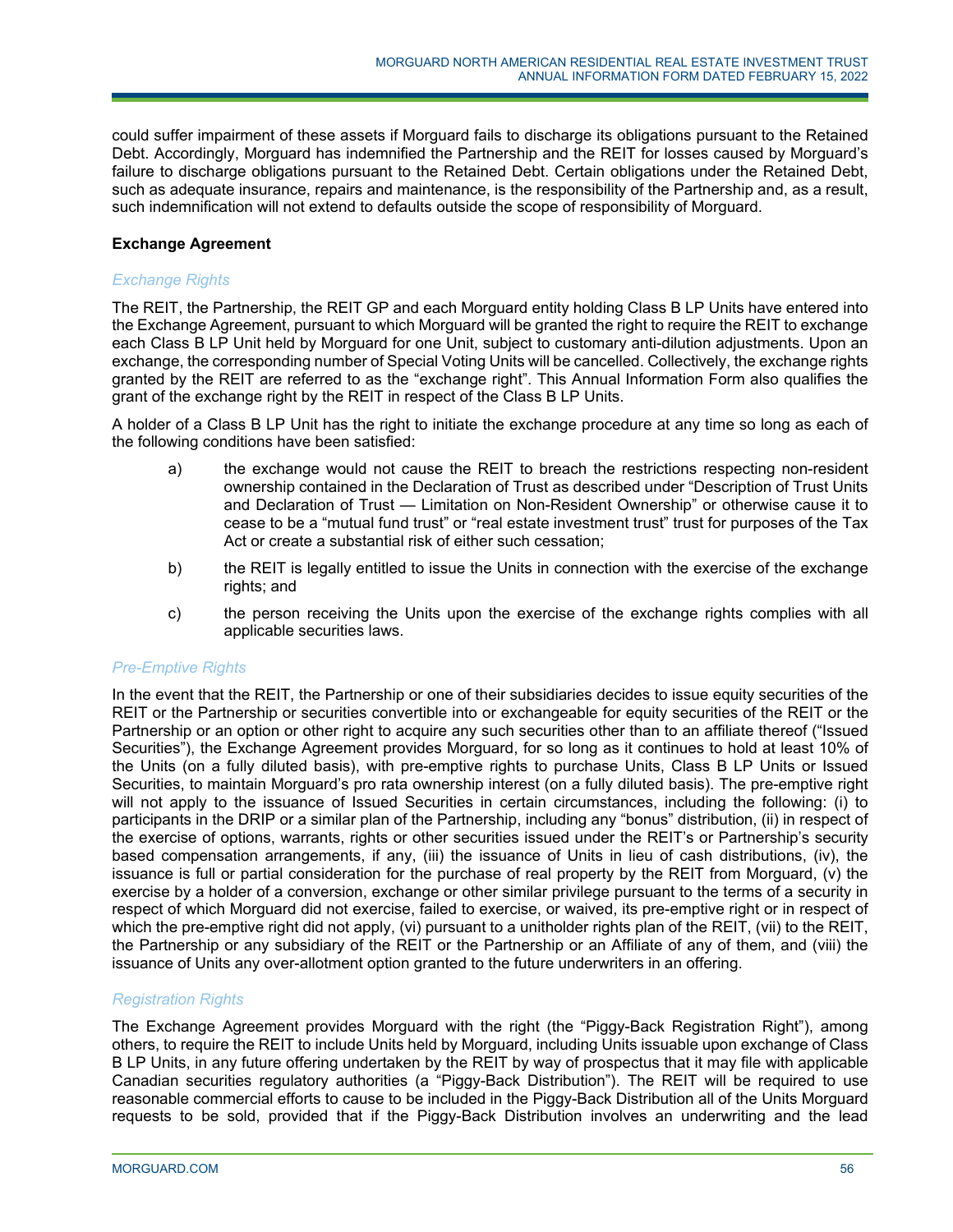could suffer impairment of these assets if Morguard fails to discharge its obligations pursuant to the Retained Debt. Accordingly, Morguard has indemnified the Partnership and the REIT for losses caused by Morguard's failure to discharge obligations pursuant to the Retained Debt. Certain obligations under the Retained Debt, such as adequate insurance, repairs and maintenance, is the responsibility of the Partnership and, as a result, such indemnification will not extend to defaults outside the scope of responsibility of Morguard.

**Exchange Agreement**

*Exchange Rights*

The REIT, the Partnership, the REIT GP and each Morguard entity holding Class B LP Units have entered into the Exchange Agreement, pursuant to which Morguard will be granted the right to require the REIT to exchange each Class B LP Unit held by Morguard for one Unit, subject to customary anti-dilution adjustments. Upon an exchange, the corresponding number of Special Voting Units will be cancelled. Collectively, the exchange rights granted by the REIT are referred to as the "exchange right". This Annual Information Form also qualifies the grant of the exchange right by the REIT in respect of the Class B LP Units.

A holder of a Class B LP Unit has the right to initiate the exchange procedure at any time so long as each of the following conditions have been satisfied:

a) the exchange would not cause the REIT to breach the restrictions respecting non-resident ownership contained in the Declaration of Trust as described under "Description of Trust Units and Declaration of Trust — Limitation on Non-Resident Ownership" or otherwise cause it to cease to be a "mutual fund trust" or "real estate investment trust" trust for purposes of the Tax Act or create a substantial risk of either such cessation;

b) the REIT is legally entitled to issue the Units in connection with the exercise of the exchange rights; and

c) the person receiving the Units upon the exercise of the exchange rights complies with all applicable securities laws.

*Pre-Emptive Rights*

In the event that the REIT, the Partnership or one of their subsidiaries decides to issue equity securities of the REIT or the Partnership or securities convertible into or exchangeable for equity securities of the REIT or the Partnership or an option or other right to acquire any such securities other than to an affiliate thereof ("Issued Securities"), the Exchange Agreement provides Morguard, for so long as it continues to hold at least 10% of the Units (on a fully diluted basis), with pre-emptive rights to purchase Units, Class B LP Units or Issued Securities, to maintain Morguard's pro rata ownership interest (on a fully diluted basis). The pre-emptive right will not apply to the issuance of Issued Securities in certain circumstances, including the following: (i) to participants in the DRIP or a similar plan of the Partnership, including any "bonus" distribution, (ii) in respect of the exercise of options, warrants, rights or other securities issued under the REIT's or Partnership's security based compensation arrangements, if any, (iii) the issuance of Units in lieu of cash distributions, (iv), the issuance is full or partial consideration for the purchase of real property by the REIT from Morguard, (v) the exercise by a holder of a conversion, exchange or other similar privilege pursuant to the terms of a security in respect of which Morguard did not exercise, failed to exercise, or waived, its pre-emptive right or in respect of which the pre-emptive right did not apply, (vi) pursuant to a unitholder rights plan of the REIT, (vii) to the REIT, the Partnership or any subsidiary of the REIT or the Partnership or an Affiliate of any of them, and (viii) the issuance of Units any over-allotment option granted to the future underwriters in an offering.

*Registration Rights*

The Exchange Agreement provides Morguard with the right (the "Piggy-Back Registration Right"), among others, to require the REIT to include Units held by Morguard, including Units issuable upon exchange of Class B LP Units, in any future offering undertaken by the REIT by way of prospectus that it may file with applicable Canadian securities regulatory authorities (a "Piggy-Back Distribution"). The REIT will be required to use reasonable commercial efforts to cause to be included in the Piggy-Back Distribution all of the Units Morguard requests to be sold, provided that if the Piggy-Back Distribution involves an underwriting and the lead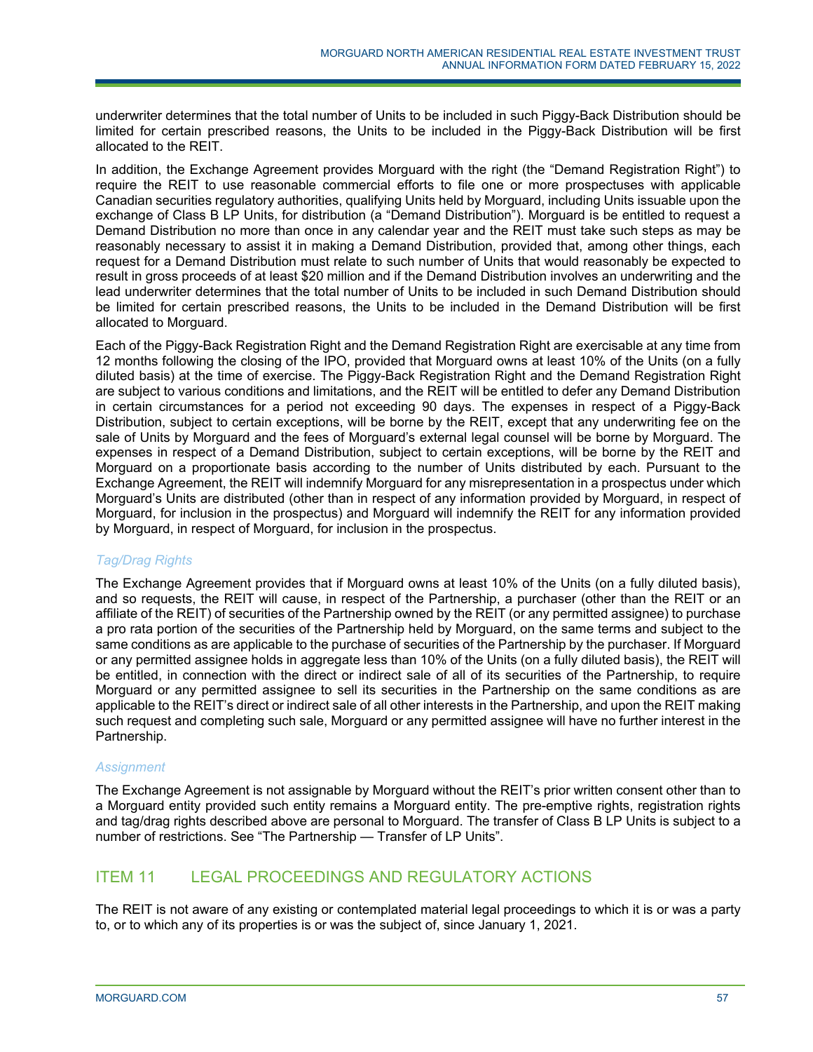underwriter determines that the total number of Units to be included in such Piggy-Back Distribution should be limited for certain prescribed reasons, the Units to be included in the Piggy-Back Distribution will be first allocated to the REIT.

In addition, the Exchange Agreement provides Morguard with the right (the "Demand Registration Right") to require the REIT to use reasonable commercial efforts to file one or more prospectuses with applicable Canadian securities regulatory authorities, qualifying Units held by Morguard, including Units issuable upon the exchange of Class B LP Units, for distribution (a "Demand Distribution"). Morguard is be entitled to request a Demand Distribution no more than once in any calendar year and the REIT must take such steps as may be reasonably necessary to assist it in making a Demand Distribution, provided that, among other things, each request for a Demand Distribution must relate to such number of Units that would reasonably be expected to result in gross proceeds of at least $20 million and if the Demand Distribution involves an underwriting and the lead underwriter determines that the total number of Units to be included in such Demand Distribution should be limited for certain prescribed reasons, the Units to be included in the Demand Distribution will be first allocated to Morguard.

Each of the Piggy-Back Registration Right and the Demand Registration Right are exercisable at any time from 12 months following the closing of the IPO, provided that Morguard owns at least 10% of the Units (on a fully diluted basis) at the time of exercise. The Piggy-Back Registration Right and the Demand Registration Right are subject to various conditions and limitations, and the REIT will be entitled to defer any Demand Distribution in certain circumstances for a period not exceeding 90 days. The expenses in respect of a Piggy-Back Distribution, subject to certain exceptions, will be borne by the REIT, except that any underwriting fee on the sale of Units by Morguard and the fees of Morguard's external legal counsel will be borne by Morguard. The expenses in respect of a Demand Distribution, subject to certain exceptions, will be borne by the REIT and Morguard on a proportionate basis according to the number of Units distributed by each. Pursuant to the Exchange Agreement, the REIT will indemnify Morguard for any misrepresentation in a prospectus under which Morguard's Units are distributed (other than in respect of any information provided by Morguard, in respect of Morguard, for inclusion in the prospectus) and Morguard will indemnify the REIT for any information provided by Morguard, in respect of Morguard, for inclusion in the prospectus.

*Tag/Drag Rights*

The Exchange Agreement provides that if Morguard owns at least 10% of the Units (on a fully diluted basis), and so requests, the REIT will cause, in respect of the Partnership, a purchaser (other than the REIT or an affiliate of the REIT) of securities of the Partnership owned by the REIT (or any permitted assignee) to purchase a pro rata portion of the securities of the Partnership held by Morguard, on the same terms and subject to the same conditions as are applicable to the purchase of securities of the Partnership by the purchaser. If Morguard or any permitted assignee holds in aggregate less than 10% of the Units (on a fully diluted basis), the REIT will be entitled, in connection with the direct or indirect sale of all of its securities of the Partnership, to require Morguard or any permitted assignee to sell its securities in the Partnership on the same conditions as are applicable to the REIT's direct or indirect sale of all other interests in the Partnership, and upon the REIT making such request and completing such sale, Morguard or any permitted assignee will have no further interest in the Partnership.

*Assignment*

The Exchange Agreement is not assignable by Morguard without the REIT's prior written consent other than to a Morguard entity provided such entity remains a Morguard entity. The pre-emptive rights, registration rights and tag/drag rights described above are personal to Morguard. The transfer of Class B LP Units is subject to a number of restrictions. See "The Partnership — Transfer of LP Units".

## ITEM 11 LEGAL PROCEEDINGS AND REGULATORY ACTIONS

The REIT is not aware of any existing or contemplated material legal proceedings to which it is or was a party to, or to which any of its properties is or was the subject of, since January 1, 2021.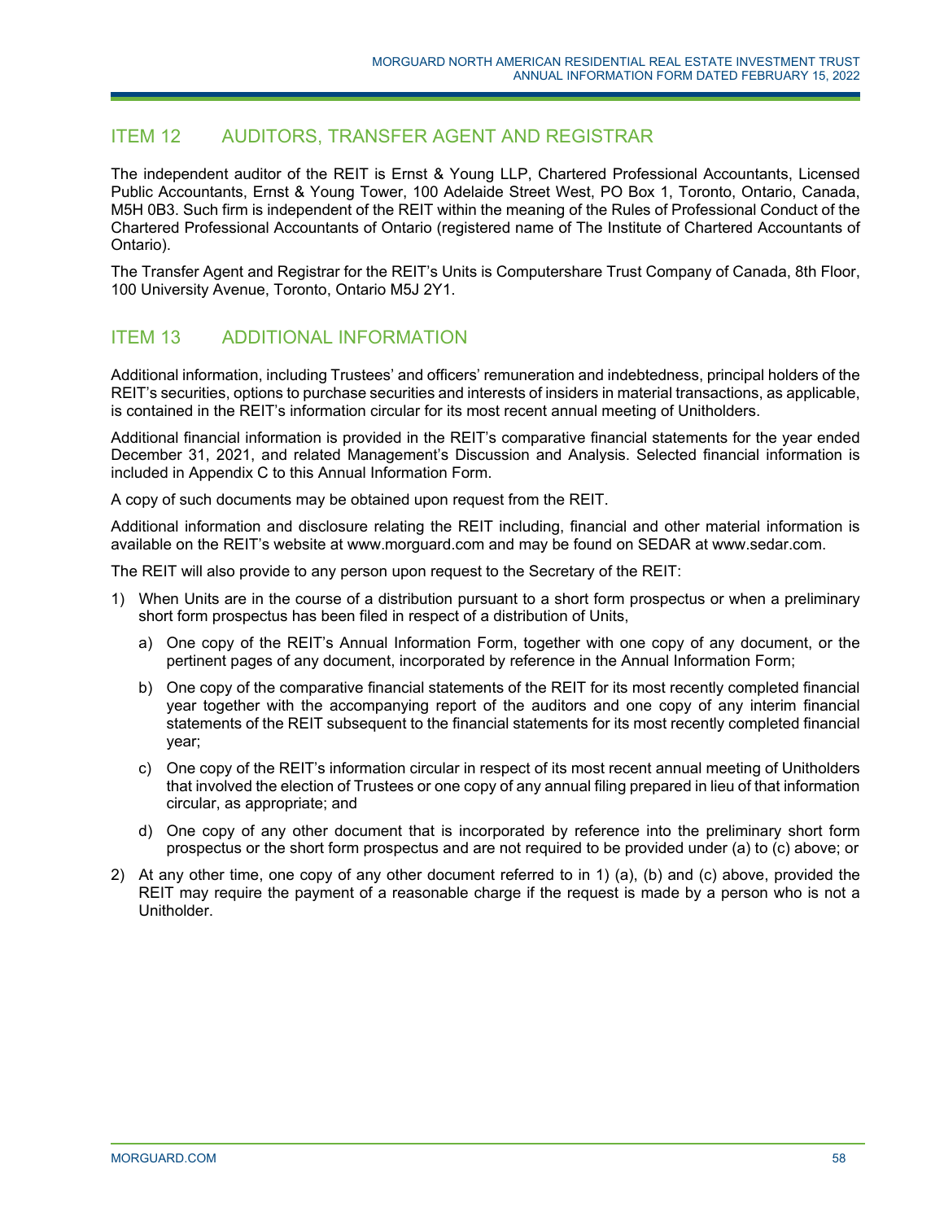## ITEM 12 AUDITORS, TRANSFER AGENT AND REGISTRAR

The independent auditor of the REIT is Ernst & Young LLP, Chartered Professional Accountants, Licensed Public Accountants, Ernst & Young Tower, 100 Adelaide Street West, PO Box 1, Toronto, Ontario, Canada, M5H 0B3. Such firm is independent of the REIT within the meaning of the Rules of Professional Conduct of the Chartered Professional Accountants of Ontario (registered name of The Institute of Chartered Accountants of Ontario).

The Transfer Agent and Registrar for the REIT's Units is Computershare Trust Company of Canada, 8th Floor, 100 University Avenue, Toronto, Ontario M5J 2Y1.

## ITEM 13 ADDITIONAL INFORMATION

Additional information, including Trustees' and officers' remuneration and indebtedness, principal holders of the REIT's securities, options to purchase securities and interests of insiders in material transactions, as applicable, is contained in the REIT's information circular for its most recent annual meeting of Unitholders.

Additional financial information is provided in the REIT's comparative financial statements for the year ended December 31, 2021, and related Management's Discussion and Analysis. Selected financial information is included in Appendix C to this Annual Information Form.

A copy of such documents may be obtained upon request from the REIT.

Additional information and disclosure relating the REIT including, financial and other material information is available on the REIT's website at www.morguard.com and may be found on SEDAR at www.sedar.com.

The REIT will also provide to any person upon request to the Secretary of the REIT:

1) When Units are in the course of a distribution pursuant to a short form prospectus or when a preliminary short form prospectus has been filed in respect of a distribution of Units,
   a) One copy of the REIT's Annual Information Form, together with one copy of any document, or the pertinent pages of any document, incorporated by reference in the Annual Information Form;
   b) One copy of the comparative financial statements of the REIT for its most recently completed financial year together with the accompanying report of the auditors and one copy of any interim financial statements of the REIT subsequent to the financial statements for its most recently completed financial year;
   c) One copy of the REIT's information circular in respect of its most recent annual meeting of Unitholders that involved the election of Trustees or one copy of any annual filing prepared in lieu of that information circular, as appropriate; and
   d) One copy of any other document that is incorporated by reference into the preliminary short form prospectus or the short form prospectus and are not required to be provided under (a) to (c) above; or
2) At any other time, one copy of any other document referred to in 1) (a), (b) and (c) above, provided the REIT may require the payment of a reasonable charge if the request is made by a person who is not a Unitholder.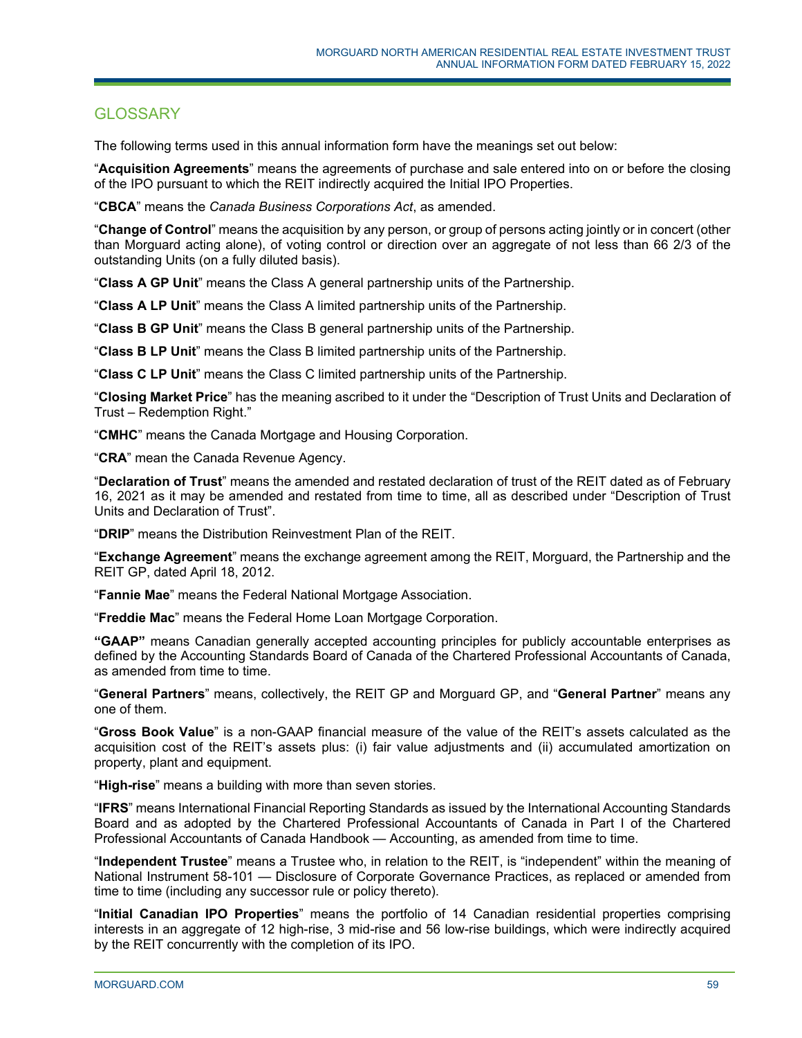## GLOSSARY

The following terms used in this annual information form have the meanings set out below:

"**Acquisition Agreements**" means the agreements of purchase and sale entered into on or before the closing of the IPO pursuant to which the REIT indirectly acquired the Initial IPO Properties.

"**CBCA**" means the *Canada Business Corporations Act*, as amended.

"**Change of Control**" means the acquisition by any person, or group of persons acting jointly or in concert (other than Morguard acting alone), of voting control or direction over an aggregate of not less than 66 2/3 of the outstanding Units (on a fully diluted basis).

"**Class A GP Unit**" means the Class A general partnership units of the Partnership.

"**Class A LP Unit**" means the Class A limited partnership units of the Partnership.

"**Class B GP Unit**" means the Class B general partnership units of the Partnership.

"**Class B LP Unit**" means the Class B limited partnership units of the Partnership.

"**Class C LP Unit**" means the Class C limited partnership units of the Partnership.

"**Closing Market Price**" has the meaning ascribed to it under the "Description of Trust Units and Declaration of Trust – Redemption Right."

"**CMHC**" means the Canada Mortgage and Housing Corporation.

"**CRA**" mean the Canada Revenue Agency.

"**Declaration of Trust**" means the amended and restated declaration of trust of the REIT dated as of February 16, 2021 as it may be amended and restated from time to time, all as described under "Description of Trust Units and Declaration of Trust".

"**DRIP**" means the Distribution Reinvestment Plan of the REIT.

"**Exchange Agreement**" means the exchange agreement among the REIT, Morguard, the Partnership and the REIT GP, dated April 18, 2012.

"**Fannie Mae**" means the Federal National Mortgage Association.

"**Freddie Mac**" means the Federal Home Loan Mortgage Corporation.

**"GAAP"** means Canadian generally accepted accounting principles for publicly accountable enterprises as defined by the Accounting Standards Board of Canada of the Chartered Professional Accountants of Canada, as amended from time to time.

"**General Partners**" means, collectively, the REIT GP and Morguard GP, and "**General Partner**" means any one of them.

"**Gross Book Value**" is a non-GAAP financial measure of the value of the REIT's assets calculated as the acquisition cost of the REIT's assets plus: (i) fair value adjustments and (ii) accumulated amortization on property, plant and equipment.

"**High-rise**" means a building with more than seven stories.

"**IFRS**" means International Financial Reporting Standards as issued by the International Accounting Standards Board and as adopted by the Chartered Professional Accountants of Canada in Part I of the Chartered Professional Accountants of Canada Handbook — Accounting, as amended from time to time.

"**Independent Trustee**" means a Trustee who, in relation to the REIT, is "independent" within the meaning of National Instrument 58-101 — Disclosure of Corporate Governance Practices, as replaced or amended from time to time (including any successor rule or policy thereto).

"**Initial Canadian IPO Properties**" means the portfolio of 14 Canadian residential properties comprising interests in an aggregate of 12 high-rise, 3 mid-rise and 56 low-rise buildings, which were indirectly acquired by the REIT concurrently with the completion of its IPO.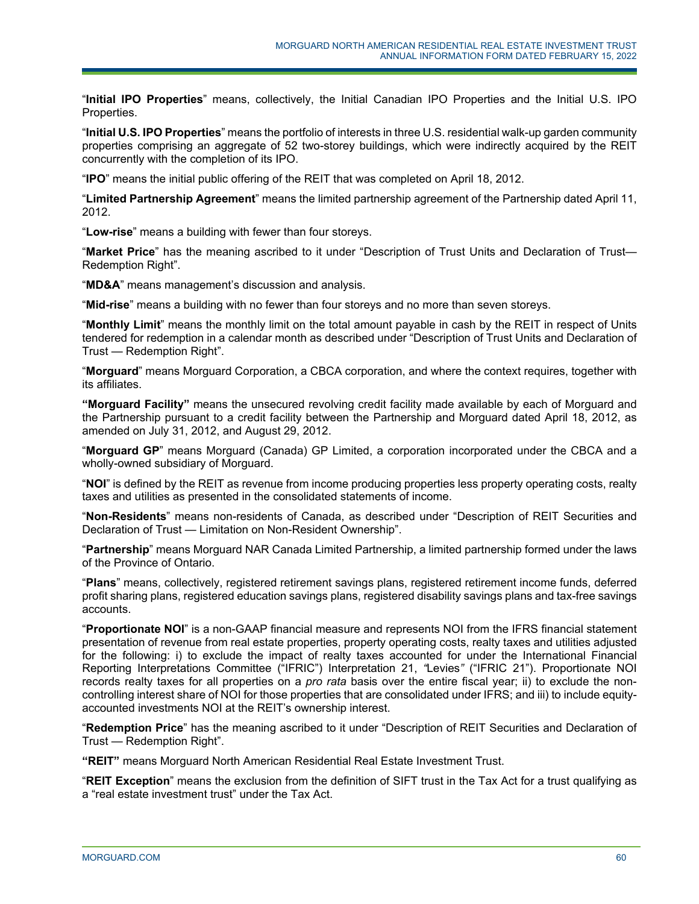"**Initial IPO Properties**" means, collectively, the Initial Canadian IPO Properties and the Initial U.S. IPO Properties.

"**Initial U.S. IPO Properties**" means the portfolio of interests in three U.S. residential walk-up garden community properties comprising an aggregate of 52 two-storey buildings, which were indirectly acquired by the REIT concurrently with the completion of its IPO.

"**IPO**" means the initial public offering of the REIT that was completed on April 18, 2012.

"**Limited Partnership Agreement**" means the limited partnership agreement of the Partnership dated April 11, 2012.

"**Low-rise**" means a building with fewer than four storeys.

"**Market Price**" has the meaning ascribed to it under "Description of Trust Units and Declaration of Trust—Redemption Right".

"**MD&A**" means management's discussion and analysis.

"**Mid-rise**" means a building with no fewer than four storeys and no more than seven storeys.

"**Monthly Limit**" means the monthly limit on the total amount payable in cash by the REIT in respect of Units tendered for redemption in a calendar month as described under "Description of Trust Units and Declaration of Trust — Redemption Right".

"**Morguard**" means Morguard Corporation, a CBCA corporation, and where the context requires, together with its affiliates.

**"Morguard Facility"** means the unsecured revolving credit facility made available by each of Morguard and the Partnership pursuant to a credit facility between the Partnership and Morguard dated April 18, 2012, as amended on July 31, 2012, and August 29, 2012.

"**Morguard GP**" means Morguard (Canada) GP Limited, a corporation incorporated under the CBCA and a wholly-owned subsidiary of Morguard.

"**NOI**" is defined by the REIT as revenue from income producing properties less property operating costs, realty taxes and utilities as presented in the consolidated statements of income.

"**Non-Residents**" means non-residents of Canada, as described under "Description of REIT Securities and Declaration of Trust — Limitation on Non-Resident Ownership".

"**Partnership**" means Morguard NAR Canada Limited Partnership, a limited partnership formed under the laws of the Province of Ontario.

"**Plans**" means, collectively, registered retirement savings plans, registered retirement income funds, deferred profit sharing plans, registered education savings plans, registered disability savings plans and tax-free savings accounts.

"**Proportionate NOI**" is a non-GAAP financial measure and represents NOI from the IFRS financial statement presentation of revenue from real estate properties, property operating costs, realty taxes and utilities adjusted for the following: i) to exclude the impact of realty taxes accounted for under the International Financial Reporting Interpretations Committee ("IFRIC") Interpretation 21, *"Levies"* ("IFRIC 21"). Proportionate NOI records realty taxes for all properties on a *pro rata* basis over the entire fiscal year; ii) to exclude the non-controlling interest share of NOI for those properties that are consolidated under IFRS; and iii) to include equity-accounted investments NOI at the REIT's ownership interest.

"**Redemption Price**" has the meaning ascribed to it under "Description of REIT Securities and Declaration of Trust — Redemption Right".

**"REIT"** means Morguard North American Residential Real Estate Investment Trust.

"**REIT Exception**" means the exclusion from the definition of SIFT trust in the Tax Act for a trust qualifying as a "real estate investment trust" under the Tax Act.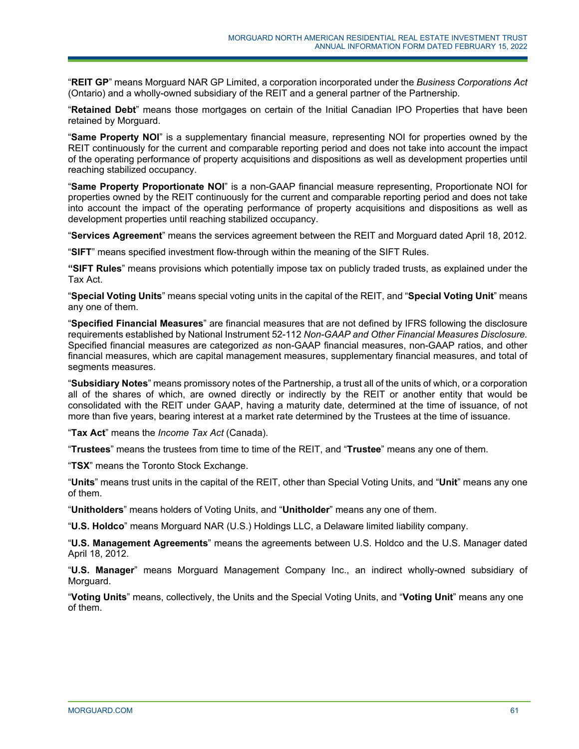"**REIT GP**" means Morguard NAR GP Limited, a corporation incorporated under the *Business Corporations Act* (Ontario) and a wholly-owned subsidiary of the REIT and a general partner of the Partnership.

"**Retained Debt**" means those mortgages on certain of the Initial Canadian IPO Properties that have been retained by Morguard.

"**Same Property NOI**" is a supplementary financial measure, representing NOI for properties owned by the REIT continuously for the current and comparable reporting period and does not take into account the impact of the operating performance of property acquisitions and dispositions as well as development properties until reaching stabilized occupancy.

"**Same Property Proportionate NOI**" is a non-GAAP financial measure representing, Proportionate NOI for properties owned by the REIT continuously for the current and comparable reporting period and does not take into account the impact of the operating performance of property acquisitions and dispositions as well as development properties until reaching stabilized occupancy.

"**Services Agreement**" means the services agreement between the REIT and Morguard dated April 18, 2012.

"**SIFT**" means specified investment flow-through within the meaning of the SIFT Rules.

"**SIFT Rules**" means provisions which potentially impose tax on publicly traded trusts, as explained under the Tax Act.

"**Special Voting Units**" means special voting units in the capital of the REIT, and "**Special Voting Unit**" means any one of them.

"**Specified Financial Measures**" are financial measures that are not defined by IFRS following the disclosure requirements established by National Instrument 52-112 *Non-GAAP and Other Financial Measures Disclosure.* Specified financial measures are categorized *as* non-GAAP financial measures, non-GAAP ratios, and other financial measures, which are capital management measures, supplementary financial measures, and total of segments measures.

"**Subsidiary Notes**" means promissory notes of the Partnership, a trust all of the units of which, or a corporation all of the shares of which, are owned directly or indirectly by the REIT or another entity that would be consolidated with the REIT under GAAP, having a maturity date, determined at the time of issuance, of not more than five years, bearing interest at a market rate determined by the Trustees at the time of issuance.

"**Tax Act**" means the *Income Tax Act* (Canada).

"**Trustees**" means the trustees from time to time of the REIT, and "**Trustee**" means any one of them.

"**TSX**" means the Toronto Stock Exchange.

"**Units**" means trust units in the capital of the REIT, other than Special Voting Units, and "**Unit**" means any one of them.

"**Unitholders**" means holders of Voting Units, and "**Unitholder**" means any one of them.

"**U.S. Holdco**" means Morguard NAR (U.S.) Holdings LLC, a Delaware limited liability company.

"**U.S. Management Agreements**" means the agreements between U.S. Holdco and the U.S. Manager dated April 18, 2012.

"**U.S. Manager**" means Morguard Management Company Inc., an indirect wholly-owned subsidiary of Morguard.

"**Voting Units**" means, collectively, the Units and the Special Voting Units, and "**Voting Unit**" means any one of them.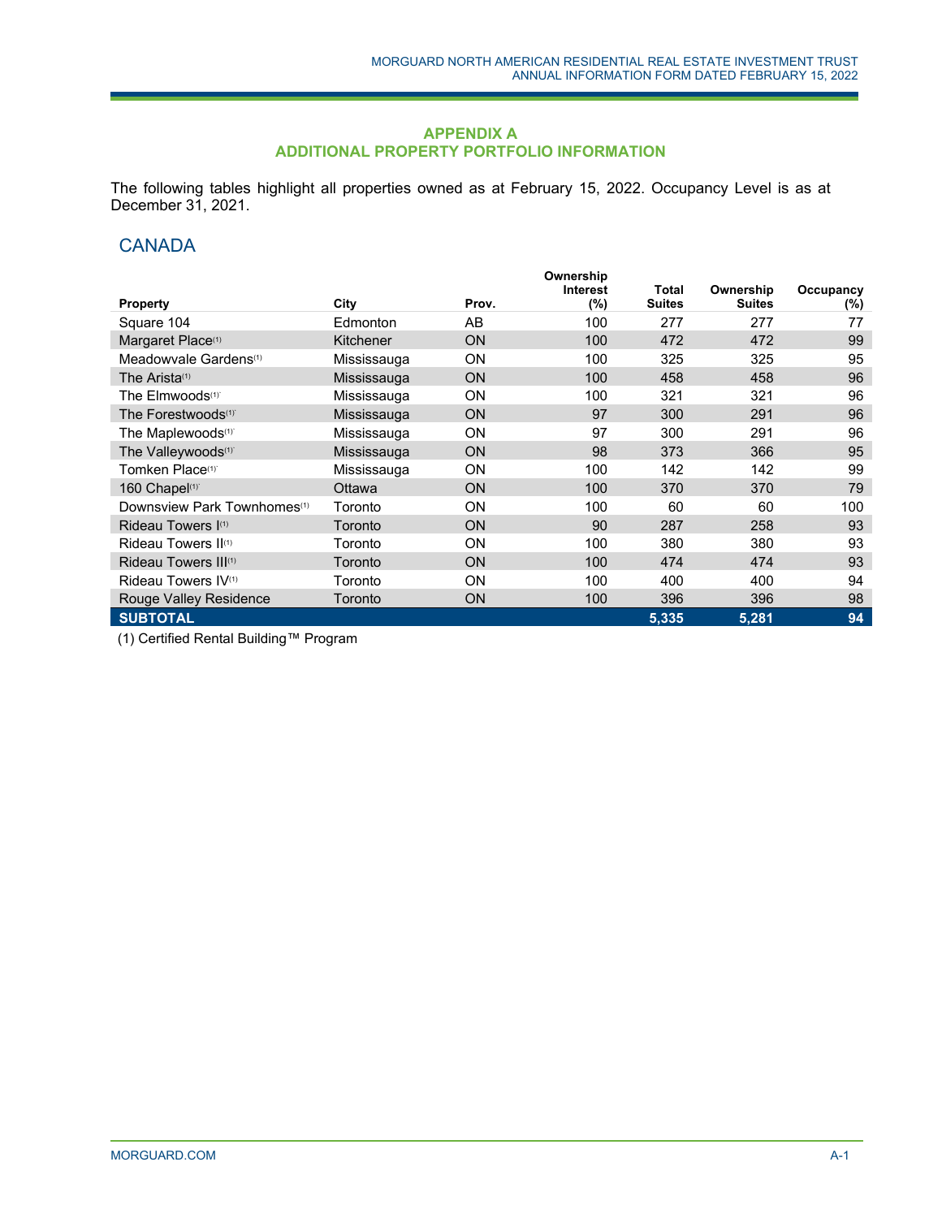## APPENDIX A
## ADDITIONAL PROPERTY PORTFOLIO INFORMATION

The following tables highlight all properties owned as at February 15, 2022. Occupancy Level is as at December 31, 2021.

### CANADA

| Property | City | Prov. | Ownership Interest (%) | Total Suites | Ownership Suites | Occupancy (%) |
|---|---|---|---|---|---|---|
| Square 104 | Edmonton | AB | 100 | 277 | 277 | 77 |
| Margaret Place[(1)] | Kitchener | ON | 100 | 472 | 472 | 99 |
| Meadowvale Gardens[(1)] | Mississauga | ON | 100 | 325 | 325 | 95 |
| The Arista[(1)] | Mississauga | ON | 100 | 458 | 458 | 96 |
| The Elmwoods[(1)] | Mississauga | ON | 100 | 321 | 321 | 96 |
| The Forestwoods[(1)] | Mississauga | ON | 97 | 300 | 291 | 96 |
| The Maplewoods[(1)] | Mississauga | ON | 97 | 300 | 291 | 96 |
| The Valleywoods[(1)] | Mississauga | ON | 98 | 373 | 366 | 95 |
| Tomken Place[(1)] | Mississauga | ON | 100 | 142 | 142 | 99 |
| 160 Chapel[(1)] | Ottawa | ON | 100 | 370 | 370 | 79 |
| Downsview Park Townhomes[(1)] | Toronto | ON | 100 | 60 | 60 | 100 |
| Rideau Towers I[(1)] | Toronto | ON | 90 | 287 | 258 | 93 |
| Rideau Towers II[(1)] | Toronto | ON | 100 | 380 | 380 | 93 |
| Rideau Towers III[(1)] | Toronto | ON | 100 | 474 | 474 | 93 |
| Rideau Towers IV[(1)] | Toronto | ON | 100 | 400 | 400 | 94 |
| Rouge Valley Residence | Toronto | ON | 100 | 396 | 396 | 98 |
| **SUBTOTAL** | | | | **5,335** | **5,281** | **94** |

(1) Certified Rental Building™ Program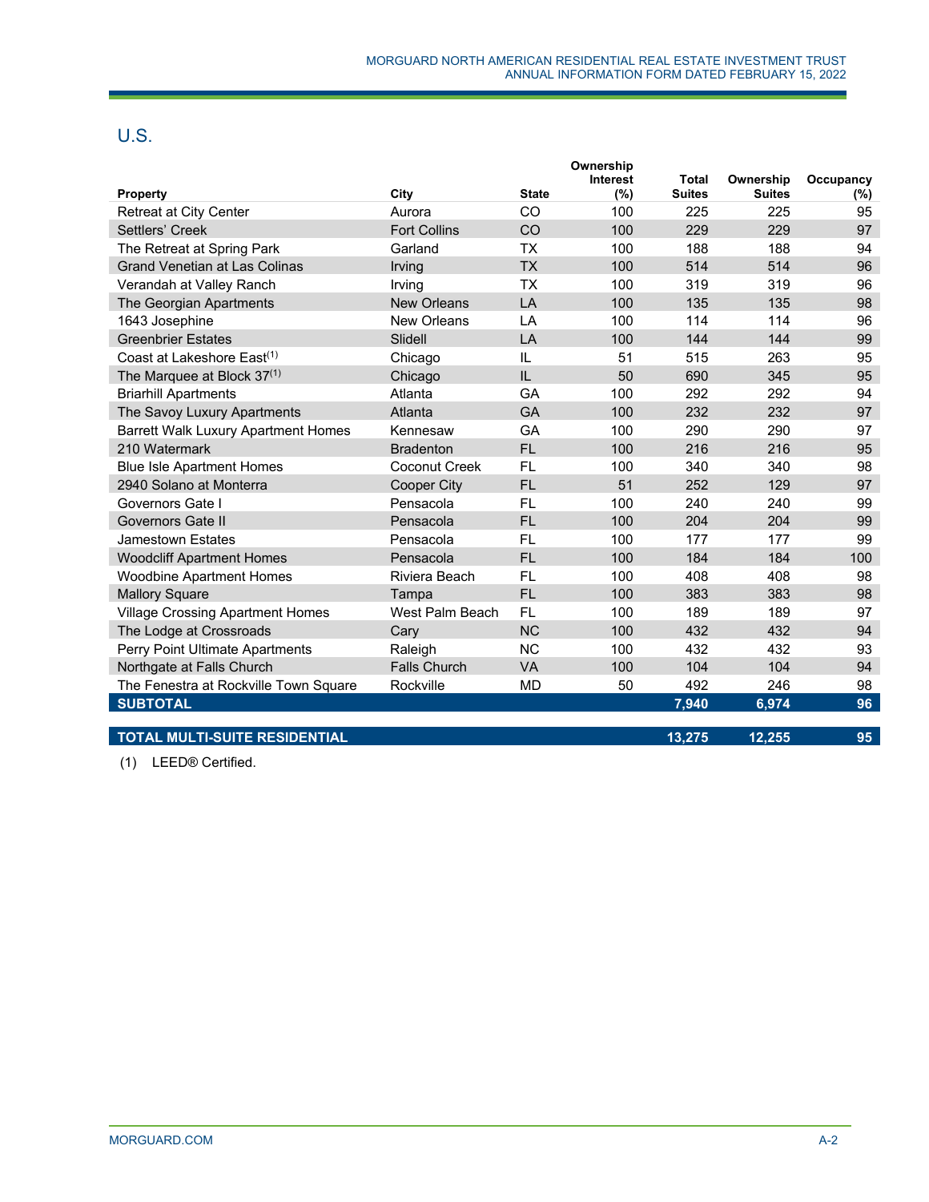## U.S.

| Property | City | State | Ownership Interest (%) | Total Suites | Ownership Suites | Occupancy (%) |
|---|---|---|---|---|---|---|
| Retreat at City Center | Aurora | CO | 100 | 225 | 225 | 95 |
| Settlers' Creek | Fort Collins | CO | 100 | 229 | 229 | 97 |
| The Retreat at Spring Park | Garland | TX | 100 | 188 | 188 | 94 |
| Grand Venetian at Las Colinas | Irving | TX | 100 | 514 | 514 | 96 |
| Verandah at Valley Ranch | Irving | TX | 100 | 319 | 319 | 96 |
| The Georgian Apartments | New Orleans | LA | 100 | 135 | 135 | 98 |
| 1643 Josephine | New Orleans | LA | 100 | 114 | 114 | 96 |
| Greenbrier Estates | Slidell | LA | 100 | 144 | 144 | 99 |
| Coast at Lakeshore East[(1)] | Chicago | IL | 51 | 515 | 263 | 95 |
| The Marquee at Block 37[(1)] | Chicago | IL | 50 | 690 | 345 | 95 |
| Briarhill Apartments | Atlanta | GA | 100 | 292 | 292 | 94 |
| The Savoy Luxury Apartments | Atlanta | GA | 100 | 232 | 232 | 97 |
| Barrett Walk Luxury Apartment Homes | Kennesaw | GA | 100 | 290 | 290 | 97 |
| 210 Watermark | Bradenton | FL | 100 | 216 | 216 | 95 |
| Blue Isle Apartment Homes | Coconut Creek | FL | 100 | 340 | 340 | 98 |
| 2940 Solano at Monterra | Cooper City | FL | 51 | 252 | 129 | 97 |
| Governors Gate I | Pensacola | FL | 100 | 240 | 240 | 99 |
| Governors Gate II | Pensacola | FL | 100 | 204 | 204 | 99 |
| Jamestown Estates | Pensacola | FL | 100 | 177 | 177 | 99 |
| Woodcliff Apartment Homes | Pensacola | FL | 100 | 184 | 184 | 100 |
| Woodbine Apartment Homes | Riviera Beach | FL | 100 | 408 | 408 | 98 |
| Mallory Square | Tampa | FL | 100 | 383 | 383 | 98 |
| Village Crossing Apartment Homes | West Palm Beach | FL | 100 | 189 | 189 | 97 |
| The Lodge at Crossroads | Cary | NC | 100 | 432 | 432 | 94 |
| Perry Point Ultimate Apartments | Raleigh | NC | 100 | 432 | 432 | 93 |
| Northgate at Falls Church | Falls Church | VA | 100 | 104 | 104 | 94 |
| The Fenestra at Rockville Town Square | Rockville | MD | 50 | 492 | 246 | 98 |
| **SUBTOTAL** | | | | **7,940** | **6,974** | **96** |
| **TOTAL MULTI-SUITE RESIDENTIAL** | | | | **13,275** | **12,255** | **95** |

(1) LEED® Certified.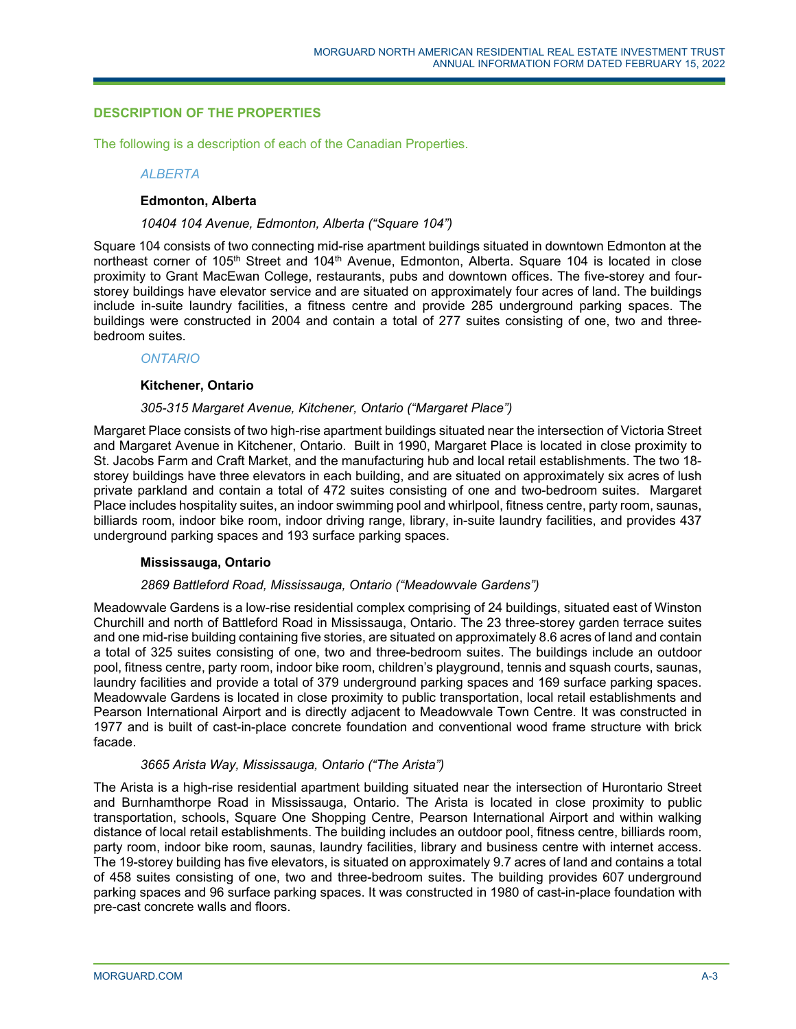## DESCRIPTION OF THE PROPERTIES

The following is a description of each of the Canadian Properties.

### *ALBERTA*

#### Edmonton, Alberta

*10404 104 Avenue, Edmonton, Alberta ("Square 104")*

Square 104 consists of two connecting mid-rise apartment buildings situated in downtown Edmonton at the northeast corner of 105th Street and 104th Avenue, Edmonton, Alberta. Square 104 is located in close proximity to Grant MacEwan College, restaurants, pubs and downtown offices. The five-storey and four-storey buildings have elevator service and are situated on approximately four acres of land. The buildings include in-suite laundry facilities, a fitness centre and provide 285 underground parking spaces. The buildings were constructed in 2004 and contain a total of 277 suites consisting of one, two and three-bedroom suites.

### *ONTARIO*

#### Kitchener, Ontario

*305-315 Margaret Avenue, Kitchener, Ontario ("Margaret Place")*

Margaret Place consists of two high-rise apartment buildings situated near the intersection of Victoria Street and Margaret Avenue in Kitchener, Ontario. Built in 1990, Margaret Place is located in close proximity to St. Jacobs Farm and Craft Market, and the manufacturing hub and local retail establishments. The two 18-storey buildings have three elevators in each building, and are situated on approximately six acres of lush private parkland and contain a total of 472 suites consisting of one and two-bedroom suites. Margaret Place includes hospitality suites, an indoor swimming pool and whirlpool, fitness centre, party room, saunas, billiards room, indoor bike room, indoor driving range, library, in-suite laundry facilities, and provides 437 underground parking spaces and 193 surface parking spaces.

#### Mississauga, Ontario

*2869 Battleford Road, Mississauga, Ontario ("Meadowvale Gardens")*

Meadowvale Gardens is a low-rise residential complex comprising of 24 buildings, situated east of Winston Churchill and north of Battleford Road in Mississauga, Ontario. The 23 three-storey garden terrace suites and one mid-rise building containing five stories, are situated on approximately 8.6 acres of land and contain a total of 325 suites consisting of one, two and three-bedroom suites. The buildings include an outdoor pool, fitness centre, party room, indoor bike room, children's playground, tennis and squash courts, saunas, laundry facilities and provide a total of 379 underground parking spaces and 169 surface parking spaces. Meadowvale Gardens is located in close proximity to public transportation, local retail establishments and Pearson International Airport and is directly adjacent to Meadowvale Town Centre. It was constructed in 1977 and is built of cast-in-place concrete foundation and conventional wood frame structure with brick facade.

*3665 Arista Way, Mississauga, Ontario ("The Arista")*

The Arista is a high-rise residential apartment building situated near the intersection of Hurontario Street and Burnhamthorpe Road in Mississauga, Ontario. The Arista is located in close proximity to public transportation, schools, Square One Shopping Centre, Pearson International Airport and within walking distance of local retail establishments. The building includes an outdoor pool, fitness centre, billiards room, party room, indoor bike room, saunas, laundry facilities, library and business centre with internet access. The 19-storey building has five elevators, is situated on approximately 9.7 acres of land and contains a total of 458 suites consisting of one, two and three-bedroom suites. The building provides 607 underground parking spaces and 96 surface parking spaces. It was constructed in 1980 of cast-in-place foundation with pre-cast concrete walls and floors.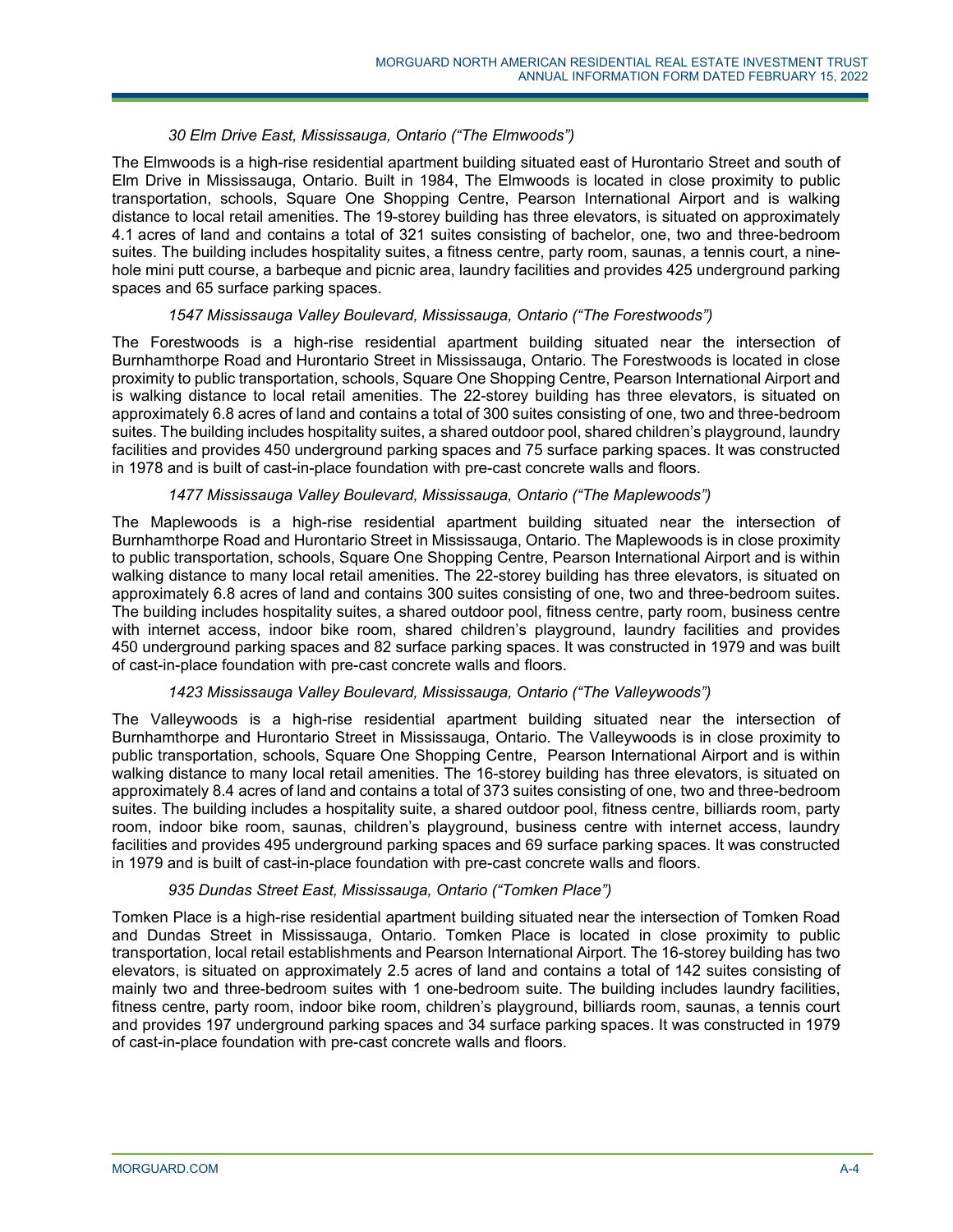*30 Elm Drive East, Mississauga, Ontario ("The Elmwoods")*

The Elmwoods is a high-rise residential apartment building situated east of Hurontario Street and south of Elm Drive in Mississauga, Ontario. Built in 1984, The Elmwoods is located in close proximity to public transportation, schools, Square One Shopping Centre, Pearson International Airport and is walking distance to local retail amenities. The 19-storey building has three elevators, is situated on approximately 4.1 acres of land and contains a total of 321 suites consisting of bachelor, one, two and three-bedroom suites. The building includes hospitality suites, a fitness centre, party room, saunas, a tennis court, a nine-hole mini putt course, a barbeque and picnic area, laundry facilities and provides 425 underground parking spaces and 65 surface parking spaces.

*1547 Mississauga Valley Boulevard, Mississauga, Ontario ("The Forestwoods")*

The Forestwoods is a high-rise residential apartment building situated near the intersection of Burnhamthorpe Road and Hurontario Street in Mississauga, Ontario. The Forestwoods is located in close proximity to public transportation, schools, Square One Shopping Centre, Pearson International Airport and is walking distance to local retail amenities. The 22-storey building has three elevators, is situated on approximately 6.8 acres of land and contains a total of 300 suites consisting of one, two and three-bedroom suites. The building includes hospitality suites, a shared outdoor pool, shared children's playground, laundry facilities and provides 450 underground parking spaces and 75 surface parking spaces. It was constructed in 1978 and is built of cast-in-place foundation with pre-cast concrete walls and floors.

*1477 Mississauga Valley Boulevard, Mississauga, Ontario ("The Maplewoods")*

The Maplewoods is a high-rise residential apartment building situated near the intersection of Burnhamthorpe Road and Hurontario Street in Mississauga, Ontario. The Maplewoods is in close proximity to public transportation, schools, Square One Shopping Centre, Pearson International Airport and is within walking distance to many local retail amenities. The 22-storey building has three elevators, is situated on approximately 6.8 acres of land and contains 300 suites consisting of one, two and three-bedroom suites. The building includes hospitality suites, a shared outdoor pool, fitness centre, party room, business centre with internet access, indoor bike room, shared children's playground, laundry facilities and provides 450 underground parking spaces and 82 surface parking spaces. It was constructed in 1979 and was built of cast-in-place foundation with pre-cast concrete walls and floors.

*1423 Mississauga Valley Boulevard, Mississauga, Ontario ("The Valleywoods")*

The Valleywoods is a high-rise residential apartment building situated near the intersection of Burnhamthorpe and Hurontario Street in Mississauga, Ontario. The Valleywoods is in close proximity to public transportation, schools, Square One Shopping Centre, Pearson International Airport and is within walking distance to many local retail amenities. The 16-storey building has three elevators, is situated on approximately 8.4 acres of land and contains a total of 373 suites consisting of one, two and three-bedroom suites. The building includes a hospitality suite, a shared outdoor pool, fitness centre, billiards room, party room, indoor bike room, saunas, children's playground, business centre with internet access, laundry facilities and provides 495 underground parking spaces and 69 surface parking spaces. It was constructed in 1979 and is built of cast-in-place foundation with pre-cast concrete walls and floors.

*935 Dundas Street East, Mississauga, Ontario ("Tomken Place")*

Tomken Place is a high-rise residential apartment building situated near the intersection of Tomken Road and Dundas Street in Mississauga, Ontario. Tomken Place is located in close proximity to public transportation, local retail establishments and Pearson International Airport. The 16-storey building has two elevators, is situated on approximately 2.5 acres of land and contains a total of 142 suites consisting of mainly two and three-bedroom suites with 1 one-bedroom suite. The building includes laundry facilities, fitness centre, party room, indoor bike room, children's playground, billiards room, saunas, a tennis court and provides 197 underground parking spaces and 34 surface parking spaces. It was constructed in 1979 of cast-in-place foundation with pre-cast concrete walls and floors.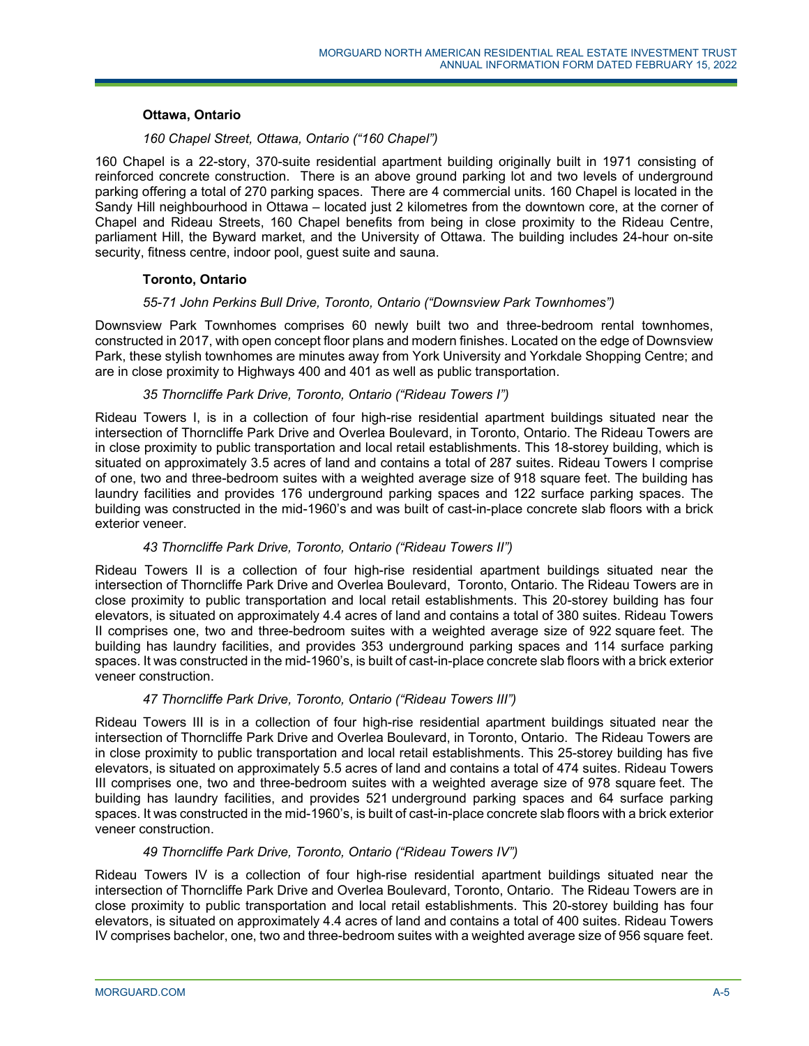### Ottawa, Ontario

*160 Chapel Street, Ottawa, Ontario ("160 Chapel")*

160 Chapel is a 22-story, 370-suite residential apartment building originally built in 1971 consisting of reinforced concrete construction. There is an above ground parking lot and two levels of underground parking offering a total of 270 parking spaces. There are 4 commercial units. 160 Chapel is located in the Sandy Hill neighbourhood in Ottawa – located just 2 kilometres from the downtown core, at the corner of Chapel and Rideau Streets, 160 Chapel benefits from being in close proximity to the Rideau Centre, parliament Hill, the Byward market, and the University of Ottawa. The building includes 24-hour on-site security, fitness centre, indoor pool, guest suite and sauna.

### Toronto, Ontario

*55-71 John Perkins Bull Drive, Toronto, Ontario ("Downsview Park Townhomes")*

Downsview Park Townhomes comprises 60 newly built two and three-bedroom rental townhomes, constructed in 2017, with open concept floor plans and modern finishes. Located on the edge of Downsview Park, these stylish townhomes are minutes away from York University and Yorkdale Shopping Centre; and are in close proximity to Highways 400 and 401 as well as public transportation.

*35 Thorncliffe Park Drive, Toronto, Ontario ("Rideau Towers I")*

Rideau Towers I, is in a collection of four high-rise residential apartment buildings situated near the intersection of Thorncliffe Park Drive and Overlea Boulevard, in Toronto, Ontario. The Rideau Towers are in close proximity to public transportation and local retail establishments. This 18-storey building, which is situated on approximately 3.5 acres of land and contains a total of 287 suites. Rideau Towers I comprise of one, two and three-bedroom suites with a weighted average size of 918 square feet. The building has laundry facilities and provides 176 underground parking spaces and 122 surface parking spaces. The building was constructed in the mid-1960's and was built of cast-in-place concrete slab floors with a brick exterior veneer.

*43 Thorncliffe Park Drive, Toronto, Ontario ("Rideau Towers II")*

Rideau Towers II is a collection of four high-rise residential apartment buildings situated near the intersection of Thorncliffe Park Drive and Overlea Boulevard, Toronto, Ontario. The Rideau Towers are in close proximity to public transportation and local retail establishments. This 20-storey building has four elevators, is situated on approximately 4.4 acres of land and contains a total of 380 suites. Rideau Towers II comprises one, two and three-bedroom suites with a weighted average size of 922 square feet. The building has laundry facilities, and provides 353 underground parking spaces and 114 surface parking spaces. It was constructed in the mid-1960's, is built of cast-in-place concrete slab floors with a brick exterior veneer construction.

*47 Thorncliffe Park Drive, Toronto, Ontario ("Rideau Towers III")*

Rideau Towers III is in a collection of four high-rise residential apartment buildings situated near the intersection of Thorncliffe Park Drive and Overlea Boulevard, in Toronto, Ontario. The Rideau Towers are in close proximity to public transportation and local retail establishments. This 25-storey building has five elevators, is situated on approximately 5.5 acres of land and contains a total of 474 suites. Rideau Towers III comprises one, two and three-bedroom suites with a weighted average size of 978 square feet. The building has laundry facilities, and provides 521 underground parking spaces and 64 surface parking spaces. It was constructed in the mid-1960's, is built of cast-in-place concrete slab floors with a brick exterior veneer construction.

*49 Thorncliffe Park Drive, Toronto, Ontario ("Rideau Towers IV")*

Rideau Towers IV is a collection of four high-rise residential apartment buildings situated near the intersection of Thorncliffe Park Drive and Overlea Boulevard, Toronto, Ontario. The Rideau Towers are in close proximity to public transportation and local retail establishments. This 20-storey building has four elevators, is situated on approximately 4.4 acres of land and contains a total of 400 suites. Rideau Towers IV comprises bachelor, one, two and three-bedroom suites with a weighted average size of 956 square feet.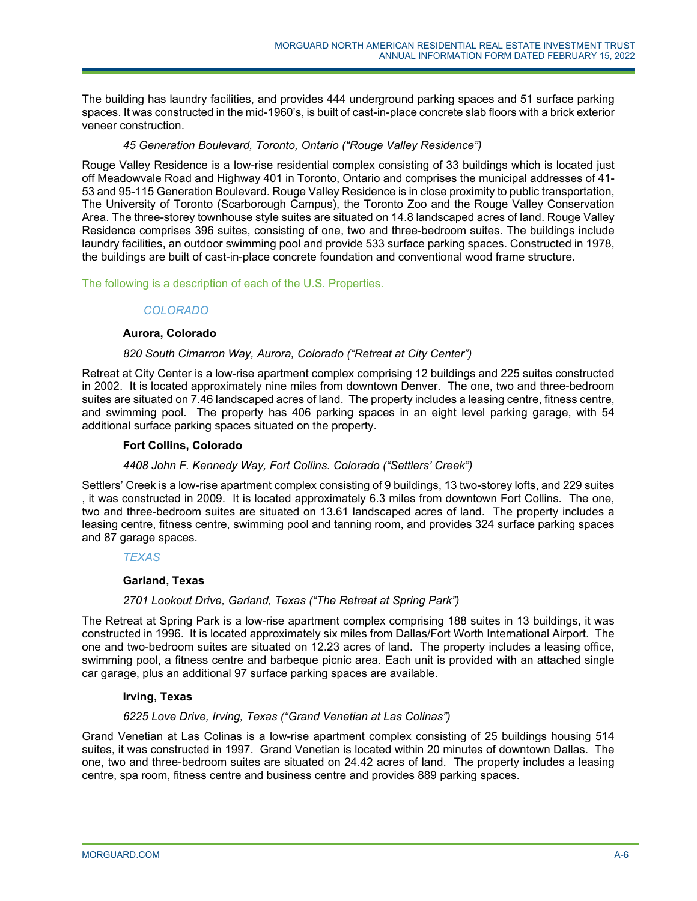The building has laundry facilities, and provides 444 underground parking spaces and 51 surface parking spaces. It was constructed in the mid-1960's, is built of cast-in-place concrete slab floors with a brick exterior veneer construction.

*45 Generation Boulevard, Toronto, Ontario ("Rouge Valley Residence")*

Rouge Valley Residence is a low-rise residential complex consisting of 33 buildings which is located just off Meadowvale Road and Highway 401 in Toronto, Ontario and comprises the municipal addresses of 41-53 and 95-115 Generation Boulevard. Rouge Valley Residence is in close proximity to public transportation, The University of Toronto (Scarborough Campus), the Toronto Zoo and the Rouge Valley Conservation Area. The three-storey townhouse style suites are situated on 14.8 landscaped acres of land. Rouge Valley Residence comprises 396 suites, consisting of one, two and three-bedroom suites. The buildings include laundry facilities, an outdoor swimming pool and provide 533 surface parking spaces. Constructed in 1978, the buildings are built of cast-in-place concrete foundation and conventional wood frame structure.

The following is a description of each of the U.S. Properties.

## *COLORADO*

### Aurora, Colorado

*820 South Cimarron Way, Aurora, Colorado ("Retreat at City Center")*

Retreat at City Center is a low-rise apartment complex comprising 12 buildings and 225 suites constructed in 2002. It is located approximately nine miles from downtown Denver. The one, two and three-bedroom suites are situated on 7.46 landscaped acres of land. The property includes a leasing centre, fitness centre, and swimming pool. The property has 406 parking spaces in an eight level parking garage, with 54 additional surface parking spaces situated on the property.

### Fort Collins, Colorado

*4408 John F. Kennedy Way, Fort Collins. Colorado ("Settlers' Creek")*

Settlers' Creek is a low-rise apartment complex consisting of 9 buildings, 13 two-storey lofts, and 229 suites , it was constructed in 2009. It is located approximately 6.3 miles from downtown Fort Collins. The one, two and three-bedroom suites are situated on 13.61 landscaped acres of land. The property includes a leasing centre, fitness centre, swimming pool and tanning room, and provides 324 surface parking spaces and 87 garage spaces.

## *TEXAS*

### Garland, Texas

*2701 Lookout Drive, Garland, Texas ("The Retreat at Spring Park")*

The Retreat at Spring Park is a low-rise apartment complex comprising 188 suites in 13 buildings, it was constructed in 1996. It is located approximately six miles from Dallas/Fort Worth International Airport. The one and two-bedroom suites are situated on 12.23 acres of land. The property includes a leasing office, swimming pool, a fitness centre and barbeque picnic area. Each unit is provided with an attached single car garage, plus an additional 97 surface parking spaces are available.

### Irving, Texas

*6225 Love Drive, Irving, Texas ("Grand Venetian at Las Colinas")*

Grand Venetian at Las Colinas is a low-rise apartment complex consisting of 25 buildings housing 514 suites, it was constructed in 1997. Grand Venetian is located within 20 minutes of downtown Dallas. The one, two and three-bedroom suites are situated on 24.42 acres of land. The property includes a leasing centre, spa room, fitness centre and business centre and provides 889 parking spaces.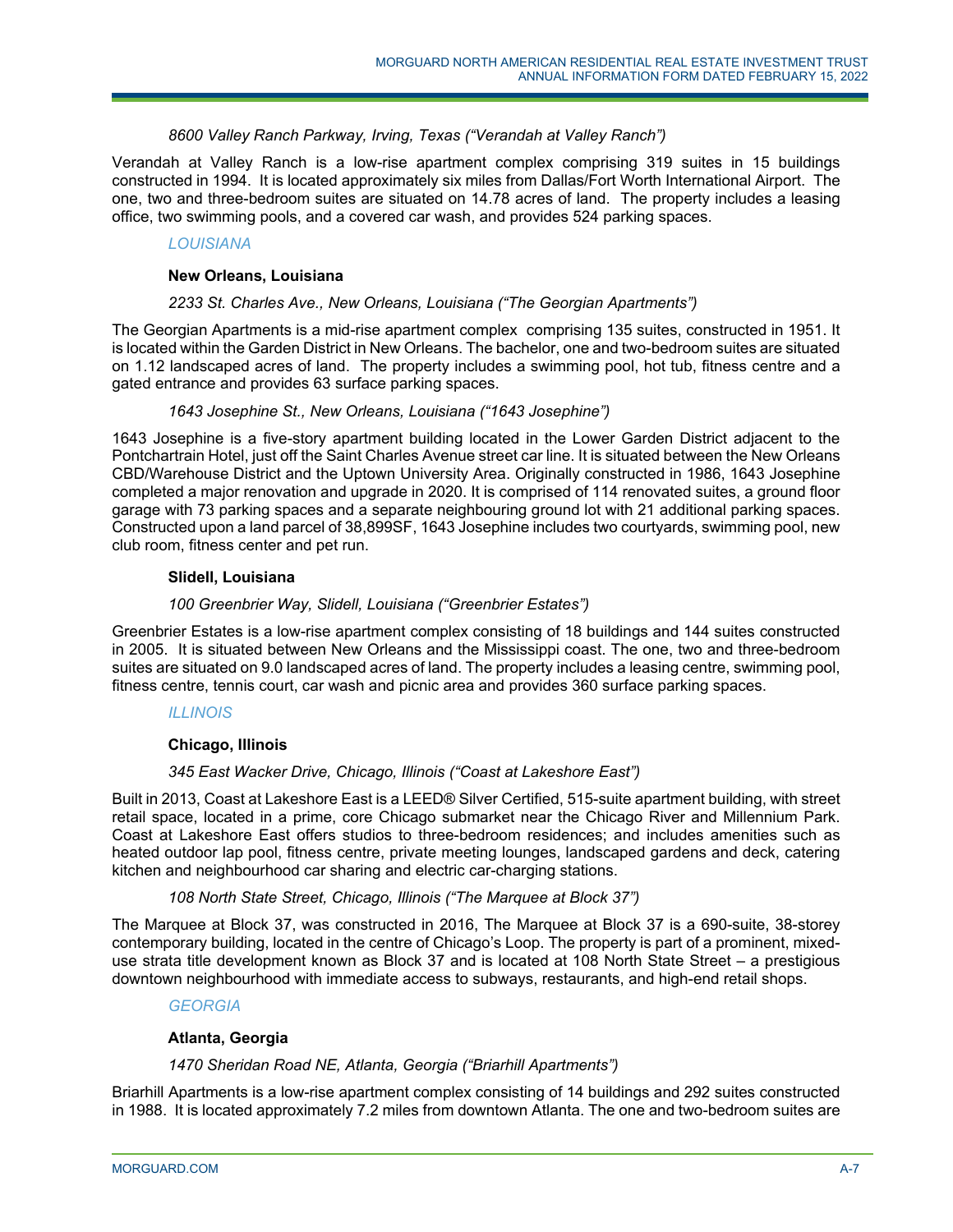*8600 Valley Ranch Parkway, Irving, Texas ("Verandah at Valley Ranch")*

Verandah at Valley Ranch is a low-rise apartment complex comprising 319 suites in 15 buildings constructed in 1994. It is located approximately six miles from Dallas/Fort Worth International Airport. The one, two and three-bedroom suites are situated on 14.78 acres of land. The property includes a leasing office, two swimming pools, and a covered car wash, and provides 524 parking spaces.

## LOUISIANA

### New Orleans, Louisiana

*2233 St. Charles Ave., New Orleans, Louisiana ("The Georgian Apartments")*

The Georgian Apartments is a mid-rise apartment complex comprising 135 suites, constructed in 1951. It is located within the Garden District in New Orleans. The bachelor, one and two-bedroom suites are situated on 1.12 landscaped acres of land. The property includes a swimming pool, hot tub, fitness centre and a gated entrance and provides 63 surface parking spaces.

*1643 Josephine St., New Orleans, Louisiana ("1643 Josephine")*

1643 Josephine is a five-story apartment building located in the Lower Garden District adjacent to the Pontchartrain Hotel, just off the Saint Charles Avenue street car line. It is situated between the New Orleans CBD/Warehouse District and the Uptown University Area. Originally constructed in 1986, 1643 Josephine completed a major renovation and upgrade in 2020. It is comprised of 114 renovated suites, a ground floor garage with 73 parking spaces and a separate neighbouring ground lot with 21 additional parking spaces. Constructed upon a land parcel of 38,899SF, 1643 Josephine includes two courtyards, swimming pool, new club room, fitness center and pet run.

### Slidell, Louisiana

*100 Greenbrier Way, Slidell, Louisiana ("Greenbrier Estates")*

Greenbrier Estates is a low-rise apartment complex consisting of 18 buildings and 144 suites constructed in 2005. It is situated between New Orleans and the Mississippi coast. The one, two and three-bedroom suites are situated on 9.0 landscaped acres of land. The property includes a leasing centre, swimming pool, fitness centre, tennis court, car wash and picnic area and provides 360 surface parking spaces.

## ILLINOIS

### Chicago, Illinois

*345 East Wacker Drive, Chicago, Illinois ("Coast at Lakeshore East")*

Built in 2013, Coast at Lakeshore East is a LEED® Silver Certified, 515-suite apartment building, with street retail space, located in a prime, core Chicago submarket near the Chicago River and Millennium Park. Coast at Lakeshore East offers studios to three-bedroom residences; and includes amenities such as heated outdoor lap pool, fitness centre, private meeting lounges, landscaped gardens and deck, catering kitchen and neighbourhood car sharing and electric car-charging stations.

*108 North State Street, Chicago, Illinois ("The Marquee at Block 37")*

The Marquee at Block 37, was constructed in 2016, The Marquee at Block 37 is a 690-suite, 38-storey contemporary building, located in the centre of Chicago's Loop. The property is part of a prominent, mixed-use strata title development known as Block 37 and is located at 108 North State Street – a prestigious downtown neighbourhood with immediate access to subways, restaurants, and high-end retail shops.

## GEORGIA

### Atlanta, Georgia

*1470 Sheridan Road NE, Atlanta, Georgia ("Briarhill Apartments")*

Briarhill Apartments is a low-rise apartment complex consisting of 14 buildings and 292 suites constructed in 1988. It is located approximately 7.2 miles from downtown Atlanta. The one and two-bedroom suites are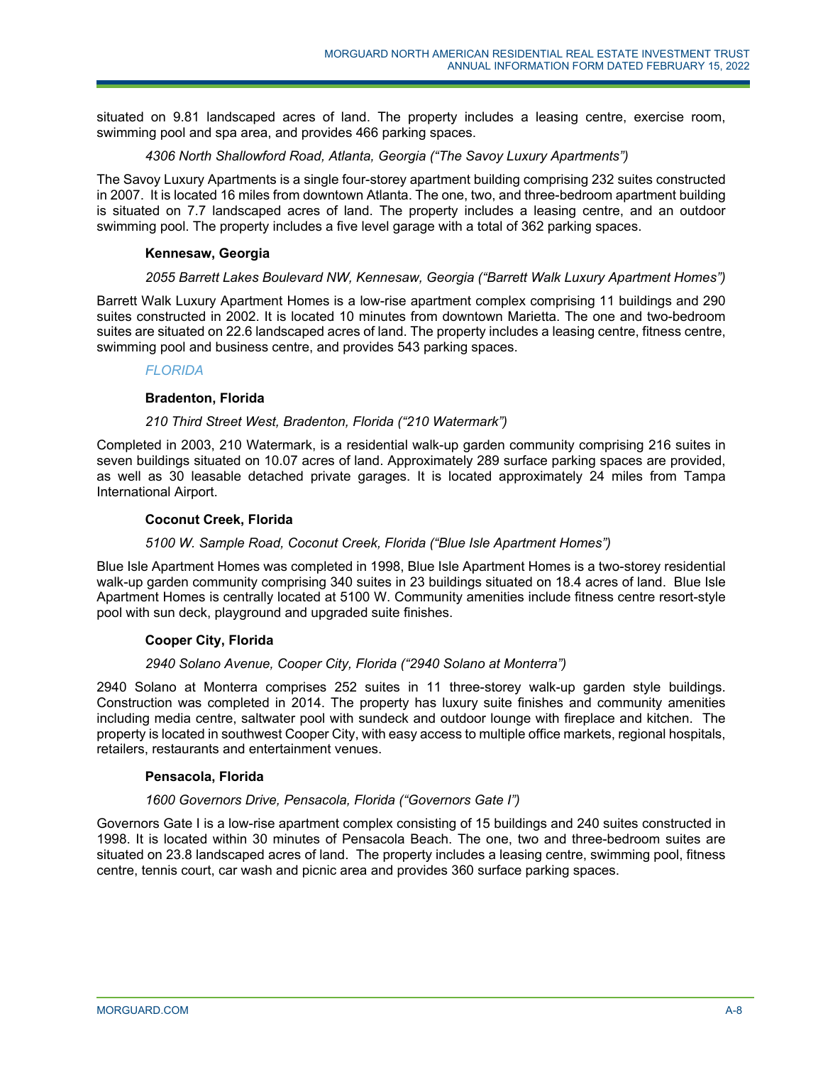situated on 9.81 landscaped acres of land. The property includes a leasing centre, exercise room, swimming pool and spa area, and provides 466 parking spaces.

*4306 North Shallowford Road, Atlanta, Georgia ("The Savoy Luxury Apartments")*

The Savoy Luxury Apartments is a single four-storey apartment building comprising 232 suites constructed in 2007. It is located 16 miles from downtown Atlanta. The one, two, and three-bedroom apartment building is situated on 7.7 landscaped acres of land. The property includes a leasing centre, and an outdoor swimming pool. The property includes a five level garage with a total of 362 parking spaces.

**Kennesaw, Georgia**

*2055 Barrett Lakes Boulevard NW, Kennesaw, Georgia ("Barrett Walk Luxury Apartment Homes")*

Barrett Walk Luxury Apartment Homes is a low-rise apartment complex comprising 11 buildings and 290 suites constructed in 2002. It is located 10 minutes from downtown Marietta. The one and two-bedroom suites are situated on 22.6 landscaped acres of land. The property includes a leasing centre, fitness centre, swimming pool and business centre, and provides 543 parking spaces.

*FLORIDA*

**Bradenton, Florida**

*210 Third Street West, Bradenton, Florida ("210 Watermark")*

Completed in 2003, 210 Watermark, is a residential walk-up garden community comprising 216 suites in seven buildings situated on 10.07 acres of land. Approximately 289 surface parking spaces are provided, as well as 30 leasable detached private garages. It is located approximately 24 miles from Tampa International Airport.

**Coconut Creek, Florida**

*5100 W. Sample Road, Coconut Creek, Florida ("Blue Isle Apartment Homes")*

Blue Isle Apartment Homes was completed in 1998, Blue Isle Apartment Homes is a two-storey residential walk-up garden community comprising 340 suites in 23 buildings situated on 18.4 acres of land. Blue Isle Apartment Homes is centrally located at 5100 W. Community amenities include fitness centre resort-style pool with sun deck, playground and upgraded suite finishes.

**Cooper City, Florida**

*2940 Solano Avenue, Cooper City, Florida ("2940 Solano at Monterra")*

2940 Solano at Monterra comprises 252 suites in 11 three-storey walk-up garden style buildings. Construction was completed in 2014. The property has luxury suite finishes and community amenities including media centre, saltwater pool with sundeck and outdoor lounge with fireplace and kitchen. The property is located in southwest Cooper City, with easy access to multiple office markets, regional hospitals, retailers, restaurants and entertainment venues.

**Pensacola, Florida**

*1600 Governors Drive, Pensacola, Florida ("Governors Gate I")*

Governors Gate I is a low-rise apartment complex consisting of 15 buildings and 240 suites constructed in 1998. It is located within 30 minutes of Pensacola Beach. The one, two and three-bedroom suites are situated on 23.8 landscaped acres of land. The property includes a leasing centre, swimming pool, fitness centre, tennis court, car wash and picnic area and provides 360 surface parking spaces.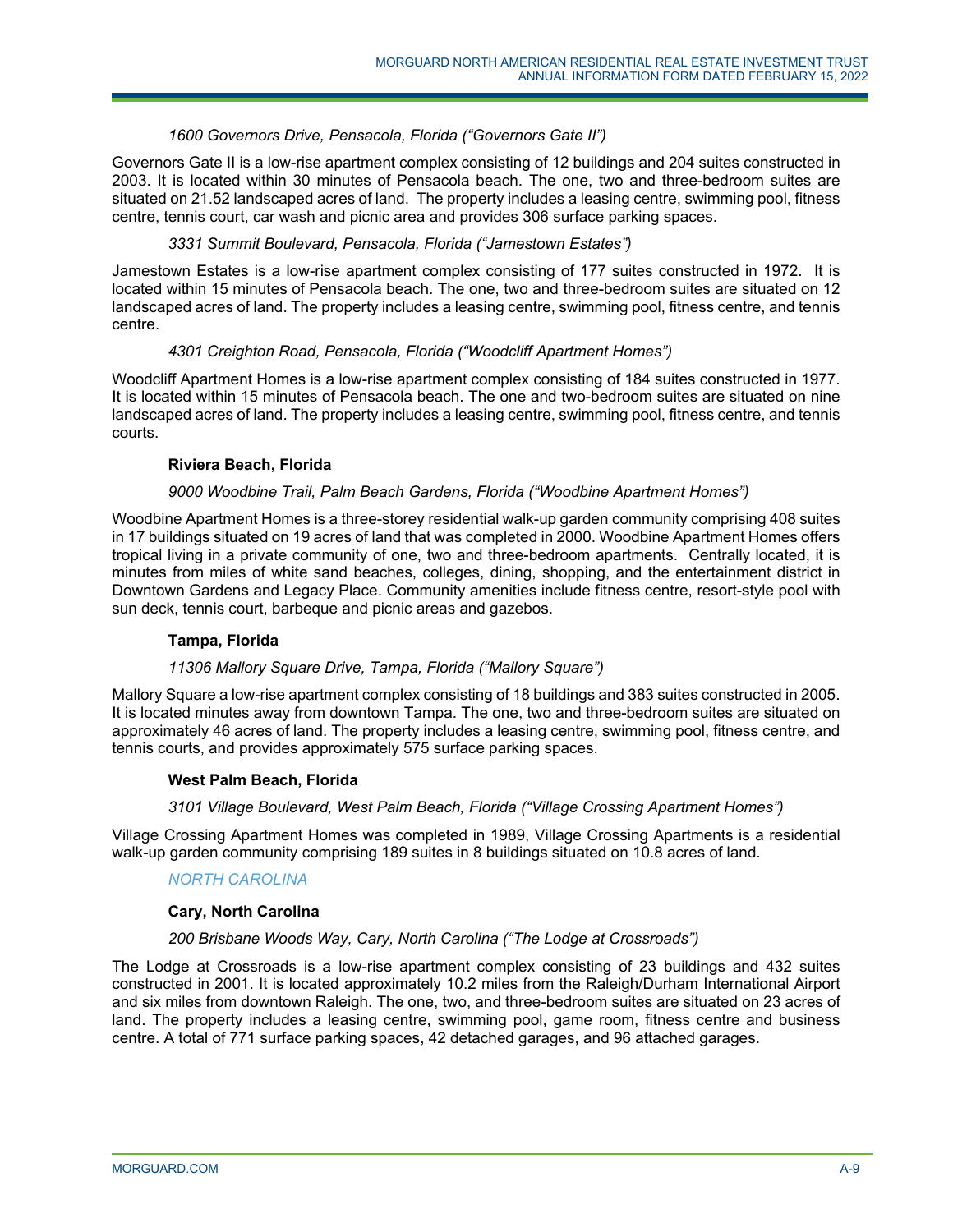*1600 Governors Drive, Pensacola, Florida ("Governors Gate II")*

Governors Gate II is a low-rise apartment complex consisting of 12 buildings and 204 suites constructed in 2003. It is located within 30 minutes of Pensacola beach. The one, two and three-bedroom suites are situated on 21.52 landscaped acres of land. The property includes a leasing centre, swimming pool, fitness centre, tennis court, car wash and picnic area and provides 306 surface parking spaces.

*3331 Summit Boulevard, Pensacola, Florida ("Jamestown Estates")*

Jamestown Estates is a low-rise apartment complex consisting of 177 suites constructed in 1972. It is located within 15 minutes of Pensacola beach. The one, two and three-bedroom suites are situated on 12 landscaped acres of land. The property includes a leasing centre, swimming pool, fitness centre, and tennis centre.

*4301 Creighton Road, Pensacola, Florida ("Woodcliff Apartment Homes")*

Woodcliff Apartment Homes is a low-rise apartment complex consisting of 184 suites constructed in 1977. It is located within 15 minutes of Pensacola beach. The one and two-bedroom suites are situated on nine landscaped acres of land. The property includes a leasing centre, swimming pool, fitness centre, and tennis courts.

**Riviera Beach, Florida**

*9000 Woodbine Trail, Palm Beach Gardens, Florida ("Woodbine Apartment Homes")*

Woodbine Apartment Homes is a three-storey residential walk-up garden community comprising 408 suites in 17 buildings situated on 19 acres of land that was completed in 2000. Woodbine Apartment Homes offers tropical living in a private community of one, two and three-bedroom apartments. Centrally located, it is minutes from miles of white sand beaches, colleges, dining, shopping, and the entertainment district in Downtown Gardens and Legacy Place. Community amenities include fitness centre, resort-style pool with sun deck, tennis court, barbeque and picnic areas and gazebos.

**Tampa, Florida**

*11306 Mallory Square Drive, Tampa, Florida ("Mallory Square")*

Mallory Square a low-rise apartment complex consisting of 18 buildings and 383 suites constructed in 2005. It is located minutes away from downtown Tampa. The one, two and three-bedroom suites are situated on approximately 46 acres of land. The property includes a leasing centre, swimming pool, fitness centre, and tennis courts, and provides approximately 575 surface parking spaces.

**West Palm Beach, Florida**

*3101 Village Boulevard, West Palm Beach, Florida ("Village Crossing Apartment Homes")*

Village Crossing Apartment Homes was completed in 1989, Village Crossing Apartments is a residential walk-up garden community comprising 189 suites in 8 buildings situated on 10.8 acres of land.

*NORTH CAROLINA*

**Cary, North Carolina**

*200 Brisbane Woods Way, Cary, North Carolina ("The Lodge at Crossroads")*

The Lodge at Crossroads is a low-rise apartment complex consisting of 23 buildings and 432 suites constructed in 2001. It is located approximately 10.2 miles from the Raleigh/Durham International Airport and six miles from downtown Raleigh. The one, two, and three-bedroom suites are situated on 23 acres of land. The property includes a leasing centre, swimming pool, game room, fitness centre and business centre. A total of 771 surface parking spaces, 42 detached garages, and 96 attached garages.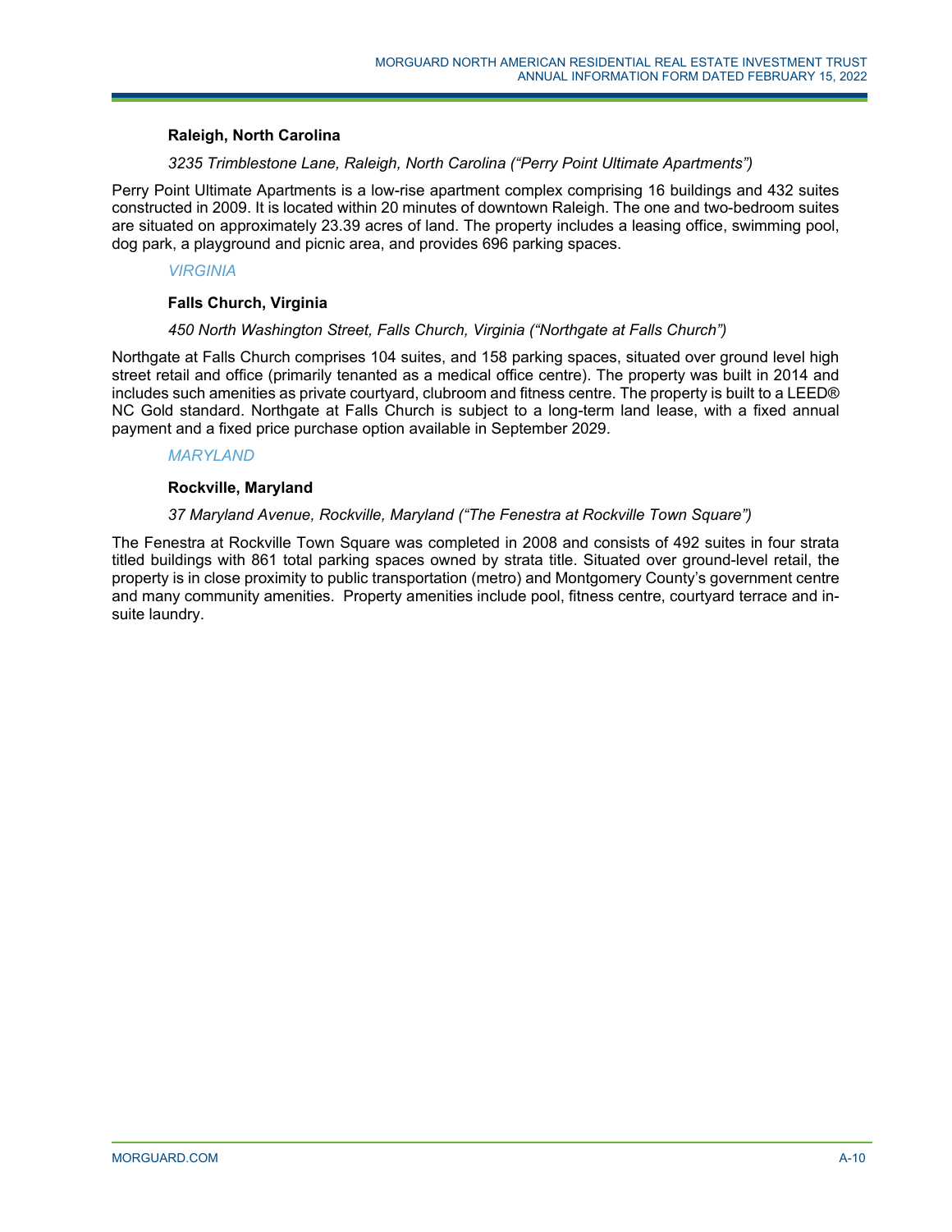#### Raleigh, North Carolina

*3235 Trimblestone Lane, Raleigh, North Carolina ("Perry Point Ultimate Apartments")*

Perry Point Ultimate Apartments is a low-rise apartment complex comprising 16 buildings and 432 suites constructed in 2009. It is located within 20 minutes of downtown Raleigh. The one and two-bedroom suites are situated on approximately 23.39 acres of land. The property includes a leasing office, swimming pool, dog park, a playground and picnic area, and provides 696 parking spaces.

### *VIRGINIA*

#### Falls Church, Virginia

*450 North Washington Street, Falls Church, Virginia ("Northgate at Falls Church")*

Northgate at Falls Church comprises 104 suites, and 158 parking spaces, situated over ground level high street retail and office (primarily tenanted as a medical office centre). The property was built in 2014 and includes such amenities as private courtyard, clubroom and fitness centre. The property is built to a LEED® NC Gold standard. Northgate at Falls Church is subject to a long-term land lease, with a fixed annual payment and a fixed price purchase option available in September 2029.

### *MARYLAND*

#### Rockville, Maryland

*37 Maryland Avenue, Rockville, Maryland ("The Fenestra at Rockville Town Square")*

The Fenestra at Rockville Town Square was completed in 2008 and consists of 492 suites in four strata titled buildings with 861 total parking spaces owned by strata title. Situated over ground-level retail, the property is in close proximity to public transportation (metro) and Montgomery County's government centre and many community amenities. Property amenities include pool, fitness centre, courtyard terrace and in-suite laundry.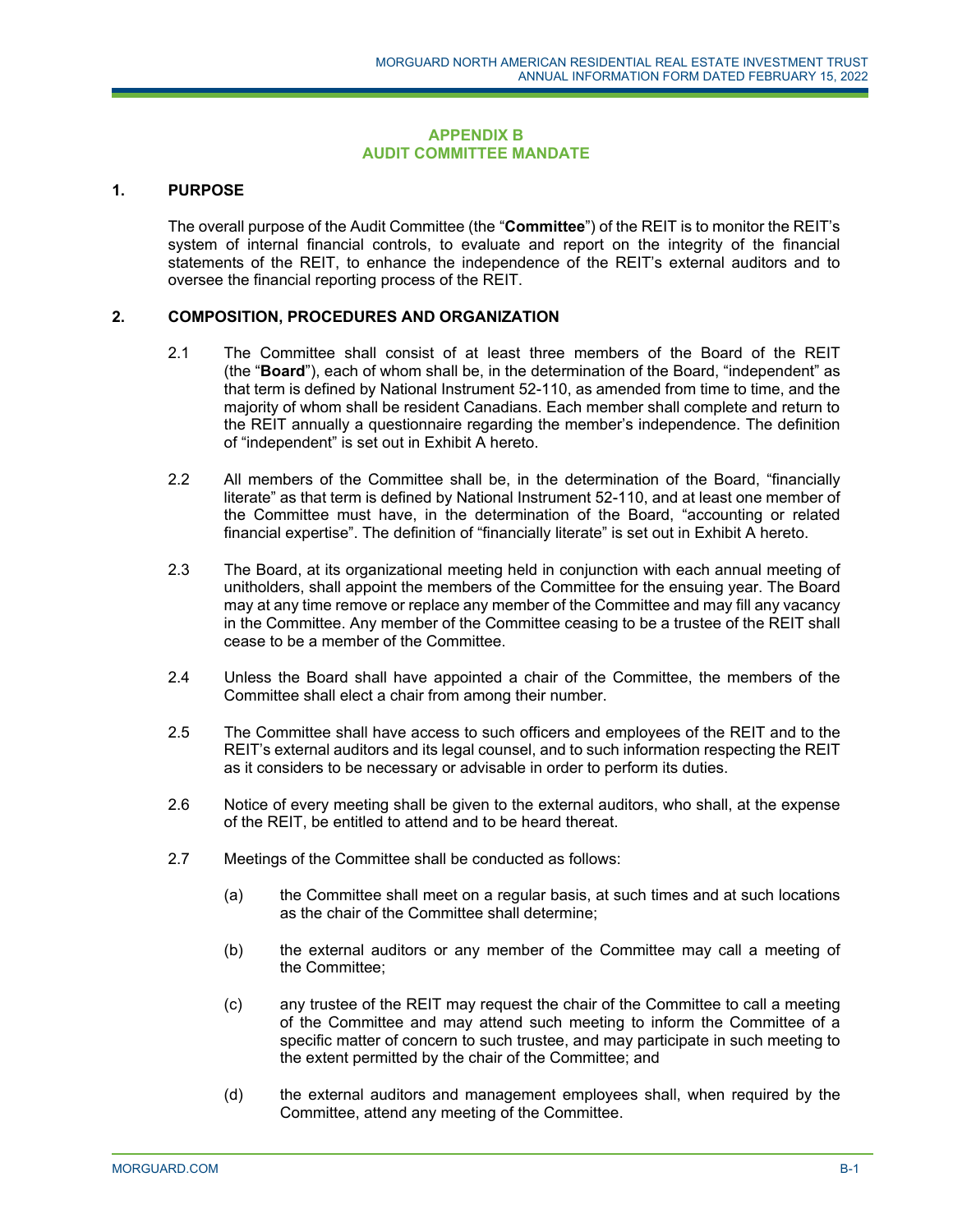## APPENDIX B
## AUDIT COMMITTEE MANDATE

### 1. PURPOSE

The overall purpose of the Audit Committee (the "**Committee**") of the REIT is to monitor the REIT's system of internal financial controls, to evaluate and report on the integrity of the financial statements of the REIT, to enhance the independence of the REIT's external auditors and to oversee the financial reporting process of the REIT.

### 2. COMPOSITION, PROCEDURES AND ORGANIZATION

2.1 The Committee shall consist of at least three members of the Board of the REIT (the "**Board**"), each of whom shall be, in the determination of the Board, "independent" as that term is defined by National Instrument 52-110, as amended from time to time, and the majority of whom shall be resident Canadians. Each member shall complete and return to the REIT annually a questionnaire regarding the member's independence. The definition of "independent" is set out in Exhibit A hereto.

2.2 All members of the Committee shall be, in the determination of the Board, "financially literate" as that term is defined by National Instrument 52-110, and at least one member of the Committee must have, in the determination of the Board, "accounting or related financial expertise". The definition of "financially literate" is set out in Exhibit A hereto.

2.3 The Board, at its organizational meeting held in conjunction with each annual meeting of unitholders, shall appoint the members of the Committee for the ensuing year. The Board may at any time remove or replace any member of the Committee and may fill any vacancy in the Committee. Any member of the Committee ceasing to be a trustee of the REIT shall cease to be a member of the Committee.

2.4 Unless the Board shall have appointed a chair of the Committee, the members of the Committee shall elect a chair from among their number.

2.5 The Committee shall have access to such officers and employees of the REIT and to the REIT's external auditors and its legal counsel, and to such information respecting the REIT as it considers to be necessary or advisable in order to perform its duties.

2.6 Notice of every meeting shall be given to the external auditors, who shall, at the expense of the REIT, be entitled to attend and to be heard thereat.

2.7 Meetings of the Committee shall be conducted as follows:

(a) the Committee shall meet on a regular basis, at such times and at such locations as the chair of the Committee shall determine;

(b) the external auditors or any member of the Committee may call a meeting of the Committee;

(c) any trustee of the REIT may request the chair of the Committee to call a meeting of the Committee and may attend such meeting to inform the Committee of a specific matter of concern to such trustee, and may participate in such meeting to the extent permitted by the chair of the Committee; and

(d) the external auditors and management employees shall, when required by the Committee, attend any meeting of the Committee.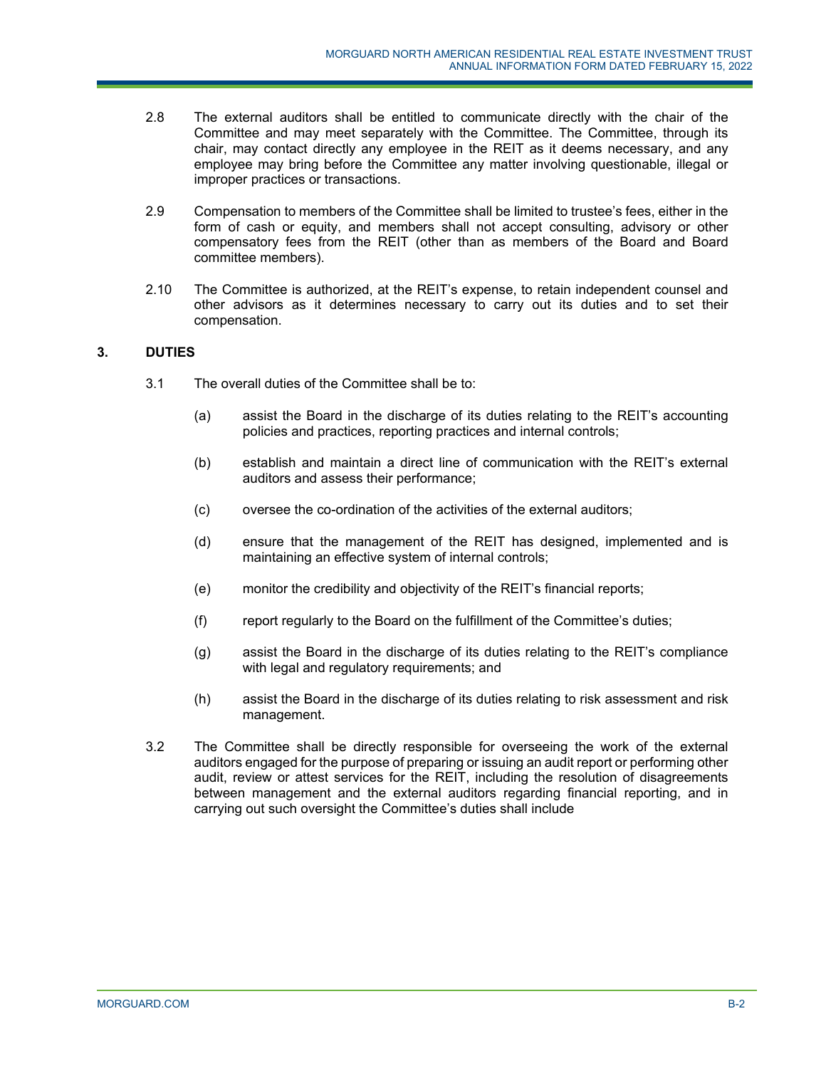2.8 The external auditors shall be entitled to communicate directly with the chair of the Committee and may meet separately with the Committee. The Committee, through its chair, may contact directly any employee in the REIT as it deems necessary, and any employee may bring before the Committee any matter involving questionable, illegal or improper practices or transactions.

2.9 Compensation to members of the Committee shall be limited to trustee's fees, either in the form of cash or equity, and members shall not accept consulting, advisory or other compensatory fees from the REIT (other than as members of the Board and Board committee members).

2.10 The Committee is authorized, at the REIT's expense, to retain independent counsel and other advisors as it determines necessary to carry out its duties and to set their compensation.

## 3. DUTIES

3.1 The overall duties of the Committee shall be to:

(a) assist the Board in the discharge of its duties relating to the REIT's accounting policies and practices, reporting practices and internal controls;

(b) establish and maintain a direct line of communication with the REIT's external auditors and assess their performance;

(c) oversee the co-ordination of the activities of the external auditors;

(d) ensure that the management of the REIT has designed, implemented and is maintaining an effective system of internal controls;

(e) monitor the credibility and objectivity of the REIT's financial reports;

(f) report regularly to the Board on the fulfillment of the Committee's duties;

(g) assist the Board in the discharge of its duties relating to the REIT's compliance with legal and regulatory requirements; and

(h) assist the Board in the discharge of its duties relating to risk assessment and risk management.

3.2 The Committee shall be directly responsible for overseeing the work of the external auditors engaged for the purpose of preparing or issuing an audit report or performing other audit, review or attest services for the REIT, including the resolution of disagreements between management and the external auditors regarding financial reporting, and in carrying out such oversight the Committee's duties shall include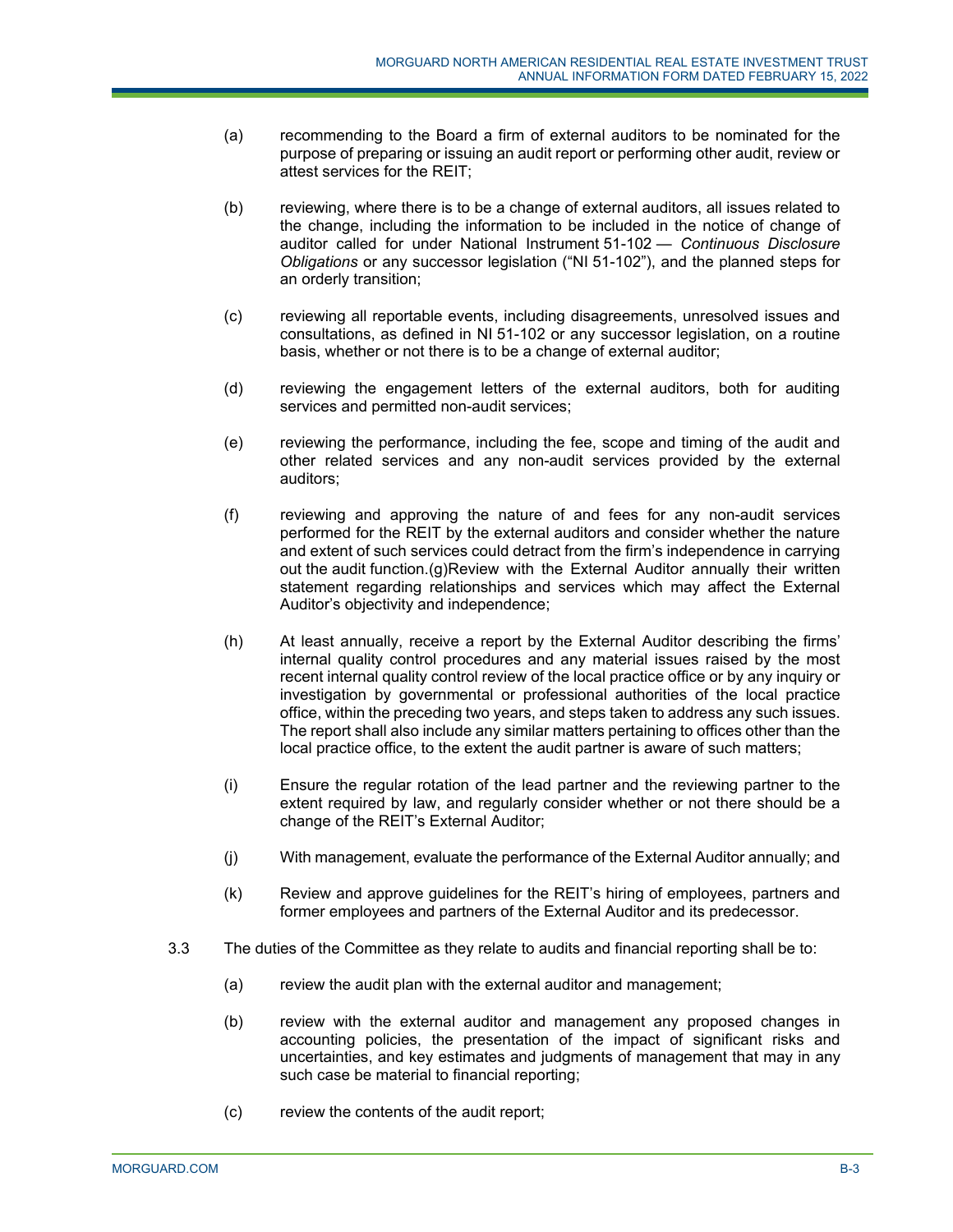(a) recommending to the Board a firm of external auditors to be nominated for the purpose of preparing or issuing an audit report or performing other audit, review or attest services for the REIT;

(b) reviewing, where there is to be a change of external auditors, all issues related to the change, including the information to be included in the notice of change of auditor called for under National Instrument 51-102 — *Continuous Disclosure Obligations* or any successor legislation ("NI 51-102"), and the planned steps for an orderly transition;

(c) reviewing all reportable events, including disagreements, unresolved issues and consultations, as defined in NI 51-102 or any successor legislation, on a routine basis, whether or not there is to be a change of external auditor;

(d) reviewing the engagement letters of the external auditors, both for auditing services and permitted non-audit services;

(e) reviewing the performance, including the fee, scope and timing of the audit and other related services and any non-audit services provided by the external auditors;

(f) reviewing and approving the nature of and fees for any non-audit services performed for the REIT by the external auditors and consider whether the nature and extent of such services could detract from the firm's independence in carrying out the audit function.(g)Review with the External Auditor annually their written statement regarding relationships and services which may affect the External Auditor's objectivity and independence;

(h) At least annually, receive a report by the External Auditor describing the firms' internal quality control procedures and any material issues raised by the most recent internal quality control review of the local practice office or by any inquiry or investigation by governmental or professional authorities of the local practice office, within the preceding two years, and steps taken to address any such issues. The report shall also include any similar matters pertaining to offices other than the local practice office, to the extent the audit partner is aware of such matters;

(i) Ensure the regular rotation of the lead partner and the reviewing partner to the extent required by law, and regularly consider whether or not there should be a change of the REIT's External Auditor;

(j) With management, evaluate the performance of the External Auditor annually; and

(k) Review and approve guidelines for the REIT's hiring of employees, partners and former employees and partners of the External Auditor and its predecessor.

3.3 The duties of the Committee as they relate to audits and financial reporting shall be to:

(a) review the audit plan with the external auditor and management;

(b) review with the external auditor and management any proposed changes in accounting policies, the presentation of the impact of significant risks and uncertainties, and key estimates and judgments of management that may in any such case be material to financial reporting;

(c) review the contents of the audit report;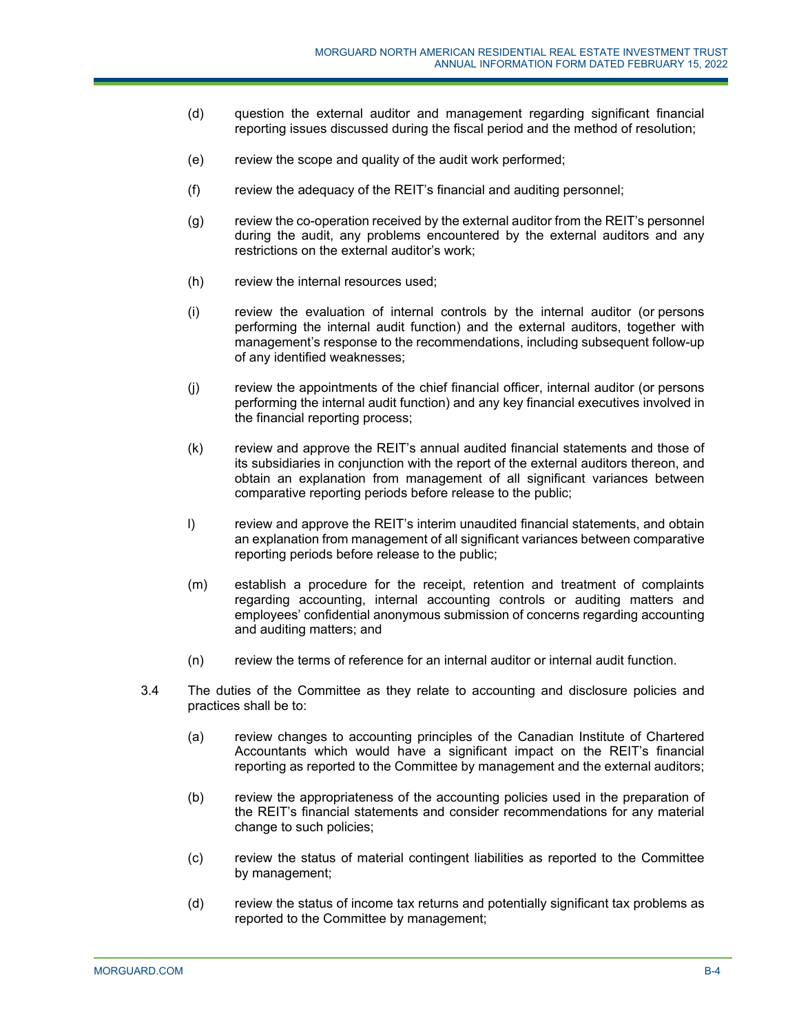(d) question the external auditor and management regarding significant financial reporting issues discussed during the fiscal period and the method of resolution;

(e) review the scope and quality of the audit work performed;

(f) review the adequacy of the REIT's financial and auditing personnel;

(g) review the co-operation received by the external auditor from the REIT's personnel during the audit, any problems encountered by the external auditors and any restrictions on the external auditor's work;

(h) review the internal resources used;

(i) review the evaluation of internal controls by the internal auditor (or persons performing the internal audit function) and the external auditors, together with management's response to the recommendations, including subsequent follow-up of any identified weaknesses;

(j) review the appointments of the chief financial officer, internal auditor (or persons performing the internal audit function) and any key financial executives involved in the financial reporting process;

(k) review and approve the REIT's annual audited financial statements and those of its subsidiaries in conjunction with the report of the external auditors thereon, and obtain an explanation from management of all significant variances between comparative reporting periods before release to the public;

l) review and approve the REIT's interim unaudited financial statements, and obtain an explanation from management of all significant variances between comparative reporting periods before release to the public;

(m) establish a procedure for the receipt, retention and treatment of complaints regarding accounting, internal accounting controls or auditing matters and employees' confidential anonymous submission of concerns regarding accounting and auditing matters; and

(n) review the terms of reference for an internal auditor or internal audit function.

3.4 The duties of the Committee as they relate to accounting and disclosure policies and practices shall be to:

(a) review changes to accounting principles of the Canadian Institute of Chartered Accountants which would have a significant impact on the REIT's financial reporting as reported to the Committee by management and the external auditors;

(b) review the appropriateness of the accounting policies used in the preparation of the REIT's financial statements and consider recommendations for any material change to such policies;

(c) review the status of material contingent liabilities as reported to the Committee by management;

(d) review the status of income tax returns and potentially significant tax problems as reported to the Committee by management;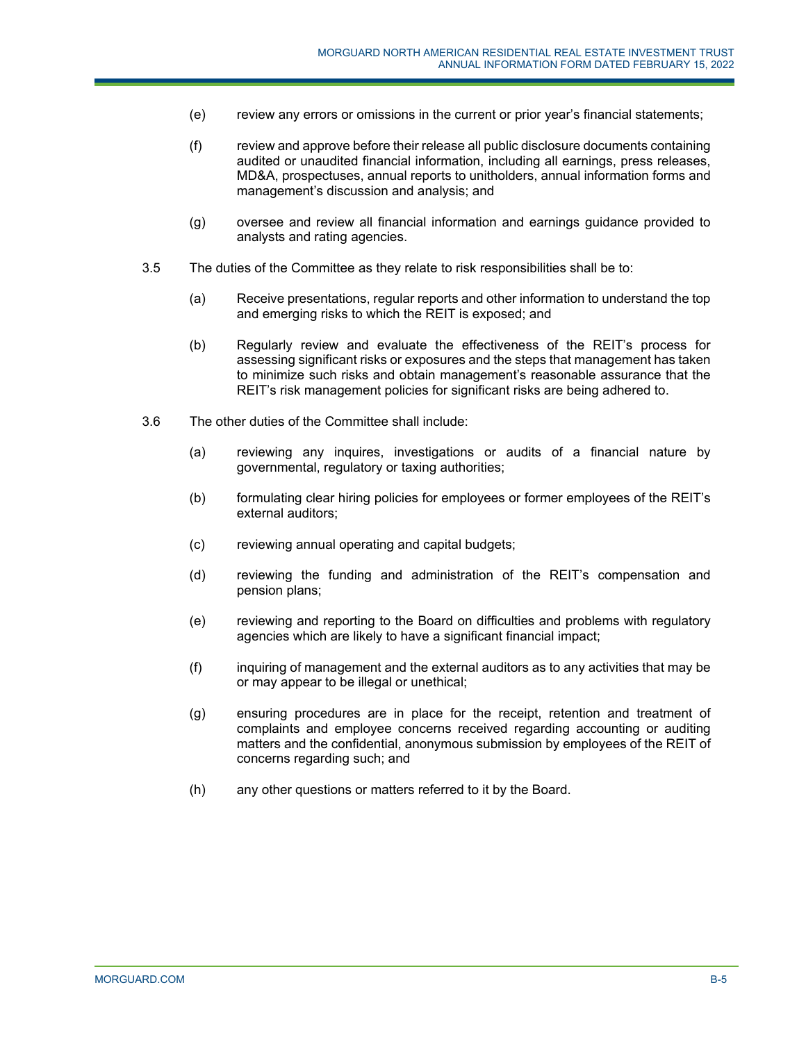(e) review any errors or omissions in the current or prior year's financial statements;

(f) review and approve before their release all public disclosure documents containing audited or unaudited financial information, including all earnings, press releases, MD&A, prospectuses, annual reports to unitholders, annual information forms and management's discussion and analysis; and

(g) oversee and review all financial information and earnings guidance provided to analysts and rating agencies.

3.5 The duties of the Committee as they relate to risk responsibilities shall be to:

(a) Receive presentations, regular reports and other information to understand the top and emerging risks to which the REIT is exposed; and

(b) Regularly review and evaluate the effectiveness of the REIT's process for assessing significant risks or exposures and the steps that management has taken to minimize such risks and obtain management's reasonable assurance that the REIT's risk management policies for significant risks are being adhered to.

3.6 The other duties of the Committee shall include:

(a) reviewing any inquires, investigations or audits of a financial nature by governmental, regulatory or taxing authorities;

(b) formulating clear hiring policies for employees or former employees of the REIT's external auditors;

(c) reviewing annual operating and capital budgets;

(d) reviewing the funding and administration of the REIT's compensation and pension plans;

(e) reviewing and reporting to the Board on difficulties and problems with regulatory agencies which are likely to have a significant financial impact;

(f) inquiring of management and the external auditors as to any activities that may be or may appear to be illegal or unethical;

(g) ensuring procedures are in place for the receipt, retention and treatment of complaints and employee concerns received regarding accounting or auditing matters and the confidential, anonymous submission by employees of the REIT of concerns regarding such; and

(h) any other questions or matters referred to it by the Board.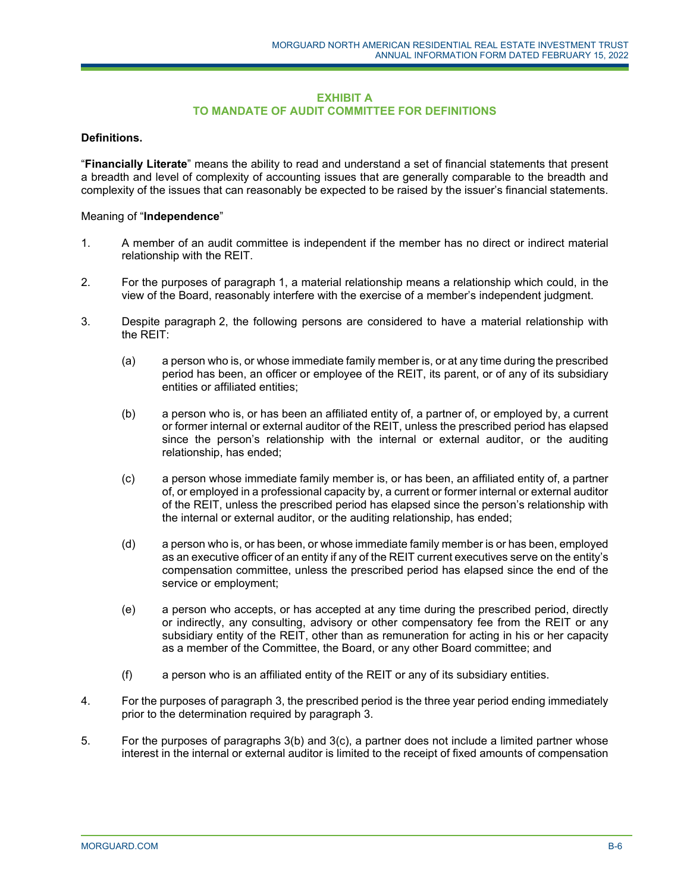## EXHIBIT A
## TO MANDATE OF AUDIT COMMITTEE FOR DEFINITIONS

**Definitions.**

"**Financially Literate**" means the ability to read and understand a set of financial statements that present a breadth and level of complexity of accounting issues that are generally comparable to the breadth and complexity of the issues that can reasonably be expected to be raised by the issuer's financial statements.

Meaning of "**Independence**"

1. A member of an audit committee is independent if the member has no direct or indirect material relationship with the REIT.

2. For the purposes of paragraph 1, a material relationship means a relationship which could, in the view of the Board, reasonably interfere with the exercise of a member's independent judgment.

3. Despite paragraph 2, the following persons are considered to have a material relationship with the REIT:

   (a) a person who is, or whose immediate family member is, or at any time during the prescribed period has been, an officer or employee of the REIT, its parent, or of any of its subsidiary entities or affiliated entities;

   (b) a person who is, or has been an affiliated entity of, a partner of, or employed by, a current or former internal or external auditor of the REIT, unless the prescribed period has elapsed since the person's relationship with the internal or external auditor, or the auditing relationship, has ended;

   (c) a person whose immediate family member is, or has been, an affiliated entity of, a partner of, or employed in a professional capacity by, a current or former internal or external auditor of the REIT, unless the prescribed period has elapsed since the person's relationship with the internal or external auditor, or the auditing relationship, has ended;

   (d) a person who is, or has been, or whose immediate family member is or has been, employed as an executive officer of an entity if any of the REIT current executives serve on the entity's compensation committee, unless the prescribed period has elapsed since the end of the service or employment;

   (e) a person who accepts, or has accepted at any time during the prescribed period, directly or indirectly, any consulting, advisory or other compensatory fee from the REIT or any subsidiary entity of the REIT, other than as remuneration for acting in his or her capacity as a member of the Committee, the Board, or any other Board committee; and

   (f) a person who is an affiliated entity of the REIT or any of its subsidiary entities.

4. For the purposes of paragraph 3, the prescribed period is the three year period ending immediately prior to the determination required by paragraph 3.

5. For the purposes of paragraphs 3(b) and 3(c), a partner does not include a limited partner whose interest in the internal or external auditor is limited to the receipt of fixed amounts of compensation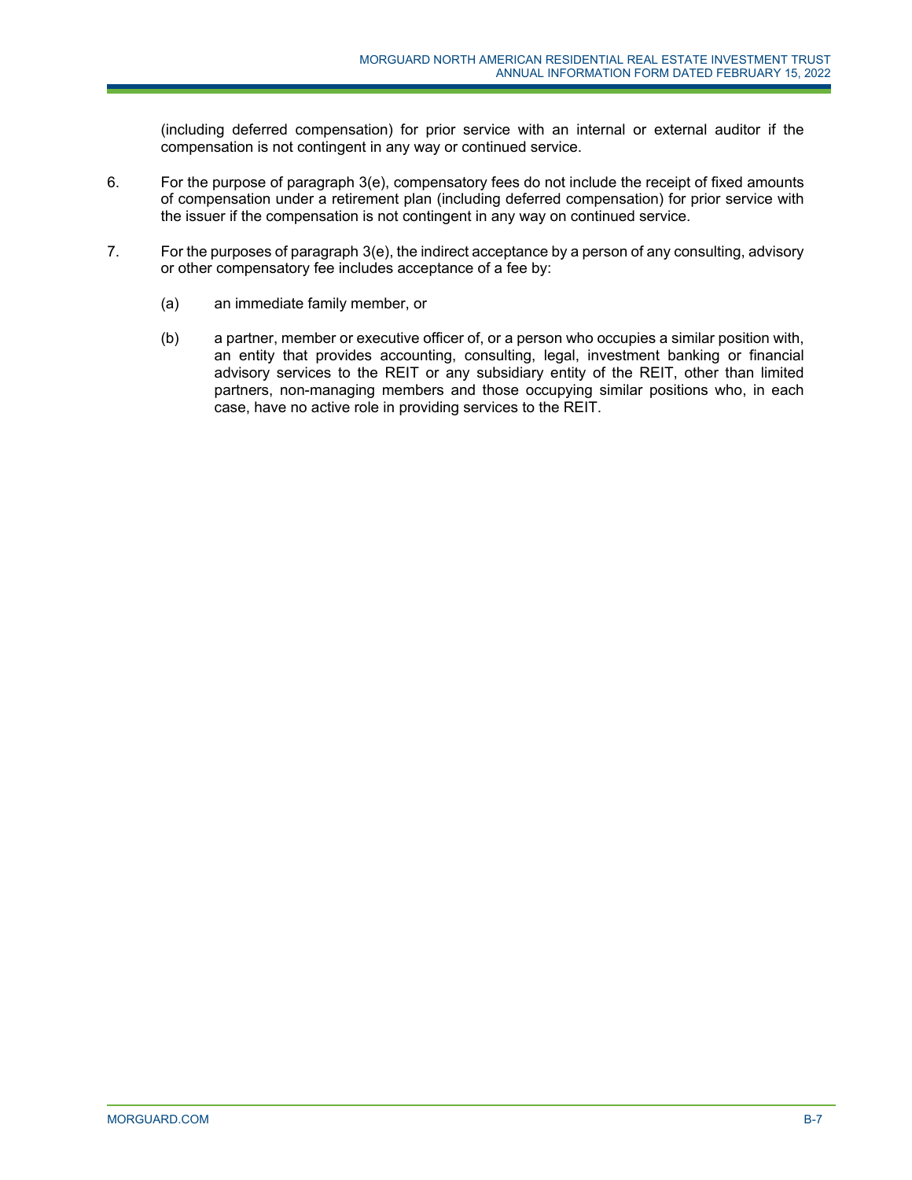(including deferred compensation) for prior service with an internal or external auditor if the compensation is not contingent in any way or continued service.

6. For the purpose of paragraph 3(e), compensatory fees do not include the receipt of fixed amounts of compensation under a retirement plan (including deferred compensation) for prior service with the issuer if the compensation is not contingent in any way on continued service.

7. For the purposes of paragraph 3(e), the indirect acceptance by a person of any consulting, advisory or other compensatory fee includes acceptance of a fee by:

   (a) an immediate family member, or

   (b) a partner, member or executive officer of, or a person who occupies a similar position with, an entity that provides accounting, consulting, legal, investment banking or financial advisory services to the REIT or any subsidiary entity of the REIT, other than limited partners, non-managing members and those occupying similar positions who, in each case, have no active role in providing services to the REIT.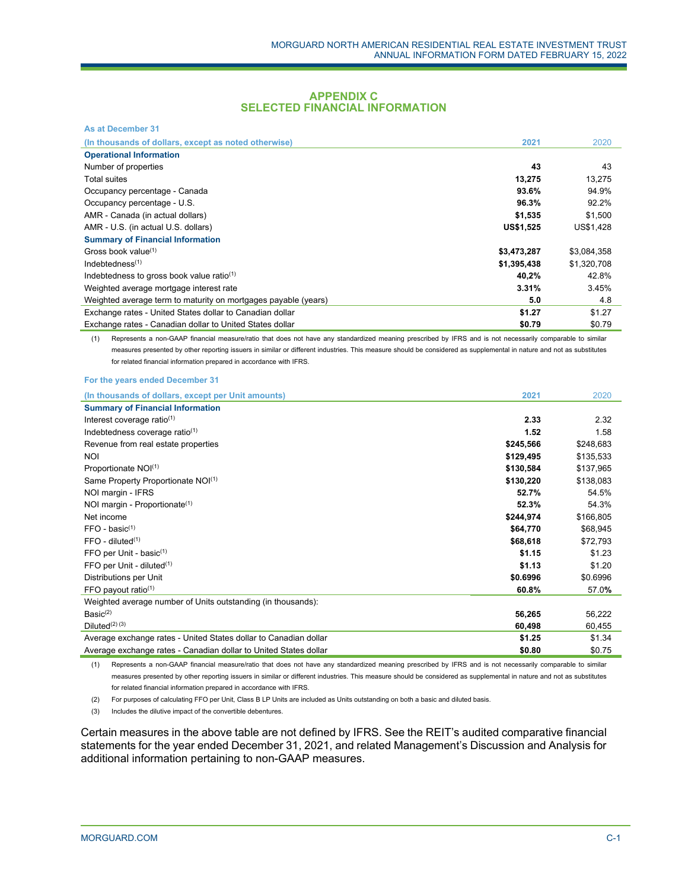# APPENDIX C
## SELECTED FINANCIAL INFORMATION

**As at December 31**

| (In thousands of dollars, except as noted otherwise) | 2021 | 2020 |
|---|---|---|
| **Operational Information** | | |
| Number of properties | **43** | 43 |
| Total suites | **13,275** | 13,275 |
| Occupancy percentage - Canada | **93.6%** | 94.9% |
| Occupancy percentage - U.S. | **96.3%** | 92.2% |
| AMR - Canada (in actual dollars) | **$1,535** | $1,500 |
| AMR - U.S. (in actual U.S. dollars) | **US$1,525** | US$1,428 |
| **Summary of Financial Information** | | |
| Gross book value[(1)] | **$3,473,287** | $3,084,358 |
| Indebtedness[(1)] | **$1,395,438** | $1,320,708 |
| Indebtedness to gross book value ratio[(1)] | **40.2%** | 42.8% |
| Weighted average mortgage interest rate | **3.31%** | 3.45% |
| Weighted average term to maturity on mortgages payable (years) | **5.0** | 4.8 |
| Exchange rates - United States dollar to Canadian dollar | **$1.27** | $1.27 |
| Exchange rates - Canadian dollar to United States dollar | **$0.79** | $0.79 |

(1) Represents a non-GAAP financial measure/ratio that does not have any standardized meaning prescribed by IFRS and is not necessarily comparable to similar measures presented by other reporting issuers in similar or different industries. This measure should be considered as supplemental in nature and not as substitutes for related financial information prepared in accordance with IFRS.

**For the years ended December 31**

| (In thousands of dollars, except per Unit amounts) | 2021 | 2020 |
|---|---|---|
| **Summary of Financial Information** | | |
| Interest coverage ratio[(1)] | **2.33** | 2.32 |
| Indebtedness coverage ratio[(1)] | **1.52** | 1.58 |
| Revenue from real estate properties | **$245,566** | $248,683 |
| NOI | **$129,495** | $135,533 |
| Proportionate NOI[(1)] | **$130,584** | $137,965 |
| Same Property Proportionate NOI[(1)] | **$130,220** | $138,083 |
| NOI margin - IFRS | **52.7%** | 54.5% |
| NOI margin - Proportionate[(1)] | **52.3%** | 54.3% |
| Net income | **$244,974** | $166,805 |
| FFO - basic[(1)] | **$64,770** | $68,945 |
| FFO - diluted[(1)] | **$68,618** | $72,793 |
| FFO per Unit - basic[(1)] | **$1.15** | $1.23 |
| FFO per Unit - diluted[(1)] | **$1.13** | $1.20 |
| Distributions per Unit | **$0.6996** | $0.6996 |
| FFO payout ratio[(1)] | **60.8%** | 57.0% |
| Weighted average number of Units outstanding (in thousands): | | |
| Basic[(2)] | **56,265** | 56,222 |
| Diluted[(2)(3)] | **60,498** | 60,455 |
| Average exchange rates - United States dollar to Canadian dollar | **$1.25** | $1.34 |
| Average exchange rates - Canadian dollar to United States dollar | **$0.80** | $0.75 |

(1) Represents a non-GAAP financial measure/ratio that does not have any standardized meaning prescribed by IFRS and is not necessarily comparable to similar measures presented by other reporting issuers in similar or different industries. This measure should be considered as supplemental in nature and not as substitutes for related financial information prepared in accordance with IFRS.

(2) For purposes of calculating FFO per Unit, Class B LP Units are included as Units outstanding on both a basic and diluted basis.

(3) Includes the dilutive impact of the convertible debentures.

Certain measures in the above table are not defined by IFRS. See the REIT's audited comparative financial statements for the year ended December 31, 2021, and related Management's Discussion and Analysis for additional information pertaining to non-GAAP measures.